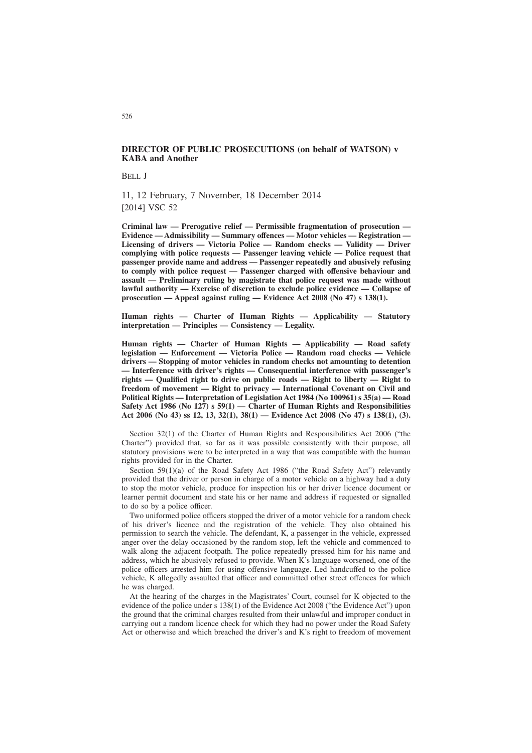**DIRECTOR OF PUBLIC PROSECUTIONS (on behalf of WATSON) v KABA and Another**

BELL J

11, 12 February, 7 November, 18 December 2014
[2014] VSC 52

**Criminal law — Prerogative relief — Permissible fragmentation of prosecution — Evidence — Admissibility — Summary offences — Motor vehicles — Registration — Licensing of drivers — Victoria Police — Random checks — Validity — Driver complying with police requests — Passenger leaving vehicle — Police request that passenger provide name and address — Passenger repeatedly and abusively refusing to comply with police request — Passenger charged with offensive behaviour and assault — Preliminary ruling by magistrate that police request was made without lawful authority — Exercise of discretion to exclude police evidence — Collapse of prosecution — Appeal against ruling — Evidence Act 2008 (No 47) s 138(1).**

**Human rights — Charter of Human Rights — Applicability — Statutory interpretation — Principles — Consistency — Legality.**

**Human rights — Charter of Human Rights — Applicability — Road safety legislation — Enforcement — Victoria Police — Random road checks — Vehicle drivers — Stopping of motor vehicles in random checks not amounting to detention — Interference with driver's rights — Consequential interference with passenger's rights — Qualified right to drive on public roads — Right to liberty — Right to freedom of movement — Right to privacy — International Covenant on Civil and Political Rights — Interpretation of Legislation Act 1984 (No 100961) s 35(a) — Road Safety Act 1986 (No 127) s 59(1) — Charter of Human Rights and Responsibilities Act 2006 (No 43) ss 12, 13, 32(1), 38(1) — Evidence Act 2008 (No 47) s 138(1), (3).**

Section 32(1) of the Charter of Human Rights and Responsibilities Act 2006 ("the Charter") provided that, so far as it was possible consistently with their purpose, all statutory provisions were to be interpreted in a way that was compatible with the human rights provided for in the Charter.

Section 59(1)(a) of the Road Safety Act 1986 ("the Road Safety Act") relevantly provided that the driver or person in charge of a motor vehicle on a highway had a duty to stop the motor vehicle, produce for inspection his or her driver licence document or learner permit document and state his or her name and address if requested or signalled to do so by a police officer.

Two uniformed police officers stopped the driver of a motor vehicle for a random check of his driver's licence and the registration of the vehicle. They also obtained his permission to search the vehicle. The defendant, K, a passenger in the vehicle, expressed anger over the delay occasioned by the random stop, left the vehicle and commenced to walk along the adjacent footpath. The police repeatedly pressed him for his name and address, which he abusively refused to provide. When K's language worsened, one of the police officers arrested him for using offensive language. Led handcuffed to the police vehicle, K allegedly assaulted that officer and committed other street offences for which he was charged.

At the hearing of the charges in the Magistrates' Court, counsel for K objected to the evidence of the police under s 138(1) of the Evidence Act 2008 ("the Evidence Act") upon the ground that the criminal charges resulted from their unlawful and improper conduct in carrying out a random licence check for which they had no power under the Road Safety Act or otherwise and which breached the driver's and K's right to freedom of movement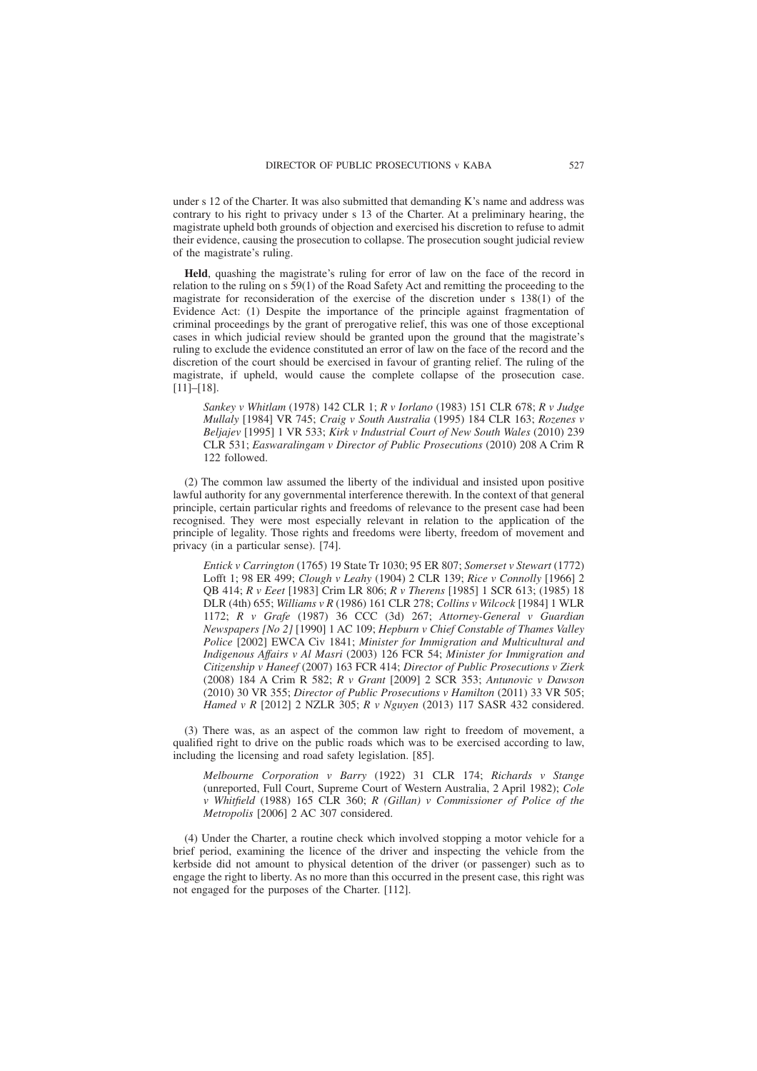under s 12 of the Charter. It was also submitted that demanding K's name and address was contrary to his right to privacy under s 13 of the Charter. At a preliminary hearing, the magistrate upheld both grounds of objection and exercised his discretion to refuse to admit their evidence, causing the prosecution to collapse. The prosecution sought judicial review of the magistrate's ruling.

**Held**, quashing the magistrate's ruling for error of law on the face of the record in relation to the ruling on s 59(1) of the Road Safety Act and remitting the proceeding to the magistrate for reconsideration of the exercise of the discretion under s 138(1) of the Evidence Act: (1) Despite the importance of the principle against fragmentation of criminal proceedings by the grant of prerogative relief, this was one of those exceptional cases in which judicial review should be granted upon the ground that the magistrate's ruling to exclude the evidence constituted an error of law on the face of the record and the discretion of the court should be exercised in favour of granting relief. The ruling of the magistrate, if upheld, would cause the complete collapse of the prosecution case. [11]–[18].

> *Sankey v Whitlam* (1978) 142 CLR 1; *R v Iorlano* (1983) 151 CLR 678; *R v Judge Mullaly* [1984] VR 745; *Craig v South Australia* (1995) 184 CLR 163; *Rozenes v Beljajev* [1995] 1 VR 533; *Kirk v Industrial Court of New South Wales* (2010) 239 CLR 531; *Easwaralingam v Director of Public Prosecutions* (2010) 208 A Crim R 122 followed.

(2) The common law assumed the liberty of the individual and insisted upon positive lawful authority for any governmental interference therewith. In the context of that general principle, certain particular rights and freedoms of relevance to the present case had been recognised. They were most especially relevant in relation to the application of the principle of legality. Those rights and freedoms were liberty, freedom of movement and privacy (in a particular sense). [74].

> *Entick v Carrington* (1765) 19 State Tr 1030; 95 ER 807; *Somerset v Stewart* (1772) Lofft 1; 98 ER 499; *Clough v Leahy* (1904) 2 CLR 139; *Rice v Connolly* [1966] 2 QB 414; *R v Eeet* [1983] Crim LR 806; *R v Therens* [1985] 1 SCR 613; (1985) 18 DLR (4th) 655; *Williams v R* (1986) 161 CLR 278; *Collins v Wilcock* [1984] 1 WLR 1172; *R v Grafe* (1987) 36 CCC (3d) 267; *Attorney-General v Guardian Newspapers [No 2]* [1990] 1 AC 109; *Hepburn v Chief Constable of Thames Valley Police* [2002] EWCA Civ 1841; *Minister for Immigration and Multicultural and Indigenous Affairs v Al Masri* (2003) 126 FCR 54; *Minister for Immigration and Citizenship v Haneef* (2007) 163 FCR 414; *Director of Public Prosecutions v Zierk* (2008) 184 A Crim R 582; *R v Grant* [2009] 2 SCR 353; *Antunovic v Dawson* (2010) 30 VR 355; *Director of Public Prosecutions v Hamilton* (2011) 33 VR 505; *Hamed v R* [2012] 2 NZLR 305; *R v Nguyen* (2013) 117 SASR 432 considered.

(3) There was, as an aspect of the common law right to freedom of movement, a qualified right to drive on the public roads which was to be exercised according to law, including the licensing and road safety legislation. [85].

> *Melbourne Corporation v Barry* (1922) 31 CLR 174; *Richards v Stange* (unreported, Full Court, Supreme Court of Western Australia, 2 April 1982); *Cole v Whitfield* (1988) 165 CLR 360; *R (Gillan) v Commissioner of Police of the Metropolis* [2006] 2 AC 307 considered.

(4) Under the Charter, a routine check which involved stopping a motor vehicle for a brief period, examining the licence of the driver and inspecting the vehicle from the kerbside did not amount to physical detention of the driver (or passenger) such as to engage the right to liberty. As no more than this occurred in the present case, this right was not engaged for the purposes of the Charter. [112].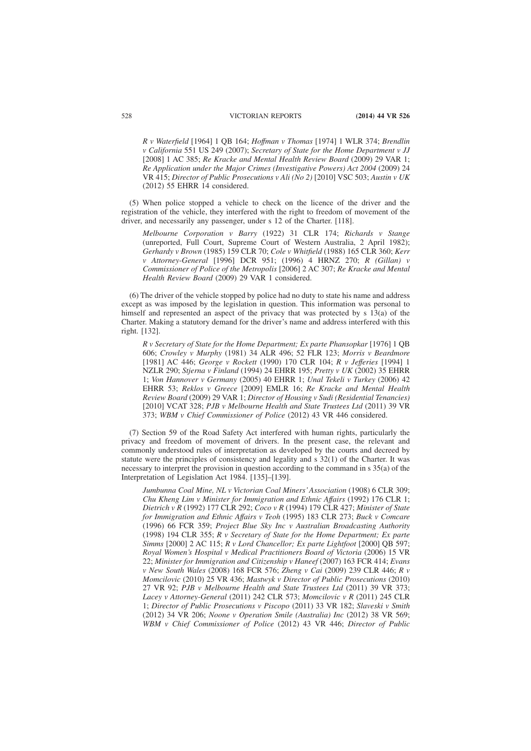*R v Waterfield* [1964] 1 QB 164; *Hoffman v Thomas* [1974] 1 WLR 374; *Brendlin v California* 551 US 249 (2007); *Secretary of State for the Home Department v JJ* [2008] 1 AC 385; *Re Kracke and Mental Health Review Board* (2009) 29 VAR 1; *Re Application under the Major Crimes (Investigative Powers) Act 2004* (2009) 24 VR 415; *Director of Public Prosecutions v Ali (No 2)* [2010] VSC 503; *Austin v UK* (2012) 55 EHRR 14 considered.

(5) When police stopped a vehicle to check on the licence of the driver and the registration of the vehicle, they interfered with the right to freedom of movement of the driver, and necessarily any passenger, under s 12 of the Charter. [118].

*Melbourne Corporation v Barry* (1922) 31 CLR 174; *Richards v Stange* (unreported, Full Court, Supreme Court of Western Australia, 2 April 1982); *Gerhardy v Brown* (1985) 159 CLR 70; *Cole v Whitfield* (1988) 165 CLR 360; *Kerr v Attorney-General* [1996] DCR 951; (1996) 4 HRNZ 270; *R (Gillan) v Commissioner of Police of the Metropolis* [2006] 2 AC 307; *Re Kracke and Mental Health Review Board* (2009) 29 VAR 1 considered.

(6) The driver of the vehicle stopped by police had no duty to state his name and address except as was imposed by the legislation in question. This information was personal to himself and represented an aspect of the privacy that was protected by s 13(a) of the Charter. Making a statutory demand for the driver's name and address interfered with this right. [132].

*R v Secretary of State for the Home Department; Ex parte Phansopkar* [1976] 1 QB 606; *Crowley v Murphy* (1981) 34 ALR 496; 52 FLR 123; *Morris v Beardmore* [1981] AC 446; *George v Rockett* (1990) 170 CLR 104; *R v Jefferies* [1994] 1 NZLR 290; *Stjerna v Finland* (1994) 24 EHRR 195; *Pretty v UK* (2002) 35 EHRR 1; *Von Hannover v Germany* (2005) 40 EHRR 1; *Unal Tekeli v Turkey* (2006) 42 EHRR 53; *Reklos v Greece* [2009] EMLR 16; *Re Kracke and Mental Health Review Board* (2009) 29 VAR 1; *Director of Housing v Sudi (Residential Tenancies)* [2010] VCAT 328; *PJB v Melbourne Health and State Trustees Ltd* (2011) 39 VR 373; *WBM v Chief Commissioner of Police* (2012) 43 VR 446 considered.

(7) Section 59 of the Road Safety Act interfered with human rights, particularly the privacy and freedom of movement of drivers. In the present case, the relevant and commonly understood rules of interpretation as developed by the courts and decreed by statute were the principles of consistency and legality and s 32(1) of the Charter. It was necessary to interpret the provision in question according to the command in s 35(a) of the Interpretation of Legislation Act 1984. [135]–[139].

*Jumbunna Coal Mine, NL v Victorian Coal Miners' Association* (1908) 6 CLR 309; *Chu Kheng Lim v Minister for Immigration and Ethnic Affairs* (1992) 176 CLR 1; *Dietrich v R* (1992) 177 CLR 292; *Coco v R* (1994) 179 CLR 427; *Minister of State for Immigration and Ethnic Affairs v Teoh* (1995) 183 CLR 273; *Buck v Comcare* (1996) 66 FCR 359; *Project Blue Sky Inc v Australian Broadcasting Authority* (1998) 194 CLR 355; *R v Secretary of State for the Home Department; Ex parte Simms* [2000] 2 AC 115; *R v Lord Chancellor; Ex parte Lightfoot* [2000] QB 597; *Royal Women's Hospital v Medical Practitioners Board of Victoria* (2006) 15 VR 22; *Minister for Immigration and Citizenship v Haneef* (2007) 163 FCR 414; *Evans v New South Wales* (2008) 168 FCR 576; *Zheng v Cai* (2009) 239 CLR 446; *R v Momcilovic* (2010) 25 VR 436; *Mastwyk v Director of Public Prosecutions* (2010) 27 VR 92; *PJB v Melbourne Health and State Trustees Ltd* (2011) 39 VR 373; *Lacey v Attorney-General* (2011) 242 CLR 573; *Momcilovic v R* (2011) 245 CLR 1; *Director of Public Prosecutions v Piscopo* (2011) 33 VR 182; *Slaveski v Smith* (2012) 34 VR 206; *Noone v Operation Smile (Australia) Inc* (2012) 38 VR 569; *WBM v Chief Commissioner of Police* (2012) 43 VR 446; *Director of Public*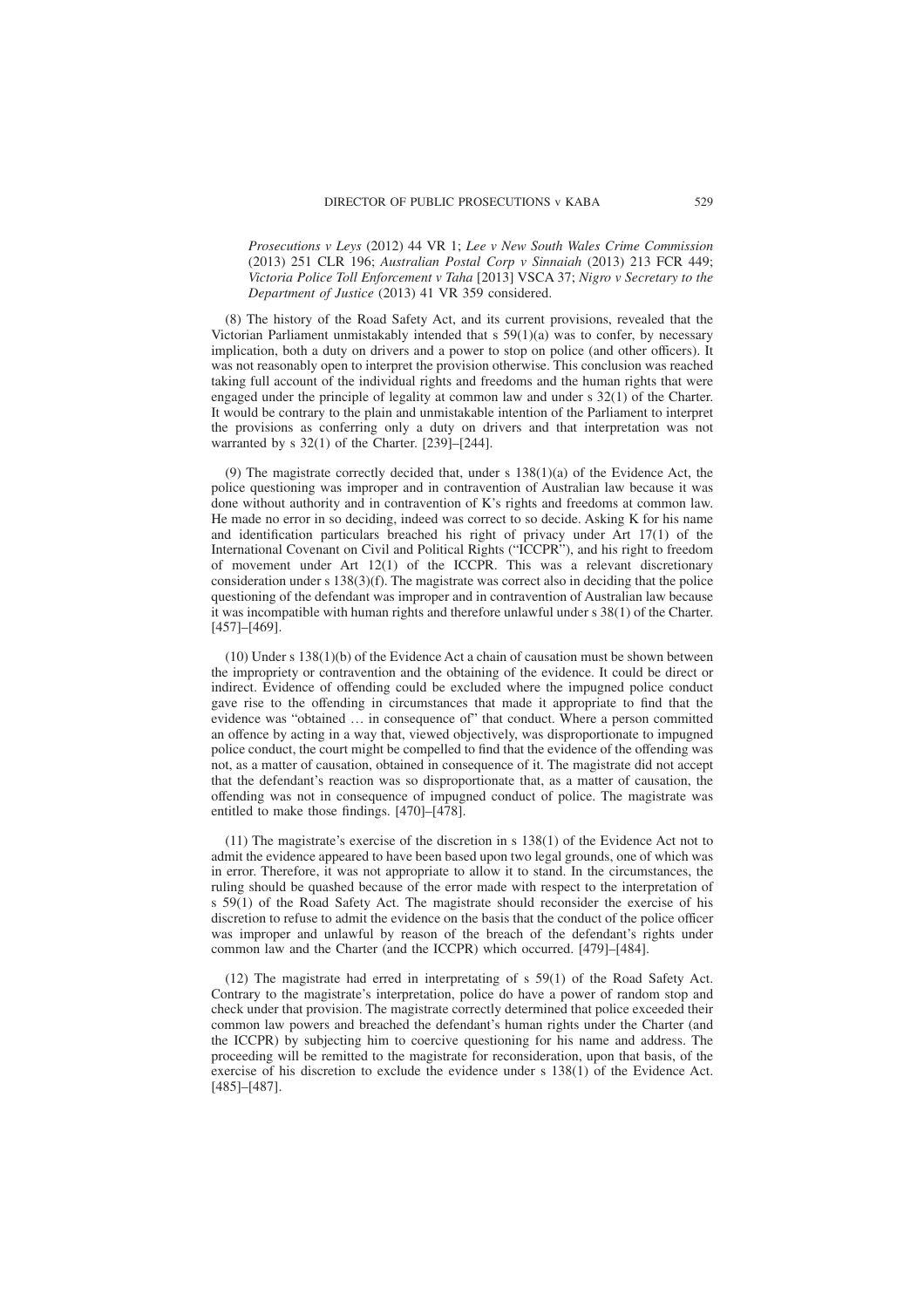*Prosecutions v Leys* (2012) 44 VR 1; *Lee v New South Wales Crime Commission* (2013) 251 CLR 196; *Australian Postal Corp v Sinnaiah* (2013) 213 FCR 449; *Victoria Police Toll Enforcement v Taha* [2013] VSCA 37; *Nigro v Secretary to the Department of Justice* (2013) 41 VR 359 considered.

(8) The history of the Road Safety Act, and its current provisions, revealed that the Victorian Parliament unmistakably intended that s 59(1)(a) was to confer, by necessary implication, both a duty on drivers and a power to stop on police (and other officers). It was not reasonably open to interpret the provision otherwise. This conclusion was reached taking full account of the individual rights and freedoms and the human rights that were engaged under the principle of legality at common law and under s 32(1) of the Charter. It would be contrary to the plain and unmistakable intention of the Parliament to interpret the provisions as conferring only a duty on drivers and that interpretation was not warranted by s 32(1) of the Charter. [239]–[244].

(9) The magistrate correctly decided that, under s 138(1)(a) of the Evidence Act, the police questioning was improper and in contravention of Australian law because it was done without authority and in contravention of K's rights and freedoms at common law. He made no error in so deciding, indeed was correct to so decide. Asking K for his name and identification particulars breached his right of privacy under Art 17(1) of the International Covenant on Civil and Political Rights ("ICCPR"), and his right to freedom of movement under Art 12(1) of the ICCPR. This was a relevant discretionary consideration under s 138(3)(f). The magistrate was correct also in deciding that the police questioning of the defendant was improper and in contravention of Australian law because it was incompatible with human rights and therefore unlawful under s 38(1) of the Charter. [457]–[469].

(10) Under s 138(1)(b) of the Evidence Act a chain of causation must be shown between the impropriety or contravention and the obtaining of the evidence. It could be direct or indirect. Evidence of offending could be excluded where the impugned police conduct gave rise to the offending in circumstances that made it appropriate to find that the evidence was "obtained … in consequence of" that conduct. Where a person committed an offence by acting in a way that, viewed objectively, was disproportionate to impugned police conduct, the court might be compelled to find that the evidence of the offending was not, as a matter of causation, obtained in consequence of it. The magistrate did not accept that the defendant's reaction was so disproportionate that, as a matter of causation, the offending was not in consequence of impugned conduct of police. The magistrate was entitled to make those findings. [470]–[478].

(11) The magistrate's exercise of the discretion in s 138(1) of the Evidence Act not to admit the evidence appeared to have been based upon two legal grounds, one of which was in error. Therefore, it was not appropriate to allow it to stand. In the circumstances, the ruling should be quashed because of the error made with respect to the interpretation of s 59(1) of the Road Safety Act. The magistrate should reconsider the exercise of his discretion to refuse to admit the evidence on the basis that the conduct of the police officer was improper and unlawful by reason of the breach of the defendant's rights under common law and the Charter (and the ICCPR) which occurred. [479]–[484].

(12) The magistrate had erred in interpretating of s 59(1) of the Road Safety Act. Contrary to the magistrate's interpretation, police do have a power of random stop and check under that provision. The magistrate correctly determined that police exceeded their common law powers and breached the defendant's human rights under the Charter (and the ICCPR) by subjecting him to coercive questioning for his name and address. The proceeding will be remitted to the magistrate for reconsideration, upon that basis, of the exercise of his discretion to exclude the evidence under s 138(1) of the Evidence Act. [485]–[487].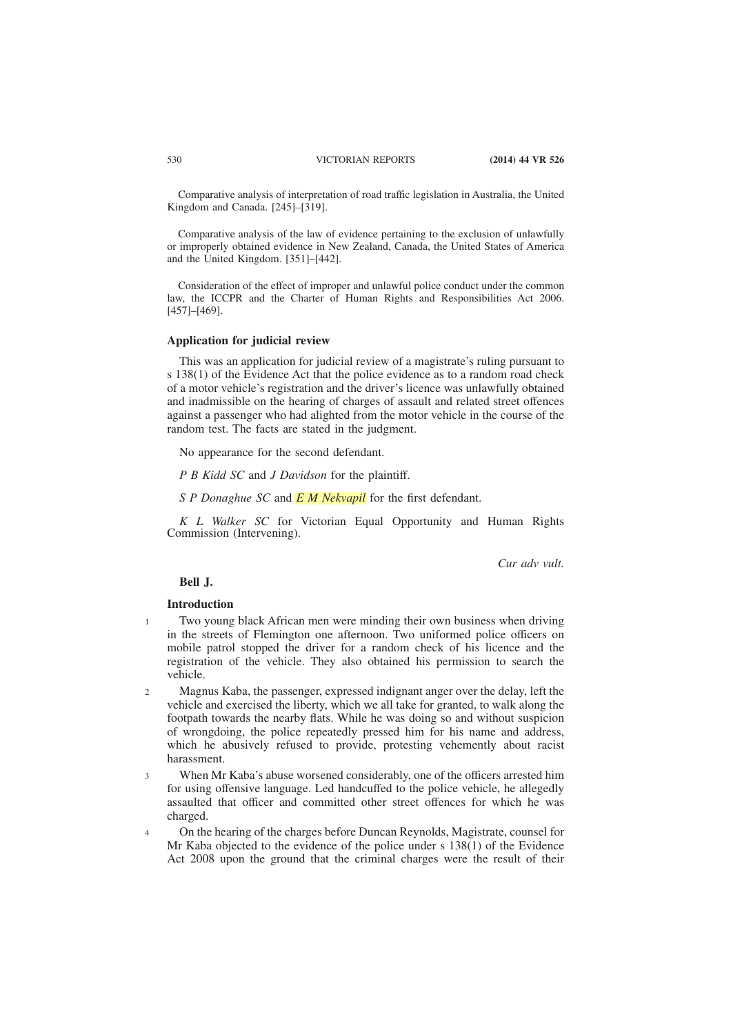Comparative analysis of interpretation of road traffic legislation in Australia, the United Kingdom and Canada. [245]–[319].

Comparative analysis of the law of evidence pertaining to the exclusion of unlawfully or improperly obtained evidence in New Zealand, Canada, the United States of America and the United Kingdom. [351]–[442].

Consideration of the effect of improper and unlawful police conduct under the common law, the ICCPR and the Charter of Human Rights and Responsibilities Act 2006. [457]–[469].

## Application for judicial review

This was an application for judicial review of a magistrate's ruling pursuant to s 138(1) of the Evidence Act that the police evidence as to a random road check of a motor vehicle's registration and the driver's licence was unlawfully obtained and inadmissible on the hearing of charges of assault and related street offences against a passenger who had alighted from the motor vehicle in the course of the random test. The facts are stated in the judgment.

No appearance for the second defendant.

*P B Kidd SC* and *J Davidson* for the plaintiff.

*S P Donaghue SC* and *E M Nekvapil* for the first defendant.

*K L Walker SC* for Victorian Equal Opportunity and Human Rights Commission (Intervening).

*Cur adv vult.*

**Bell J.**

### Introduction

1 Two young black African men were minding their own business when driving in the streets of Flemington one afternoon. Two uniformed police officers on mobile patrol stopped the driver for a random check of his licence and the registration of the vehicle. They also obtained his permission to search the vehicle.

2 Magnus Kaba, the passenger, expressed indignant anger over the delay, left the vehicle and exercised the liberty, which we all take for granted, to walk along the footpath towards the nearby flats. While he was doing so and without suspicion of wrongdoing, the police repeatedly pressed him for his name and address, which he abusively refused to provide, protesting vehemently about racist harassment.

3 When Mr Kaba's abuse worsened considerably, one of the officers arrested him for using offensive language. Led handcuffed to the police vehicle, he allegedly assaulted that officer and committed other street offences for which he was charged.

4 On the hearing of the charges before Duncan Reynolds, Magistrate, counsel for Mr Kaba objected to the evidence of the police under s 138(1) of the Evidence Act 2008 upon the ground that the criminal charges were the result of their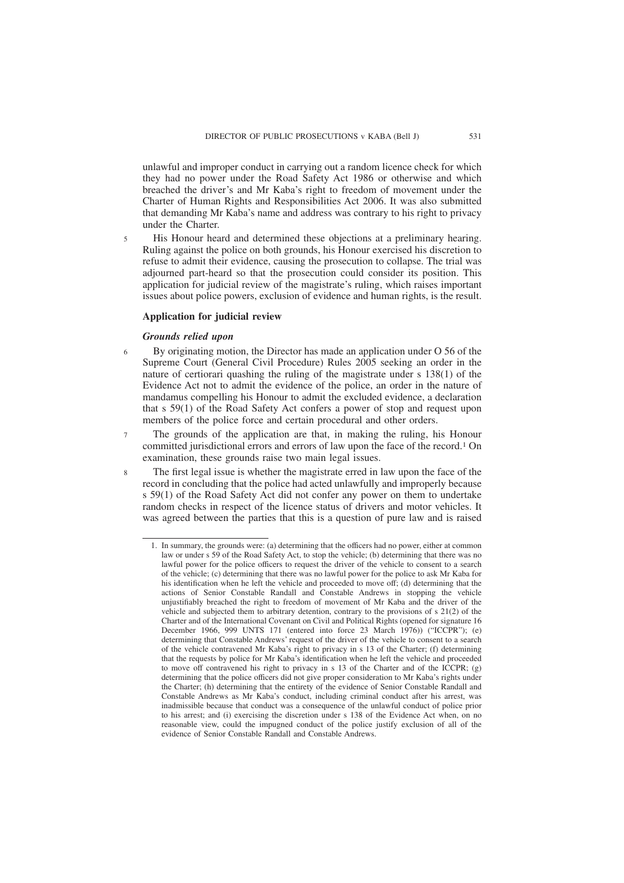unlawful and improper conduct in carrying out a random licence check for which they had no power under the Road Safety Act 1986 or otherwise and which breached the driver's and Mr Kaba's right to freedom of movement under the Charter of Human Rights and Responsibilities Act 2006. It was also submitted that demanding Mr Kaba's name and address was contrary to his right to privacy under the Charter.

5 His Honour heard and determined these objections at a preliminary hearing. Ruling against the police on both grounds, his Honour exercised his discretion to refuse to admit their evidence, causing the prosecution to collapse. The trial was adjourned part-heard so that the prosecution could consider its position. This application for judicial review of the magistrate's ruling, which raises important issues about police powers, exclusion of evidence and human rights, is the result.

## Application for judicial review

### *Grounds relied upon*

6 By originating motion, the Director has made an application under O 56 of the Supreme Court (General Civil Procedure) Rules 2005 seeking an order in the nature of certiorari quashing the ruling of the magistrate under s 138(1) of the Evidence Act not to admit the evidence of the police, an order in the nature of mandamus compelling his Honour to admit the excluded evidence, a declaration that s 59(1) of the Road Safety Act confers a power of stop and request upon members of the police force and certain procedural and other orders.

7 The grounds of the application are that, in making the ruling, his Honour committed jurisdictional errors and errors of law upon the face of the record.[1] On examination, these grounds raise two main legal issues.

8 The first legal issue is whether the magistrate erred in law upon the face of the record in concluding that the police had acted unlawfully and improperly because s 59(1) of the Road Safety Act did not confer any power on them to undertake random checks in respect of the licence status of drivers and motor vehicles. It was agreed between the parties that this is a question of pure law and is raised

---

1. In summary, the grounds were: (a) determining that the officers had no power, either at common law or under s 59 of the Road Safety Act, to stop the vehicle; (b) determining that there was no lawful power for the police officers to request the driver of the vehicle to consent to a search of the vehicle; (c) determining that there was no lawful power for the police to ask Mr Kaba for his identification when he left the vehicle and proceeded to move off; (d) determining that the actions of Senior Constable Randall and Constable Andrews in stopping the vehicle unjustifiably breached the right to freedom of movement of Mr Kaba and the driver of the vehicle and subjected them to arbitrary detention, contrary to the provisions of s 21(2) of the Charter and of the International Covenant on Civil and Political Rights (opened for signature 16 December 1966, 999 UNTS 171 (entered into force 23 March 1976)) ("ICCPR"); (e) determining that Constable Andrews' request of the driver of the vehicle to consent to a search of the vehicle contravened Mr Kaba's right to privacy in s 13 of the Charter; (f) determining that the requests by police for Mr Kaba's identification when he left the vehicle and proceeded to move off contravened his right to privacy in s 13 of the Charter and of the ICCPR; (g) determining that the police officers did not give proper consideration to Mr Kaba's rights under the Charter; (h) determining that the entirety of the evidence of Senior Constable Randall and Constable Andrews as Mr Kaba's conduct, including criminal conduct after his arrest, was inadmissible because that conduct was a consequence of the unlawful conduct of police prior to his arrest; and (i) exercising the discretion under s 138 of the Evidence Act when, on no reasonable view, could the impugned conduct of the police justify exclusion of all of the evidence of Senior Constable Randall and Constable Andrews.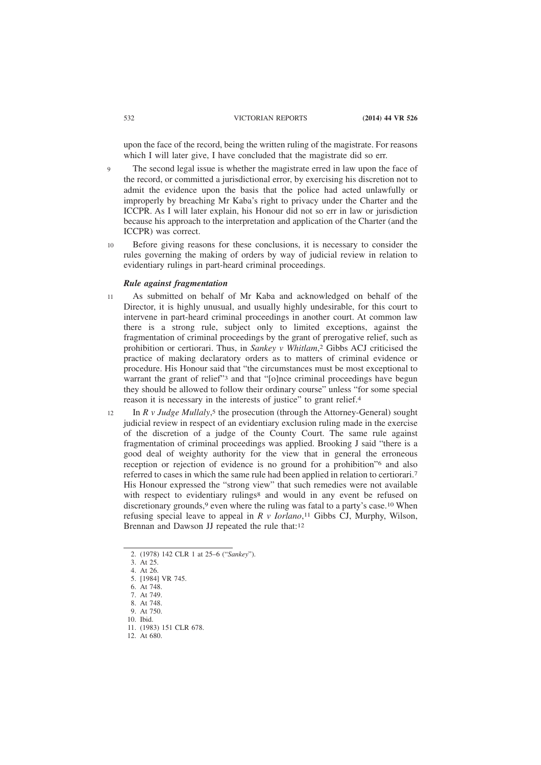upon the face of the record, being the written ruling of the magistrate. For reasons which I will later give, I have concluded that the magistrate did so err.

9 The second legal issue is whether the magistrate erred in law upon the face of the record, or committed a jurisdictional error, by exercising his discretion not to admit the evidence upon the basis that the police had acted unlawfully or improperly by breaching Mr Kaba's right to privacy under the Charter and the ICCPR. As I will later explain, his Honour did not so err in law or jurisdiction because his approach to the interpretation and application of the Charter (and the ICCPR) was correct.

10 Before giving reasons for these conclusions, it is necessary to consider the rules governing the making of orders by way of judicial review in relation to evidentiary rulings in part-heard criminal proceedings.

### *Rule against fragmentation*

11 As submitted on behalf of Mr Kaba and acknowledged on behalf of the Director, it is highly unusual, and usually highly undesirable, for this court to intervene in part-heard criminal proceedings in another court. At common law there is a strong rule, subject only to limited exceptions, against the fragmentation of criminal proceedings by the grant of prerogative relief, such as prohibition or certiorari. Thus, in *Sankey v Whitlam*,[2] Gibbs ACJ criticised the practice of making declaratory orders as to matters of criminal evidence or procedure. His Honour said that "the circumstances must be most exceptional to warrant the grant of relief"[3] and that "[o]nce criminal proceedings have begun they should be allowed to follow their ordinary course" unless "for some special reason it is necessary in the interests of justice" to grant relief.[4]

12 In *R v Judge Mullaly*,[5] the prosecution (through the Attorney-General) sought judicial review in respect of an evidentiary exclusion ruling made in the exercise of the discretion of a judge of the County Court. The same rule against fragmentation of criminal proceedings was applied. Brooking J said "there is a good deal of weighty authority for the view that in general the erroneous reception or rejection of evidence is no ground for a prohibition"[6] and also referred to cases in which the same rule had been applied in relation to certiorari.[7] His Honour expressed the "strong view" that such remedies were not available with respect to evidentiary rulings[8] and would in any event be refused on discretionary grounds,[9] even where the ruling was fatal to a party's case.[10] When refusing special leave to appeal in *R v Iorlano*,[11] Gibbs CJ, Murphy, Wilson, Brennan and Dawson JJ repeated the rule that:[12]

---

2. (1978) 142 CLR 1 at 25–6 ("*Sankey*").
3. At 25.
4. At 26.
5. [1984] VR 745.
6. At 748.
7. At 749.
8. At 748.
9. At 750.
10. Ibid.
11. (1983) 151 CLR 678.
12. At 680.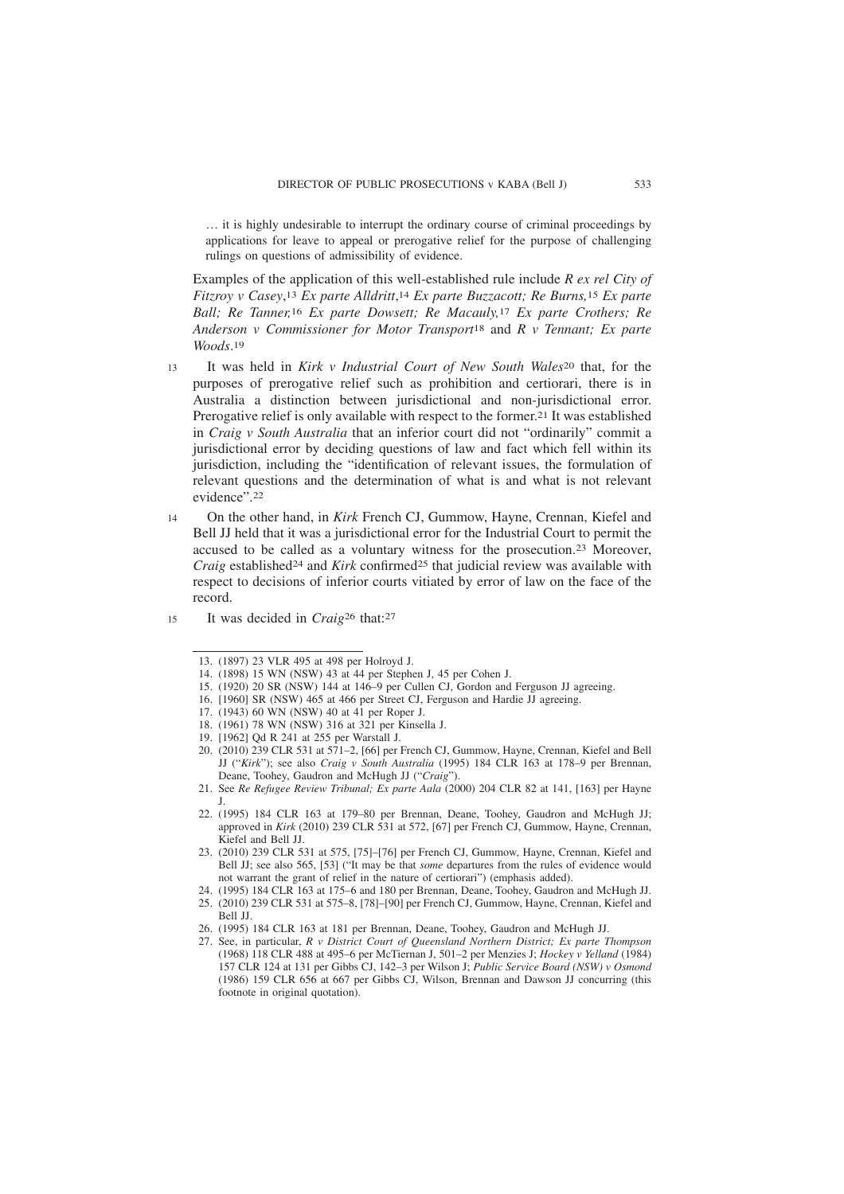> … it is highly undesirable to interrupt the ordinary course of criminal proceedings by applications for leave to appeal or prerogative relief for the purpose of challenging rulings on questions of admissibility of evidence.

Examples of the application of this well-established rule include *R ex rel City of Fitzroy v Casey*,[13] *Ex parte Alldritt*,[14] *Ex parte Buzzacott; Re Burns,*[15] *Ex parte Ball; Re Tanner,*[16] *Ex parte Dowsett; Re Macauly,*[17] *Ex parte Crothers; Re Anderson v Commissioner for Motor Transport*[18] and *R v Tennant; Ex parte Woods*.[19]

13 It was held in *Kirk v Industrial Court of New South Wales*[20] that, for the purposes of prerogative relief such as prohibition and certiorari, there is in Australia a distinction between jurisdictional and non-jurisdictional error. Prerogative relief is only available with respect to the former.[21] It was established in *Craig v South Australia* that an inferior court did not "ordinarily" commit a jurisdictional error by deciding questions of law and fact which fell within its jurisdiction, including the "identification of relevant issues, the formulation of relevant questions and the determination of what is and what is not relevant evidence".[22]

14 On the other hand, in *Kirk* French CJ, Gummow, Hayne, Crennan, Kiefel and Bell JJ held that it was a jurisdictional error for the Industrial Court to permit the accused to be called as a voluntary witness for the prosecution.[23] Moreover, *Craig* established[24] and *Kirk* confirmed[25] that judicial review was available with respect to decisions of inferior courts vitiated by error of law on the face of the record.

15 It was decided in *Craig*[26] that:[27]

---

13. (1897) 23 VLR 495 at 498 per Holroyd J.
14. (1898) 15 WN (NSW) 43 at 44 per Stephen J, 45 per Cohen J.
15. (1920) 20 SR (NSW) 144 at 146–9 per Cullen CJ, Gordon and Ferguson JJ agreeing.
16. [1960] SR (NSW) 465 at 466 per Street CJ, Ferguson and Hardie JJ agreeing.
17. (1943) 60 WN (NSW) 40 at 41 per Roper J.
18. (1961) 78 WN (NSW) 316 at 321 per Kinsella J.
19. [1962] Qd R 241 at 255 per Warstall J.
20. (2010) 239 CLR 531 at 571–2, [66] per French CJ, Gummow, Hayne, Crennan, Kiefel and Bell JJ ("*Kirk*"); see also *Craig v South Australia* (1995) 184 CLR 163 at 178–9 per Brennan, Deane, Toohey, Gaudron and McHugh JJ ("*Craig*").
21. See *Re Refugee Review Tribunal; Ex parte Aala* (2000) 204 CLR 82 at 141, [163] per Hayne J.
22. (1995) 184 CLR 163 at 179–80 per Brennan, Deane, Toohey, Gaudron and McHugh JJ; approved in *Kirk* (2010) 239 CLR 531 at 572, [67] per French CJ, Gummow, Hayne, Crennan, Kiefel and Bell JJ.
23. (2010) 239 CLR 531 at 575, [75]–[76] per French CJ, Gummow, Hayne, Crennan, Kiefel and Bell JJ; see also 565, [53] ("It may be that *some* departures from the rules of evidence would not warrant the grant of relief in the nature of certiorari") (emphasis added).
24. (1995) 184 CLR 163 at 175–6 and 180 per Brennan, Deane, Toohey, Gaudron and McHugh JJ.
25. (2010) 239 CLR 531 at 575–8, [78]–[90] per French CJ, Gummow, Hayne, Crennan, Kiefel and Bell JJ.
26. (1995) 184 CLR 163 at 181 per Brennan, Deane, Toohey, Gaudron and McHugh JJ.
27. See, in particular, *R v District Court of Queensland Northern District; Ex parte Thompson* (1968) 118 CLR 488 at 495–6 per McTiernan J, 501–2 per Menzies J; *Hockey v Yelland* (1984) 157 CLR 124 at 131 per Gibbs CJ, 142–3 per Wilson J; *Public Service Board (NSW) v Osmond* (1986) 159 CLR 656 at 667 per Gibbs CJ, Wilson, Brennan and Dawson JJ concurring (this footnote in original quotation).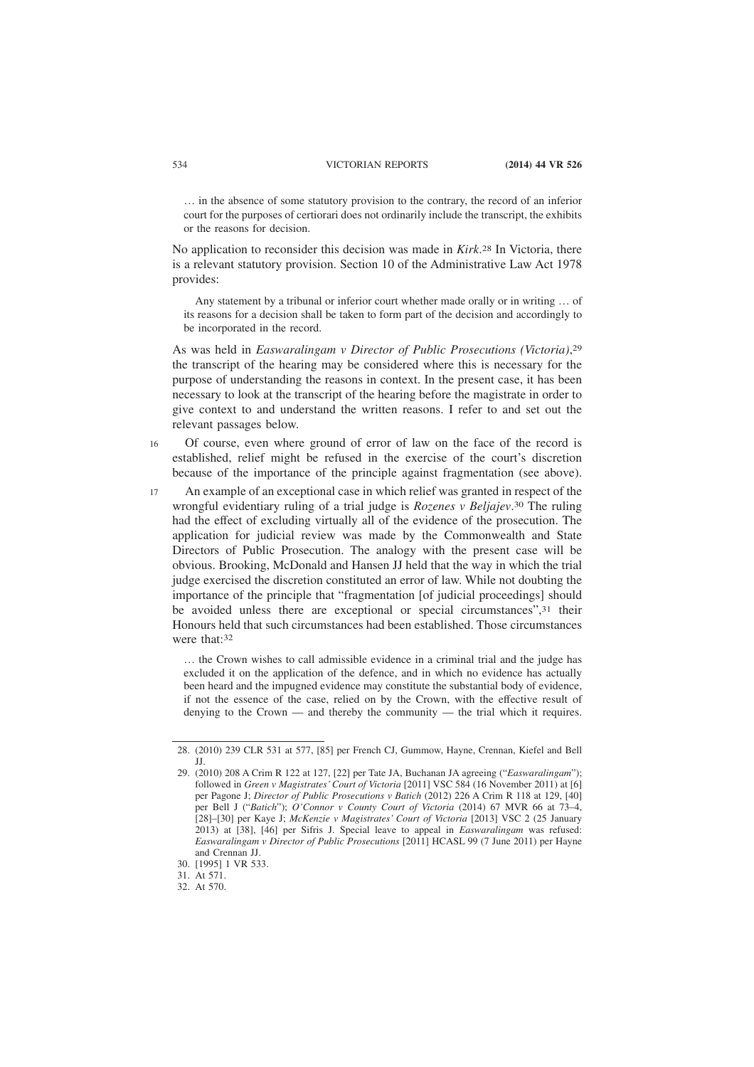> … in the absence of some statutory provision to the contrary, the record of an inferior court for the purposes of certiorari does not ordinarily include the transcript, the exhibits or the reasons for decision.

No application to reconsider this decision was made in *Kirk*.[28] In Victoria, there is a relevant statutory provision. Section 10 of the Administrative Law Act 1978 provides:

> Any statement by a tribunal or inferior court whether made orally or in writing … of its reasons for a decision shall be taken to form part of the decision and accordingly to be incorporated in the record.

As was held in *Easwaralingam v Director of Public Prosecutions (Victoria)*,[29] the transcript of the hearing may be considered where this is necessary for the purpose of understanding the reasons in context. In the present case, it has been necessary to look at the transcript of the hearing before the magistrate in order to give context to and understand the written reasons. I refer to and set out the relevant passages below.

16 Of course, even where ground of error of law on the face of the record is established, relief might be refused in the exercise of the court's discretion because of the importance of the principle against fragmentation (see above).

17 An example of an exceptional case in which relief was granted in respect of the wrongful evidentiary ruling of a trial judge is *Rozenes v Beljajev*.[30] The ruling had the effect of excluding virtually all of the evidence of the prosecution. The application for judicial review was made by the Commonwealth and State Directors of Public Prosecution. The analogy with the present case will be obvious. Brooking, McDonald and Hansen JJ held that the way in which the trial judge exercised the discretion constituted an error of law. While not doubting the importance of the principle that "fragmentation [of judicial proceedings] should be avoided unless there are exceptional or special circumstances",[31] their Honours held that such circumstances had been established. Those circumstances were that:[32]

> … the Crown wishes to call admissible evidence in a criminal trial and the judge has excluded it on the application of the defence, and in which no evidence has actually been heard and the impugned evidence may constitute the substantial body of evidence, if not the essence of the case, relied on by the Crown, with the effective result of denying to the Crown — and thereby the community — the trial which it requires.

---

28. (2010) 239 CLR 531 at 577, [85] per French CJ, Gummow, Hayne, Crennan, Kiefel and Bell JJ.
29. (2010) 208 A Crim R 122 at 127, [22] per Tate JA, Buchanan JA agreeing ("*Easwaralingam*"); followed in *Green v Magistrates' Court of Victoria* [2011] VSC 584 (16 November 2011) at [6] per Pagone J; *Director of Public Prosecutions v Batich* (2012) 226 A Crim R 118 at 129, [40] per Bell J ("*Batich*"); *O'Connor v County Court of Victoria* (2014) 67 MVR 66 at 73–4, [28]–[30] per Kaye J; *McKenzie v Magistrates' Court of Victoria* [2013] VSC 2 (25 January 2013) at [38], [46] per Sifris J. Special leave to appeal in *Easwaralingam* was refused: *Easwaralingam v Director of Public Prosecutions* [2011] HCASL 99 (7 June 2011) per Hayne and Crennan JJ.
30. [1995] 1 VR 533.
31. At 571.
32. At 570.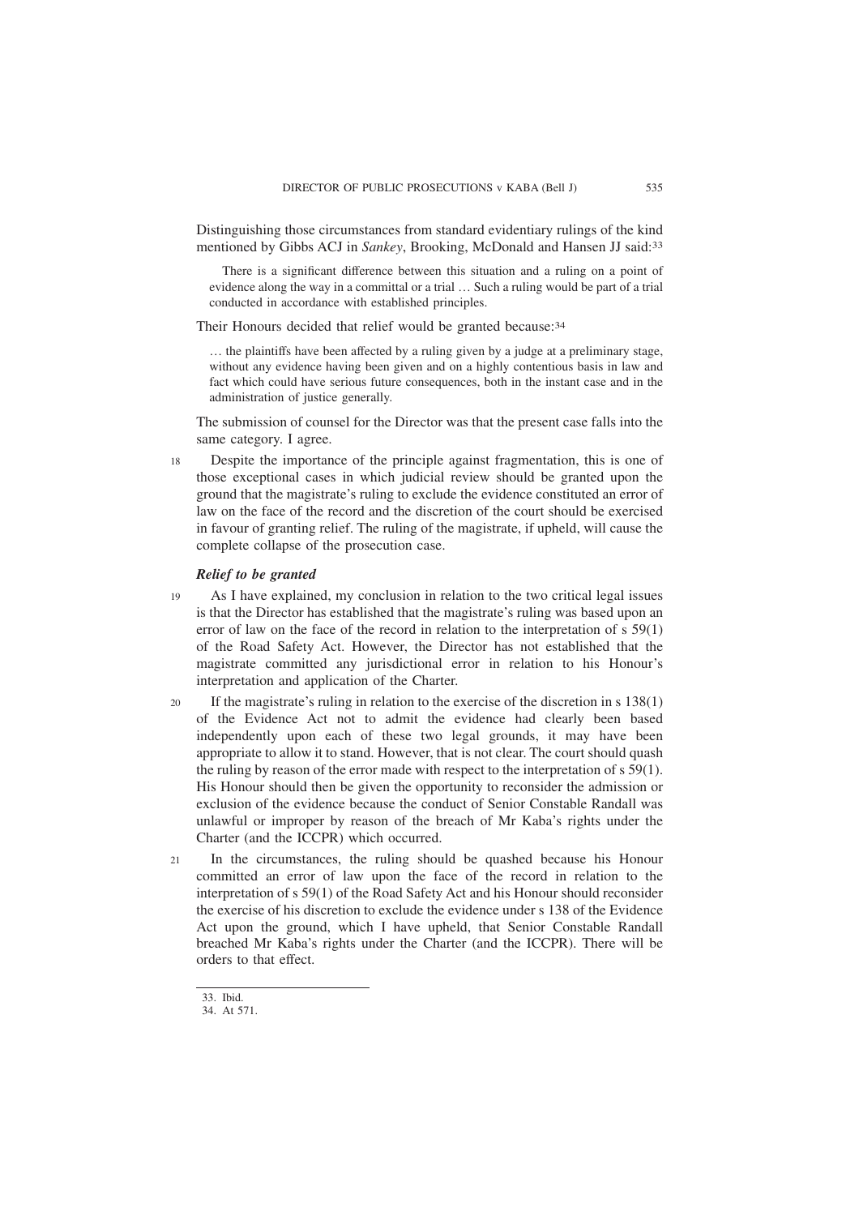Distinguishing those circumstances from standard evidentiary rulings of the kind mentioned by Gibbs ACJ in *Sankey*, Brooking, McDonald and Hansen JJ said:[33]

> There is a significant difference between this situation and a ruling on a point of evidence along the way in a committal or a trial … Such a ruling would be part of a trial conducted in accordance with established principles.

Their Honours decided that relief would be granted because:[34]

> … the plaintiffs have been affected by a ruling given by a judge at a preliminary stage, without any evidence having been given and on a highly contentious basis in law and fact which could have serious future consequences, both in the instant case and in the administration of justice generally.

The submission of counsel for the Director was that the present case falls into the same category. I agree.

18 Despite the importance of the principle against fragmentation, this is one of those exceptional cases in which judicial review should be granted upon the ground that the magistrate's ruling to exclude the evidence constituted an error of law on the face of the record and the discretion of the court should be exercised in favour of granting relief. The ruling of the magistrate, if upheld, will cause the complete collapse of the prosecution case.

### *Relief to be granted*

19 As I have explained, my conclusion in relation to the two critical legal issues is that the Director has established that the magistrate's ruling was based upon an error of law on the face of the record in relation to the interpretation of s 59(1) of the Road Safety Act. However, the Director has not established that the magistrate committed any jurisdictional error in relation to his Honour's interpretation and application of the Charter.

20 If the magistrate's ruling in relation to the exercise of the discretion in s 138(1) of the Evidence Act not to admit the evidence had clearly been based independently upon each of these two legal grounds, it may have been appropriate to allow it to stand. However, that is not clear. The court should quash the ruling by reason of the error made with respect to the interpretation of s 59(1). His Honour should then be given the opportunity to reconsider the admission or exclusion of the evidence because the conduct of Senior Constable Randall was unlawful or improper by reason of the breach of Mr Kaba's rights under the Charter (and the ICCPR) which occurred.

21 In the circumstances, the ruling should be quashed because his Honour committed an error of law upon the face of the record in relation to the interpretation of s 59(1) of the Road Safety Act and his Honour should reconsider the exercise of his discretion to exclude the evidence under s 138 of the Evidence Act upon the ground, which I have upheld, that Senior Constable Randall breached Mr Kaba's rights under the Charter (and the ICCPR). There will be orders to that effect.

---

33. Ibid.
34. At 571.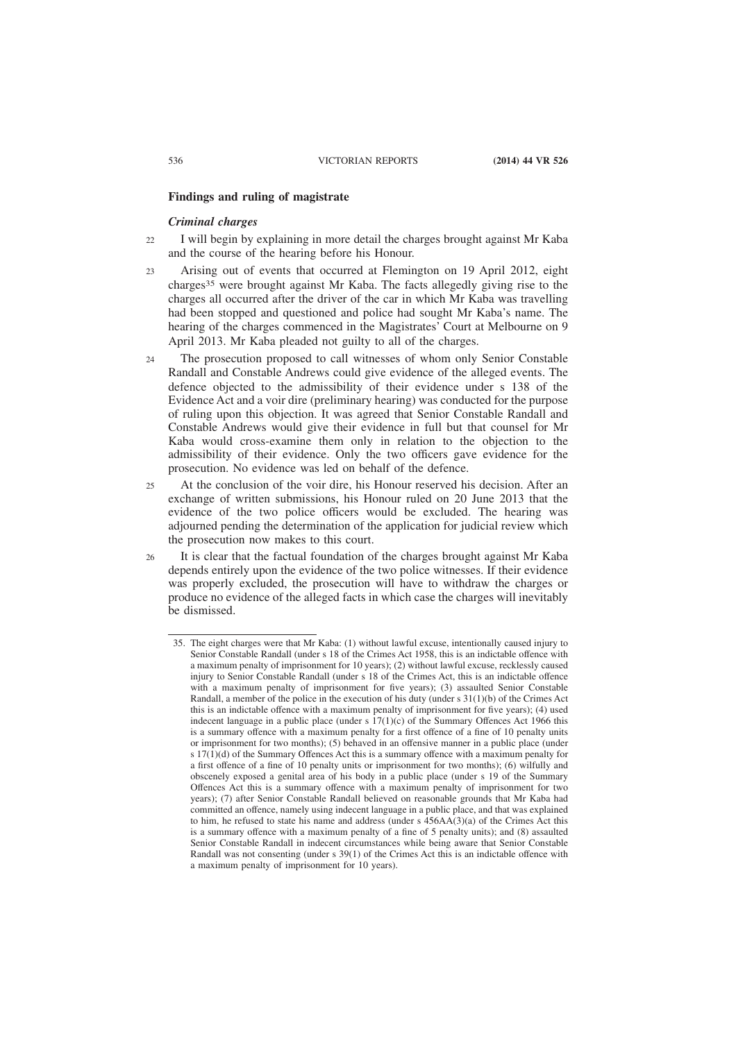## Findings and ruling of magistrate

### *Criminal charges*

22 I will begin by explaining in more detail the charges brought against Mr Kaba and the course of the hearing before his Honour.

23 Arising out of events that occurred at Flemington on 19 April 2012, eight charges[35] were brought against Mr Kaba. The facts allegedly giving rise to the charges all occurred after the driver of the car in which Mr Kaba was travelling had been stopped and questioned and police had sought Mr Kaba's name. The hearing of the charges commenced in the Magistrates' Court at Melbourne on 9 April 2013. Mr Kaba pleaded not guilty to all of the charges.

24 The prosecution proposed to call witnesses of whom only Senior Constable Randall and Constable Andrews could give evidence of the alleged events. The defence objected to the admissibility of their evidence under s 138 of the Evidence Act and a voir dire (preliminary hearing) was conducted for the purpose of ruling upon this objection. It was agreed that Senior Constable Randall and Constable Andrews would give their evidence in full but that counsel for Mr Kaba would cross-examine them only in relation to the objection to the admissibility of their evidence. Only the two officers gave evidence for the prosecution. No evidence was led on behalf of the defence.

25 At the conclusion of the voir dire, his Honour reserved his decision. After an exchange of written submissions, his Honour ruled on 20 June 2013 that the evidence of the two police officers would be excluded. The hearing was adjourned pending the determination of the application for judicial review which the prosecution now makes to this court.

26 It is clear that the factual foundation of the charges brought against Mr Kaba depends entirely upon the evidence of the two police witnesses. If their evidence was properly excluded, the prosecution will have to withdraw the charges or produce no evidence of the alleged facts in which case the charges will inevitably be dismissed.

---

35. The eight charges were that Mr Kaba: (1) without lawful excuse, intentionally caused injury to Senior Constable Randall (under s 18 of the Crimes Act 1958, this is an indictable offence with a maximum penalty of imprisonment for 10 years); (2) without lawful excuse, recklessly caused injury to Senior Constable Randall (under s 18 of the Crimes Act, this is an indictable offence with a maximum penalty of imprisonment for five years); (3) assaulted Senior Constable Randall, a member of the police in the execution of his duty (under s 31(1)(b) of the Crimes Act this is an indictable offence with a maximum penalty of imprisonment for five years); (4) used indecent language in a public place (under s 17(1)(c) of the Summary Offences Act 1966 this is a summary offence with a maximum penalty for a first offence of a fine of 10 penalty units or imprisonment for two months); (5) behaved in an offensive manner in a public place (under s 17(1)(d) of the Summary Offences Act this is a summary offence with a maximum penalty for a first offence of a fine of 10 penalty units or imprisonment for two months); (6) wilfully and obscenely exposed a genital area of his body in a public place (under s 19 of the Summary Offences Act this is a summary offence with a maximum penalty of imprisonment for two years); (7) after Senior Constable Randall believed on reasonable grounds that Mr Kaba had committed an offence, namely using indecent language in a public place, and that was explained to him, he refused to state his name and address (under s 456AA(3)(a) of the Crimes Act this is a summary offence with a maximum penalty of a fine of 5 penalty units); and (8) assaulted Senior Constable Randall in indecent circumstances while being aware that Senior Constable Randall was not consenting (under s 39(1) of the Crimes Act this is an indictable offence with a maximum penalty of imprisonment for 10 years).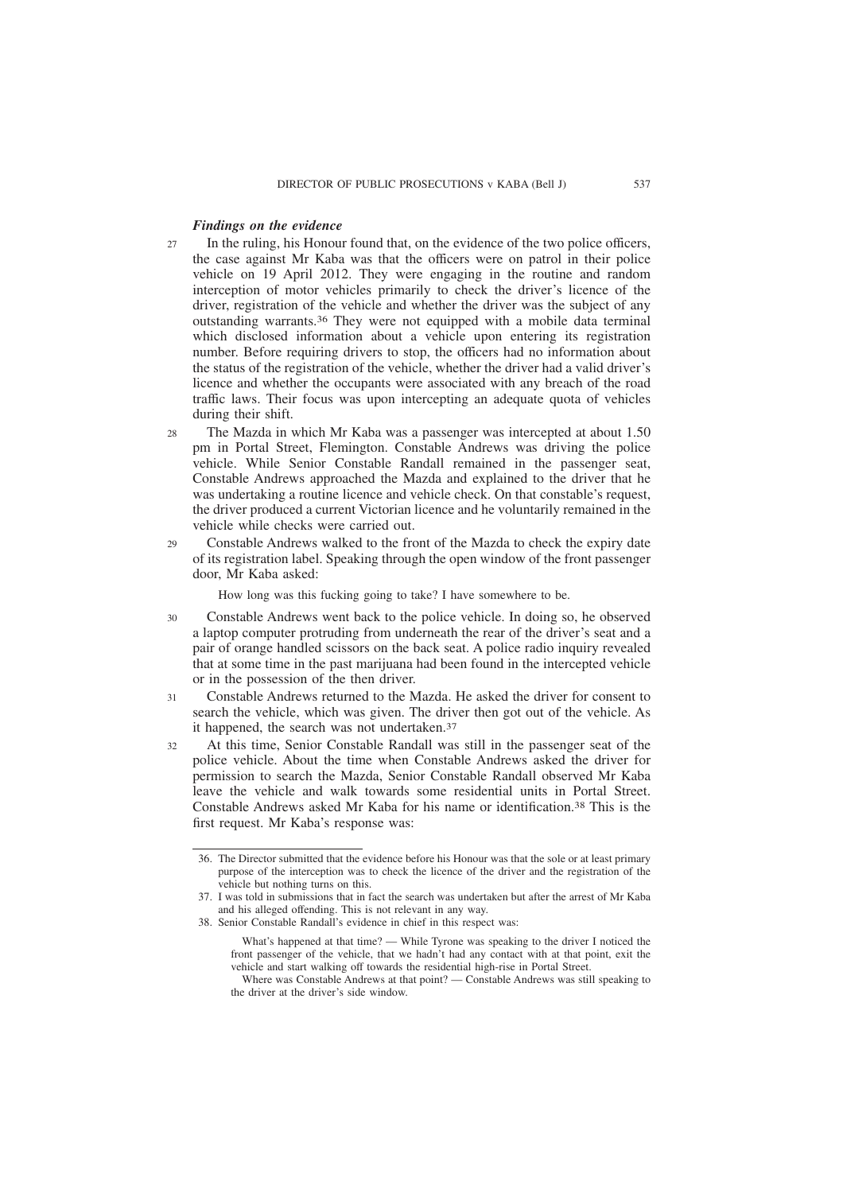### *Findings on the evidence*

27 In the ruling, his Honour found that, on the evidence of the two police officers, the case against Mr Kaba was that the officers were on patrol in their police vehicle on 19 April 2012. They were engaging in the routine and random interception of motor vehicles primarily to check the driver's licence of the driver, registration of the vehicle and whether the driver was the subject of any outstanding warrants.[36] They were not equipped with a mobile data terminal which disclosed information about a vehicle upon entering its registration number. Before requiring drivers to stop, the officers had no information about the status of the registration of the vehicle, whether the driver had a valid driver's licence and whether the occupants were associated with any breach of the road traffic laws. Their focus was upon intercepting an adequate quota of vehicles during their shift.

28 The Mazda in which Mr Kaba was a passenger was intercepted at about 1.50 pm in Portal Street, Flemington. Constable Andrews was driving the police vehicle. While Senior Constable Randall remained in the passenger seat, Constable Andrews approached the Mazda and explained to the driver that he was undertaking a routine licence and vehicle check. On that constable's request, the driver produced a current Victorian licence and he voluntarily remained in the vehicle while checks were carried out.

29 Constable Andrews walked to the front of the Mazda to check the expiry date of its registration label. Speaking through the open window of the front passenger door, Mr Kaba asked:

> How long was this fucking going to take? I have somewhere to be.

30 Constable Andrews went back to the police vehicle. In doing so, he observed a laptop computer protruding from underneath the rear of the driver's seat and a pair of orange handled scissors on the back seat. A police radio inquiry revealed that at some time in the past marijuana had been found in the intercepted vehicle or in the possession of the then driver.

31 Constable Andrews returned to the Mazda. He asked the driver for consent to search the vehicle, which was given. The driver then got out of the vehicle. As it happened, the search was not undertaken.[37]

32 At this time, Senior Constable Randall was still in the passenger seat of the police vehicle. About the time when Constable Andrews asked the driver for permission to search the Mazda, Senior Constable Randall observed Mr Kaba leave the vehicle and walk towards some residential units in Portal Street. Constable Andrews asked Mr Kaba for his name or identification.[38] This is the first request. Mr Kaba's response was:

---

36. The Director submitted that the evidence before his Honour was that the sole or at least primary purpose of the interception was to check the licence of the driver and the registration of the vehicle but nothing turns on this.

37. I was told in submissions that in fact the search was undertaken but after the arrest of Mr Kaba and his alleged offending. This is not relevant in any way.

38. Senior Constable Randall's evidence in chief in this respect was:

> What's happened at that time? — While Tyrone was speaking to the driver I noticed the front passenger of the vehicle, that we hadn't had any contact with at that point, exit the vehicle and start walking off towards the residential high-rise in Portal Street.
>
> Where was Constable Andrews at that point? — Constable Andrews was still speaking to the driver at the driver's side window.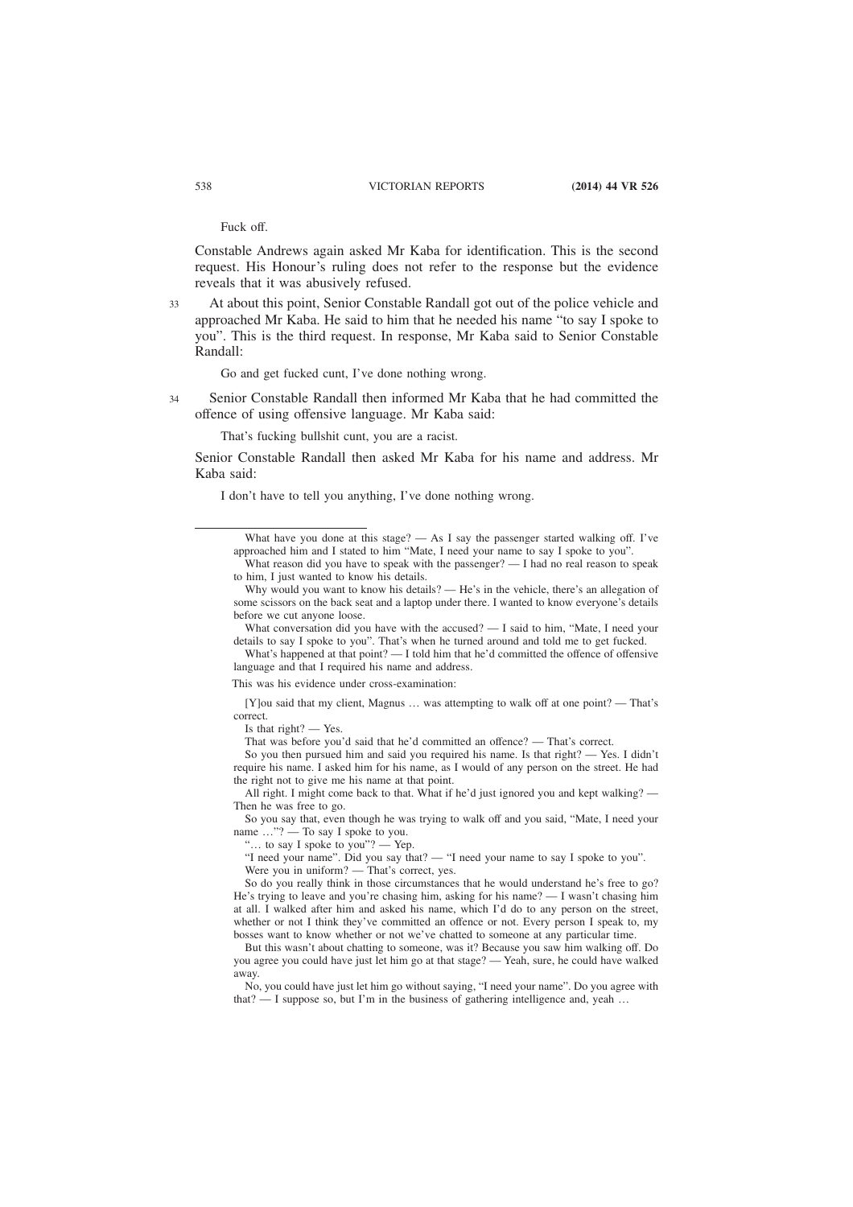Fuck off.

Constable Andrews again asked Mr Kaba for identification. This is the second request. His Honour's ruling does not refer to the response but the evidence reveals that it was abusively refused.

33 At about this point, Senior Constable Randall got out of the police vehicle and approached Mr Kaba. He said to him that he needed his name "to say I spoke to you". This is the third request. In response, Mr Kaba said to Senior Constable Randall:

> Go and get fucked cunt, I've done nothing wrong.

34 Senior Constable Randall then informed Mr Kaba that he had committed the offence of using offensive language. Mr Kaba said:

> That's fucking bullshit cunt, you are a racist.

Senior Constable Randall then asked Mr Kaba for his name and address. Mr Kaba said:

> I don't have to tell you anything, I've done nothing wrong.

---

> What have you done at this stage? — As I say the passenger started walking off. I've approached him and I stated to him "Mate, I need your name to say I spoke to you".
>
> What reason did you have to speak with the passenger? — I had no real reason to speak to him, I just wanted to know his details.
>
> Why would you want to know his details? — He's in the vehicle, there's an allegation of some scissors on the back seat and a laptop under there. I wanted to know everyone's details before we cut anyone loose.
>
> What conversation did you have with the accused? — I said to him, "Mate, I need your details to say I spoke to you". That's when he turned around and told me to get fucked.
>
> What's happened at that point? — I told him that he'd committed the offence of offensive language and that I required his name and address.

This was his evidence under cross-examination:

> [Y]ou said that my client, Magnus … was attempting to walk off at one point? — That's correct.
>
> Is that right? — Yes.
>
> That was before you'd said that he'd committed an offence? — That's correct.
>
> So you then pursued him and said you required his name. Is that right? — Yes. I didn't require his name. I asked him for his name, as I would of any person on the street. He had the right not to give me his name at that point.
>
> All right. I might come back to that. What if he'd just ignored you and kept walking? — Then he was free to go.
>
> So you say that, even though he was trying to walk off and you said, "Mate, I need your name …"? — To say I spoke to you.
>
> "… to say I spoke to you"? — Yep.
>
> "I need your name". Did you say that? — "I need your name to say I spoke to you".
>
> Were you in uniform? — That's correct, yes.
>
> So do you really think in those circumstances that he would understand he's free to go? He's trying to leave and you're chasing him, asking for his name? — I wasn't chasing him at all. I walked after him and asked his name, which I'd do to any person on the street, whether or not I think they've committed an offence or not. Every person I speak to, my bosses want to know whether or not we've chatted to someone at any particular time.
>
> But this wasn't about chatting to someone, was it? Because you saw him walking off. Do you agree you could have just let him go at that stage? — Yeah, sure, he could have walked away.
>
> No, you could have just let him go without saying, "I need your name". Do you agree with that? — I suppose so, but I'm in the business of gathering intelligence and, yeah …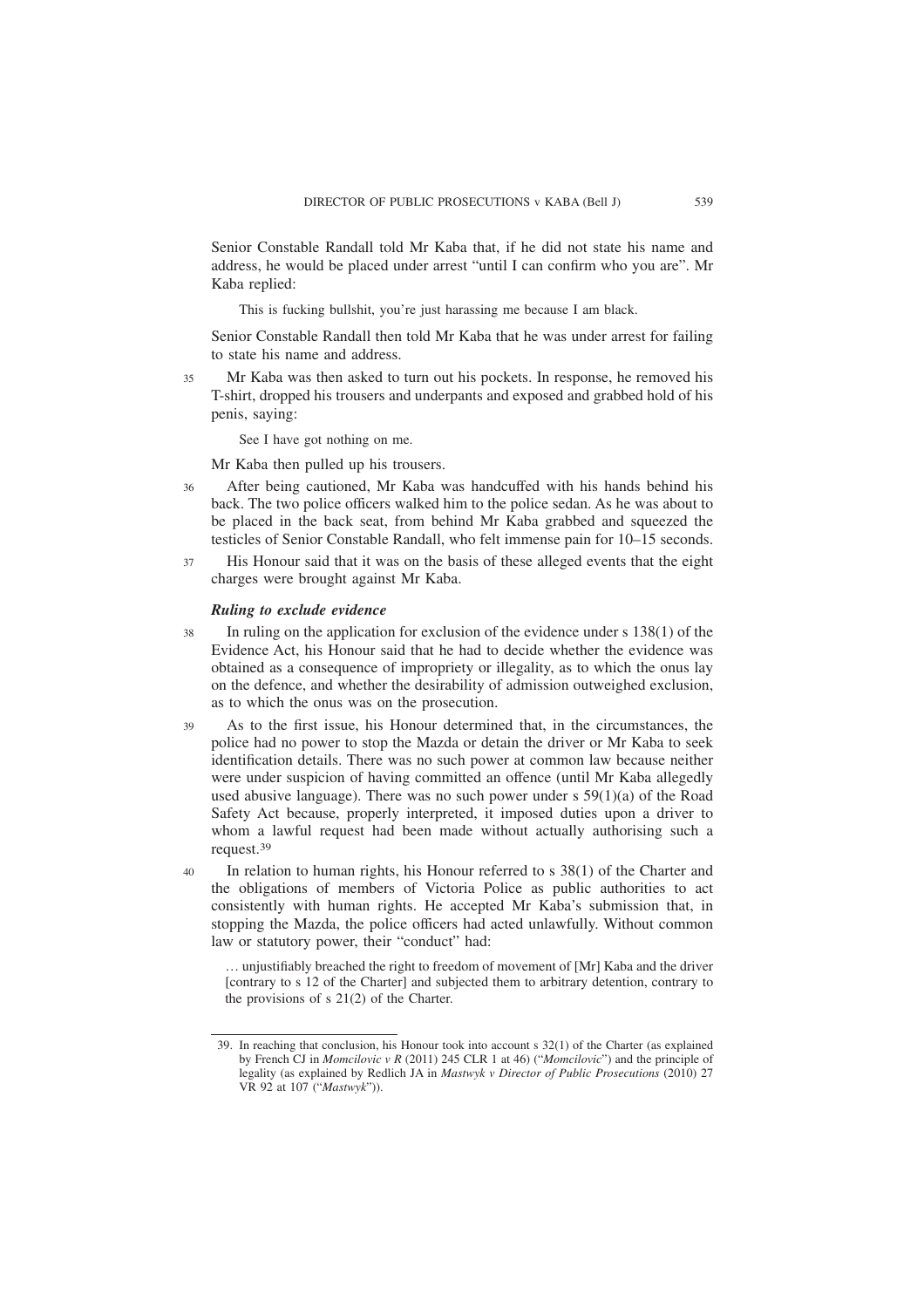Senior Constable Randall told Mr Kaba that, if he did not state his name and address, he would be placed under arrest "until I can confirm who you are". Mr Kaba replied:

> This is fucking bullshit, you're just harassing me because I am black.

Senior Constable Randall then told Mr Kaba that he was under arrest for failing to state his name and address.

35 Mr Kaba was then asked to turn out his pockets. In response, he removed his T-shirt, dropped his trousers and underpants and exposed and grabbed hold of his penis, saying:

> See I have got nothing on me.

Mr Kaba then pulled up his trousers.

36 After being cautioned, Mr Kaba was handcuffed with his hands behind his back. The two police officers walked him to the police sedan. As he was about to be placed in the back seat, from behind Mr Kaba grabbed and squeezed the testicles of Senior Constable Randall, who felt immense pain for 10–15 seconds.

37 His Honour said that it was on the basis of these alleged events that the eight charges were brought against Mr Kaba.

### *Ruling to exclude evidence*

38 In ruling on the application for exclusion of the evidence under s 138(1) of the Evidence Act, his Honour said that he had to decide whether the evidence was obtained as a consequence of impropriety or illegality, as to which the onus lay on the defence, and whether the desirability of admission outweighed exclusion, as to which the onus was on the prosecution.

39 As to the first issue, his Honour determined that, in the circumstances, the police had no power to stop the Mazda or detain the driver or Mr Kaba to seek identification details. There was no such power at common law because neither were under suspicion of having committed an offence (until Mr Kaba allegedly used abusive language). There was no such power under s 59(1)(a) of the Road Safety Act because, properly interpreted, it imposed duties upon a driver to whom a lawful request had been made without actually authorising such a request.[39]

40 In relation to human rights, his Honour referred to s 38(1) of the Charter and the obligations of members of Victoria Police as public authorities to act consistently with human rights. He accepted Mr Kaba's submission that, in stopping the Mazda, the police officers had acted unlawfully. Without common law or statutory power, their "conduct" had:

> … unjustifiably breached the right to freedom of movement of [Mr] Kaba and the driver [contrary to s 12 of the Charter] and subjected them to arbitrary detention, contrary to the provisions of s 21(2) of the Charter.

---

39. In reaching that conclusion, his Honour took into account s 32(1) of the Charter (as explained by French CJ in *Momcilovic v R* (2011) 245 CLR 1 at 46) ("*Momcilovic*") and the principle of legality (as explained by Redlich JA in *Mastwyk v Director of Public Prosecutions* (2010) 27 VR 92 at 107 ("*Mastwyk*")).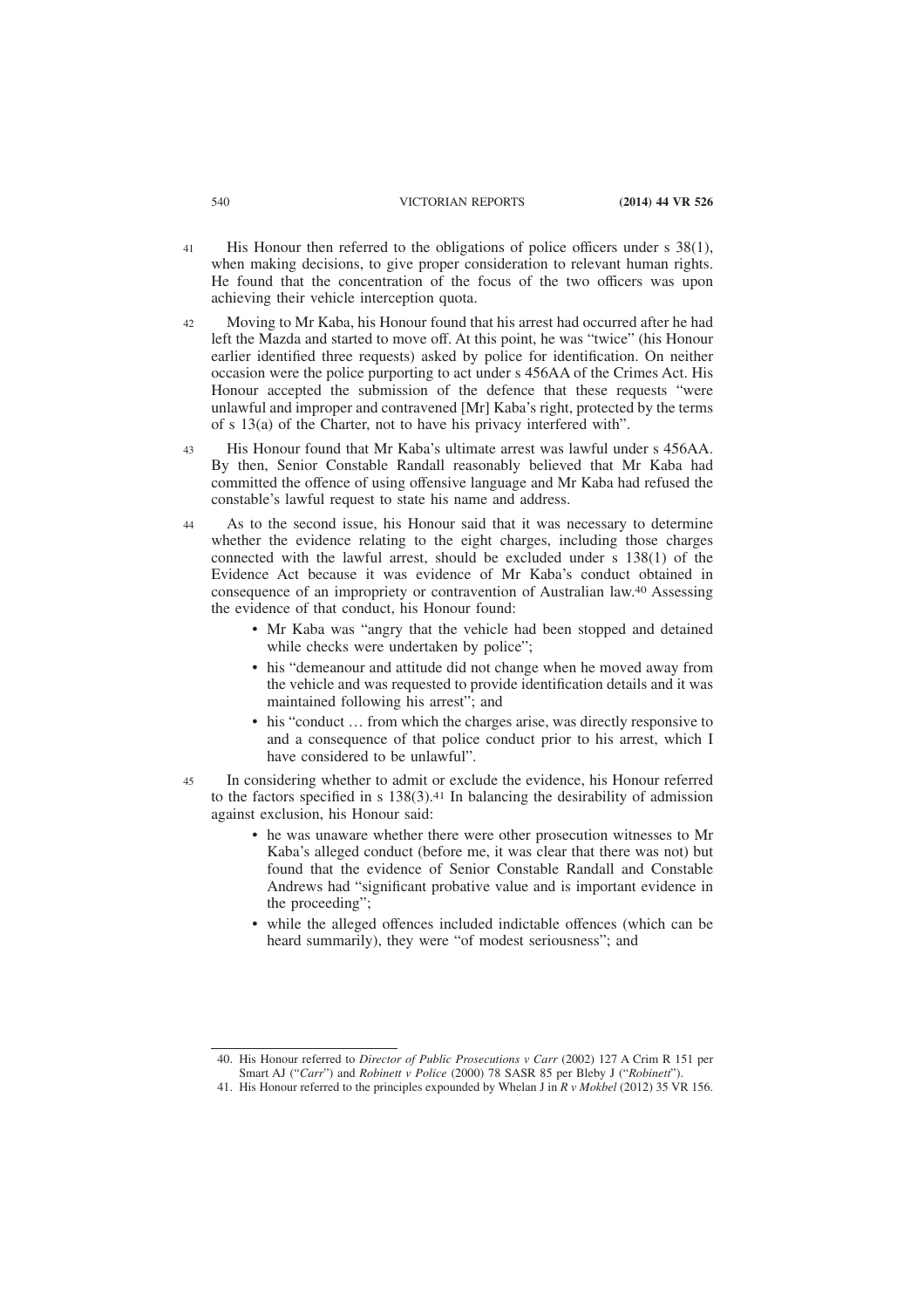41 His Honour then referred to the obligations of police officers under s 38(1), when making decisions, to give proper consideration to relevant human rights. He found that the concentration of the focus of the two officers was upon achieving their vehicle interception quota.

42 Moving to Mr Kaba, his Honour found that his arrest had occurred after he had left the Mazda and started to move off. At this point, he was "twice" (his Honour earlier identified three requests) asked by police for identification. On neither occasion were the police purporting to act under s 456AA of the Crimes Act. His Honour accepted the submission of the defence that these requests "were unlawful and improper and contravened [Mr] Kaba's right, protected by the terms of s 13(a) of the Charter, not to have his privacy interfered with".

43 His Honour found that Mr Kaba's ultimate arrest was lawful under s 456AA. By then, Senior Constable Randall reasonably believed that Mr Kaba had committed the offence of using offensive language and Mr Kaba had refused the constable's lawful request to state his name and address.

44 As to the second issue, his Honour said that it was necessary to determine whether the evidence relating to the eight charges, including those charges connected with the lawful arrest, should be excluded under s 138(1) of the Evidence Act because it was evidence of Mr Kaba's conduct obtained in consequence of an impropriety or contravention of Australian law.[40] Assessing the evidence of that conduct, his Honour found:

- Mr Kaba was "angry that the vehicle had been stopped and detained while checks were undertaken by police";
- his "demeanour and attitude did not change when he moved away from the vehicle and was requested to provide identification details and it was maintained following his arrest"; and
- his "conduct … from which the charges arise, was directly responsive to and a consequence of that police conduct prior to his arrest, which I have considered to be unlawful".

45 In considering whether to admit or exclude the evidence, his Honour referred to the factors specified in s 138(3).[41] In balancing the desirability of admission against exclusion, his Honour said:

- he was unaware whether there were other prosecution witnesses to Mr Kaba's alleged conduct (before me, it was clear that there was not) but found that the evidence of Senior Constable Randall and Constable Andrews had "significant probative value and is important evidence in the proceeding";
- while the alleged offences included indictable offences (which can be heard summarily), they were "of modest seriousness"; and

---

40. His Honour referred to *Director of Public Prosecutions v Carr* (2002) 127 A Crim R 151 per Smart AJ ("*Carr*") and *Robinett v Police* (2000) 78 SASR 85 per Bleby J ("*Robinett*").

41. His Honour referred to the principles expounded by Whelan J in *R v Mokbel* (2012) 35 VR 156.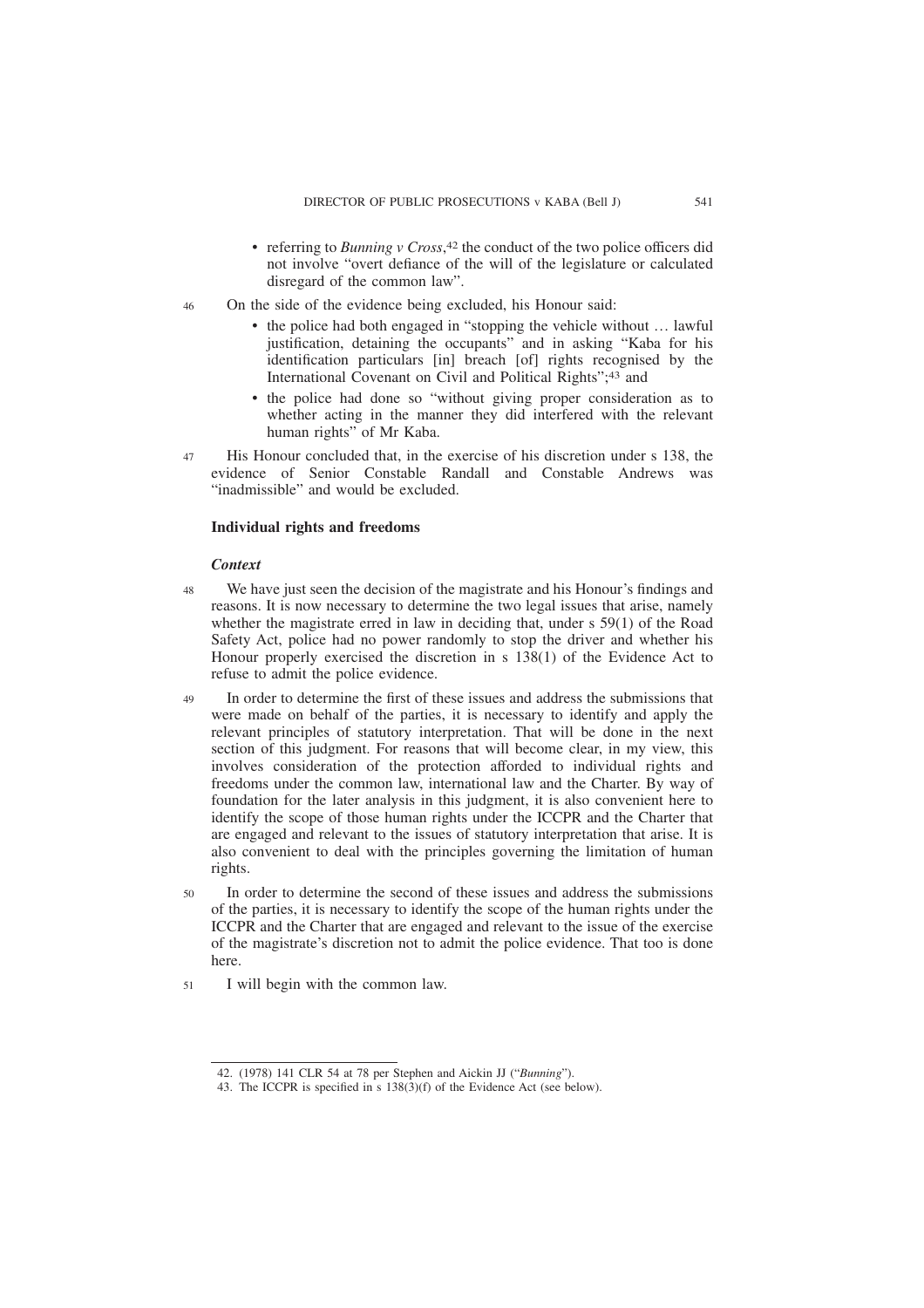- referring to *Bunning v Cross*,[42] the conduct of the two police officers did not involve "overt defiance of the will of the legislature or calculated disregard of the common law".

46 On the side of the evidence being excluded, his Honour said:

- the police had both engaged in "stopping the vehicle without … lawful justification, detaining the occupants" and in asking "Kaba for his identification particulars [in] breach [of] rights recognised by the International Covenant on Civil and Political Rights";[43] and
- the police had done so "without giving proper consideration as to whether acting in the manner they did interfered with the relevant human rights" of Mr Kaba.

47 His Honour concluded that, in the exercise of his discretion under s 138, the evidence of Senior Constable Randall and Constable Andrews was "inadmissible" and would be excluded.

### Individual rights and freedoms

#### *Context*

48 We have just seen the decision of the magistrate and his Honour's findings and reasons. It is now necessary to determine the two legal issues that arise, namely whether the magistrate erred in law in deciding that, under s 59(1) of the Road Safety Act, police had no power randomly to stop the driver and whether his Honour properly exercised the discretion in s 138(1) of the Evidence Act to refuse to admit the police evidence.

49 In order to determine the first of these issues and address the submissions that were made on behalf of the parties, it is necessary to identify and apply the relevant principles of statutory interpretation. That will be done in the next section of this judgment. For reasons that will become clear, in my view, this involves consideration of the protection afforded to individual rights and freedoms under the common law, international law and the Charter. By way of foundation for the later analysis in this judgment, it is also convenient here to identify the scope of those human rights under the ICCPR and the Charter that are engaged and relevant to the issues of statutory interpretation that arise. It is also convenient to deal with the principles governing the limitation of human rights.

50 In order to determine the second of these issues and address the submissions of the parties, it is necessary to identify the scope of the human rights under the ICCPR and the Charter that are engaged and relevant to the issue of the exercise of the magistrate's discretion not to admit the police evidence. That too is done here.

51 I will begin with the common law.

---

42. (1978) 141 CLR 54 at 78 per Stephen and Aickin JJ ("*Bunning*").

43. The ICCPR is specified in s 138(3)(f) of the Evidence Act (see below).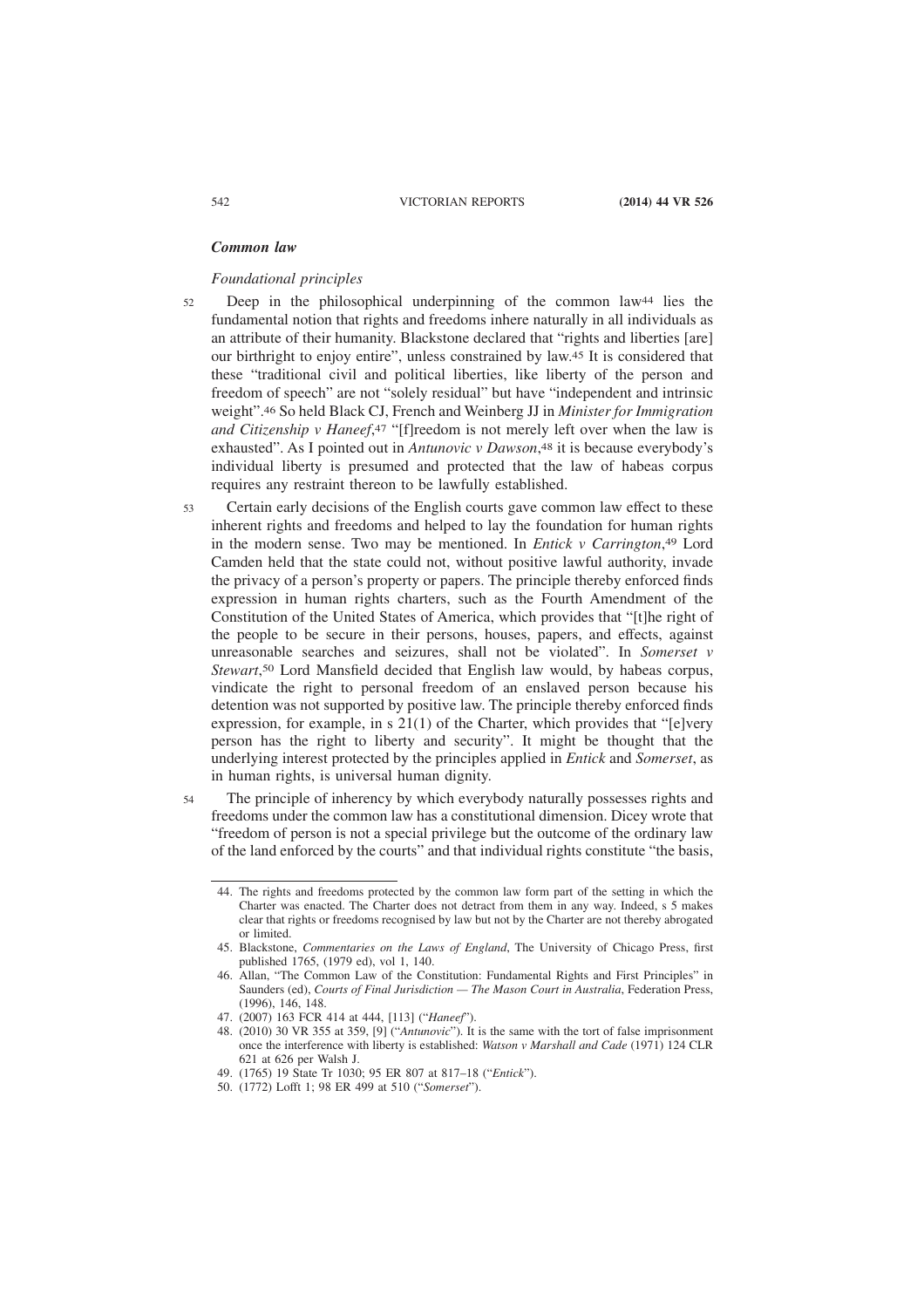### *Common law*

*Foundational principles*

52 Deep in the philosophical underpinning of the common law[44] lies the fundamental notion that rights and freedoms inhere naturally in all individuals as an attribute of their humanity. Blackstone declared that "rights and liberties [are] our birthright to enjoy entire", unless constrained by law.[45] It is considered that these "traditional civil and political liberties, like liberty of the person and freedom of speech" are not "solely residual" but have "independent and intrinsic weight".[46] So held Black CJ, French and Weinberg JJ in *Minister for Immigration and Citizenship v Haneef*,[47] "[f]reedom is not merely left over when the law is exhausted". As I pointed out in *Antunovic v Dawson*,[48] it is because everybody's individual liberty is presumed and protected that the law of habeas corpus requires any restraint thereon to be lawfully established.

53 Certain early decisions of the English courts gave common law effect to these inherent rights and freedoms and helped to lay the foundation for human rights in the modern sense. Two may be mentioned. In *Entick v Carrington*,[49] Lord Camden held that the state could not, without positive lawful authority, invade the privacy of a person's property or papers. The principle thereby enforced finds expression in human rights charters, such as the Fourth Amendment of the Constitution of the United States of America, which provides that "[t]he right of the people to be secure in their persons, houses, papers, and effects, against unreasonable searches and seizures, shall not be violated". In *Somerset v Stewart*,[50] Lord Mansfield decided that English law would, by habeas corpus, vindicate the right to personal freedom of an enslaved person because his detention was not supported by positive law. The principle thereby enforced finds expression, for example, in s 21(1) of the Charter, which provides that "[e]very person has the right to liberty and security". It might be thought that the underlying interest protected by the principles applied in *Entick* and *Somerset*, as in human rights, is universal human dignity.

54 The principle of inherency by which everybody naturally possesses rights and freedoms under the common law has a constitutional dimension. Dicey wrote that "freedom of person is not a special privilege but the outcome of the ordinary law of the land enforced by the courts" and that individual rights constitute "the basis,

---

44. The rights and freedoms protected by the common law form part of the setting in which the Charter was enacted. The Charter does not detract from them in any way. Indeed, s 5 makes clear that rights or freedoms recognised by law but not by the Charter are not thereby abrogated or limited.

45. Blackstone, *Commentaries on the Laws of England*, The University of Chicago Press, first published 1765, (1979 ed), vol 1, 140.

46. Allan, "The Common Law of the Constitution: Fundamental Rights and First Principles" in Saunders (ed), *Courts of Final Jurisdiction — The Mason Court in Australia*, Federation Press, (1996), 146, 148.

47. (2007) 163 FCR 414 at 444, [113] ("*Haneef*").

48. (2010) 30 VR 355 at 359, [9] ("*Antunovic*"). It is the same with the tort of false imprisonment once the interference with liberty is established: *Watson v Marshall and Cade* (1971) 124 CLR 621 at 626 per Walsh J.

49. (1765) 19 State Tr 1030; 95 ER 807 at 817–18 ("*Entick*").

50. (1772) Lofft 1; 98 ER 499 at 510 ("*Somerset*").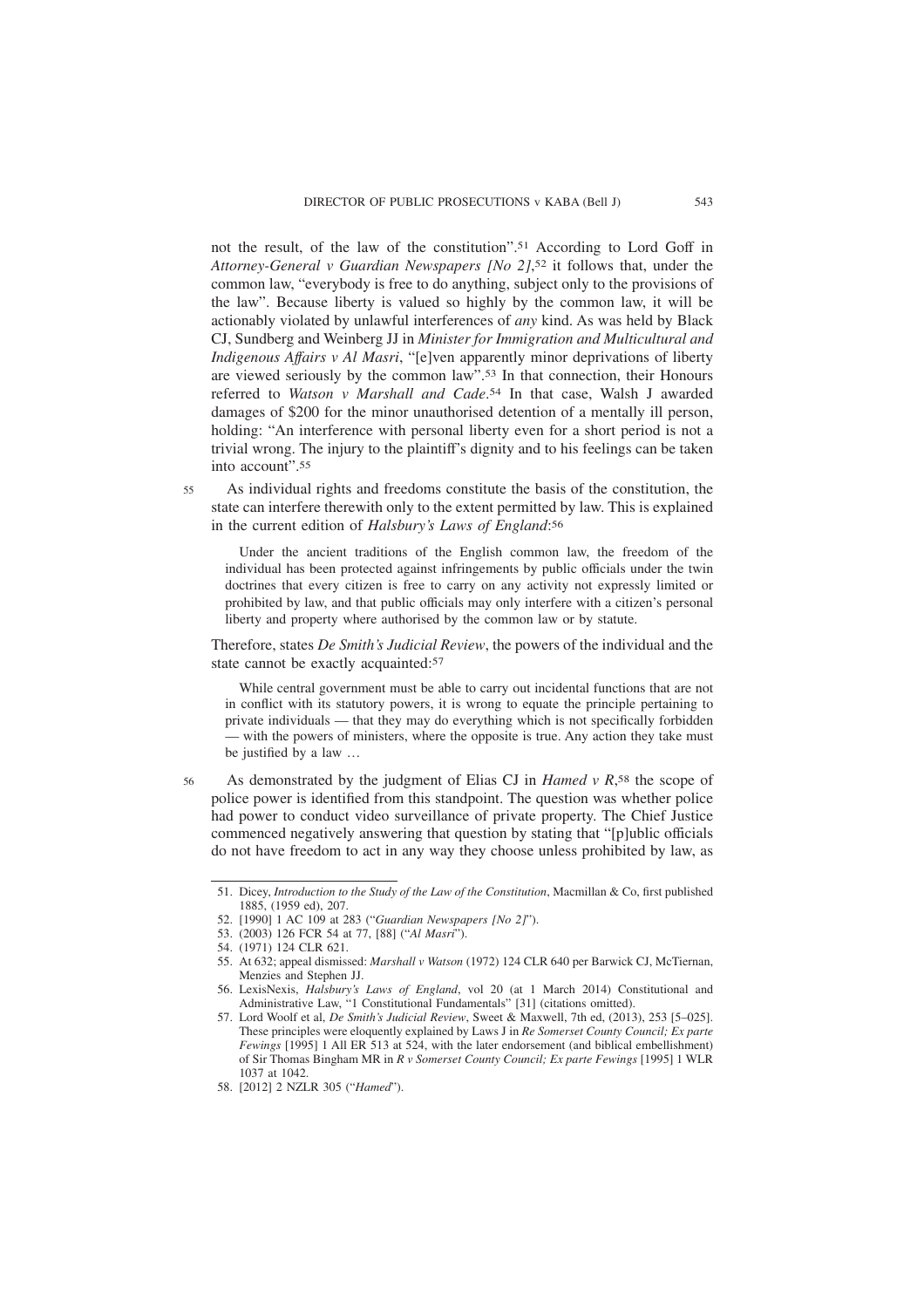not the result, of the law of the constitution".[51] According to Lord Goff in *Attorney-General v Guardian Newspapers [No 2]*,[52] it follows that, under the common law, "everybody is free to do anything, subject only to the provisions of the law". Because liberty is valued so highly by the common law, it will be actionably violated by unlawful interferences of *any* kind. As was held by Black CJ, Sundberg and Weinberg JJ in *Minister for Immigration and Multicultural and Indigenous Affairs v Al Masri*, "[e]ven apparently minor deprivations of liberty are viewed seriously by the common law".[53] In that connection, their Honours referred to *Watson v Marshall and Cade*.[54] In that case, Walsh J awarded damages of $200 for the minor unauthorised detention of a mentally ill person, holding: "An interference with personal liberty even for a short period is not a trivial wrong. The injury to the plaintiff's dignity and to his feelings can be taken into account".[55]

55 As individual rights and freedoms constitute the basis of the constitution, the state can interfere therewith only to the extent permitted by law. This is explained in the current edition of *Halsbury's Laws of England*:[56]

> Under the ancient traditions of the English common law, the freedom of the individual has been protected against infringements by public officials under the twin doctrines that every citizen is free to carry on any activity not expressly limited or prohibited by law, and that public officials may only interfere with a citizen's personal liberty and property where authorised by the common law or by statute.

Therefore, states *De Smith's Judicial Review*, the powers of the individual and the state cannot be exactly acquainted:[57]

> While central government must be able to carry out incidental functions that are not in conflict with its statutory powers, it is wrong to equate the principle pertaining to private individuals — that they may do everything which is not specifically forbidden — with the powers of ministers, where the opposite is true. Any action they take must be justified by a law …

56 As demonstrated by the judgment of Elias CJ in *Hamed v R*,[58] the scope of police power is identified from this standpoint. The question was whether police had power to conduct video surveillance of private property. The Chief Justice commenced negatively answering that question by stating that "[p]ublic officials do not have freedom to act in any way they choose unless prohibited by law, as

---

51. Dicey, *Introduction to the Study of the Law of the Constitution*, Macmillan & Co, first published 1885, (1959 ed), 207.
52. [1990] 1 AC 109 at 283 ("*Guardian Newspapers [No 2]*").
53. (2003) 126 FCR 54 at 77, [88] ("*Al Masri*").
54. (1971) 124 CLR 621.
55. At 632; appeal dismissed: *Marshall v Watson* (1972) 124 CLR 640 per Barwick CJ, McTiernan, Menzies and Stephen JJ.
56. LexisNexis, *Halsbury's Laws of England*, vol 20 (at 1 March 2014) Constitutional and Administrative Law, "1 Constitutional Fundamentals" [31] (citations omitted).
57. Lord Woolf et al, *De Smith's Judicial Review*, Sweet & Maxwell, 7th ed, (2013), 253 [5–025]. These principles were eloquently explained by Laws J in *Re Somerset County Council; Ex parte Fewings* [1995] 1 All ER 513 at 524, with the later endorsement (and biblical embellishment) of Sir Thomas Bingham MR in *R v Somerset County Council; Ex parte Fewings* [1995] 1 WLR 1037 at 1042.
58. [2012] 2 NZLR 305 ("*Hamed*").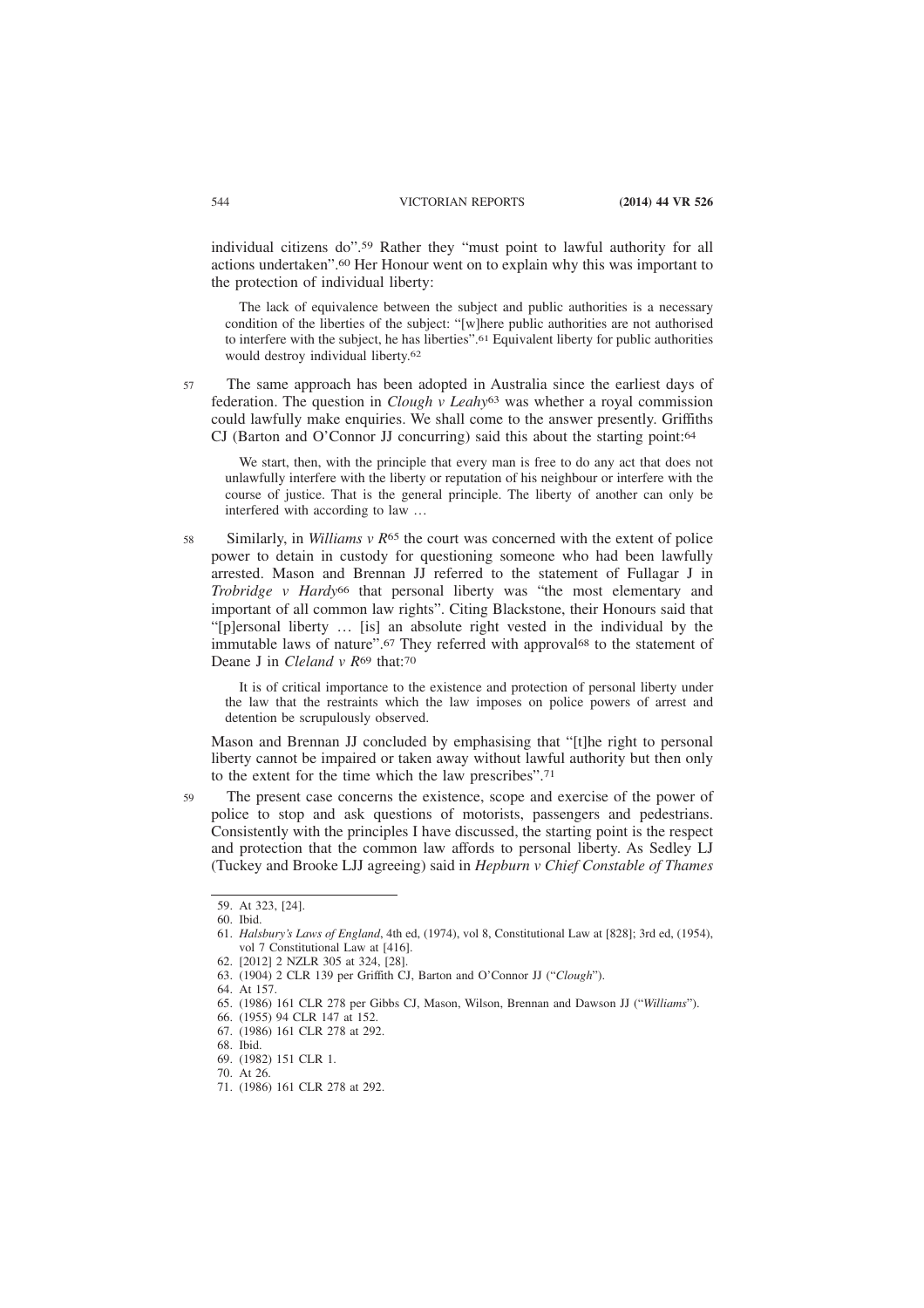individual citizens do".[59] Rather they "must point to lawful authority for all actions undertaken".[60] Her Honour went on to explain why this was important to the protection of individual liberty:

> The lack of equivalence between the subject and public authorities is a necessary condition of the liberties of the subject: "[w]here public authorities are not authorised to interfere with the subject, he has liberties".[61] Equivalent liberty for public authorities would destroy individual liberty.[62]

57 The same approach has been adopted in Australia since the earliest days of federation. The question in *Clough v Leahy*[63] was whether a royal commission could lawfully make enquiries. We shall come to the answer presently. Griffiths CJ (Barton and O'Connor JJ concurring) said this about the starting point:[64]

> We start, then, with the principle that every man is free to do any act that does not unlawfully interfere with the liberty or reputation of his neighbour or interfere with the course of justice. That is the general principle. The liberty of another can only be interfered with according to law …

58 Similarly, in *Williams v R*[65] the court was concerned with the extent of police power to detain in custody for questioning someone who had been lawfully arrested. Mason and Brennan JJ referred to the statement of Fullagar J in *Trobridge v Hardy*[66] that personal liberty was "the most elementary and important of all common law rights". Citing Blackstone, their Honours said that "[p]ersonal liberty … [is] an absolute right vested in the individual by the immutable laws of nature".[67] They referred with approval[68] to the statement of Deane J in *Cleland v R*[69] that:[70]

> It is of critical importance to the existence and protection of personal liberty under the law that the restraints which the law imposes on police powers of arrest and detention be scrupulously observed.

Mason and Brennan JJ concluded by emphasising that "[t]he right to personal liberty cannot be impaired or taken away without lawful authority but then only to the extent for the time which the law prescribes".[71]

59 The present case concerns the existence, scope and exercise of the power of police to stop and ask questions of motorists, passengers and pedestrians. Consistently with the principles I have discussed, the starting point is the respect and protection that the common law affords to personal liberty. As Sedley LJ (Tuckey and Brooke LJJ agreeing) said in *Hepburn v Chief Constable of Thames*

---

59. At 323, [24].
60. Ibid.
61. *Halsbury's Laws of England*, 4th ed, (1974), vol 8, Constitutional Law at [828]; 3rd ed, (1954), vol 7 Constitutional Law at [416].
62. [2012] 2 NZLR 305 at 324, [28].
63. (1904) 2 CLR 139 per Griffith CJ, Barton and O'Connor JJ ("*Clough*").
64. At 157.
65. (1986) 161 CLR 278 per Gibbs CJ, Mason, Wilson, Brennan and Dawson JJ ("*Williams*").
66. (1955) 94 CLR 147 at 152.
67. (1986) 161 CLR 278 at 292.
68. Ibid.
69. (1982) 151 CLR 1.
70. At 26.
71. (1986) 161 CLR 278 at 292.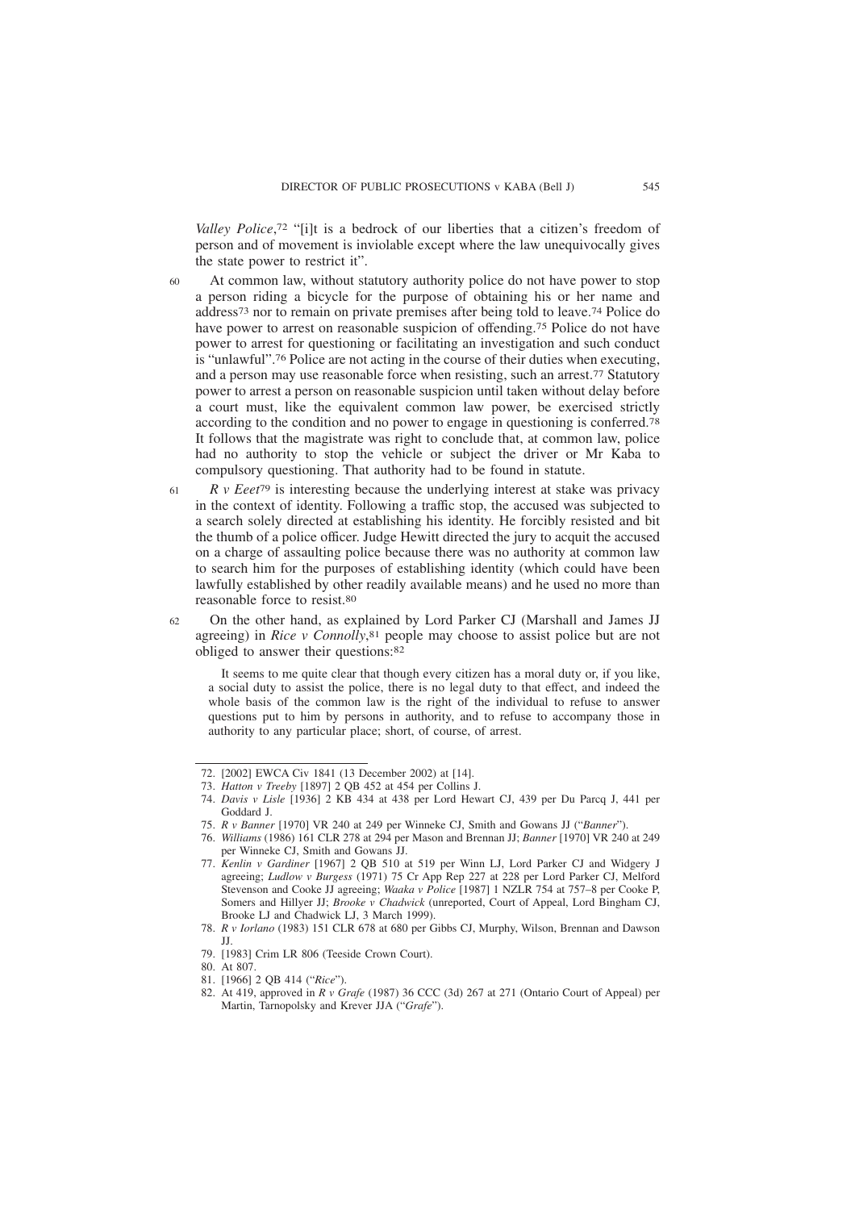*Valley Police*,[72] "[i]t is a bedrock of our liberties that a citizen's freedom of person and of movement is inviolable except where the law unequivocally gives the state power to restrict it".

60 At common law, without statutory authority police do not have power to stop a person riding a bicycle for the purpose of obtaining his or her name and address[73] nor to remain on private premises after being told to leave.[74] Police do have power to arrest on reasonable suspicion of offending.[75] Police do not have power to arrest for questioning or facilitating an investigation and such conduct is "unlawful".[76] Police are not acting in the course of their duties when executing, and a person may use reasonable force when resisting, such an arrest.[77] Statutory power to arrest a person on reasonable suspicion until taken without delay before a court must, like the equivalent common law power, be exercised strictly according to the condition and no power to engage in questioning is conferred.[78] It follows that the magistrate was right to conclude that, at common law, police had no authority to stop the vehicle or subject the driver or Mr Kaba to compulsory questioning. That authority had to be found in statute.

61 *R v Eeet*[79] is interesting because the underlying interest at stake was privacy in the context of identity. Following a traffic stop, the accused was subjected to a search solely directed at establishing his identity. He forcibly resisted and bit the thumb of a police officer. Judge Hewitt directed the jury to acquit the accused on a charge of assaulting police because there was no authority at common law to search him for the purposes of establishing identity (which could have been lawfully established by other readily available means) and he used no more than reasonable force to resist.[80]

62 On the other hand, as explained by Lord Parker CJ (Marshall and James JJ agreeing) in *Rice v Connolly*,[81] people may choose to assist police but are not obliged to answer their questions:[82]

> It seems to me quite clear that though every citizen has a moral duty or, if you like, a social duty to assist the police, there is no legal duty to that effect, and indeed the whole basis of the common law is the right of the individual to refuse to answer questions put to him by persons in authority, and to refuse to accompany those in authority to any particular place; short, of course, of arrest.

---

72. [2002] EWCA Civ 1841 (13 December 2002) at [14].
73. *Hatton v Treeby* [1897] 2 QB 452 at 454 per Collins J.
74. *Davis v Lisle* [1936] 2 KB 434 at 438 per Lord Hewart CJ, 439 per Du Parcq J, 441 per Goddard J.
75. *R v Banner* [1970] VR 240 at 249 per Winneke CJ, Smith and Gowans JJ ("*Banner*").
76. *Williams* (1986) 161 CLR 278 at 294 per Mason and Brennan JJ; *Banner* [1970] VR 240 at 249 per Winneke CJ, Smith and Gowans JJ.
77. *Kenlin v Gardiner* [1967] 2 QB 510 at 519 per Winn LJ, Lord Parker CJ and Widgery J agreeing; *Ludlow v Burgess* (1971) 75 Cr App Rep 227 at 228 per Lord Parker CJ, Melford Stevenson and Cooke JJ agreeing; *Waaka v Police* [1987] 1 NZLR 754 at 757–8 per Cooke P, Somers and Hillyer JJ; *Brooke v Chadwick* (unreported, Court of Appeal, Lord Bingham CJ, Brooke LJ and Chadwick LJ, 3 March 1999).
78. *R v Iorlano* (1983) 151 CLR 678 at 680 per Gibbs CJ, Murphy, Wilson, Brennan and Dawson JJ.
79. [1983] Crim LR 806 (Teeside Crown Court).
80. At 807.
81. [1966] 2 QB 414 ("*Rice*").
82. At 419, approved in *R v Grafe* (1987) 36 CCC (3d) 267 at 271 (Ontario Court of Appeal) per Martin, Tarnopolsky and Krever JJA ("*Grafe*").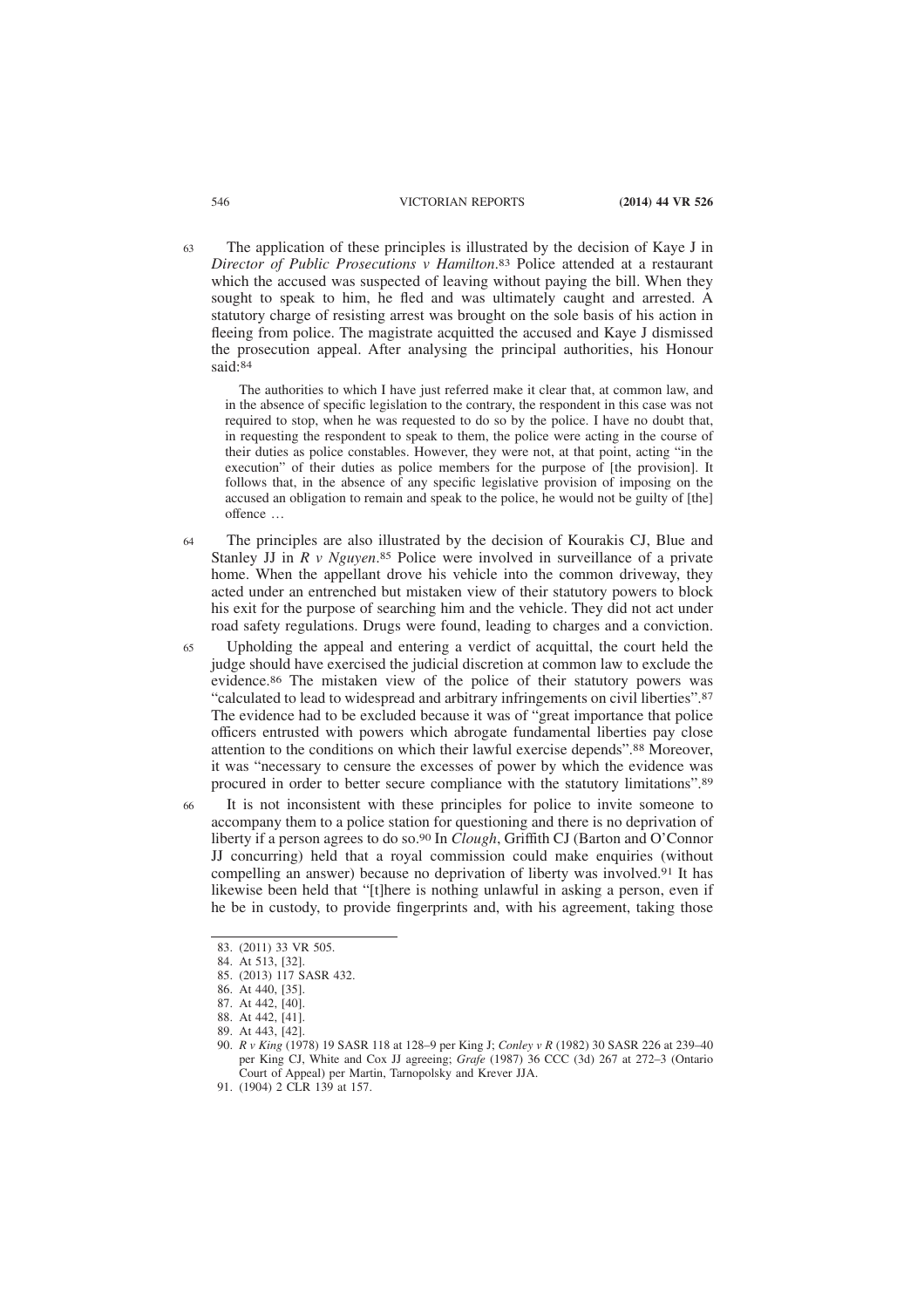63 The application of these principles is illustrated by the decision of Kaye J in *Director of Public Prosecutions v Hamilton*.[83] Police attended at a restaurant which the accused was suspected of leaving without paying the bill. When they sought to speak to him, he fled and was ultimately caught and arrested. A statutory charge of resisting arrest was brought on the sole basis of his action in fleeing from police. The magistrate acquitted the accused and Kaye J dismissed the prosecution appeal. After analysing the principal authorities, his Honour said:[84]

> The authorities to which I have just referred make it clear that, at common law, and in the absence of specific legislation to the contrary, the respondent in this case was not required to stop, when he was requested to do so by the police. I have no doubt that, in requesting the respondent to speak to them, the police were acting in the course of their duties as police constables. However, they were not, at that point, acting "in the execution" of their duties as police members for the purpose of [the provision]. It follows that, in the absence of any specific legislative provision of imposing on the accused an obligation to remain and speak to the police, he would not be guilty of [the] offence …

64 The principles are also illustrated by the decision of Kourakis CJ, Blue and Stanley JJ in *R v Nguyen*.[85] Police were involved in surveillance of a private home. When the appellant drove his vehicle into the common driveway, they acted under an entrenched but mistaken view of their statutory powers to block his exit for the purpose of searching him and the vehicle. They did not act under road safety regulations. Drugs were found, leading to charges and a conviction.

65 Upholding the appeal and entering a verdict of acquittal, the court held the judge should have exercised the judicial discretion at common law to exclude the evidence.[86] The mistaken view of the police of their statutory powers was "calculated to lead to widespread and arbitrary infringements on civil liberties".[87] The evidence had to be excluded because it was of "great importance that police officers entrusted with powers which abrogate fundamental liberties pay close attention to the conditions on which their lawful exercise depends".[88] Moreover, it was "necessary to censure the excesses of power by which the evidence was procured in order to better secure compliance with the statutory limitations".[89]

66 It is not inconsistent with these principles for police to invite someone to accompany them to a police station for questioning and there is no deprivation of liberty if a person agrees to do so.[90] In *Clough*, Griffith CJ (Barton and O'Connor JJ concurring) held that a royal commission could make enquiries (without compelling an answer) because no deprivation of liberty was involved.[91] It has likewise been held that "[t]here is nothing unlawful in asking a person, even if he be in custody, to provide fingerprints and, with his agreement, taking those

---

83. (2011) 33 VR 505.
84. At 513, [32].
85. (2013) 117 SASR 432.
86. At 440, [35].
87. At 442, [40].
88. At 442, [41].
89. At 443, [42].
90. *R v King* (1978) 19 SASR 118 at 128–9 per King J; *Conley v R* (1982) 30 SASR 226 at 239–40 per King CJ, White and Cox JJ agreeing; *Grafe* (1987) 36 CCC (3d) 267 at 272–3 (Ontario Court of Appeal) per Martin, Tarnopolsky and Krever JJA.
91. (1904) 2 CLR 139 at 157.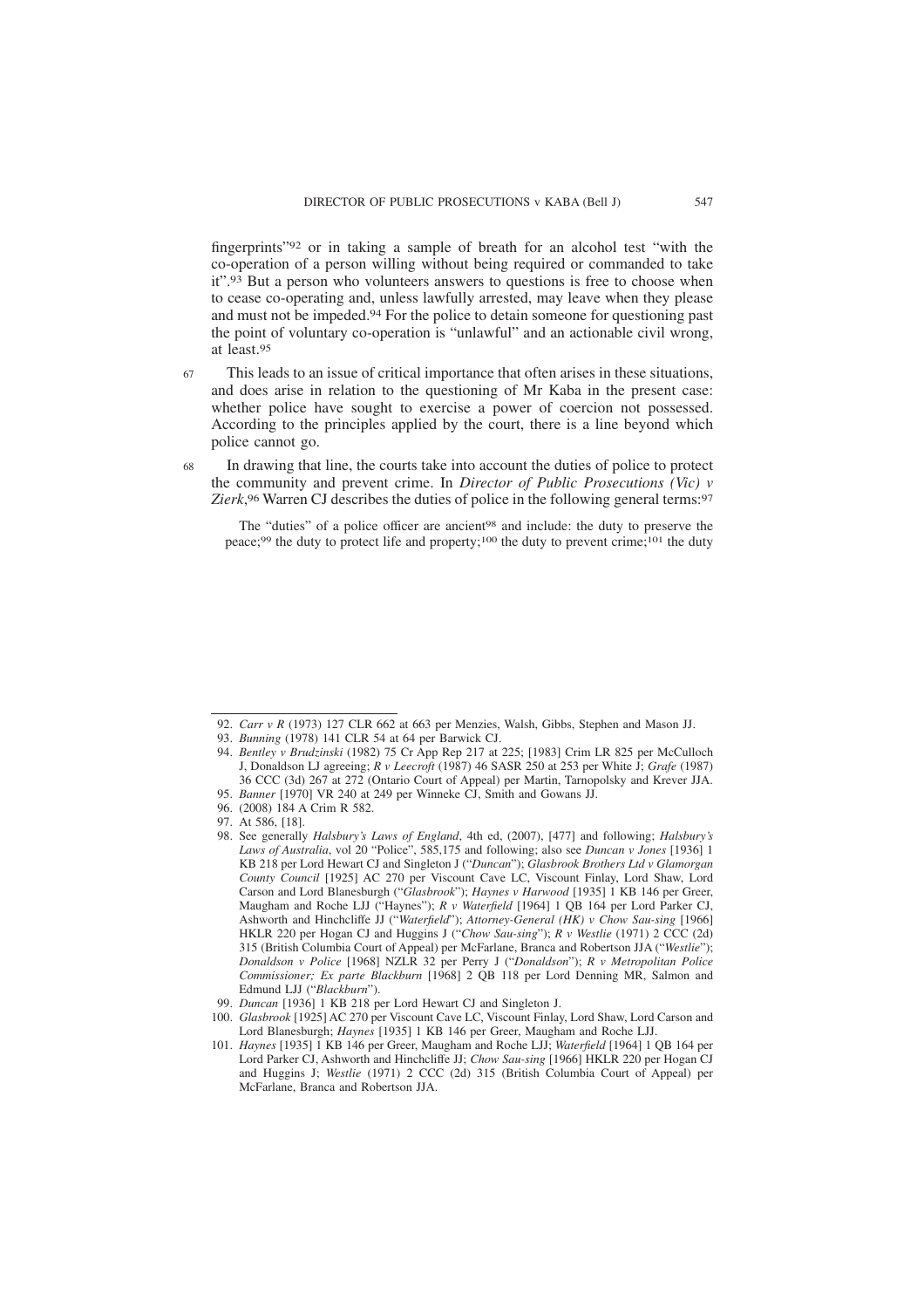fingerprints"[92] or in taking a sample of breath for an alcohol test "with the co-operation of a person willing without being required or commanded to take it".[93] But a person who volunteers answers to questions is free to choose when to cease co-operating and, unless lawfully arrested, may leave when they please and must not be impeded.[94] For the police to detain someone for questioning past the point of voluntary co-operation is "unlawful" and an actionable civil wrong, at least.[95]

67 This leads to an issue of critical importance that often arises in these situations, and does arise in relation to the questioning of Mr Kaba in the present case: whether police have sought to exercise a power of coercion not possessed. According to the principles applied by the court, there is a line beyond which police cannot go.

68 In drawing that line, the courts take into account the duties of police to protect the community and prevent crime. In *Director of Public Prosecutions (Vic) v Zierk*,[96] Warren CJ describes the duties of police in the following general terms:[97]

> The "duties" of a police officer are ancient[98] and include: the duty to preserve the peace;[99] the duty to protect life and property;[100] the duty to prevent crime;[101] the duty

---

92. *Carr v R* (1973) 127 CLR 662 at 663 per Menzies, Walsh, Gibbs, Stephen and Mason JJ.
93. *Bunning* (1978) 141 CLR 54 at 64 per Barwick CJ.
94. *Bentley v Brudzinski* (1982) 75 Cr App Rep 217 at 225; [1983] Crim LR 825 per McCulloch J, Donaldson LJ agreeing; *R v Leecroft* (1987) 46 SASR 250 at 253 per White J; *Grafe* (1987) 36 CCC (3d) 267 at 272 (Ontario Court of Appeal) per Martin, Tarnopolsky and Krever JJA.
95. *Banner* [1970] VR 240 at 249 per Winneke CJ, Smith and Gowans JJ.
96. (2008) 184 A Crim R 582.
97. At 586, [18].
98. See generally *Halsbury's Laws of England*, 4th ed, (2007), [477] and following; *Halsbury's Laws of Australia*, vol 20 "Police", 585,175 and following; also see *Duncan v Jones* [1936] 1 KB 218 per Lord Hewart CJ and Singleton J ("*Duncan*"); *Glasbrook Brothers Ltd v Glamorgan County Council* [1925] AC 270 per Viscount Cave LC, Viscount Finlay, Lord Shaw, Lord Carson and Lord Blanesburgh ("*Glasbrook*"); *Haynes v Harwood* [1935] 1 KB 146 per Greer, Maugham and Roche LJJ ("Haynes"); *R v Waterfield* [1964] 1 QB 164 per Lord Parker CJ, Ashworth and Hinchcliffe JJ ("*Waterfield*"); *Attorney-General (HK) v Chow Sau-sing* [1966] HKLR 220 per Hogan CJ and Huggins J ("*Chow Sau-sing*"); *R v Westlie* (1971) 2 CCC (2d) 315 (British Columbia Court of Appeal) per McFarlane, Branca and Robertson JJA ("*Westlie*"); *Donaldson v Police* [1968] NZLR 32 per Perry J ("*Donaldson*"); *R v Metropolitan Police Commissioner; Ex parte Blackburn* [1968] 2 QB 118 per Lord Denning MR, Salmon and Edmund LJJ ("*Blackburn*").
99. *Duncan* [1936] 1 KB 218 per Lord Hewart CJ and Singleton J.
100. *Glasbrook* [1925] AC 270 per Viscount Cave LC, Viscount Finlay, Lord Shaw, Lord Carson and Lord Blanesburgh; *Haynes* [1935] 1 KB 146 per Greer, Maugham and Roche LJJ.
101. *Haynes* [1935] 1 KB 146 per Greer, Maugham and Roche LJJ; *Waterfield* [1964] 1 QB 164 per Lord Parker CJ, Ashworth and Hinchcliffe JJ; *Chow Sau-sing* [1966] HKLR 220 per Hogan CJ and Huggins J; *Westlie* (1971) 2 CCC (2d) 315 (British Columbia Court of Appeal) per McFarlane, Branca and Robertson JJA.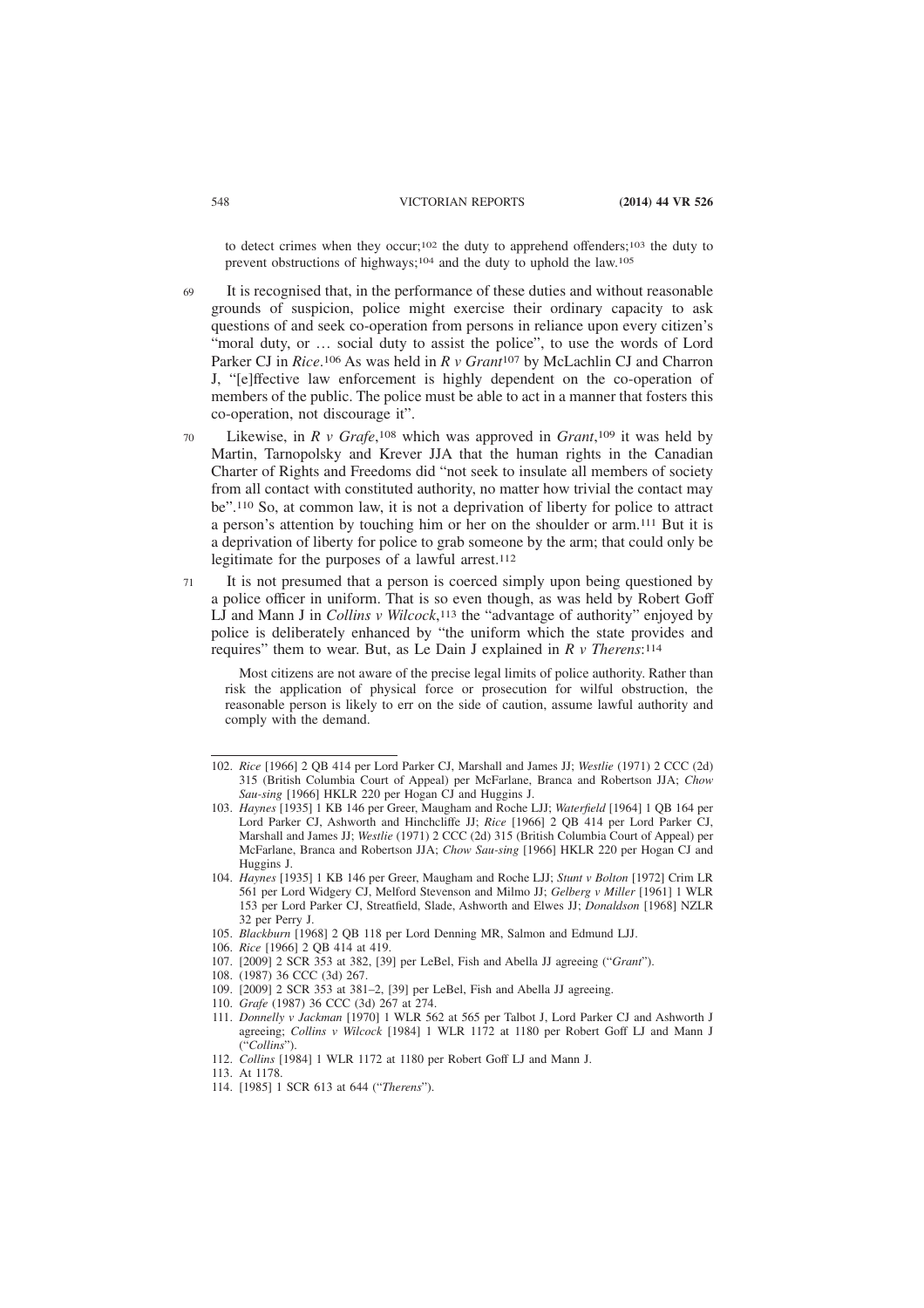to detect crimes when they occur;[102] the duty to apprehend offenders;[103] the duty to prevent obstructions of highways;[104] and the duty to uphold the law.[105]

69 It is recognised that, in the performance of these duties and without reasonable grounds of suspicion, police might exercise their ordinary capacity to ask questions of and seek co-operation from persons in reliance upon every citizen's "moral duty, or … social duty to assist the police", to use the words of Lord Parker CJ in *Rice*.[106] As was held in *R v Grant*[107] by McLachlin CJ and Charron J, "[e]ffective law enforcement is highly dependent on the co-operation of members of the public. The police must be able to act in a manner that fosters this co-operation, not discourage it".

70 Likewise, in *R v Grafe*,[108] which was approved in *Grant*,[109] it was held by Martin, Tarnopolsky and Krever JJA that the human rights in the Canadian Charter of Rights and Freedoms did "not seek to insulate all members of society from all contact with constituted authority, no matter how trivial the contact may be".[110] So, at common law, it is not a deprivation of liberty for police to attract a person's attention by touching him or her on the shoulder or arm.[111] But it is a deprivation of liberty for police to grab someone by the arm; that could only be legitimate for the purposes of a lawful arrest.[112]

71 It is not presumed that a person is coerced simply upon being questioned by a police officer in uniform. That is so even though, as was held by Robert Goff LJ and Mann J in *Collins v Wilcock*,[113] the "advantage of authority" enjoyed by police is deliberately enhanced by "the uniform which the state provides and requires" them to wear. But, as Le Dain J explained in *R v Therens*:[114]

> Most citizens are not aware of the precise legal limits of police authority. Rather than risk the application of physical force or prosecution for wilful obstruction, the reasonable person is likely to err on the side of caution, assume lawful authority and comply with the demand.

---

102. *Rice* [1966] 2 QB 414 per Lord Parker CJ, Marshall and James JJ; *Westlie* (1971) 2 CCC (2d) 315 (British Columbia Court of Appeal) per McFarlane, Branca and Robertson JJA; *Chow Sau-sing* [1966] HKLR 220 per Hogan CJ and Huggins J.

103. *Haynes* [1935] 1 KB 146 per Greer, Maugham and Roche LJJ; *Waterfield* [1964] 1 QB 164 per Lord Parker CJ, Ashworth and Hinchcliffe JJ; *Rice* [1966] 2 QB 414 per Lord Parker CJ, Marshall and James JJ; *Westlie* (1971) 2 CCC (2d) 315 (British Columbia Court of Appeal) per McFarlane, Branca and Robertson JJA; *Chow Sau-sing* [1966] HKLR 220 per Hogan CJ and Huggins J.

104. *Haynes* [1935] 1 KB 146 per Greer, Maugham and Roche LJJ; *Stunt v Bolton* [1972] Crim LR 561 per Lord Widgery CJ, Melford Stevenson and Milmo JJ; *Gelberg v Miller* [1961] 1 WLR 153 per Lord Parker CJ, Streatfield, Slade, Ashworth and Elwes JJ; *Donaldson* [1968] NZLR 32 per Perry J.

105. *Blackburn* [1968] 2 QB 118 per Lord Denning MR, Salmon and Edmund LJJ.

106. *Rice* [1966] 2 QB 414 at 419.

107. [2009] 2 SCR 353 at 382, [39] per LeBel, Fish and Abella JJ agreeing ("*Grant*").

108. (1987) 36 CCC (3d) 267.

109. [2009] 2 SCR 353 at 381–2, [39] per LeBel, Fish and Abella JJ agreeing.

110. *Grafe* (1987) 36 CCC (3d) 267 at 274.

111. *Donnelly v Jackman* [1970] 1 WLR 562 at 565 per Talbot J, Lord Parker CJ and Ashworth J agreeing; *Collins v Wilcock* [1984] 1 WLR 1172 at 1180 per Robert Goff LJ and Mann J ("*Collins*").

112. *Collins* [1984] 1 WLR 1172 at 1180 per Robert Goff LJ and Mann J.

113. At 1178.

114. [1985] 1 SCR 613 at 644 ("*Therens*").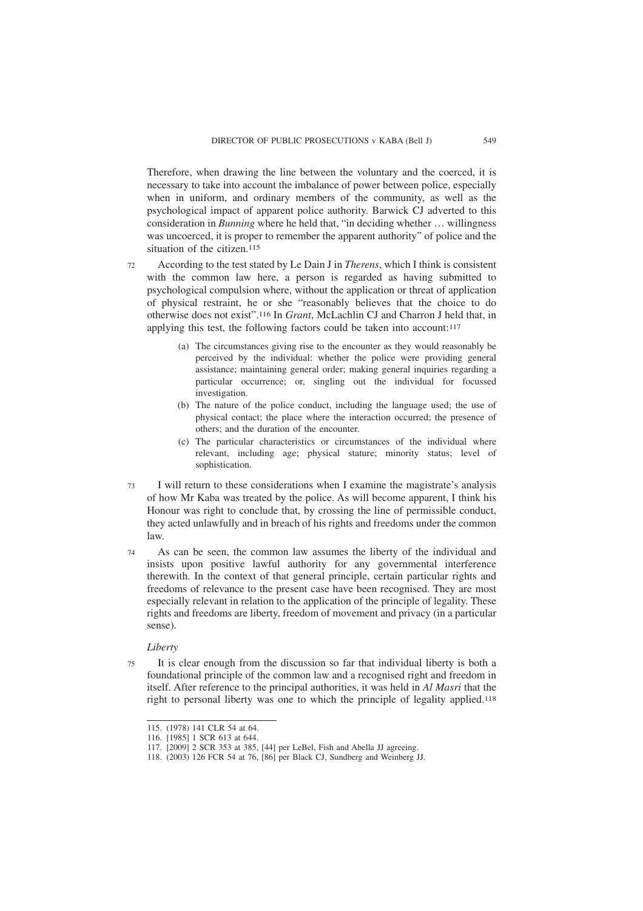Therefore, when drawing the line between the voluntary and the coerced, it is necessary to take into account the imbalance of power between police, especially when in uniform, and ordinary members of the community, as well as the psychological impact of apparent police authority. Barwick CJ adverted to this consideration in *Bunning* where he held that, "in deciding whether … willingness was uncoerced, it is proper to remember the apparent authority" of police and the situation of the citizen.[115]

72 According to the test stated by Le Dain J in *Therens*, which I think is consistent with the common law here, a person is regarded as having submitted to psychological compulsion where, without the application or threat of application of physical restraint, he or she "reasonably believes that the choice to do otherwise does not exist".[116] In *Grant*, McLachlin CJ and Charron J held that, in applying this test, the following factors could be taken into account:[117]

> (a) The circumstances giving rise to the encounter as they would reasonably be perceived by the individual: whether the police were providing general assistance; maintaining general order; making general inquiries regarding a particular occurrence; or, singling out the individual for focussed investigation.
>
> (b) The nature of the police conduct, including the language used; the use of physical contact; the place where the interaction occurred; the presence of others; and the duration of the encounter.
>
> (c) The particular characteristics or circumstances of the individual where relevant, including age; physical stature; minority status; level of sophistication.

73 I will return to these considerations when I examine the magistrate's analysis of how Mr Kaba was treated by the police. As will become apparent, I think his Honour was right to conclude that, by crossing the line of permissible conduct, they acted unlawfully and in breach of his rights and freedoms under the common law.

74 As can be seen, the common law assumes the liberty of the individual and insists upon positive lawful authority for any governmental interference therewith. In the context of that general principle, certain particular rights and freedoms of relevance to the present case have been recognised. They are most especially relevant in relation to the application of the principle of legality. These rights and freedoms are liberty, freedom of movement and privacy (in a particular sense).

*Liberty*

75 It is clear enough from the discussion so far that individual liberty is both a foundational principle of the common law and a recognised right and freedom in itself. After reference to the principal authorities, it was held in *Al Masri* that the right to personal liberty was one to which the principle of legality applied.[118]

---

115. (1978) 141 CLR 54 at 64.

116. [1985] 1 SCR 613 at 644.

117. [2009] 2 SCR 353 at 385, [44] per LeBel, Fish and Abella JJ agreeing.

118. (2003) 126 FCR 54 at 76, [86] per Black CJ, Sundberg and Weinberg JJ.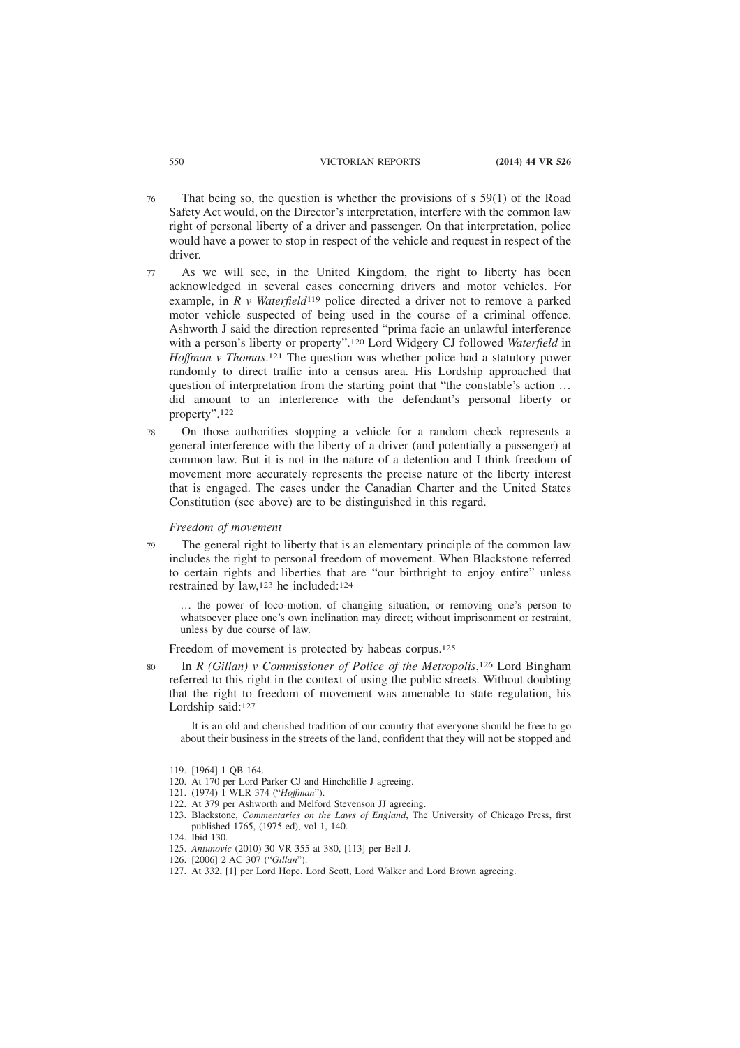76 That being so, the question is whether the provisions of s 59(1) of the Road Safety Act would, on the Director's interpretation, interfere with the common law right of personal liberty of a driver and passenger. On that interpretation, police would have a power to stop in respect of the vehicle and request in respect of the driver.

77 As we will see, in the United Kingdom, the right to liberty has been acknowledged in several cases concerning drivers and motor vehicles. For example, in *R v Waterfield*[119] police directed a driver not to remove a parked motor vehicle suspected of being used in the course of a criminal offence. Ashworth J said the direction represented "prima facie an unlawful interference with a person's liberty or property".[120] Lord Widgery CJ followed *Waterfield* in *Hoffman v Thomas*.[121] The question was whether police had a statutory power randomly to direct traffic into a census area. His Lordship approached that question of interpretation from the starting point that "the constable's action … did amount to an interference with the defendant's personal liberty or property".[122]

78 On those authorities stopping a vehicle for a random check represents a general interference with the liberty of a driver (and potentially a passenger) at common law. But it is not in the nature of a detention and I think freedom of movement more accurately represents the precise nature of the liberty interest that is engaged. The cases under the Canadian Charter and the United States Constitution (see above) are to be distinguished in this regard.

*Freedom of movement*

79 The general right to liberty that is an elementary principle of the common law includes the right to personal freedom of movement. When Blackstone referred to certain rights and liberties that are "our birthright to enjoy entire" unless restrained by law,[123] he included:[124]

> … the power of loco-motion, of changing situation, or removing one's person to whatsoever place one's own inclination may direct; without imprisonment or restraint, unless by due course of law.

Freedom of movement is protected by habeas corpus.[125]

80 In *R (Gillan) v Commissioner of Police of the Metropolis*,[126] Lord Bingham referred to this right in the context of using the public streets. Without doubting that the right to freedom of movement was amenable to state regulation, his Lordship said:[127]

> It is an old and cherished tradition of our country that everyone should be free to go about their business in the streets of the land, confident that they will not be stopped and

---

119. [1964] 1 QB 164.
120. At 170 per Lord Parker CJ and Hinchcliffe J agreeing.
121. (1974) 1 WLR 374 ("*Hoffman*").
122. At 379 per Ashworth and Melford Stevenson JJ agreeing.
123. Blackstone, *Commentaries on the Laws of England*, The University of Chicago Press, first published 1765, (1975 ed), vol 1, 140.
124. Ibid 130.
125. *Antunovic* (2010) 30 VR 355 at 380, [113] per Bell J.
126. [2006] 2 AC 307 ("*Gillan*").
127. At 332, [1] per Lord Hope, Lord Scott, Lord Walker and Lord Brown agreeing.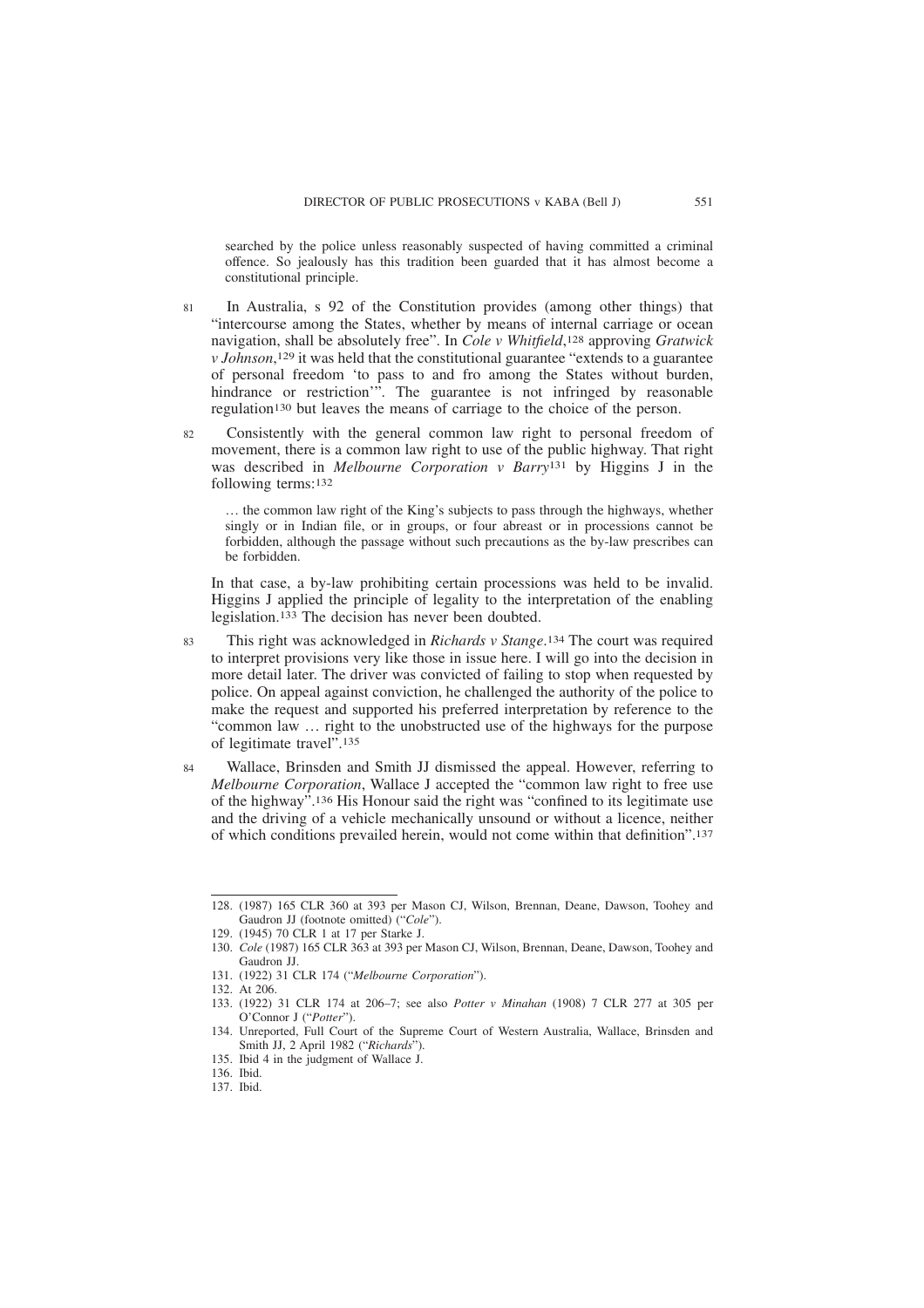searched by the police unless reasonably suspected of having committed a criminal offence. So jealously has this tradition been guarded that it has almost become a constitutional principle.

81 In Australia, s 92 of the Constitution provides (among other things) that "intercourse among the States, whether by means of internal carriage or ocean navigation, shall be absolutely free". In *Cole v Whitfield*,[128] approving *Gratwick v Johnson*,[129] it was held that the constitutional guarantee "extends to a guarantee of personal freedom 'to pass to and fro among the States without burden, hindrance or restriction'". The guarantee is not infringed by reasonable regulation[130] but leaves the means of carriage to the choice of the person.

82 Consistently with the general common law right to personal freedom of movement, there is a common law right to use of the public highway. That right was described in *Melbourne Corporation v Barry*[131] by Higgins J in the following terms:[132]

> … the common law right of the King's subjects to pass through the highways, whether singly or in Indian file, or in groups, or four abreast or in processions cannot be forbidden, although the passage without such precautions as the by-law prescribes can be forbidden.

In that case, a by-law prohibiting certain processions was held to be invalid. Higgins J applied the principle of legality to the interpretation of the enabling legislation.[133] The decision has never been doubted.

83 This right was acknowledged in *Richards v Stange*.[134] The court was required to interpret provisions very like those in issue here. I will go into the decision in more detail later. The driver was convicted of failing to stop when requested by police. On appeal against conviction, he challenged the authority of the police to make the request and supported his preferred interpretation by reference to the "common law … right to the unobstructed use of the highways for the purpose of legitimate travel".[135]

84 Wallace, Brinsden and Smith JJ dismissed the appeal. However, referring to *Melbourne Corporation*, Wallace J accepted the "common law right to free use of the highway".[136] His Honour said the right was "confined to its legitimate use and the driving of a vehicle mechanically unsound or without a licence, neither of which conditions prevailed herein, would not come within that definition".[137]

---

128. (1987) 165 CLR 360 at 393 per Mason CJ, Wilson, Brennan, Deane, Dawson, Toohey and Gaudron JJ (footnote omitted) ("*Cole*").
129. (1945) 70 CLR 1 at 17 per Starke J.
130. *Cole* (1987) 165 CLR 363 at 393 per Mason CJ, Wilson, Brennan, Deane, Dawson, Toohey and Gaudron JJ.
131. (1922) 31 CLR 174 ("*Melbourne Corporation*").
132. At 206.
133. (1922) 31 CLR 174 at 206–7; see also *Potter v Minahan* (1908) 7 CLR 277 at 305 per O'Connor J ("*Potter*").
134. Unreported, Full Court of the Supreme Court of Western Australia, Wallace, Brinsden and Smith JJ, 2 April 1982 ("*Richards*").
135. Ibid 4 in the judgment of Wallace J.
136. Ibid.
137. Ibid.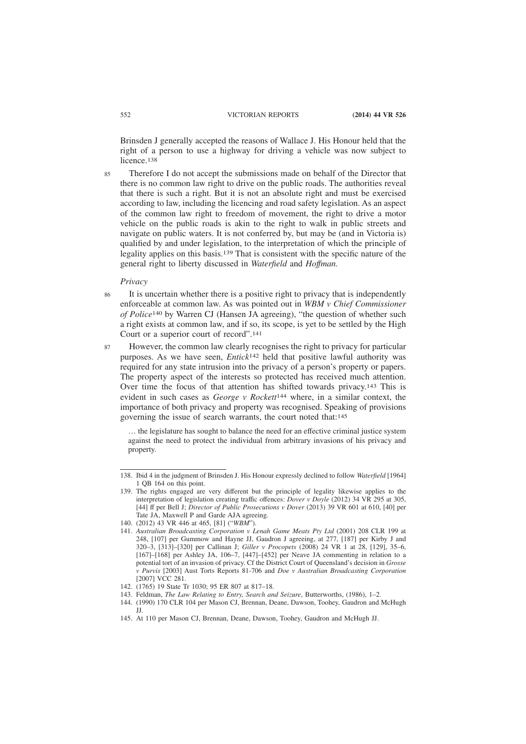Brinsden J generally accepted the reasons of Wallace J. His Honour held that the right of a person to use a highway for driving a vehicle was now subject to licence.[138]

85 Therefore I do not accept the submissions made on behalf of the Director that there is no common law right to drive on the public roads. The authorities reveal that there is such a right. But it is not an absolute right and must be exercised according to law, including the licencing and road safety legislation. As an aspect of the common law right to freedom of movement, the right to drive a motor vehicle on the public roads is akin to the right to walk in public streets and navigate on public waters. It is not conferred by, but may be (and in Victoria is) qualified by and under legislation, to the interpretation of which the principle of legality applies on this basis.[139] That is consistent with the specific nature of the general right to liberty discussed in *Waterfield* and *Hoffman.*

*Privacy*

86 It is uncertain whether there is a positive right to privacy that is independently enforceable at common law. As was pointed out in *WBM v Chief Commissioner of Police*[140] by Warren CJ (Hansen JA agreeing), "the question of whether such a right exists at common law, and if so, its scope, is yet to be settled by the High Court or a superior court of record".[141]

87 However, the common law clearly recognises the right to privacy for particular purposes. As we have seen, *Entick*[142] held that positive lawful authority was required for any state intrusion into the privacy of a person's property or papers. The property aspect of the interests so protected has received much attention. Over time the focus of that attention has shifted towards privacy.[143] This is evident in such cases as *George v Rockett*[144] where, in a similar context, the importance of both privacy and property was recognised. Speaking of provisions governing the issue of search warrants, the court noted that:[145]

> … the legislature has sought to balance the need for an effective criminal justice system against the need to protect the individual from arbitrary invasions of his privacy and property.

---

138. Ibid 4 in the judgment of Brinsden J. His Honour expressly declined to follow *Waterfield* [1964] 1 QB 164 on this point.

139. The rights engaged are very different but the principle of legality likewise applies to the interpretation of legislation creating traffic offences: *Dover v Doyle* (2012) 34 VR 295 at 305, [44] ff per Bell J; *Director of Public Prosecutions v Dover* (2013) 39 VR 601 at 610, [40] per Tate JA, Maxwell P and Garde AJA agreeing.

140. (2012) 43 VR 446 at 465, [81] ("*WBM*").

141. *Australian Broadcasting Corporation v Lenah Game Meats Pty Ltd* (2001) 208 CLR 199 at 248, [107] per Gummow and Hayne JJ, Gaudron J agreeing, at 277, [187] per Kirby J and 320–3, [313]–[320] per Callinan J; *Giller v Procopets* (2008) 24 VR 1 at 28, [129], 35–6, [167]–[168] per Ashley JA, 106–7, [447]–[452] per Neave JA commenting in relation to a potential tort of an invasion of privacy. Cf the District Court of Queensland's decision in *Grosse v Purvis* [2003] Aust Torts Reports 81-706 and *Doe v Australian Broadcasting Corporation* [2007] VCC 281.

142. (1765) 19 State Tr 1030; 95 ER 807 at 817–18.

143. Feldman, *The Law Relating to Entry, Search and Seizure*, Butterworths, (1986), 1–2.

144. (1990) 170 CLR 104 per Mason CJ, Brennan, Deane, Dawson, Toohey, Gaudron and McHugh JJ.

145. At 110 per Mason CJ, Brennan, Deane, Dawson, Toohey, Gaudron and McHugh JJ.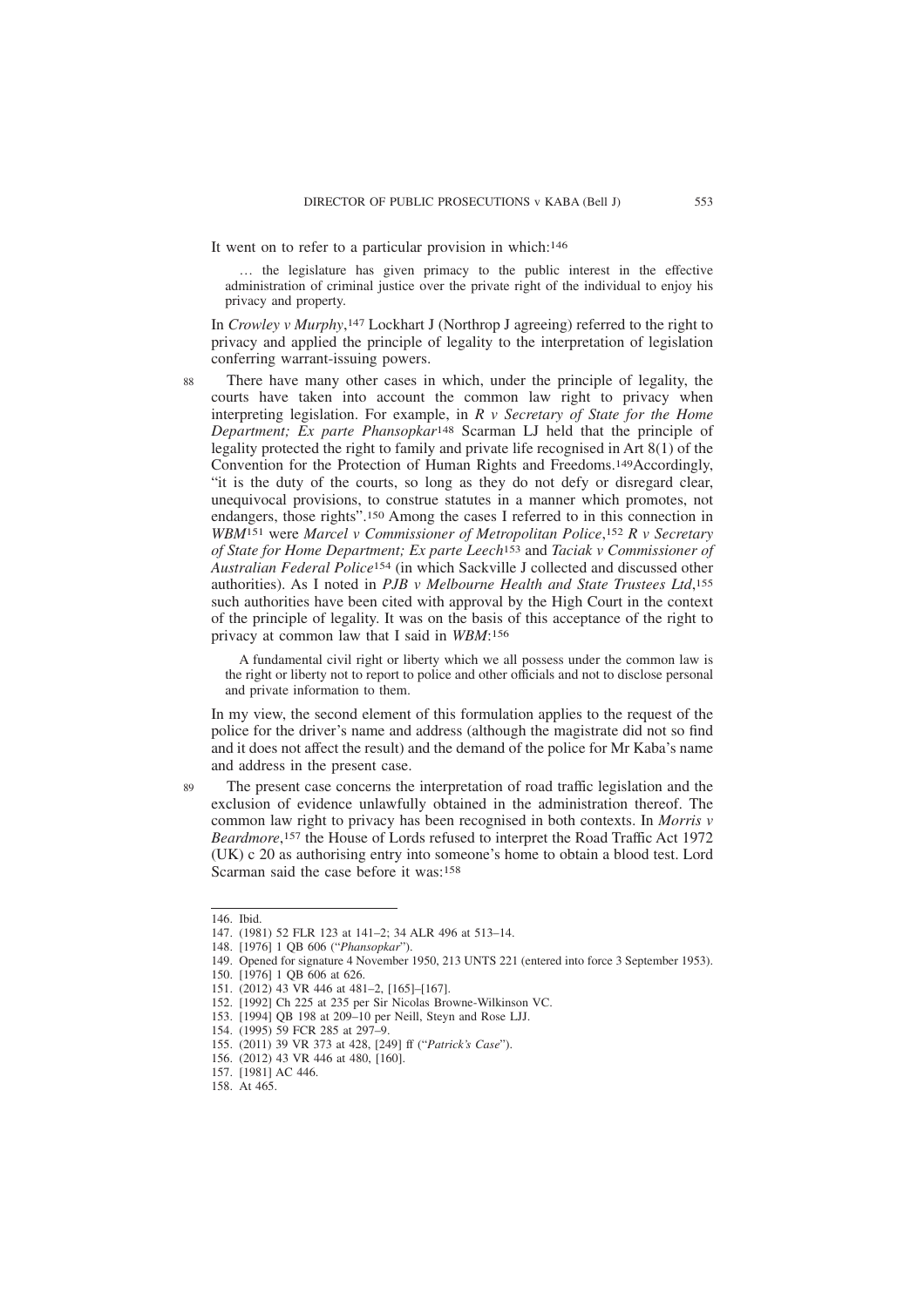It went on to refer to a particular provision in which:[146]

> … the legislature has given primacy to the public interest in the effective administration of criminal justice over the private right of the individual to enjoy his privacy and property.

In *Crowley v Murphy*,[147] Lockhart J (Northrop J agreeing) referred to the right to privacy and applied the principle of legality to the interpretation of legislation conferring warrant-issuing powers.

88 There have many other cases in which, under the principle of legality, the courts have taken into account the common law right to privacy when interpreting legislation. For example, in *R v Secretary of State for the Home Department; Ex parte Phansopkar*[148] Scarman LJ held that the principle of legality protected the right to family and private life recognised in Art 8(1) of the Convention for the Protection of Human Rights and Freedoms.[149] Accordingly, "it is the duty of the courts, so long as they do not defy or disregard clear, unequivocal provisions, to construe statutes in a manner which promotes, not endangers, those rights".[150] Among the cases I referred to in this connection in *WBM*[151] were *Marcel v Commissioner of Metropolitan Police*,[152] *R v Secretary of State for Home Department; Ex parte Leech*[153] and *Taciak v Commissioner of Australian Federal Police*[154] (in which Sackville J collected and discussed other authorities). As I noted in *PJB v Melbourne Health and State Trustees Ltd*,[155] such authorities have been cited with approval by the High Court in the context of the principle of legality. It was on the basis of this acceptance of the right to privacy at common law that I said in *WBM*:[156]

> A fundamental civil right or liberty which we all possess under the common law is the right or liberty not to report to police and other officials and not to disclose personal and private information to them.

In my view, the second element of this formulation applies to the request of the police for the driver's name and address (although the magistrate did not so find and it does not affect the result) and the demand of the police for Mr Kaba's name and address in the present case.

89 The present case concerns the interpretation of road traffic legislation and the exclusion of evidence unlawfully obtained in the administration thereof. The common law right to privacy has been recognised in both contexts. In *Morris v Beardmore*,[157] the House of Lords refused to interpret the Road Traffic Act 1972 (UK) c 20 as authorising entry into someone's home to obtain a blood test. Lord Scarman said the case before it was:[158]

---

146. Ibid.
147. (1981) 52 FLR 123 at 141–2; 34 ALR 496 at 513–14.
148. [1976] 1 QB 606 ("*Phansopkar*").
149. Opened for signature 4 November 1950, 213 UNTS 221 (entered into force 3 September 1953).
150. [1976] 1 QB 606 at 626.
151. (2012) 43 VR 446 at 481–2, [165]–[167].
152. [1992] Ch 225 at 235 per Sir Nicolas Browne-Wilkinson VC.
153. [1994] QB 198 at 209–10 per Neill, Steyn and Rose LJJ.
154. (1995) 59 FCR 285 at 297–9.
155. (2011) 39 VR 373 at 428, [249] ff ("*Patrick's Case*").
156. (2012) 43 VR 446 at 480, [160].
157. [1981] AC 446.
158. At 465.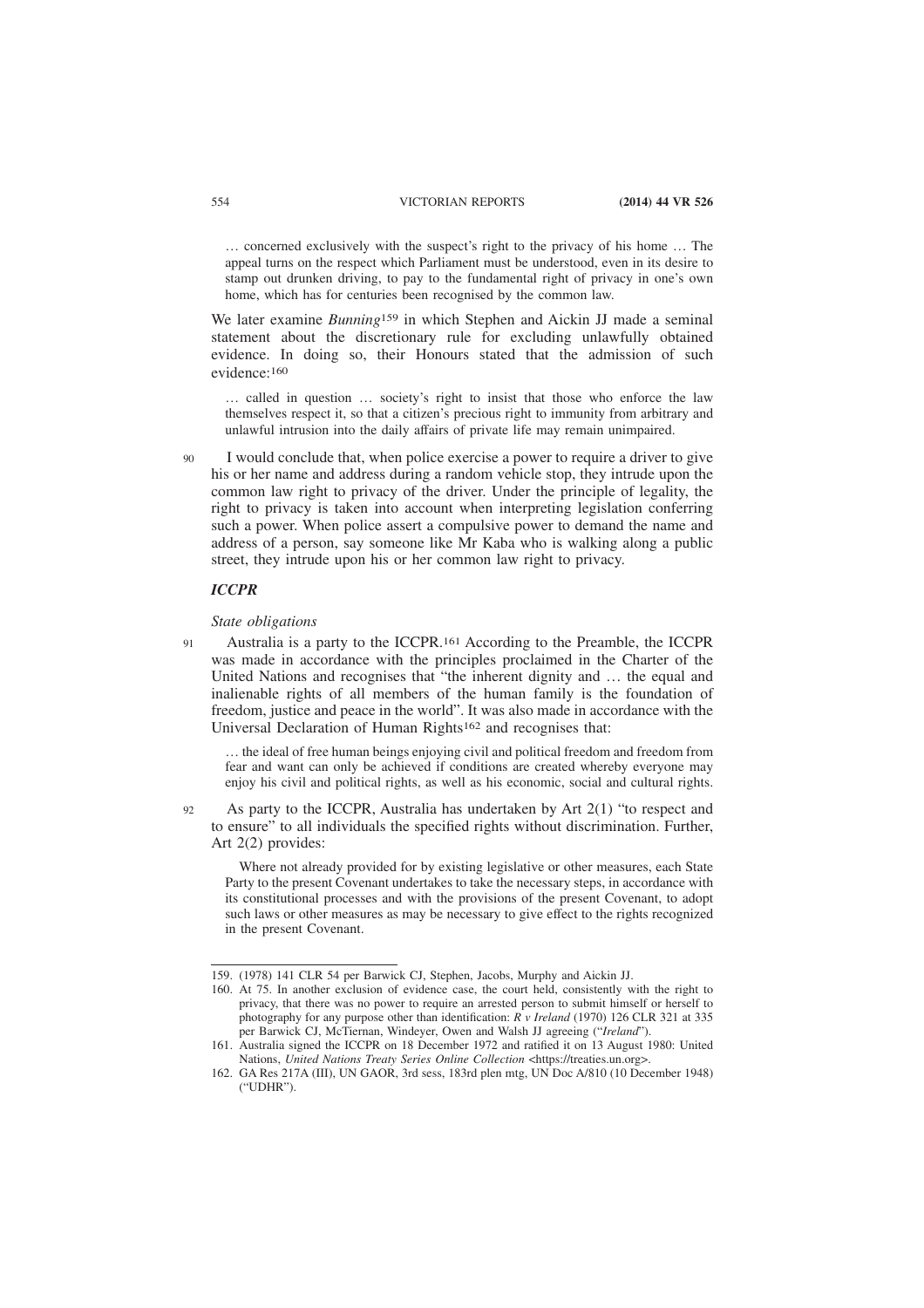… concerned exclusively with the suspect's right to the privacy of his home … The appeal turns on the respect which Parliament must be understood, even in its desire to stamp out drunken driving, to pay to the fundamental right of privacy in one's own home, which has for centuries been recognised by the common law.

We later examine *Bunning*[159] in which Stephen and Aickin JJ made a seminal statement about the discretionary rule for excluding unlawfully obtained evidence. In doing so, their Honours stated that the admission of such evidence:[160]

> … called in question … society's right to insist that those who enforce the law themselves respect it, so that a citizen's precious right to immunity from arbitrary and unlawful intrusion into the daily affairs of private life may remain unimpaired.

90 I would conclude that, when police exercise a power to require a driver to give his or her name and address during a random vehicle stop, they intrude upon the common law right to privacy of the driver. Under the principle of legality, the right to privacy is taken into account when interpreting legislation conferring such a power. When police assert a compulsive power to demand the name and address of a person, say someone like Mr Kaba who is walking along a public street, they intrude upon his or her common law right to privacy.

### *ICCPR*

#### *State obligations*

91 Australia is a party to the ICCPR.[161] According to the Preamble, the ICCPR was made in accordance with the principles proclaimed in the Charter of the United Nations and recognises that "the inherent dignity and … the equal and inalienable rights of all members of the human family is the foundation of freedom, justice and peace in the world". It was also made in accordance with the Universal Declaration of Human Rights[162] and recognises that:

> … the ideal of free human beings enjoying civil and political freedom and freedom from fear and want can only be achieved if conditions are created whereby everyone may enjoy his civil and political rights, as well as his economic, social and cultural rights.

92 As party to the ICCPR, Australia has undertaken by Art 2(1) "to respect and to ensure" to all individuals the specified rights without discrimination. Further, Art 2(2) provides:

> Where not already provided for by existing legislative or other measures, each State Party to the present Covenant undertakes to take the necessary steps, in accordance with its constitutional processes and with the provisions of the present Covenant, to adopt such laws or other measures as may be necessary to give effect to the rights recognized in the present Covenant.

---

159. (1978) 141 CLR 54 per Barwick CJ, Stephen, Jacobs, Murphy and Aickin JJ.

160. At 75. In another exclusion of evidence case, the court held, consistently with the right to privacy, that there was no power to require an arrested person to submit himself or herself to photography for any purpose other than identification: *R v Ireland* (1970) 126 CLR 321 at 335 per Barwick CJ, McTiernan, Windeyer, Owen and Walsh JJ agreeing ("*Ireland*").

161. Australia signed the ICCPR on 18 December 1972 and ratified it on 13 August 1980: United Nations, *United Nations Treaty Series Online Collection* <https://treaties.un.org>.

162. GA Res 217A (III), UN GAOR, 3rd sess, 183rd plen mtg, UN Doc A/810 (10 December 1948) ("UDHR").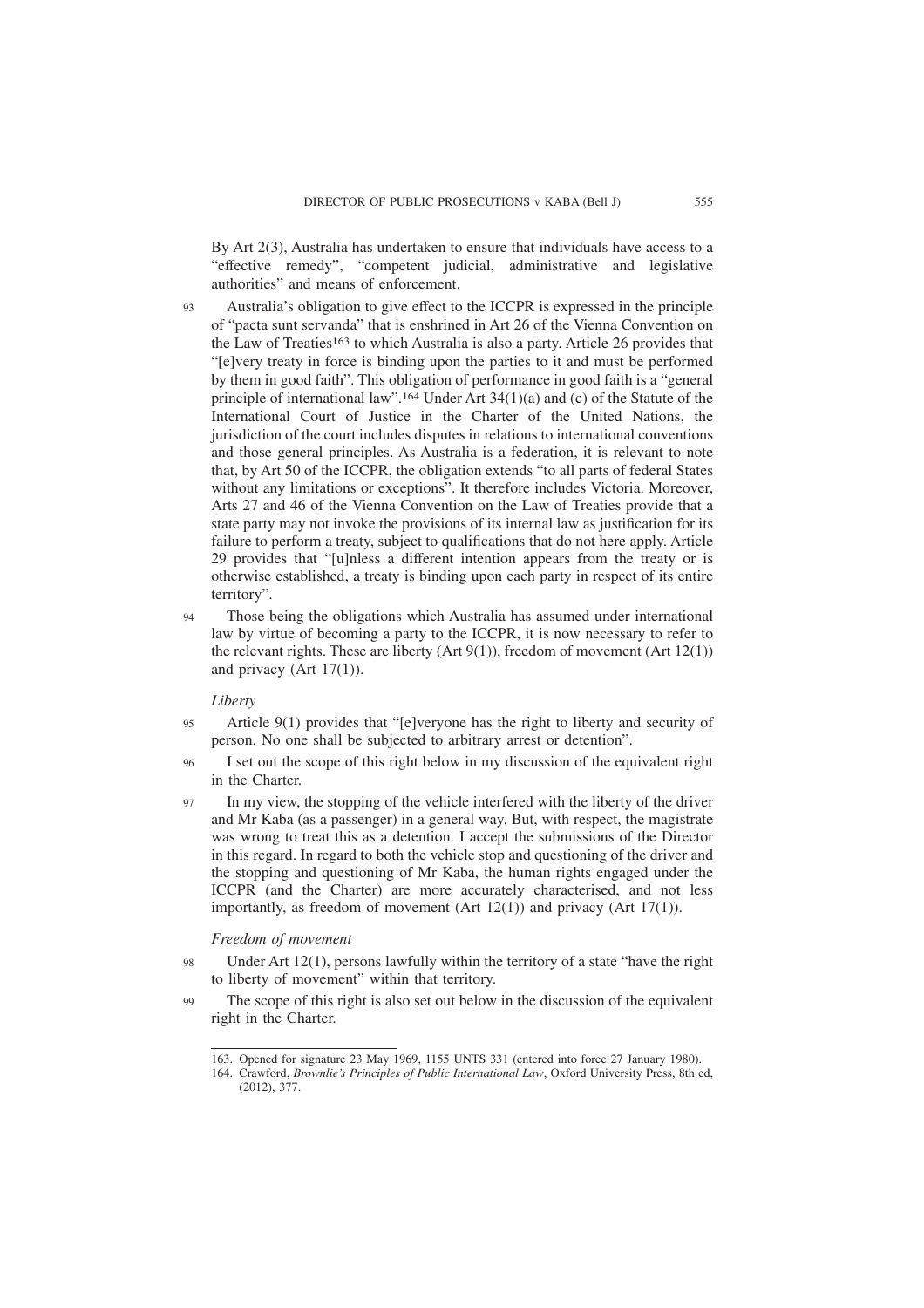By Art 2(3), Australia has undertaken to ensure that individuals have access to a "effective remedy", "competent judicial, administrative and legislative authorities" and means of enforcement.

93 Australia's obligation to give effect to the ICCPR is expressed in the principle of "pacta sunt servanda" that is enshrined in Art 26 of the Vienna Convention on the Law of Treaties[163] to which Australia is also a party. Article 26 provides that "[e]very treaty in force is binding upon the parties to it and must be performed by them in good faith". This obligation of performance in good faith is a "general principle of international law".[164] Under Art 34(1)(a) and (c) of the Statute of the International Court of Justice in the Charter of the United Nations, the jurisdiction of the court includes disputes in relations to international conventions and those general principles. As Australia is a federation, it is relevant to note that, by Art 50 of the ICCPR, the obligation extends "to all parts of federal States without any limitations or exceptions". It therefore includes Victoria. Moreover, Arts 27 and 46 of the Vienna Convention on the Law of Treaties provide that a state party may not invoke the provisions of its internal law as justification for its failure to perform a treaty, subject to qualifications that do not here apply. Article 29 provides that "[u]nless a different intention appears from the treaty or is otherwise established, a treaty is binding upon each party in respect of its entire territory".

94 Those being the obligations which Australia has assumed under international law by virtue of becoming a party to the ICCPR, it is now necessary to refer to the relevant rights. These are liberty (Art 9(1)), freedom of movement (Art 12(1)) and privacy (Art 17(1)).

*Liberty*

95 Article 9(1) provides that "[e]veryone has the right to liberty and security of person. No one shall be subjected to arbitrary arrest or detention".

96 I set out the scope of this right below in my discussion of the equivalent right in the Charter.

97 In my view, the stopping of the vehicle interfered with the liberty of the driver and Mr Kaba (as a passenger) in a general way. But, with respect, the magistrate was wrong to treat this as a detention. I accept the submissions of the Director in this regard. In regard to both the vehicle stop and questioning of the driver and the stopping and questioning of Mr Kaba, the human rights engaged under the ICCPR (and the Charter) are more accurately characterised, and not less importantly, as freedom of movement (Art 12(1)) and privacy (Art 17(1)).

*Freedom of movement*

98 Under Art 12(1), persons lawfully within the territory of a state "have the right to liberty of movement" within that territory.

99 The scope of this right is also set out below in the discussion of the equivalent right in the Charter.

---

163. Opened for signature 23 May 1969, 1155 UNTS 331 (entered into force 27 January 1980).

164. Crawford, *Brownlie's Principles of Public International Law*, Oxford University Press, 8th ed, (2012), 377.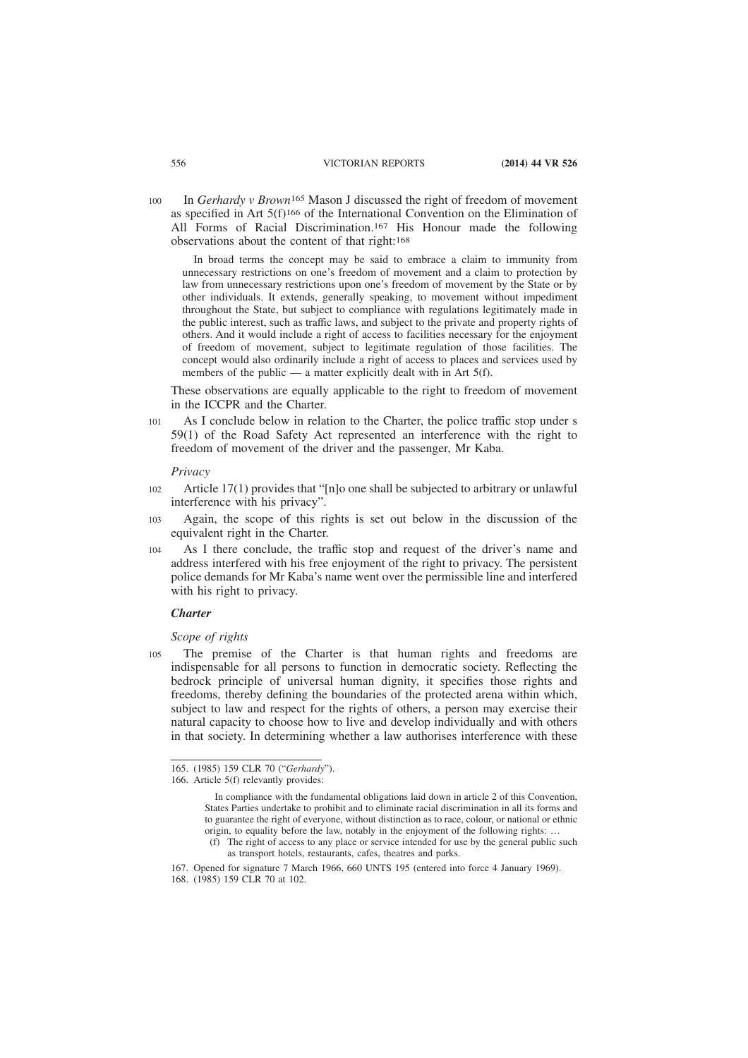100 In *Gerhardy v Brown*[165] Mason J discussed the right of freedom of movement as specified in Art 5(f)[166] of the International Convention on the Elimination of All Forms of Racial Discrimination.[167] His Honour made the following observations about the content of that right:[168]

> In broad terms the concept may be said to embrace a claim to immunity from unnecessary restrictions on one's freedom of movement and a claim to protection by law from unnecessary restrictions upon one's freedom of movement by the State or by other individuals. It extends, generally speaking, to movement without impediment throughout the State, but subject to compliance with regulations legitimately made in the public interest, such as traffic laws, and subject to the private and property rights of others. And it would include a right of access to facilities necessary for the enjoyment of freedom of movement, subject to legitimate regulation of those facilities. The concept would also ordinarily include a right of access to places and services used by members of the public — a matter explicitly dealt with in Art 5(f).

These observations are equally applicable to the right to freedom of movement in the ICCPR and the Charter.

101 As I conclude below in relation to the Charter, the police traffic stop under s 59(1) of the Road Safety Act represented an interference with the right to freedom of movement of the driver and the passenger, Mr Kaba.

*Privacy*

102 Article 17(1) provides that "[n]o one shall be subjected to arbitrary or unlawful interference with his privacy".

103 Again, the scope of this rights is set out below in the discussion of the equivalent right in the Charter.

104 As I there conclude, the traffic stop and request of the driver's name and address interfered with his free enjoyment of the right to privacy. The persistent police demands for Mr Kaba's name went over the permissible line and interfered with his right to privacy.

***Charter***

*Scope of rights*

105 The premise of the Charter is that human rights and freedoms are indispensable for all persons to function in democratic society. Reflecting the bedrock principle of universal human dignity, it specifies those rights and freedoms, thereby defining the boundaries of the protected arena within which, subject to law and respect for the rights of others, a person may exercise their natural capacity to choose how to live and develop individually and with others in that society. In determining whether a law authorises interference with these

---

165. (1985) 159 CLR 70 ("*Gerhardy*").

166. Article 5(f) relevantly provides:

> In compliance with the fundamental obligations laid down in article 2 of this Convention, States Parties undertake to prohibit and to eliminate racial discrimination in all its forms and to guarantee the right of everyone, without distinction as to race, colour, or national or ethnic origin, to equality before the law, notably in the enjoyment of the following rights: …
>
> (f) The right of access to any place or service intended for use by the general public such as transport hotels, restaurants, cafes, theatres and parks.

167. Opened for signature 7 March 1966, 660 UNTS 195 (entered into force 4 January 1969).

168. (1985) 159 CLR 70 at 102.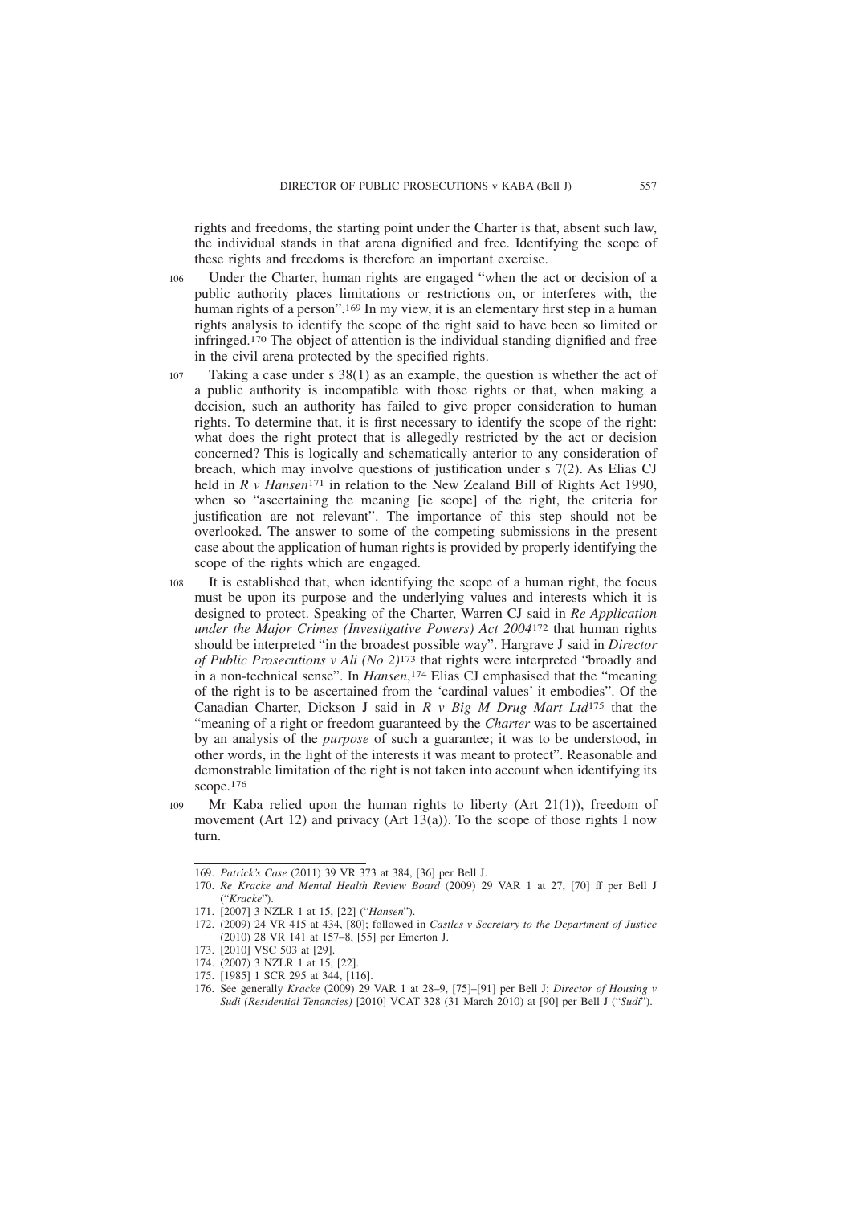rights and freedoms, the starting point under the Charter is that, absent such law, the individual stands in that arena dignified and free. Identifying the scope of these rights and freedoms is therefore an important exercise.

106 Under the Charter, human rights are engaged "when the act or decision of a public authority places limitations or restrictions on, or interferes with, the human rights of a person".[169] In my view, it is an elementary first step in a human rights analysis to identify the scope of the right said to have been so limited or infringed.[170] The object of attention is the individual standing dignified and free in the civil arena protected by the specified rights.

107 Taking a case under s 38(1) as an example, the question is whether the act of a public authority is incompatible with those rights or that, when making a decision, such an authority has failed to give proper consideration to human rights. To determine that, it is first necessary to identify the scope of the right: what does the right protect that is allegedly restricted by the act or decision concerned? This is logically and schematically anterior to any consideration of breach, which may involve questions of justification under s 7(2). As Elias CJ held in *R v Hansen*[171] in relation to the New Zealand Bill of Rights Act 1990, when so "ascertaining the meaning [ie scope] of the right, the criteria for justification are not relevant". The importance of this step should not be overlooked. The answer to some of the competing submissions in the present case about the application of human rights is provided by properly identifying the scope of the rights which are engaged.

108 It is established that, when identifying the scope of a human right, the focus must be upon its purpose and the underlying values and interests which it is designed to protect. Speaking of the Charter, Warren CJ said in *Re Application under the Major Crimes (Investigative Powers) Act 2004*[172] that human rights should be interpreted "in the broadest possible way". Hargrave J said in *Director of Public Prosecutions v Ali (No 2)*[173] that rights were interpreted "broadly and in a non-technical sense". In *Hansen*,[174] Elias CJ emphasised that the "meaning of the right is to be ascertained from the 'cardinal values' it embodies". Of the Canadian Charter, Dickson J said in *R v Big M Drug Mart Ltd*[175] that the "meaning of a right or freedom guaranteed by the *Charter* was to be ascertained by an analysis of the *purpose* of such a guarantee; it was to be understood, in other words, in the light of the interests it was meant to protect". Reasonable and demonstrable limitation of the right is not taken into account when identifying its scope.[176]

109 Mr Kaba relied upon the human rights to liberty (Art 21(1)), freedom of movement (Art 12) and privacy (Art 13(a)). To the scope of those rights I now turn.

---

169. *Patrick's Case* (2011) 39 VR 373 at 384, [36] per Bell J.
170. *Re Kracke and Mental Health Review Board* (2009) 29 VAR 1 at 27, [70] ff per Bell J ("*Kracke*").
171. [2007] 3 NZLR 1 at 15, [22] ("*Hansen*").
172. (2009) 24 VR 415 at 434, [80]; followed in *Castles v Secretary to the Department of Justice* (2010) 28 VR 141 at 157–8, [55] per Emerton J.
173. [2010] VSC 503 at [29].
174. (2007) 3 NZLR 1 at 15, [22].
175. [1985] 1 SCR 295 at 344, [116].
176. See generally *Kracke* (2009) 29 VAR 1 at 28–9, [75]–[91] per Bell J; *Director of Housing v Sudi (Residential Tenancies)* [2010] VCAT 328 (31 March 2010) at [90] per Bell J ("*Sudi*").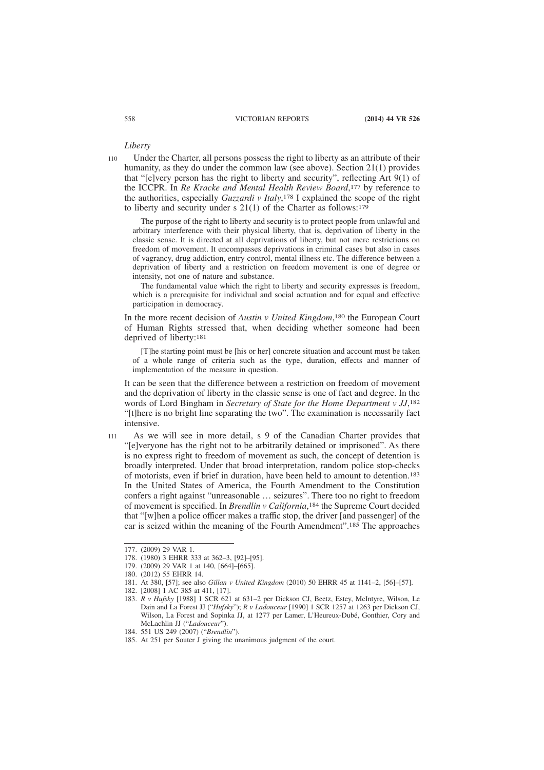*Liberty*

110 Under the Charter, all persons possess the right to liberty as an attribute of their humanity, as they do under the common law (see above). Section 21(1) provides that "[e]very person has the right to liberty and security", reflecting Art 9(1) of the ICCPR. In *Re Kracke and Mental Health Review Board*,[177] by reference to the authorities, especially *Guzzardi v Italy*,[178] I explained the scope of the right to liberty and security under s 21(1) of the Charter as follows:[179]

> The purpose of the right to liberty and security is to protect people from unlawful and arbitrary interference with their physical liberty, that is, deprivation of liberty in the classic sense. It is directed at all deprivations of liberty, but not mere restrictions on freedom of movement. It encompasses deprivations in criminal cases but also in cases of vagrancy, drug addiction, entry control, mental illness etc. The difference between a deprivation of liberty and a restriction on freedom movement is one of degree or intensity, not one of nature and substance.
>
> The fundamental value which the right to liberty and security expresses is freedom, which is a prerequisite for individual and social actuation and for equal and effective participation in democracy.

In the more recent decision of *Austin v United Kingdom*,[180] the European Court of Human Rights stressed that, when deciding whether someone had been deprived of liberty:[181]

> [T]he starting point must be [his or her] concrete situation and account must be taken of a whole range of criteria such as the type, duration, effects and manner of implementation of the measure in question.

It can be seen that the difference between a restriction on freedom of movement and the deprivation of liberty in the classic sense is one of fact and degree. In the words of Lord Bingham in *Secretary of State for the Home Department v JJ*,[182] "[t]here is no bright line separating the two". The examination is necessarily fact intensive.

111 As we will see in more detail, s 9 of the Canadian Charter provides that "[e]veryone has the right not to be arbitrarily detained or imprisoned". As there is no express right to freedom of movement as such, the concept of detention is broadly interpreted. Under that broad interpretation, random police stop-checks of motorists, even if brief in duration, have been held to amount to detention.[183] In the United States of America, the Fourth Amendment to the Constitution confers a right against "unreasonable … seizures". There too no right to freedom of movement is specified. In *Brendlin v California*,[184] the Supreme Court decided that "[w]hen a police officer makes a traffic stop, the driver [and passenger] of the car is seized within the meaning of the Fourth Amendment".[185] The approaches

---

177. (2009) 29 VAR 1.

178. (1980) 3 EHRR 333 at 362–3, [92]–[95].

179. (2009) 29 VAR 1 at 140, [664]–[665].

180. (2012) 55 EHRR 14.

181. At 380, [57]; see also *Gillan v United Kingdom* (2010) 50 EHRR 45 at 1141–2, [56]–[57].

182. [2008] 1 AC 385 at 411, [17].

183. *R v Hufsky* [1988] 1 SCR 621 at 631–2 per Dickson CJ, Beetz, Estey, McIntyre, Wilson, Le Dain and La Forest JJ ("*Hufsky*"); *R v Ladouceur* [1990] 1 SCR 1257 at 1263 per Dickson CJ, Wilson, La Forest and Sopinka JJ, at 1277 per Lamer, L'Heureux-Dubé, Gonthier, Cory and McLachlin JJ ("*Ladouceur*").

184. 551 US 249 (2007) ("*Brendlin*").

185. At 251 per Souter J giving the unanimous judgment of the court.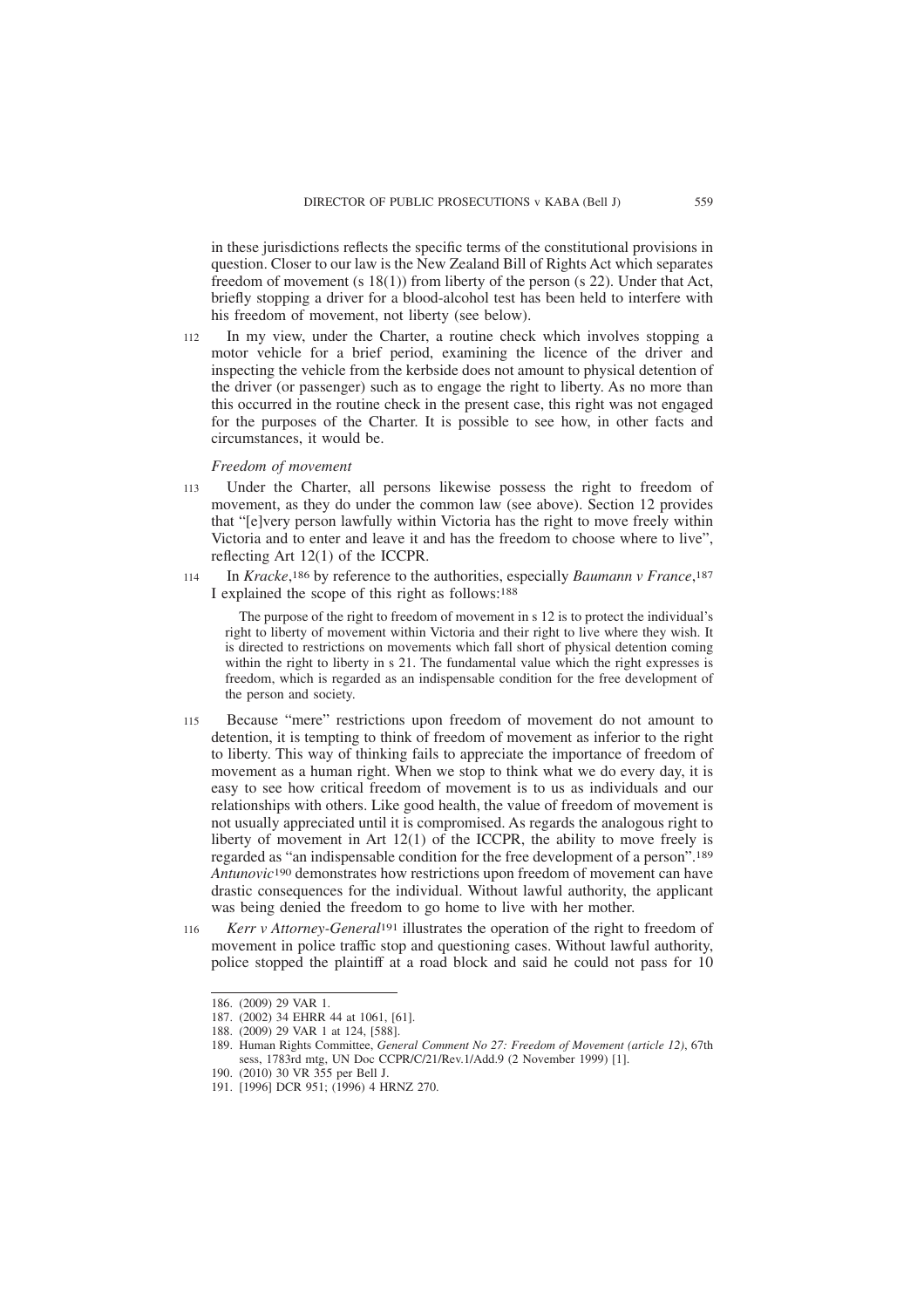in these jurisdictions reflects the specific terms of the constitutional provisions in question. Closer to our law is the New Zealand Bill of Rights Act which separates freedom of movement (s 18(1)) from liberty of the person (s 22). Under that Act, briefly stopping a driver for a blood-alcohol test has been held to interfere with his freedom of movement, not liberty (see below).

112 In my view, under the Charter, a routine check which involves stopping a motor vehicle for a brief period, examining the licence of the driver and inspecting the vehicle from the kerbside does not amount to physical detention of the driver (or passenger) such as to engage the right to liberty. As no more than this occurred in the routine check in the present case, this right was not engaged for the purposes of the Charter. It is possible to see how, in other facts and circumstances, it would be.

*Freedom of movement*

113 Under the Charter, all persons likewise possess the right to freedom of movement, as they do under the common law (see above). Section 12 provides that "[e]very person lawfully within Victoria has the right to move freely within Victoria and to enter and leave it and has the freedom to choose where to live", reflecting Art 12(1) of the ICCPR.

114 In *Kracke*,[186] by reference to the authorities, especially *Baumann v France*,[187] I explained the scope of this right as follows:[188]

> The purpose of the right to freedom of movement in s 12 is to protect the individual's right to liberty of movement within Victoria and their right to live where they wish. It is directed to restrictions on movements which fall short of physical detention coming within the right to liberty in s 21. The fundamental value which the right expresses is freedom, which is regarded as an indispensable condition for the free development of the person and society.

115 Because "mere" restrictions upon freedom of movement do not amount to detention, it is tempting to think of freedom of movement as inferior to the right to liberty. This way of thinking fails to appreciate the importance of freedom of movement as a human right. When we stop to think what we do every day, it is easy to see how critical freedom of movement is to us as individuals and our relationships with others. Like good health, the value of freedom of movement is not usually appreciated until it is compromised. As regards the analogous right to liberty of movement in Art 12(1) of the ICCPR, the ability to move freely is regarded as "an indispensable condition for the free development of a person".[189] *Antunovic*[190] demonstrates how restrictions upon freedom of movement can have drastic consequences for the individual. Without lawful authority, the applicant was being denied the freedom to go home to live with her mother.

116 *Kerr v Attorney-General*[191] illustrates the operation of the right to freedom of movement in police traffic stop and questioning cases. Without lawful authority, police stopped the plaintiff at a road block and said he could not pass for 10

---

186. (2009) 29 VAR 1.
187. (2002) 34 EHRR 44 at 1061, [61].
188. (2009) 29 VAR 1 at 124, [588].
189. Human Rights Committee, *General Comment No 27: Freedom of Movement (article 12)*, 67th sess, 1783rd mtg, UN Doc CCPR/C/21/Rev.1/Add.9 (2 November 1999) [1].
190. (2010) 30 VR 355 per Bell J.
191. [1996] DCR 951; (1996) 4 HRNZ 270.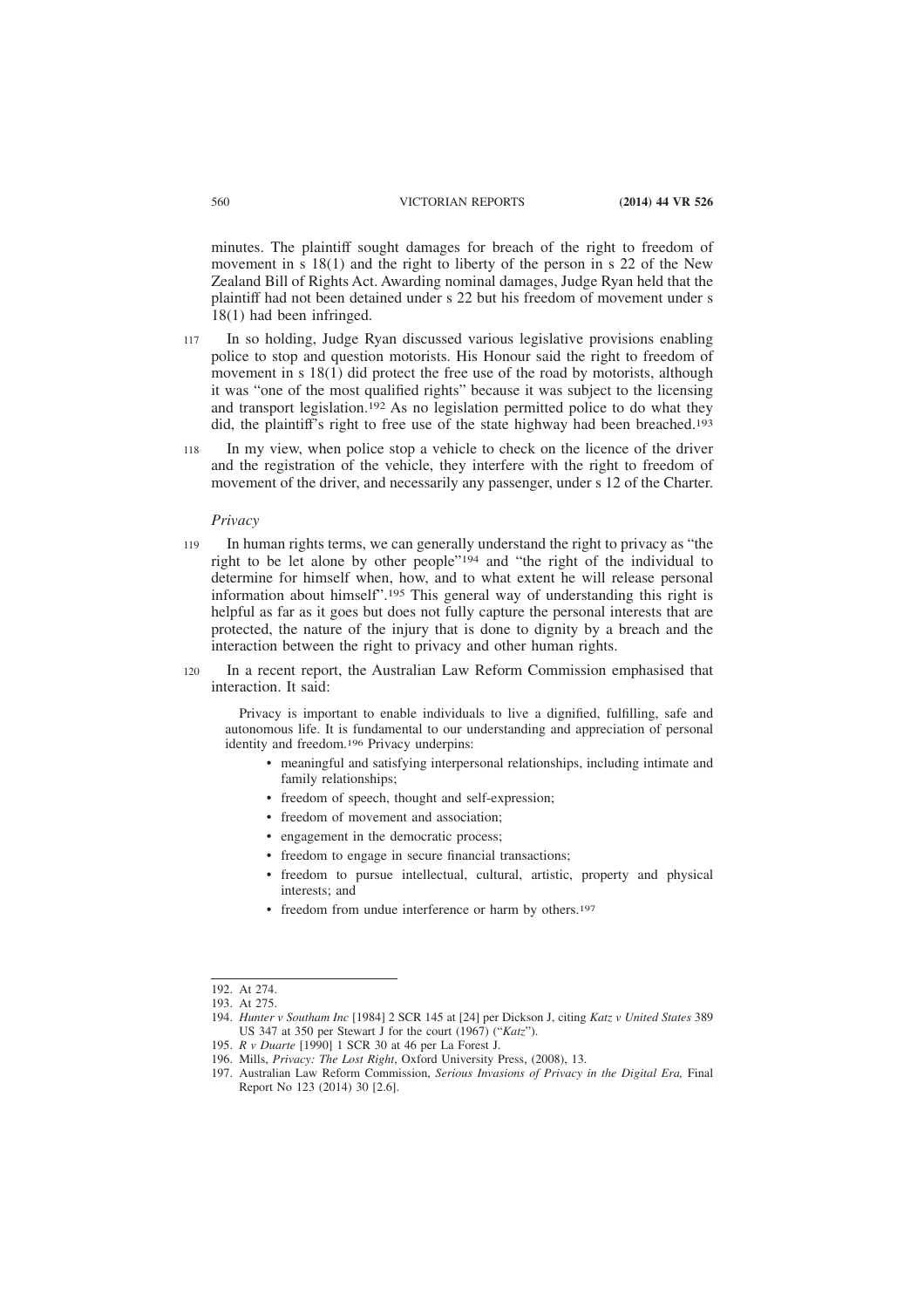minutes. The plaintiff sought damages for breach of the right to freedom of movement in s 18(1) and the right to liberty of the person in s 22 of the New Zealand Bill of Rights Act. Awarding nominal damages, Judge Ryan held that the plaintiff had not been detained under s 22 but his freedom of movement under s 18(1) had been infringed.

117 In so holding, Judge Ryan discussed various legislative provisions enabling police to stop and question motorists. His Honour said the right to freedom of movement in s 18(1) did protect the free use of the road by motorists, although it was "one of the most qualified rights" because it was subject to the licensing and transport legislation.[192] As no legislation permitted police to do what they did, the plaintiff's right to free use of the state highway had been breached.[193]

118 In my view, when police stop a vehicle to check on the licence of the driver and the registration of the vehicle, they interfere with the right to freedom of movement of the driver, and necessarily any passenger, under s 12 of the Charter.

*Privacy*

119 In human rights terms, we can generally understand the right to privacy as "the right to be let alone by other people"[194] and "the right of the individual to determine for himself when, how, and to what extent he will release personal information about himself".[195] This general way of understanding this right is helpful as far as it goes but does not fully capture the personal interests that are protected, the nature of the injury that is done to dignity by a breach and the interaction between the right to privacy and other human rights.

120 In a recent report, the Australian Law Reform Commission emphasised that interaction. It said:

> Privacy is important to enable individuals to live a dignified, fulfilling, safe and autonomous life. It is fundamental to our understanding and appreciation of personal identity and freedom.[196] Privacy underpins:
>
> - meaningful and satisfying interpersonal relationships, including intimate and family relationships;
> - freedom of speech, thought and self-expression;
> - freedom of movement and association;
> - engagement in the democratic process;
> - freedom to engage in secure financial transactions;
> - freedom to pursue intellectual, cultural, artistic, property and physical interests; and
> - freedom from undue interference or harm by others.[197]

---

192. At 274.
193. At 275.
194. *Hunter v Southam Inc* [1984] 2 SCR 145 at [24] per Dickson J, citing *Katz v United States* 389 US 347 at 350 per Stewart J for the court (1967) ("*Katz*").
195. *R v Duarte* [1990] 1 SCR 30 at 46 per La Forest J.
196. Mills, *Privacy: The Lost Right*, Oxford University Press, (2008), 13.
197. Australian Law Reform Commission, *Serious Invasions of Privacy in the Digital Era,* Final Report No 123 (2014) 30 [2.6].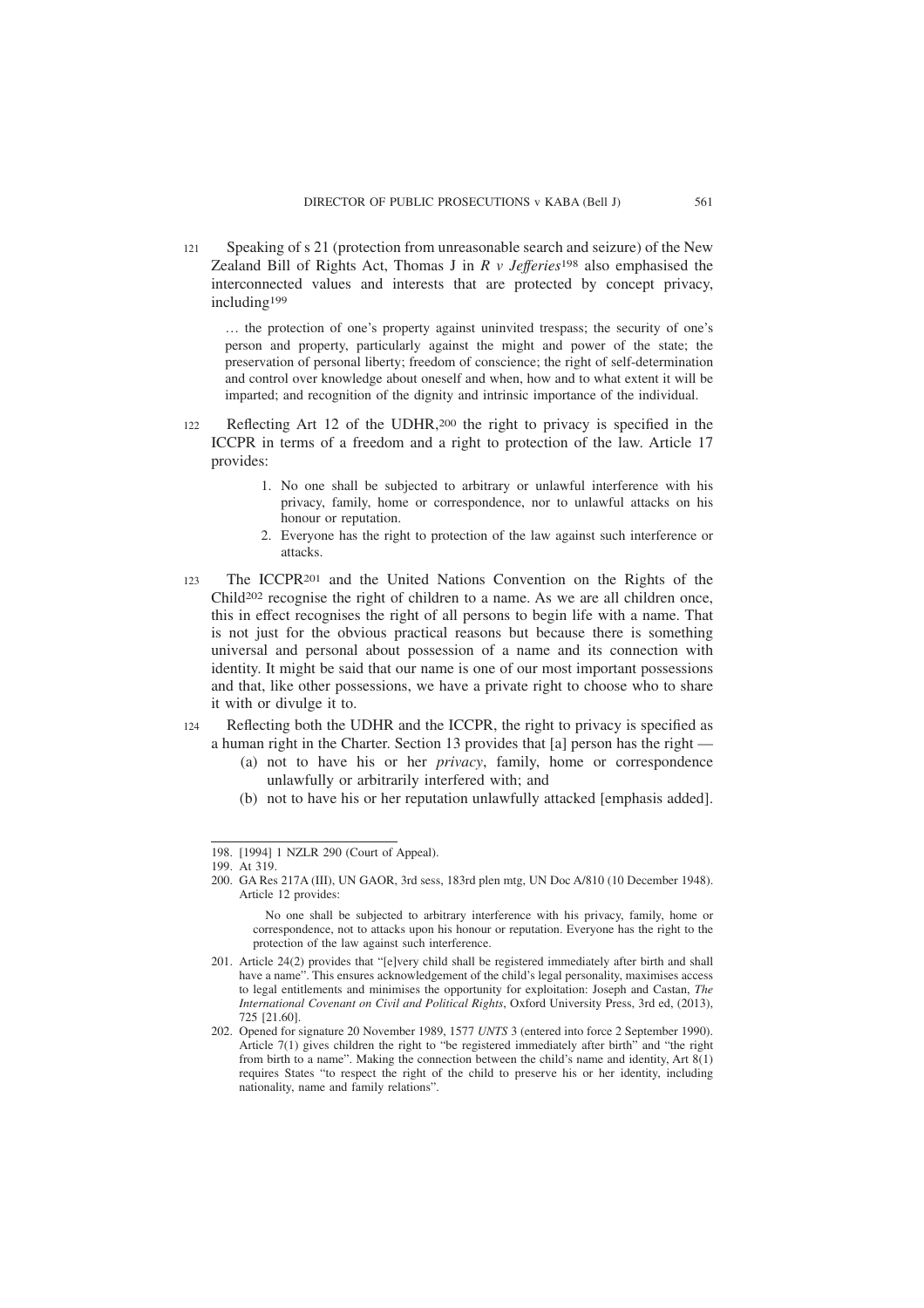121 Speaking of s 21 (protection from unreasonable search and seizure) of the New Zealand Bill of Rights Act, Thomas J in *R v Jefferies*[198] also emphasised the interconnected values and interests that are protected by concept privacy, including[199]

> … the protection of one's property against uninvited trespass; the security of one's person and property, particularly against the might and power of the state; the preservation of personal liberty; freedom of conscience; the right of self-determination and control over knowledge about oneself and when, how and to what extent it will be imparted; and recognition of the dignity and intrinsic importance of the individual.

122 Reflecting Art 12 of the UDHR,[200] the right to privacy is specified in the ICCPR in terms of a freedom and a right to protection of the law. Article 17 provides:

> 1. No one shall be subjected to arbitrary or unlawful interference with his privacy, family, home or correspondence, nor to unlawful attacks on his honour or reputation.
> 2. Everyone has the right to protection of the law against such interference or attacks.

123 The ICCPR[201] and the United Nations Convention on the Rights of the Child[202] recognise the right of children to a name. As we are all children once, this in effect recognises the right of all persons to begin life with a name. That is not just for the obvious practical reasons but because there is something universal and personal about possession of a name and its connection with identity. It might be said that our name is one of our most important possessions and that, like other possessions, we have a private right to choose who to share it with or divulge it to.

124 Reflecting both the UDHR and the ICCPR, the right to privacy is specified as a human right in the Charter. Section 13 provides that [a] person has the right —

> (a) not to have his or her *privacy*, family, home or correspondence unlawfully or arbitrarily interfered with; and
> (b) not to have his or her reputation unlawfully attacked [emphasis added].

---

198. [1994] 1 NZLR 290 (Court of Appeal).

199. At 319.

200. GA Res 217A (III), UN GAOR, 3rd sess, 183rd plen mtg, UN Doc A/810 (10 December 1948). Article 12 provides:

> No one shall be subjected to arbitrary interference with his privacy, family, home or correspondence, not to attacks upon his honour or reputation. Everyone has the right to the protection of the law against such interference.

201. Article 24(2) provides that "[e]very child shall be registered immediately after birth and shall have a name". This ensures acknowledgement of the child's legal personality, maximises access to legal entitlements and minimises the opportunity for exploitation: Joseph and Castan, *The International Covenant on Civil and Political Rights*, Oxford University Press, 3rd ed, (2013), 725 [21.60].

202. Opened for signature 20 November 1989, 1577 *UNTS* 3 (entered into force 2 September 1990). Article 7(1) gives children the right to "be registered immediately after birth" and "the right from birth to a name". Making the connection between the child's name and identity, Art 8(1) requires States "to respect the right of the child to preserve his or her identity, including nationality, name and family relations".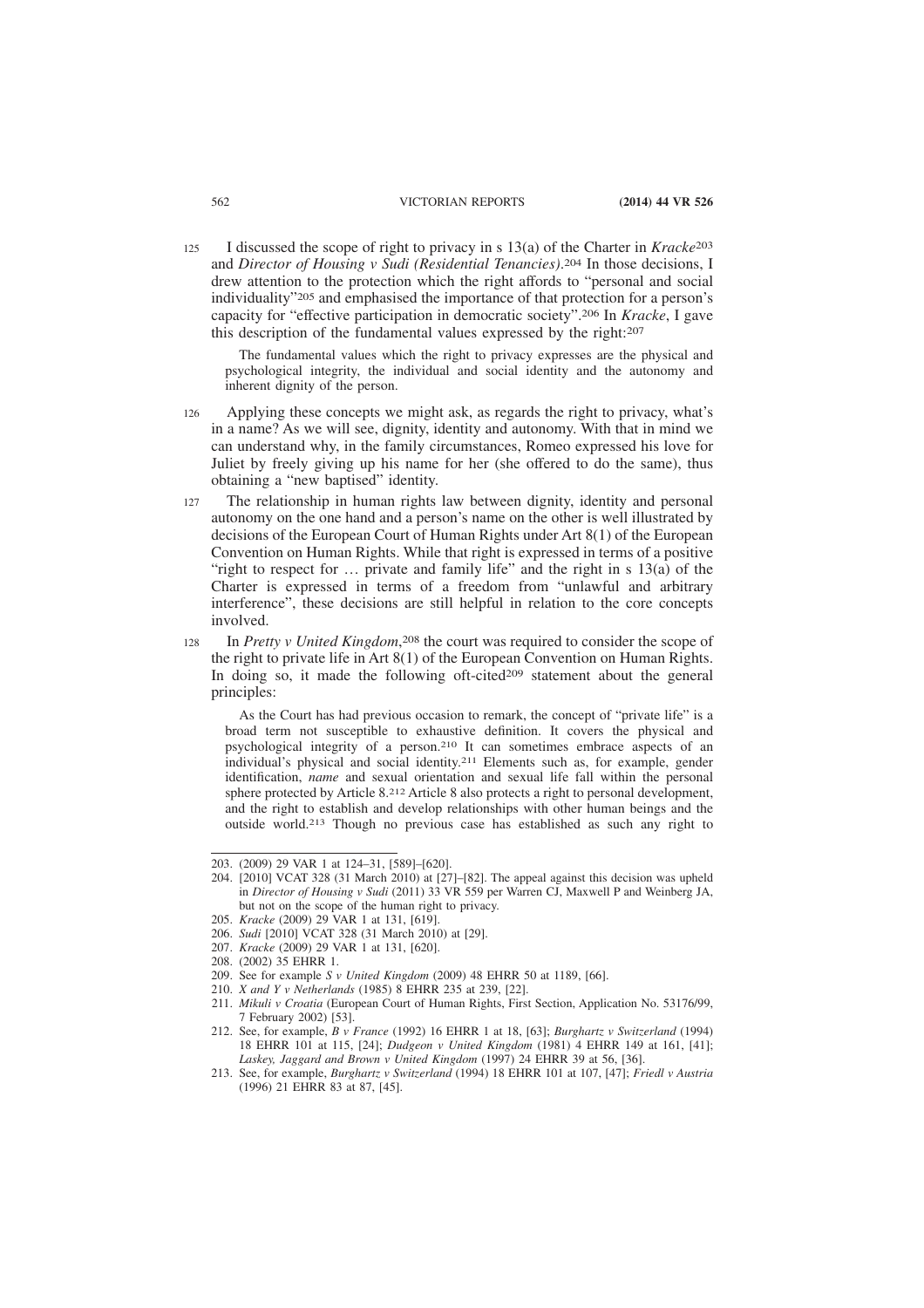125 I discussed the scope of right to privacy in s 13(a) of the Charter in *Kracke*[203] and *Director of Housing v Sudi (Residential Tenancies)*.[204] In those decisions, I drew attention to the protection which the right affords to "personal and social individuality"[205] and emphasised the importance of that protection for a person's capacity for "effective participation in democratic society".[206] In *Kracke*, I gave this description of the fundamental values expressed by the right:[207]

> The fundamental values which the right to privacy expresses are the physical and psychological integrity, the individual and social identity and the autonomy and inherent dignity of the person.

126 Applying these concepts we might ask, as regards the right to privacy, what's in a name? As we will see, dignity, identity and autonomy. With that in mind we can understand why, in the family circumstances, Romeo expressed his love for Juliet by freely giving up his name for her (she offered to do the same), thus obtaining a "new baptised" identity.

127 The relationship in human rights law between dignity, identity and personal autonomy on the one hand and a person's name on the other is well illustrated by decisions of the European Court of Human Rights under Art 8(1) of the European Convention on Human Rights. While that right is expressed in terms of a positive "right to respect for … private and family life" and the right in s 13(a) of the Charter is expressed in terms of a freedom from "unlawful and arbitrary interference", these decisions are still helpful in relation to the core concepts involved.

128 In *Pretty v United Kingdom*,[208] the court was required to consider the scope of the right to private life in Art 8(1) of the European Convention on Human Rights. In doing so, it made the following oft-cited[209] statement about the general principles:

> As the Court has had previous occasion to remark, the concept of "private life" is a broad term not susceptible to exhaustive definition. It covers the physical and psychological integrity of a person.[210] It can sometimes embrace aspects of an individual's physical and social identity.[211] Elements such as, for example, gender identification, *name* and sexual orientation and sexual life fall within the personal sphere protected by Article 8.[212] Article 8 also protects a right to personal development, and the right to establish and develop relationships with other human beings and the outside world.[213] Though no previous case has established as such any right to

---

203. (2009) 29 VAR 1 at 124–31, [589]–[620].
204. [2010] VCAT 328 (31 March 2010) at [27]–[82]. The appeal against this decision was upheld in *Director of Housing v Sudi* (2011) 33 VR 559 per Warren CJ, Maxwell P and Weinberg JA, but not on the scope of the human right to privacy.
205. *Kracke* (2009) 29 VAR 1 at 131, [619].
206. *Sudi* [2010] VCAT 328 (31 March 2010) at [29].
207. *Kracke* (2009) 29 VAR 1 at 131, [620].
208. (2002) 35 EHRR 1.
209. See for example *S v United Kingdom* (2009) 48 EHRR 50 at 1189, [66].
210. *X and Y v Netherlands* (1985) 8 EHRR 235 at 239, [22].
211. *Mikuli v Croatia* (European Court of Human Rights, First Section, Application No. 53176/99, 7 February 2002) [53].
212. See, for example, *B v France* (1992) 16 EHRR 1 at 18, [63]; *Burghartz v Switzerland* (1994) 18 EHRR 101 at 115, [24]; *Dudgeon v United Kingdom* (1981) 4 EHRR 149 at 161, [41]; *Laskey, Jaggard and Brown v United Kingdom* (1997) 24 EHRR 39 at 56, [36].
213. See, for example, *Burghartz v Switzerland* (1994) 18 EHRR 101 at 107, [47]; *Friedl v Austria* (1996) 21 EHRR 83 at 87, [45].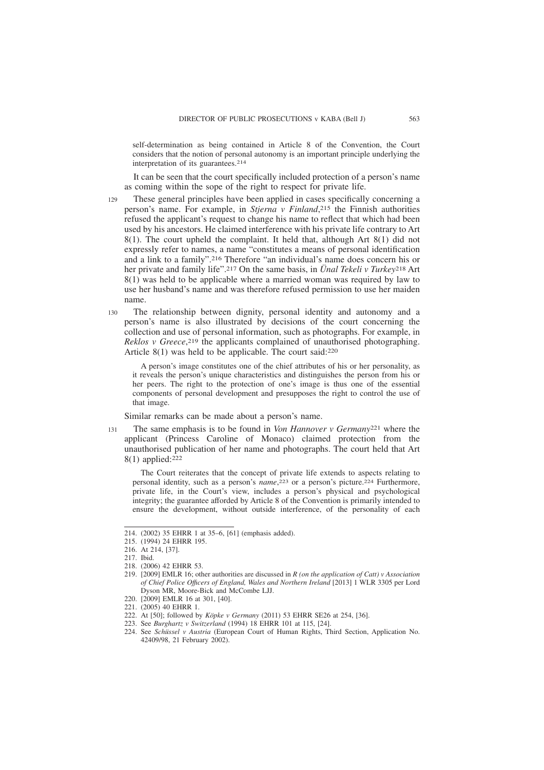self-determination as being contained in Article 8 of the Convention, the Court considers that the notion of personal autonomy is an important principle underlying the interpretation of its guarantees.[214]

It can be seen that the court specifically included protection of a person's name as coming within the sope of the right to respect for private life.

129 These general principles have been applied in cases specifically concerning a person's name. For example, in *Stjerna v Finland*,[215] the Finnish authorities refused the applicant's request to change his name to reflect that which had been used by his ancestors. He claimed interference with his private life contrary to Art 8(1). The court upheld the complaint. It held that, although Art 8(1) did not expressly refer to names, a name "constitutes a means of personal identification and a link to a family".[216] Therefore "an individual's name does concern his or her private and family life".[217] On the same basis, in *Ünal Tekeli v Turkey*[218] Art 8(1) was held to be applicable where a married woman was required by law to use her husband's name and was therefore refused permission to use her maiden name.

130 The relationship between dignity, personal identity and autonomy and a person's name is also illustrated by decisions of the court concerning the collection and use of personal information, such as photographs. For example, in *Reklos v Greece*,[219] the applicants complained of unauthorised photographing. Article 8(1) was held to be applicable. The court said:[220]

> A person's image constitutes one of the chief attributes of his or her personality, as it reveals the person's unique characteristics and distinguishes the person from his or her peers. The right to the protection of one's image is thus one of the essential components of personal development and presupposes the right to control the use of that image.

Similar remarks can be made about a person's name.

131 The same emphasis is to be found in *Von Hannover v Germany*[221] where the applicant (Princess Caroline of Monaco) claimed protection from the unauthorised publication of her name and photographs. The court held that Art 8(1) applied:[222]

> The Court reiterates that the concept of private life extends to aspects relating to personal identity, such as a person's *name*,[223] or a person's picture.[224] Furthermore, private life, in the Court's view, includes a person's physical and psychological integrity; the guarantee afforded by Article 8 of the Convention is primarily intended to ensure the development, without outside interference, of the personality of each

---

214. (2002) 35 EHRR 1 at 35–6, [61] (emphasis added).
215. (1994) 24 EHRR 195.
216. At 214, [37].
217. Ibid.
218. (2006) 42 EHRR 53.
219. [2009] EMLR 16; other authorities are discussed in *R (on the application of Catt) v Association of Chief Police Officers of England, Wales and Northern Ireland* [2013] 1 WLR 3305 per Lord Dyson MR, Moore-Bick and McCombe LJJ.
220. [2009] EMLR 16 at 301, [40].
221. (2005) 40 EHRR 1.
222. At [50]; followed by *Köpke v Germany* (2011) 53 EHRR SE26 at 254, [36].
223. See *Burghartz v Switzerland* (1994) 18 EHRR 101 at 115, [24].
224. See *Schüssel v Austria* (European Court of Human Rights, Third Section, Application No. 42409/98, 21 February 2002).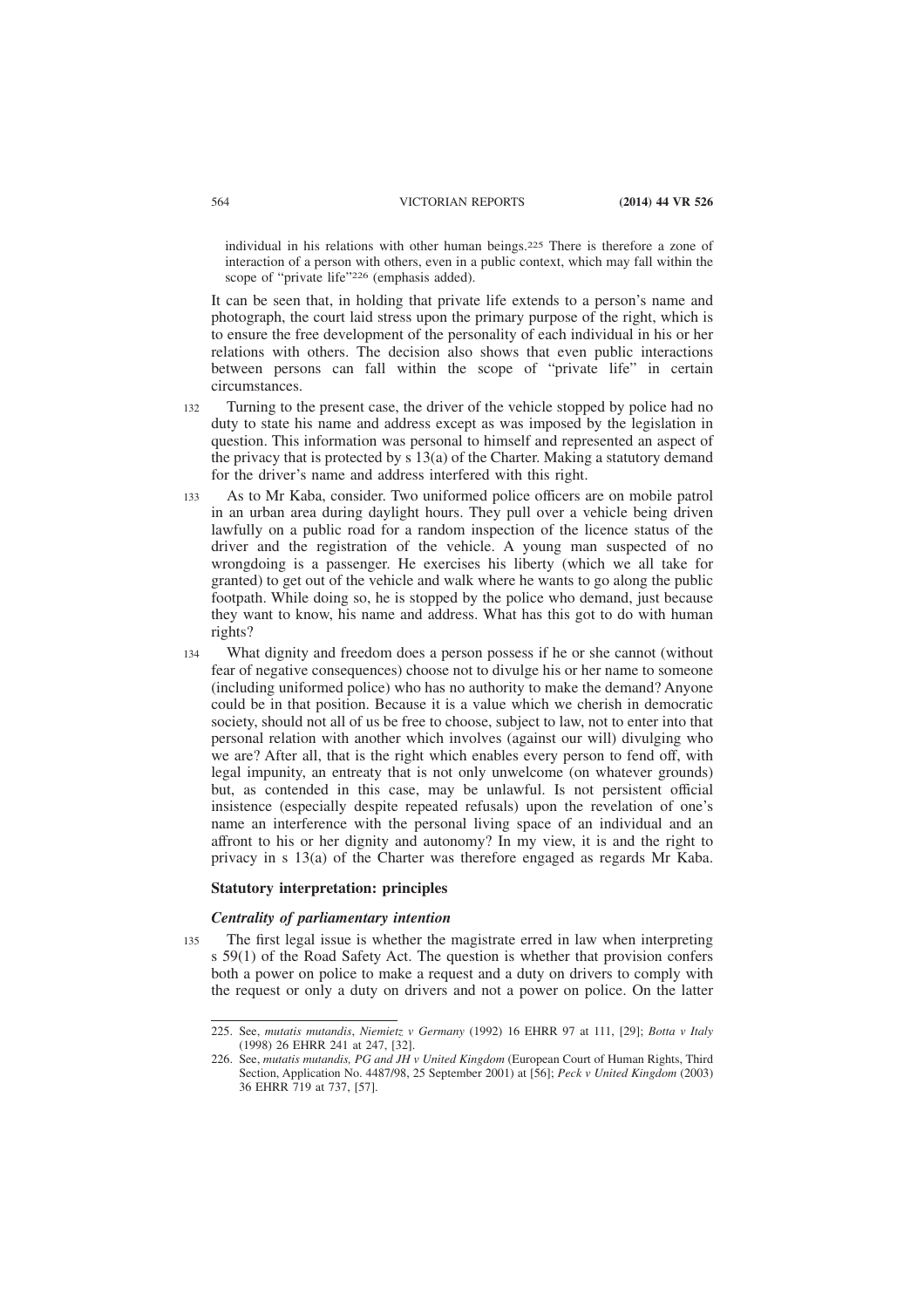individual in his relations with other human beings.[225] There is therefore a zone of interaction of a person with others, even in a public context, which may fall within the scope of "private life"[226] (emphasis added).

It can be seen that, in holding that private life extends to a person's name and photograph, the court laid stress upon the primary purpose of the right, which is to ensure the free development of the personality of each individual in his or her relations with others. The decision also shows that even public interactions between persons can fall within the scope of "private life" in certain circumstances.

132 Turning to the present case, the driver of the vehicle stopped by police had no duty to state his name and address except as was imposed by the legislation in question. This information was personal to himself and represented an aspect of the privacy that is protected by s 13(a) of the Charter. Making a statutory demand for the driver's name and address interfered with this right.

133 As to Mr Kaba, consider. Two uniformed police officers are on mobile patrol in an urban area during daylight hours. They pull over a vehicle being driven lawfully on a public road for a random inspection of the licence status of the driver and the registration of the vehicle. A young man suspected of no wrongdoing is a passenger. He exercises his liberty (which we all take for granted) to get out of the vehicle and walk where he wants to go along the public footpath. While doing so, he is stopped by the police who demand, just because they want to know, his name and address. What has this got to do with human rights?

134 What dignity and freedom does a person possess if he or she cannot (without fear of negative consequences) choose not to divulge his or her name to someone (including uniformed police) who has no authority to make the demand? Anyone could be in that position. Because it is a value which we cherish in democratic society, should not all of us be free to choose, subject to law, not to enter into that personal relation with another which involves (against our will) divulging who we are? After all, that is the right which enables every person to fend off, with legal impunity, an entreaty that is not only unwelcome (on whatever grounds) but, as contended in this case, may be unlawful. Is not persistent official insistence (especially despite repeated refusals) upon the revelation of one's name an interference with the personal living space of an individual and an affront to his or her dignity and autonomy? In my view, it is and the right to privacy in s 13(a) of the Charter was therefore engaged as regards Mr Kaba.

### Statutory interpretation: principles

#### *Centrality of parliamentary intention*

135 The first legal issue is whether the magistrate erred in law when interpreting s 59(1) of the Road Safety Act. The question is whether that provision confers both a power on police to make a request and a duty on drivers to comply with the request or only a duty on drivers and not a power on police. On the latter

---

225. See, *mutatis mutandis*, *Niemietz v Germany* (1992) 16 EHRR 97 at 111, [29]; *Botta v Italy* (1998) 26 EHRR 241 at 247, [32].

226. See, *mutatis mutandis, PG and JH v United Kingdom* (European Court of Human Rights, Third Section, Application No. 4487/98, 25 September 2001) at [56]; *Peck v United Kingdom* (2003) 36 EHRR 719 at 737, [57].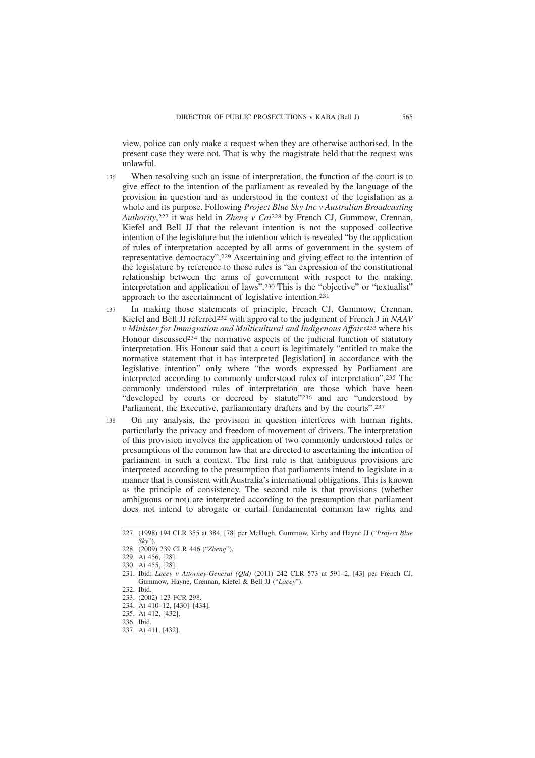view, police can only make a request when they are otherwise authorised. In the present case they were not. That is why the magistrate held that the request was unlawful.

136 When resolving such an issue of interpretation, the function of the court is to give effect to the intention of the parliament as revealed by the language of the provision in question and as understood in the context of the legislation as a whole and its purpose. Following *Project Blue Sky Inc v Australian Broadcasting Authority*,[227] it was held in *Zheng v Cai*[228] by French CJ, Gummow, Crennan, Kiefel and Bell JJ that the relevant intention is not the supposed collective intention of the legislature but the intention which is revealed "by the application of rules of interpretation accepted by all arms of government in the system of representative democracy".[229] Ascertaining and giving effect to the intention of the legislature by reference to those rules is "an expression of the constitutional relationship between the arms of government with respect to the making, interpretation and application of laws".[230] This is the "objective" or "textualist" approach to the ascertainment of legislative intention.[231]

137 In making those statements of principle, French CJ, Gummow, Crennan, Kiefel and Bell JJ referred[232] with approval to the judgment of French J in *NAAV v Minister for Immigration and Multicultural and Indigenous Affairs*[233] where his Honour discussed[234] the normative aspects of the judicial function of statutory interpretation. His Honour said that a court is legitimately "entitled to make the normative statement that it has interpreted [legislation] in accordance with the legislative intention" only where "the words expressed by Parliament are interpreted according to commonly understood rules of interpretation".[235] The commonly understood rules of interpretation are those which have been "developed by courts or decreed by statute"[236] and are "understood by Parliament, the Executive, parliamentary drafters and by the courts".[237]

138 On my analysis, the provision in question interferes with human rights, particularly the privacy and freedom of movement of drivers. The interpretation of this provision involves the application of two commonly understood rules or presumptions of the common law that are directed to ascertaining the intention of parliament in such a context. The first rule is that ambiguous provisions are interpreted according to the presumption that parliaments intend to legislate in a manner that is consistent with Australia's international obligations. This is known as the principle of consistency. The second rule is that provisions (whether ambiguous or not) are interpreted according to the presumption that parliament does not intend to abrogate or curtail fundamental common law rights and

---

227. (1998) 194 CLR 355 at 384, [78] per McHugh, Gummow, Kirby and Hayne JJ ("*Project Blue Sky*").
228. (2009) 239 CLR 446 ("*Zheng*").
229. At 456, [28].
230. At 455, [28].
231. Ibid; *Lacey v Attorney-General (Qld)* (2011) 242 CLR 573 at 591–2, [43] per French CJ, Gummow, Hayne, Crennan, Kiefel & Bell JJ ("*Lacey*").
232. Ibid.
233. (2002) 123 FCR 298.
234. At 410–12, [430]–[434].
235. At 412, [432].
236. Ibid.
237. At 411, [432].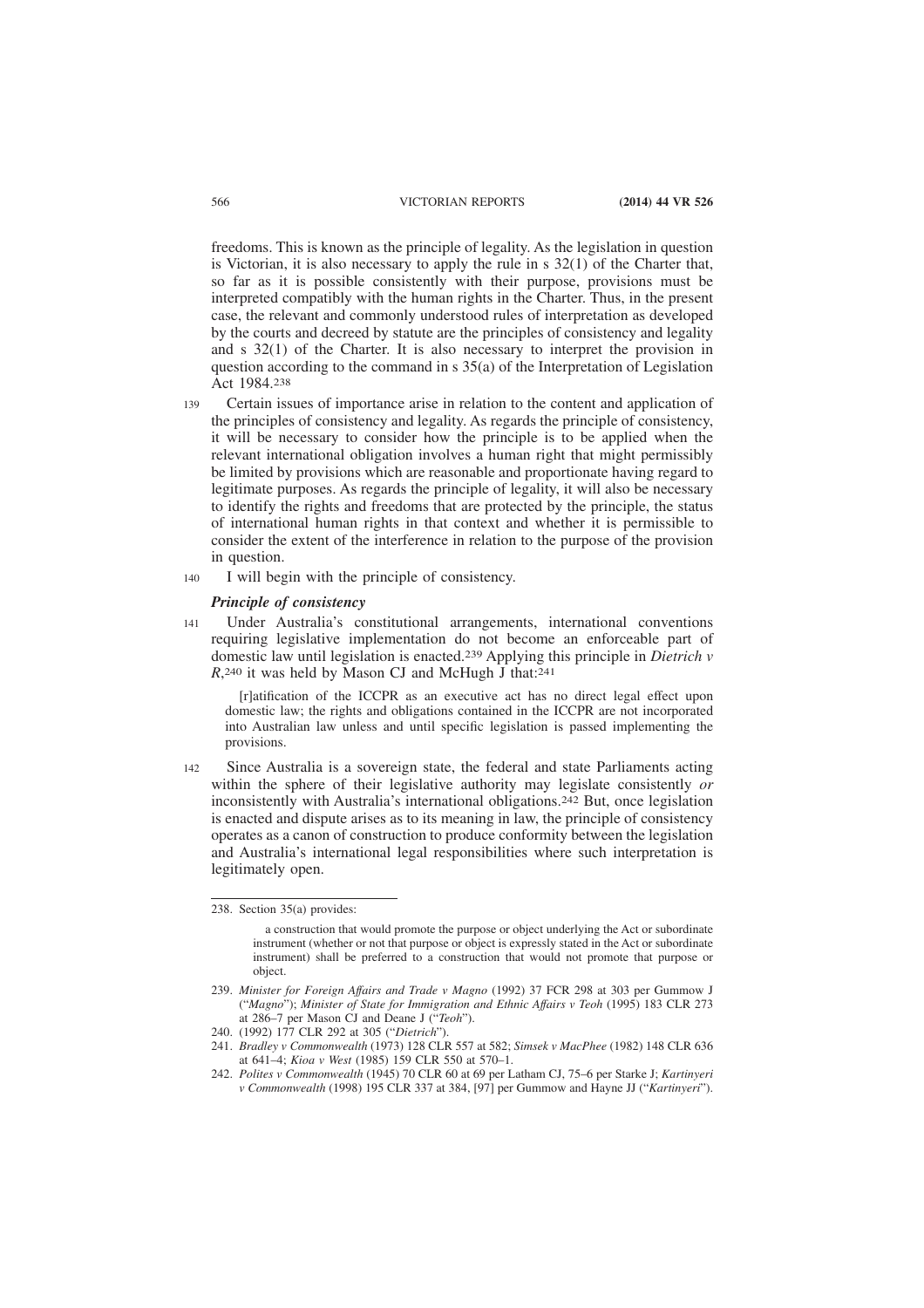freedoms. This is known as the principle of legality. As the legislation in question is Victorian, it is also necessary to apply the rule in s 32(1) of the Charter that, so far as it is possible consistently with their purpose, provisions must be interpreted compatibly with the human rights in the Charter. Thus, in the present case, the relevant and commonly understood rules of interpretation as developed by the courts and decreed by statute are the principles of consistency and legality and s 32(1) of the Charter. It is also necessary to interpret the provision in question according to the command in s 35(a) of the Interpretation of Legislation Act 1984.[238]

139 Certain issues of importance arise in relation to the content and application of the principles of consistency and legality. As regards the principle of consistency, it will be necessary to consider how the principle is to be applied when the relevant international obligation involves a human right that might permissibly be limited by provisions which are reasonable and proportionate having regard to legitimate purposes. As regards the principle of legality, it will also be necessary to identify the rights and freedoms that are protected by the principle, the status of international human rights in that context and whether it is permissible to consider the extent of the interference in relation to the purpose of the provision in question.

140 I will begin with the principle of consistency.

### *Principle of consistency*

141 Under Australia's constitutional arrangements, international conventions requiring legislative implementation do not become an enforceable part of domestic law until legislation is enacted.[239] Applying this principle in *Dietrich v R*,[240] it was held by Mason CJ and McHugh J that:[241]

> [r]atification of the ICCPR as an executive act has no direct legal effect upon domestic law; the rights and obligations contained in the ICCPR are not incorporated into Australian law unless and until specific legislation is passed implementing the provisions.

142 Since Australia is a sovereign state, the federal and state Parliaments acting within the sphere of their legislative authority may legislate consistently *or* inconsistently with Australia's international obligations.[242] But, once legislation is enacted and dispute arises as to its meaning in law, the principle of consistency operates as a canon of construction to produce conformity between the legislation and Australia's international legal responsibilities where such interpretation is legitimately open.

---

238. Section 35(a) provides:

> a construction that would promote the purpose or object underlying the Act or subordinate instrument (whether or not that purpose or object is expressly stated in the Act or subordinate instrument) shall be preferred to a construction that would not promote that purpose or object.

239. *Minister for Foreign Affairs and Trade v Magno* (1992) 37 FCR 298 at 303 per Gummow J ("*Magno*"); *Minister of State for Immigration and Ethnic Affairs v Teoh* (1995) 183 CLR 273 at 286–7 per Mason CJ and Deane J ("*Teoh*").

240. (1992) 177 CLR 292 at 305 ("*Dietrich*").

241. *Bradley v Commonwealth* (1973) 128 CLR 557 at 582; *Simsek v MacPhee* (1982) 148 CLR 636 at 641–4; *Kioa v West* (1985) 159 CLR 550 at 570–1.

242. *Polites v Commonwealth* (1945) 70 CLR 60 at 69 per Latham CJ, 75–6 per Starke J; *Kartinyeri v Commonwealth* (1998) 195 CLR 337 at 384, [97] per Gummow and Hayne JJ ("*Kartinyeri*").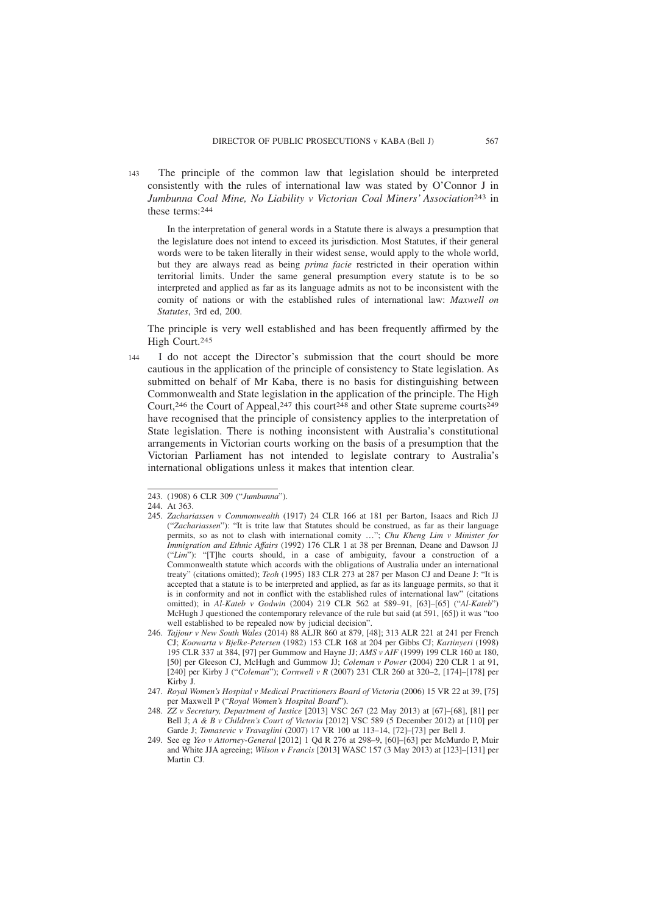143 The principle of the common law that legislation should be interpreted consistently with the rules of international law was stated by O'Connor J in *Jumbunna Coal Mine, No Liability v Victorian Coal Miners' Association*[243] in these terms:[244]

> In the interpretation of general words in a Statute there is always a presumption that the legislature does not intend to exceed its jurisdiction. Most Statutes, if their general words were to be taken literally in their widest sense, would apply to the whole world, but they are always read as being *prima facie* restricted in their operation within territorial limits. Under the same general presumption every statute is to be so interpreted and applied as far as its language admits as not to be inconsistent with the comity of nations or with the established rules of international law: *Maxwell on Statutes*, 3rd ed, 200.

The principle is very well established and has been frequently affirmed by the High Court.[245]

144 I do not accept the Director's submission that the court should be more cautious in the application of the principle of consistency to State legislation. As submitted on behalf of Mr Kaba, there is no basis for distinguishing between Commonwealth and State legislation in the application of the principle. The High Court,[246] the Court of Appeal,[247] this court[248] and other State supreme courts[249] have recognised that the principle of consistency applies to the interpretation of State legislation. There is nothing inconsistent with Australia's constitutional arrangements in Victorian courts working on the basis of a presumption that the Victorian Parliament has not intended to legislate contrary to Australia's international obligations unless it makes that intention clear.

---

243. (1908) 6 CLR 309 ("*Jumbunna*").

244. At 363.

245. *Zachariassen v Commonwealth* (1917) 24 CLR 166 at 181 per Barton, Isaacs and Rich JJ ("*Zachariassen*"): "It is trite law that Statutes should be construed, as far as their language permits, so as not to clash with international comity …"; *Chu Kheng Lim v Minister for Immigration and Ethnic Affairs* (1992) 176 CLR 1 at 38 per Brennan, Deane and Dawson JJ ("*Lim*"): "[T]he courts should, in a case of ambiguity, favour a construction of a Commonwealth statute which accords with the obligations of Australia under an international treaty" (citations omitted); *Teoh* (1995) 183 CLR 273 at 287 per Mason CJ and Deane J: "It is accepted that a statute is to be interpreted and applied, as far as its language permits, so that it is in conformity and not in conflict with the established rules of international law" (citations omitted); in *Al-Kateb v Godwin* (2004) 219 CLR 562 at 589–91, [63]–[65] ("*Al-Kateb*") McHugh J questioned the contemporary relevance of the rule but said (at 591, [65]) it was "too well established to be repealed now by judicial decision".

246. *Tajjour v New South Wales* (2014) 88 ALJR 860 at 879, [48]; 313 ALR 221 at 241 per French CJ; *Koowarta v Bjelke-Petersen* (1982) 153 CLR 168 at 204 per Gibbs CJ; *Kartinyeri* (1998) 195 CLR 337 at 384, [97] per Gummow and Hayne JJ; *AMS v AIF* (1999) 199 CLR 160 at 180, [50] per Gleeson CJ, McHugh and Gummow JJ; *Coleman v Power* (2004) 220 CLR 1 at 91, [240] per Kirby J ("*Coleman*"); *Cornwell v R* (2007) 231 CLR 260 at 320–2, [174]–[178] per Kirby J.

247. *Royal Women's Hospital v Medical Practitioners Board of Victoria* (2006) 15 VR 22 at 39, [75] per Maxwell P ("*Royal Women's Hospital Board*").

248. *ZZ v Secretary, Department of Justice* [2013] VSC 267 (22 May 2013) at [67]–[68], [81] per Bell J; *A & B v Children's Court of Victoria* [2012] VSC 589 (5 December 2012) at [110] per Garde J; *Tomasevic v Travaglini* (2007) 17 VR 100 at 113–14, [72]–[73] per Bell J.

249. See eg *Yeo v Attorney-General* [2012] 1 Qd R 276 at 298–9, [60]–[63] per McMurdo P, Muir and White JJA agreeing; *Wilson v Francis* [2013] WASC 157 (3 May 2013) at [123]–[131] per Martin CJ.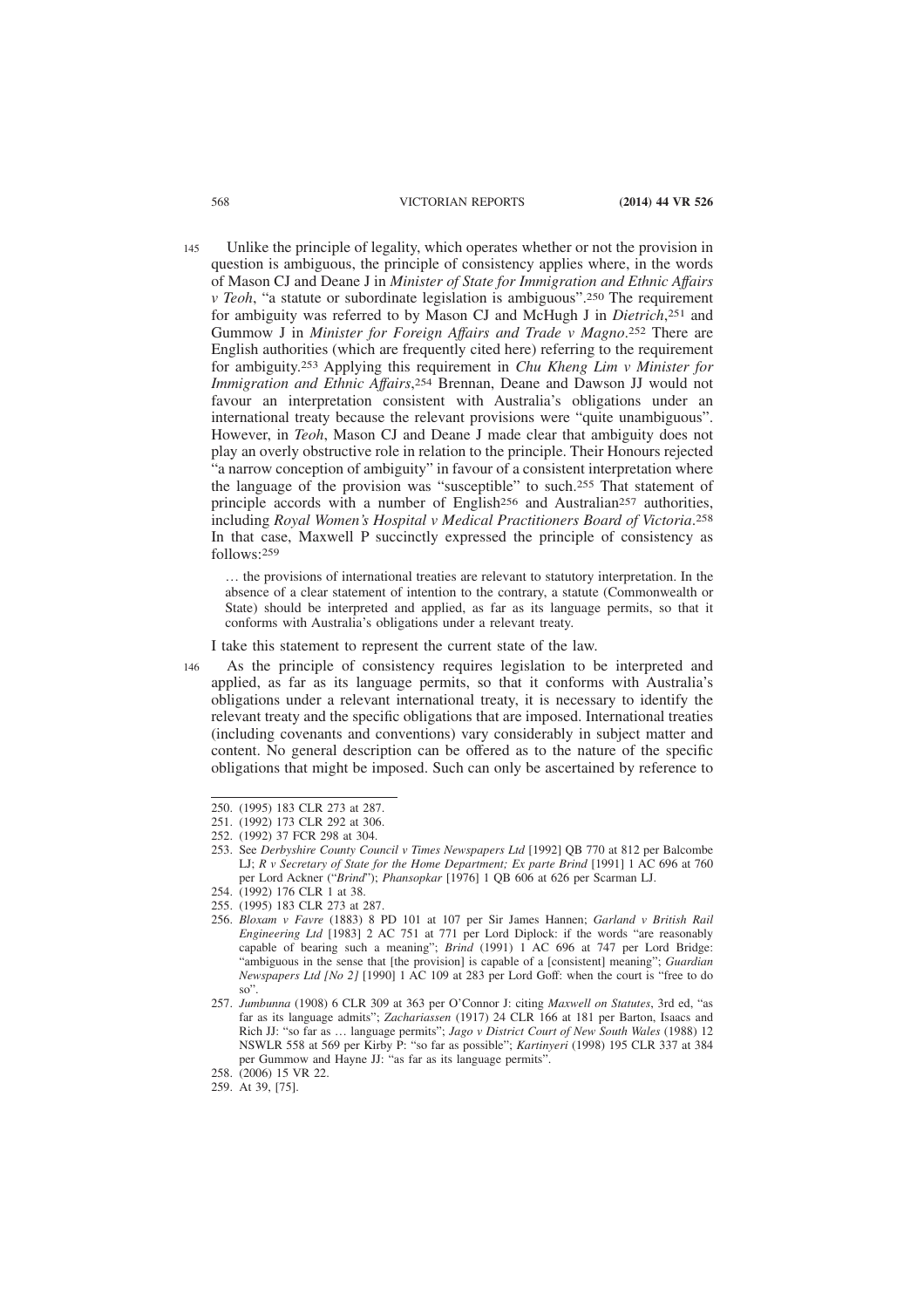145 Unlike the principle of legality, which operates whether or not the provision in question is ambiguous, the principle of consistency applies where, in the words of Mason CJ and Deane J in *Minister of State for Immigration and Ethnic Affairs v Teoh*, "a statute or subordinate legislation is ambiguous".[250] The requirement for ambiguity was referred to by Mason CJ and McHugh J in *Dietrich*,[251] and Gummow J in *Minister for Foreign Affairs and Trade v Magno*.[252] There are English authorities (which are frequently cited here) referring to the requirement for ambiguity.[253] Applying this requirement in *Chu Kheng Lim v Minister for Immigration and Ethnic Affairs*,[254] Brennan, Deane and Dawson JJ would not favour an interpretation consistent with Australia's obligations under an international treaty because the relevant provisions were "quite unambiguous". However, in *Teoh*, Mason CJ and Deane J made clear that ambiguity does not play an overly obstructive role in relation to the principle. Their Honours rejected "a narrow conception of ambiguity" in favour of a consistent interpretation where the language of the provision was "susceptible" to such.[255] That statement of principle accords with a number of English[256] and Australian[257] authorities, including *Royal Women's Hospital v Medical Practitioners Board of Victoria*.[258] In that case, Maxwell P succinctly expressed the principle of consistency as follows:[259]

> … the provisions of international treaties are relevant to statutory interpretation. In the absence of a clear statement of intention to the contrary, a statute (Commonwealth or State) should be interpreted and applied, as far as its language permits, so that it conforms with Australia's obligations under a relevant treaty.

I take this statement to represent the current state of the law.

146 As the principle of consistency requires legislation to be interpreted and applied, as far as its language permits, so that it conforms with Australia's obligations under a relevant international treaty, it is necessary to identify the relevant treaty and the specific obligations that are imposed. International treaties (including covenants and conventions) vary considerably in subject matter and content. No general description can be offered as to the nature of the specific obligations that might be imposed. Such can only be ascertained by reference to

---

250. (1995) 183 CLR 273 at 287.
251. (1992) 173 CLR 292 at 306.
252. (1992) 37 FCR 298 at 304.
253. See *Derbyshire County Council v Times Newspapers Ltd* [1992] QB 770 at 812 per Balcombe LJ; *R v Secretary of State for the Home Department; Ex parte Brind* [1991] 1 AC 696 at 760 per Lord Ackner ("*Brind*"); *Phansopkar* [1976] 1 QB 606 at 626 per Scarman LJ.
254. (1992) 176 CLR 1 at 38.
255. (1995) 183 CLR 273 at 287.
256. *Bloxam v Favre* (1883) 8 PD 101 at 107 per Sir James Hannen; *Garland v British Rail Engineering Ltd* [1983] 2 AC 751 at 771 per Lord Diplock: if the words "are reasonably capable of bearing such a meaning"; *Brind* (1991) 1 AC 696 at 747 per Lord Bridge: "ambiguous in the sense that [the provision] is capable of a [consistent] meaning"; *Guardian Newspapers Ltd [No 2]* [1990] 1 AC 109 at 283 per Lord Goff: when the court is "free to do so".
257. *Jumbunna* (1908) 6 CLR 309 at 363 per O'Connor J: citing *Maxwell on Statutes*, 3rd ed, "as far as its language admits"; *Zachariassen* (1917) 24 CLR 166 at 181 per Barton, Isaacs and Rich JJ: "so far as … language permits"; *Jago v District Court of New South Wales* (1988) 12 NSWLR 558 at 569 per Kirby P: "so far as possible"; *Kartinyeri* (1998) 195 CLR 337 at 384 per Gummow and Hayne JJ: "as far as its language permits".
258. (2006) 15 VR 22.
259. At 39, [75].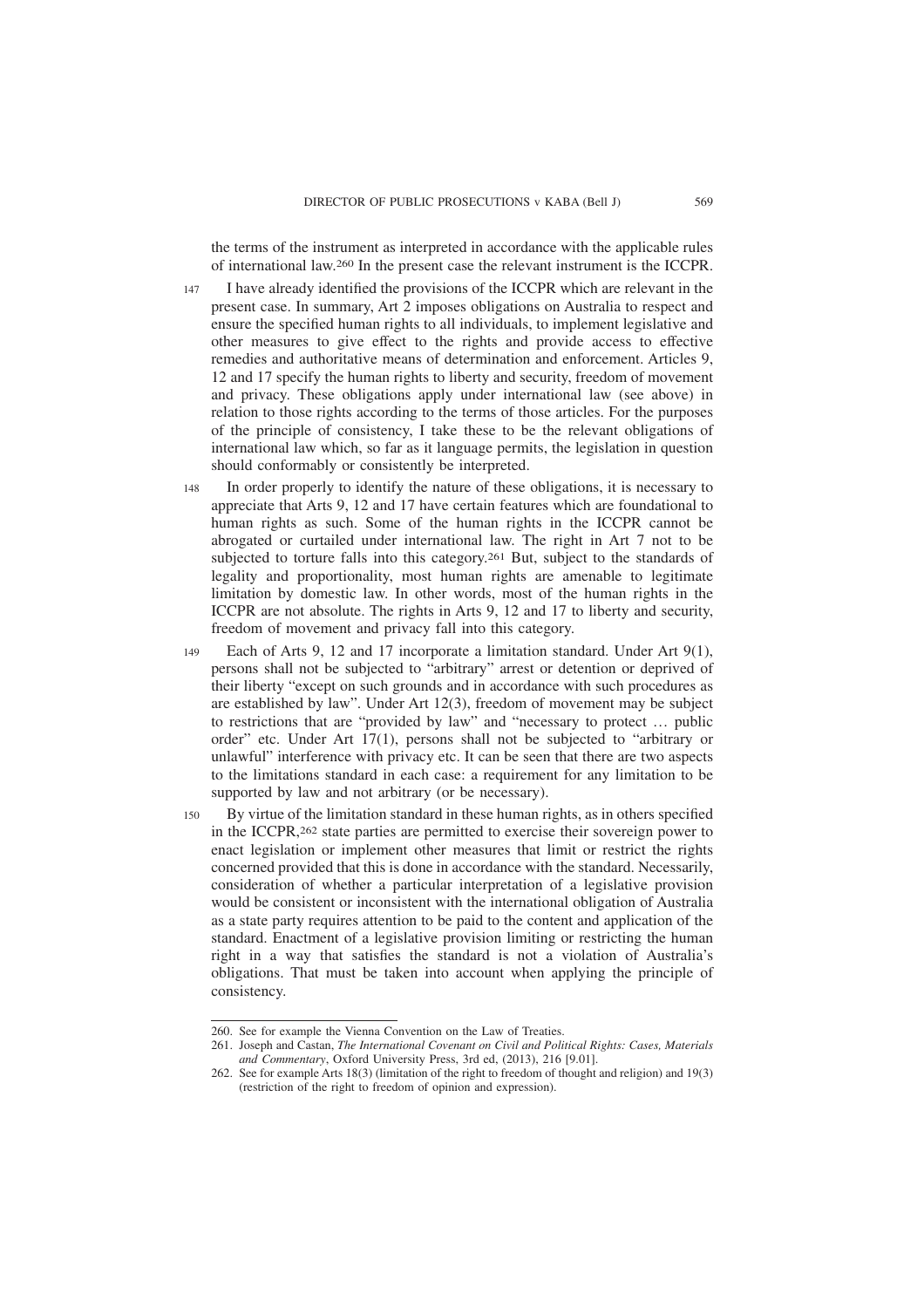the terms of the instrument as interpreted in accordance with the applicable rules of international law.[260] In the present case the relevant instrument is the ICCPR.

147 I have already identified the provisions of the ICCPR which are relevant in the present case. In summary, Art 2 imposes obligations on Australia to respect and ensure the specified human rights to all individuals, to implement legislative and other measures to give effect to the rights and provide access to effective remedies and authoritative means of determination and enforcement. Articles 9, 12 and 17 specify the human rights to liberty and security, freedom of movement and privacy. These obligations apply under international law (see above) in relation to those rights according to the terms of those articles. For the purposes of the principle of consistency, I take these to be the relevant obligations of international law which, so far as it language permits, the legislation in question should conformably or consistently be interpreted.

148 In order properly to identify the nature of these obligations, it is necessary to appreciate that Arts 9, 12 and 17 have certain features which are foundational to human rights as such. Some of the human rights in the ICCPR cannot be abrogated or curtailed under international law. The right in Art 7 not to be subjected to torture falls into this category.[261] But, subject to the standards of legality and proportionality, most human rights are amenable to legitimate limitation by domestic law. In other words, most of the human rights in the ICCPR are not absolute. The rights in Arts 9, 12 and 17 to liberty and security, freedom of movement and privacy fall into this category.

149 Each of Arts 9, 12 and 17 incorporate a limitation standard. Under Art 9(1), persons shall not be subjected to "arbitrary" arrest or detention or deprived of their liberty "except on such grounds and in accordance with such procedures as are established by law". Under Art 12(3), freedom of movement may be subject to restrictions that are "provided by law" and "necessary to protect … public order" etc. Under Art 17(1), persons shall not be subjected to "arbitrary or unlawful" interference with privacy etc. It can be seen that there are two aspects to the limitations standard in each case: a requirement for any limitation to be supported by law and not arbitrary (or be necessary).

150 By virtue of the limitation standard in these human rights, as in others specified in the ICCPR,[262] state parties are permitted to exercise their sovereign power to enact legislation or implement other measures that limit or restrict the rights concerned provided that this is done in accordance with the standard. Necessarily, consideration of whether a particular interpretation of a legislative provision would be consistent or inconsistent with the international obligation of Australia as a state party requires attention to be paid to the content and application of the standard. Enactment of a legislative provision limiting or restricting the human right in a way that satisfies the standard is not a violation of Australia's obligations. That must be taken into account when applying the principle of consistency.

---

260. See for example the Vienna Convention on the Law of Treaties.

261. Joseph and Castan, *The International Covenant on Civil and Political Rights: Cases, Materials and Commentary*, Oxford University Press, 3rd ed, (2013), 216 [9.01].

262. See for example Arts 18(3) (limitation of the right to freedom of thought and religion) and 19(3) (restriction of the right to freedom of opinion and expression).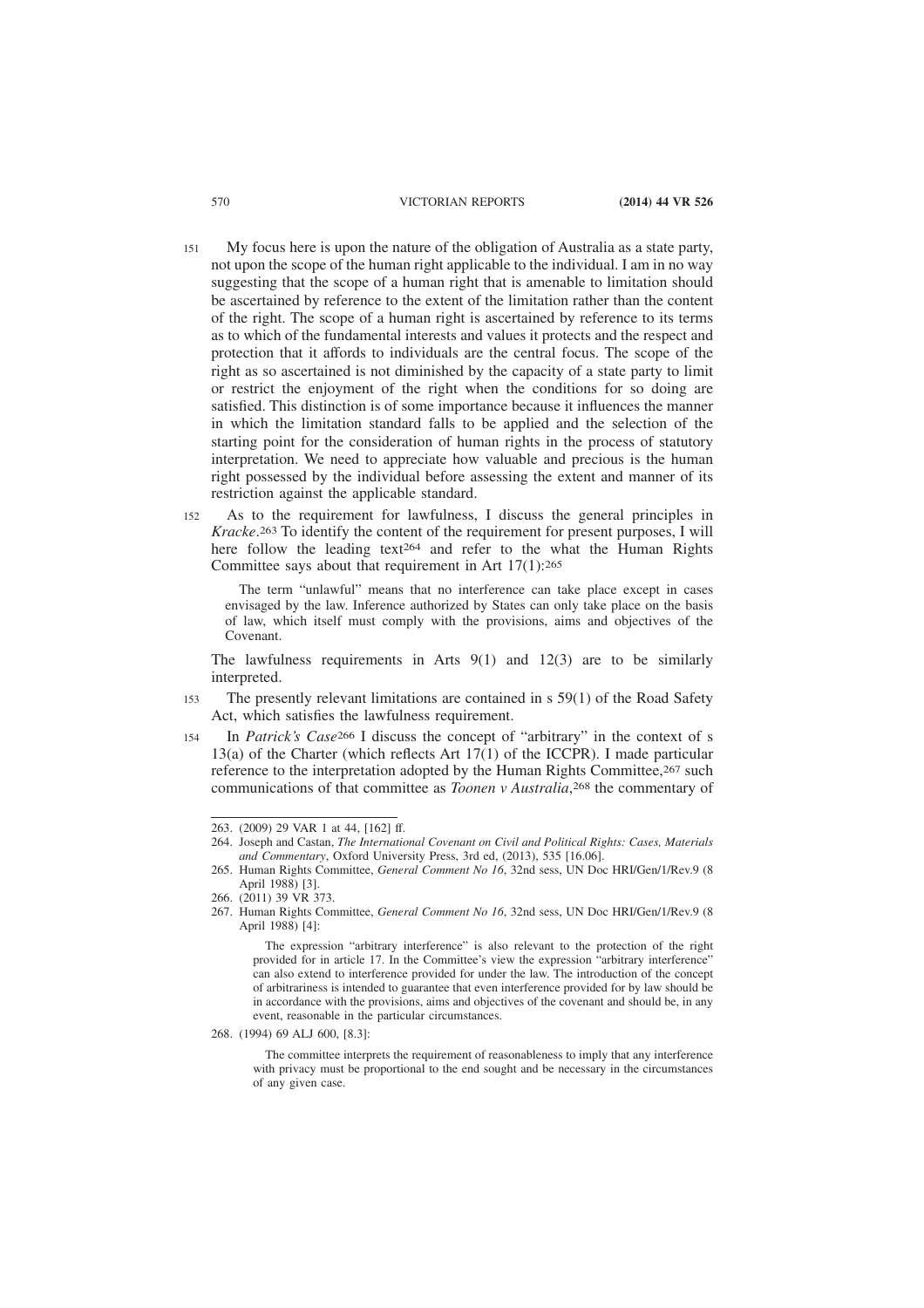151 My focus here is upon the nature of the obligation of Australia as a state party, not upon the scope of the human right applicable to the individual. I am in no way suggesting that the scope of a human right that is amenable to limitation should be ascertained by reference to the extent of the limitation rather than the content of the right. The scope of a human right is ascertained by reference to its terms as to which of the fundamental interests and values it protects and the respect and protection that it affords to individuals are the central focus. The scope of the right as so ascertained is not diminished by the capacity of a state party to limit or restrict the enjoyment of the right when the conditions for so doing are satisfied. This distinction is of some importance because it influences the manner in which the limitation standard falls to be applied and the selection of the starting point for the consideration of human rights in the process of statutory interpretation. We need to appreciate how valuable and precious is the human right possessed by the individual before assessing the extent and manner of its restriction against the applicable standard.

152 As to the requirement for lawfulness, I discuss the general principles in *Kracke*.[263] To identify the content of the requirement for present purposes, I will here follow the leading text[264] and refer to the what the Human Rights Committee says about that requirement in Art 17(1):[265]

> The term "unlawful" means that no interference can take place except in cases envisaged by the law. Inference authorized by States can only take place on the basis of law, which itself must comply with the provisions, aims and objectives of the Covenant.

The lawfulness requirements in Arts 9(1) and 12(3) are to be similarly interpreted.

153 The presently relevant limitations are contained in s 59(1) of the Road Safety Act, which satisfies the lawfulness requirement.

154 In *Patrick's Case*[266] I discuss the concept of "arbitrary" in the context of s 13(a) of the Charter (which reflects Art 17(1) of the ICCPR). I made particular reference to the interpretation adopted by the Human Rights Committee,[267] such communications of that committee as *Toonen v Australia*,[268] the commentary of

---

263. (2009) 29 VAR 1 at 44, [162] ff.

264. Joseph and Castan, *The International Covenant on Civil and Political Rights: Cases, Materials and Commentary*, Oxford University Press, 3rd ed, (2013), 535 [16.06].

265. Human Rights Committee, *General Comment No 16*, 32nd sess, UN Doc HRI/Gen/1/Rev.9 (8 April 1988) [3].

266. (2011) 39 VR 373.

267. Human Rights Committee, *General Comment No 16*, 32nd sess, UN Doc HRI/Gen/1/Rev.9 (8 April 1988) [4]:

> The expression "arbitrary interference" is also relevant to the protection of the right provided for in article 17. In the Committee's view the expression "arbitrary interference" can also extend to interference provided for under the law. The introduction of the concept of arbitrariness is intended to guarantee that even interference provided for by law should be in accordance with the provisions, aims and objectives of the covenant and should be, in any event, reasonable in the particular circumstances.

268. (1994) 69 ALJ 600, [8.3]:

> The committee interprets the requirement of reasonableness to imply that any interference with privacy must be proportional to the end sought and be necessary in the circumstances of any given case.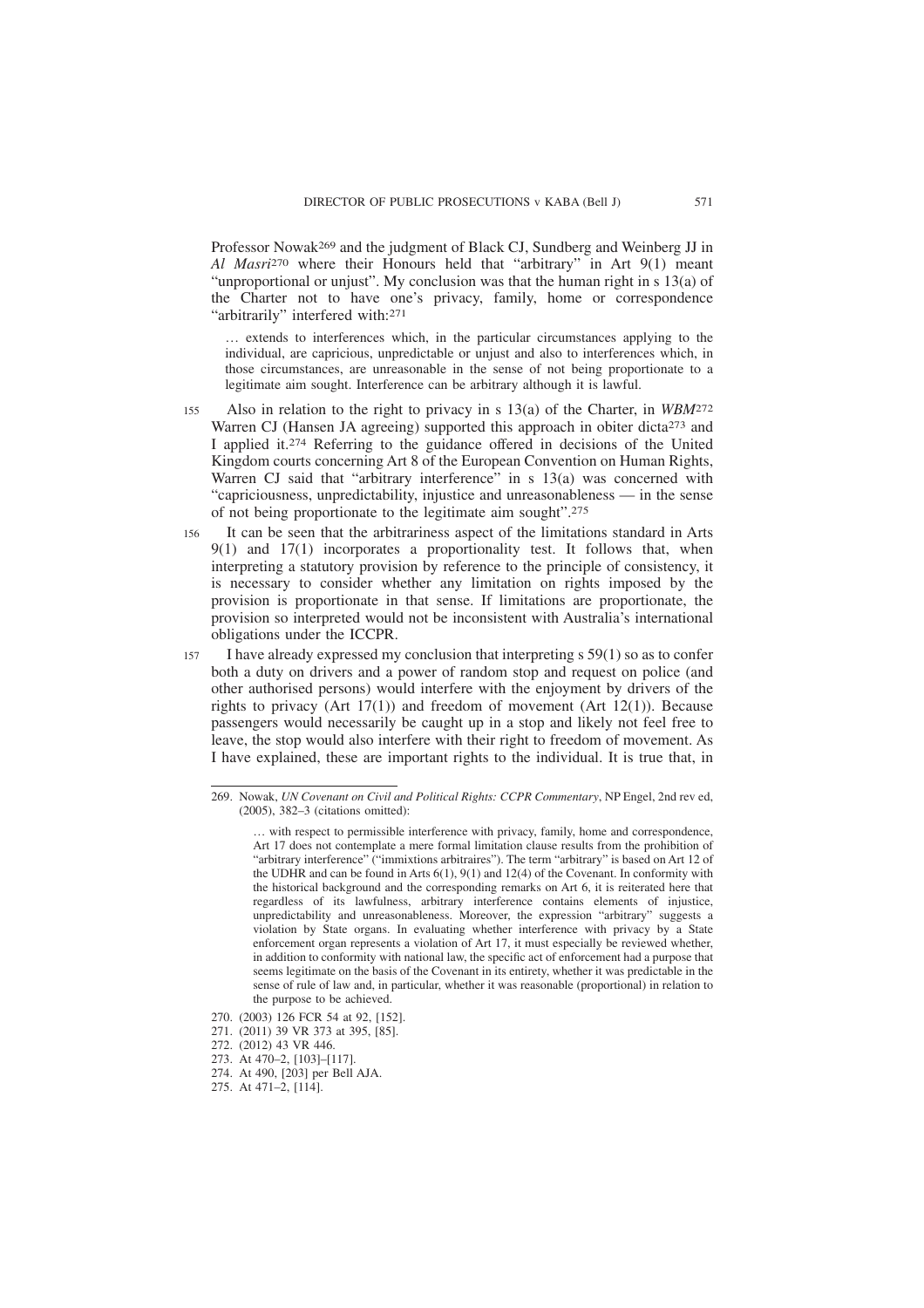Professor Nowak[269] and the judgment of Black CJ, Sundberg and Weinberg JJ in *Al Masri*[270] where their Honours held that "arbitrary" in Art 9(1) meant "unproportional or unjust". My conclusion was that the human right in s 13(a) of the Charter not to have one's privacy, family, home or correspondence "arbitrarily" interfered with:[271]

> … extends to interferences which, in the particular circumstances applying to the individual, are capricious, unpredictable or unjust and also to interferences which, in those circumstances, are unreasonable in the sense of not being proportionate to a legitimate aim sought. Interference can be arbitrary although it is lawful.

155 Also in relation to the right to privacy in s 13(a) of the Charter, in *WBM*[272] Warren CJ (Hansen JA agreeing) supported this approach in obiter dicta[273] and I applied it.[274] Referring to the guidance offered in decisions of the United Kingdom courts concerning Art 8 of the European Convention on Human Rights, Warren CJ said that "arbitrary interference" in s 13(a) was concerned with "capriciousness, unpredictability, injustice and unreasonableness — in the sense of not being proportionate to the legitimate aim sought".[275]

156 It can be seen that the arbitrariness aspect of the limitations standard in Arts 9(1) and 17(1) incorporates a proportionality test. It follows that, when interpreting a statutory provision by reference to the principle of consistency, it is necessary to consider whether any limitation on rights imposed by the provision is proportionate in that sense. If limitations are proportionate, the provision so interpreted would not be inconsistent with Australia's international obligations under the ICCPR.

157 I have already expressed my conclusion that interpreting s 59(1) so as to confer both a duty on drivers and a power of random stop and request on police (and other authorised persons) would interfere with the enjoyment by drivers of the rights to privacy (Art 17(1)) and freedom of movement (Art 12(1)). Because passengers would necessarily be caught up in a stop and likely not feel free to leave, the stop would also interfere with their right to freedom of movement. As I have explained, these are important rights to the individual. It is true that, in

---

269. Nowak, *UN Covenant on Civil and Political Rights: CCPR Commentary*, NP Engel, 2nd rev ed, (2005), 382–3 (citations omitted):

> … with respect to permissible interference with privacy, family, home and correspondence, Art 17 does not contemplate a mere formal limitation clause results from the prohibition of "arbitrary interference" ("immixtions arbitraires"). The term "arbitrary" is based on Art 12 of the UDHR and can be found in Arts 6(1), 9(1) and 12(4) of the Covenant. In conformity with the historical background and the corresponding remarks on Art 6, it is reiterated here that regardless of its lawfulness, arbitrary interference contains elements of injustice, unpredictability and unreasonableness. Moreover, the expression "arbitrary" suggests a violation by State organs. In evaluating whether interference with privacy by a State enforcement organ represents a violation of Art 17, it must especially be reviewed whether, in addition to conformity with national law, the specific act of enforcement had a purpose that seems legitimate on the basis of the Covenant in its entirety, whether it was predictable in the sense of rule of law and, in particular, whether it was reasonable (proportional) in relation to the purpose to be achieved.

270. (2003) 126 FCR 54 at 92, [152].
271. (2011) 39 VR 373 at 395, [85].
272. (2012) 43 VR 446.
273. At 470–2, [103]–[117].
274. At 490, [203] per Bell AJA.
275. At 471–2, [114].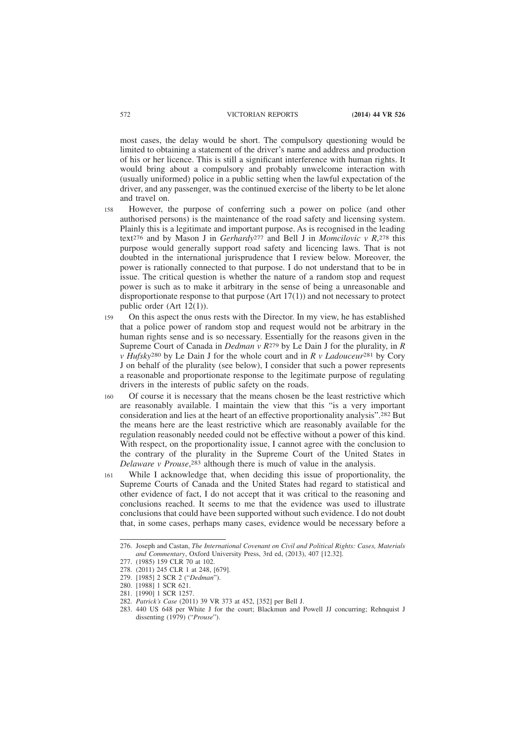most cases, the delay would be short. The compulsory questioning would be limited to obtaining a statement of the driver's name and address and production of his or her licence. This is still a significant interference with human rights. It would bring about a compulsory and probably unwelcome interaction with (usually uniformed) police in a public setting when the lawful expectation of the driver, and any passenger, was the continued exercise of the liberty to be let alone and travel on.

158 However, the purpose of conferring such a power on police (and other authorised persons) is the maintenance of the road safety and licensing system. Plainly this is a legitimate and important purpose. As is recognised in the leading text[276] and by Mason J in *Gerhardy*[277] and Bell J in *Momcilovic v R*,[278] this purpose would generally support road safety and licencing laws. That is not doubted in the international jurisprudence that I review below. Moreover, the power is rationally connected to that purpose. I do not understand that to be in issue. The critical question is whether the nature of a random stop and request power is such as to make it arbitrary in the sense of being a unreasonable and disproportionate response to that purpose (Art 17(1)) and not necessary to protect public order (Art 12(1)).

159 On this aspect the onus rests with the Director. In my view, he has established that a police power of random stop and request would not be arbitrary in the human rights sense and is so necessary. Essentially for the reasons given in the Supreme Court of Canada in *Dedman v R*[279] by Le Dain J for the plurality, in *R v Hufsky*[280] by Le Dain J for the whole court and in *R v Ladouceur*[281] by Cory J on behalf of the plurality (see below), I consider that such a power represents a reasonable and proportionate response to the legitimate purpose of regulating drivers in the interests of public safety on the roads.

160 Of course it is necessary that the means chosen be the least restrictive which are reasonably available. I maintain the view that this "is a very important consideration and lies at the heart of an effective proportionality analysis".[282] But the means here are the least restrictive which are reasonably available for the regulation reasonably needed could not be effective without a power of this kind. With respect, on the proportionality issue, I cannot agree with the conclusion to the contrary of the plurality in the Supreme Court of the United States in *Delaware v Prouse*,[283] although there is much of value in the analysis.

161 While I acknowledge that, when deciding this issue of proportionality, the Supreme Courts of Canada and the United States had regard to statistical and other evidence of fact, I do not accept that it was critical to the reasoning and conclusions reached. It seems to me that the evidence was used to illustrate conclusions that could have been supported without such evidence. I do not doubt that, in some cases, perhaps many cases, evidence would be necessary before a

---

276. Joseph and Castan, *The International Covenant on Civil and Political Rights: Cases, Materials and Commentary*, Oxford University Press, 3rd ed, (2013), 407 [12.32].

277. (1985) 159 CLR 70 at 102.

278. (2011) 245 CLR 1 at 248, [679].

279. [1985] 2 SCR 2 ("*Dedman*").

280. [1988] 1 SCR 621.

281. [1990] 1 SCR 1257.

282. *Patrick's Case* (2011) 39 VR 373 at 452, [352] per Bell J.

283. 440 US 648 per White J for the court; Blackmun and Powell JJ concurring; Rehnquist J dissenting (1979) ("*Prouse*").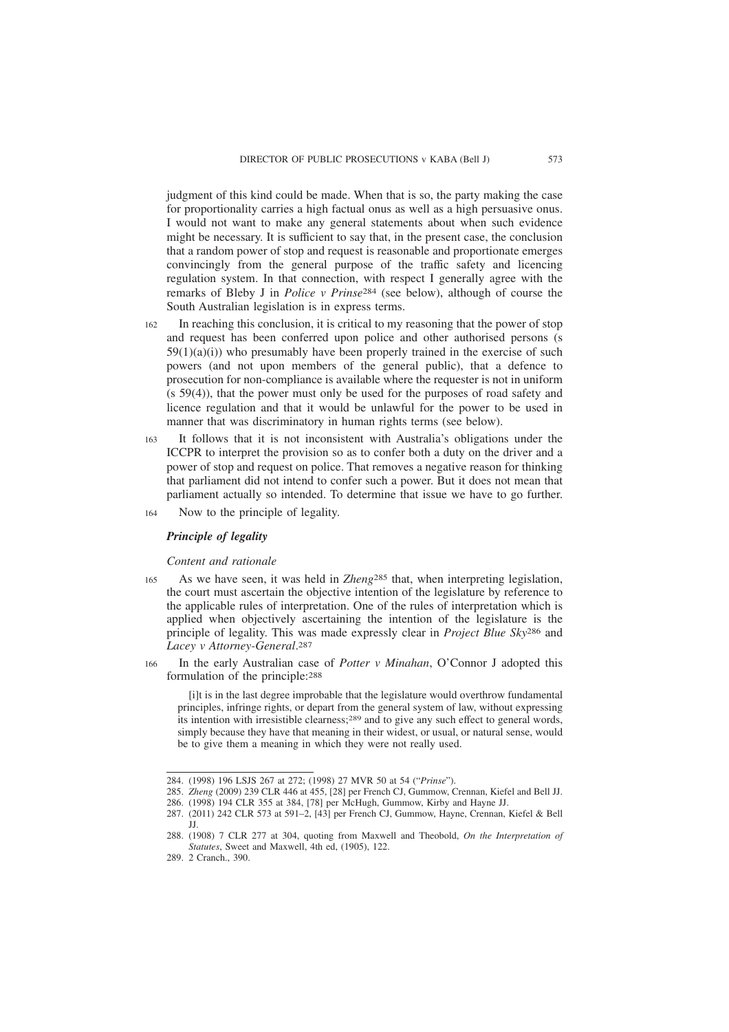judgment of this kind could be made. When that is so, the party making the case for proportionality carries a high factual onus as well as a high persuasive onus. I would not want to make any general statements about when such evidence might be necessary. It is sufficient to say that, in the present case, the conclusion that a random power of stop and request is reasonable and proportionate emerges convincingly from the general purpose of the traffic safety and licencing regulation system. In that connection, with respect I generally agree with the remarks of Bleby J in *Police v Prinse*[284] (see below), although of course the South Australian legislation is in express terms.

162 In reaching this conclusion, it is critical to my reasoning that the power of stop and request has been conferred upon police and other authorised persons (s 59(1)(a)(i)) who presumably have been properly trained in the exercise of such powers (and not upon members of the general public), that a defence to prosecution for non-compliance is available where the requester is not in uniform (s 59(4)), that the power must only be used for the purposes of road safety and licence regulation and that it would be unlawful for the power to be used in manner that was discriminatory in human rights terms (see below).

163 It follows that it is not inconsistent with Australia's obligations under the ICCPR to interpret the provision so as to confer both a duty on the driver and a power of stop and request on police. That removes a negative reason for thinking that parliament did not intend to confer such a power. But it does not mean that parliament actually so intended. To determine that issue we have to go further.

164 Now to the principle of legality.

### *Principle of legality*

#### *Content and rationale*

165 As we have seen, it was held in *Zheng*[285] that, when interpreting legislation, the court must ascertain the objective intention of the legislature by reference to the applicable rules of interpretation. One of the rules of interpretation which is applied when objectively ascertaining the intention of the legislature is the principle of legality. This was made expressly clear in *Project Blue Sky*[286] and *Lacey v Attorney-General*.[287]

166 In the early Australian case of *Potter v Minahan*, O'Connor J adopted this formulation of the principle:[288]

> [i]t is in the last degree improbable that the legislature would overthrow fundamental principles, infringe rights, or depart from the general system of law, without expressing its intention with irresistible clearness;[289] and to give any such effect to general words, simply because they have that meaning in their widest, or usual, or natural sense, would be to give them a meaning in which they were not really used.

---

284. (1998) 196 LSJS 267 at 272; (1998) 27 MVR 50 at 54 ("*Prinse*").

285. *Zheng* (2009) 239 CLR 446 at 455, [28] per French CJ, Gummow, Crennan, Kiefel and Bell JJ.

286. (1998) 194 CLR 355 at 384, [78] per McHugh, Gummow, Kirby and Hayne JJ.

287. (2011) 242 CLR 573 at 591–2, [43] per French CJ, Gummow, Hayne, Crennan, Kiefel & Bell JJ.

288. (1908) 7 CLR 277 at 304, quoting from Maxwell and Theobold, *On the Interpretation of Statutes*, Sweet and Maxwell, 4th ed, (1905), 122.

289. 2 Cranch., 390.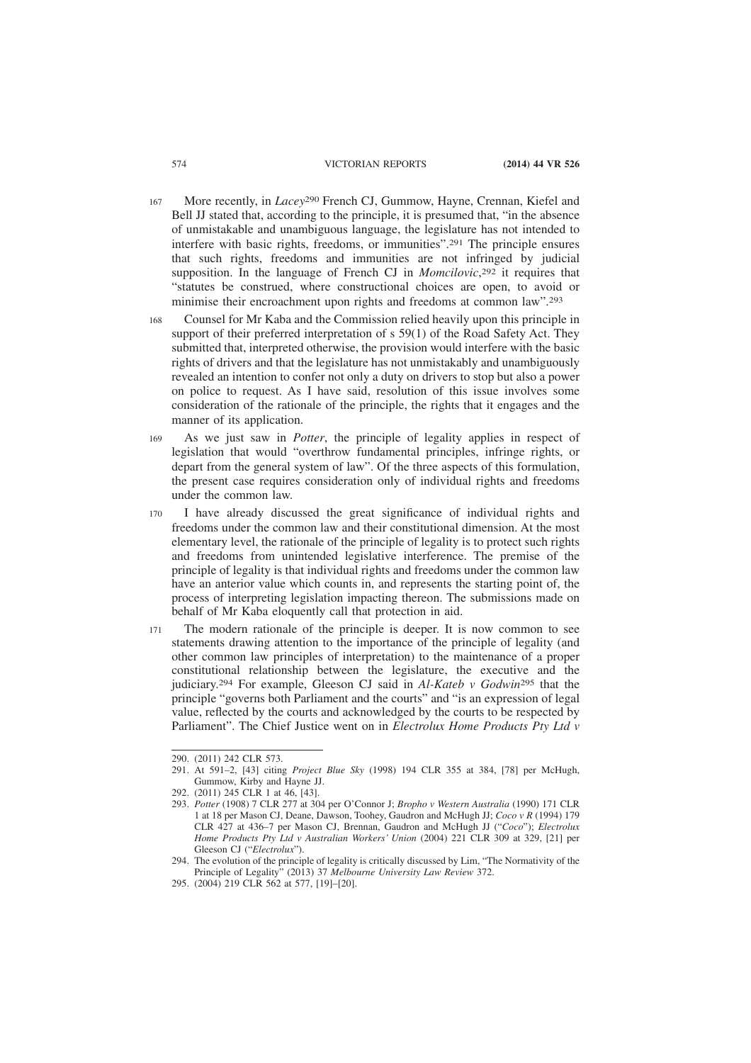167 More recently, in *Lacey*[290] French CJ, Gummow, Hayne, Crennan, Kiefel and Bell JJ stated that, according to the principle, it is presumed that, "in the absence of unmistakable and unambiguous language, the legislature has not intended to interfere with basic rights, freedoms, or immunities".[291] The principle ensures that such rights, freedoms and immunities are not infringed by judicial supposition. In the language of French CJ in *Momcilovic*,[292] it requires that "statutes be construed, where constructional choices are open, to avoid or minimise their encroachment upon rights and freedoms at common law".[293]

168 Counsel for Mr Kaba and the Commission relied heavily upon this principle in support of their preferred interpretation of s 59(1) of the Road Safety Act. They submitted that, interpreted otherwise, the provision would interfere with the basic rights of drivers and that the legislature has not unmistakably and unambiguously revealed an intention to confer not only a duty on drivers to stop but also a power on police to request. As I have said, resolution of this issue involves some consideration of the rationale of the principle, the rights that it engages and the manner of its application.

169 As we just saw in *Potter*, the principle of legality applies in respect of legislation that would "overthrow fundamental principles, infringe rights, or depart from the general system of law". Of the three aspects of this formulation, the present case requires consideration only of individual rights and freedoms under the common law.

170 I have already discussed the great significance of individual rights and freedoms under the common law and their constitutional dimension. At the most elementary level, the rationale of the principle of legality is to protect such rights and freedoms from unintended legislative interference. The premise of the principle of legality is that individual rights and freedoms under the common law have an anterior value which counts in, and represents the starting point of, the process of interpreting legislation impacting thereon. The submissions made on behalf of Mr Kaba eloquently call that protection in aid.

171 The modern rationale of the principle is deeper. It is now common to see statements drawing attention to the importance of the principle of legality (and other common law principles of interpretation) to the maintenance of a proper constitutional relationship between the legislature, the executive and the judiciary.[294] For example, Gleeson CJ said in *Al-Kateb v Godwin*[295] that the principle "governs both Parliament and the courts" and "is an expression of legal value, reflected by the courts and acknowledged by the courts to be respected by Parliament". The Chief Justice went on in *Electrolux Home Products Pty Ltd v*

---

290. (2011) 242 CLR 573.

291. At 591–2, [43] citing *Project Blue Sky* (1998) 194 CLR 355 at 384, [78] per McHugh, Gummow, Kirby and Hayne JJ.

292. (2011) 245 CLR 1 at 46, [43].

293. *Potter* (1908) 7 CLR 277 at 304 per O'Connor J; *Bropho v Western Australia* (1990) 171 CLR 1 at 18 per Mason CJ, Deane, Dawson, Toohey, Gaudron and McHugh JJ; *Coco v R* (1994) 179 CLR 427 at 436–7 per Mason CJ, Brennan, Gaudron and McHugh JJ ("*Coco*"); *Electrolux Home Products Pty Ltd v Australian Workers' Union* (2004) 221 CLR 309 at 329, [21] per Gleeson CJ ("*Electrolux*").

294. The evolution of the principle of legality is critically discussed by Lim, "The Normativity of the Principle of Legality" (2013) 37 *Melbourne University Law Review* 372.

295. (2004) 219 CLR 562 at 577, [19]–[20].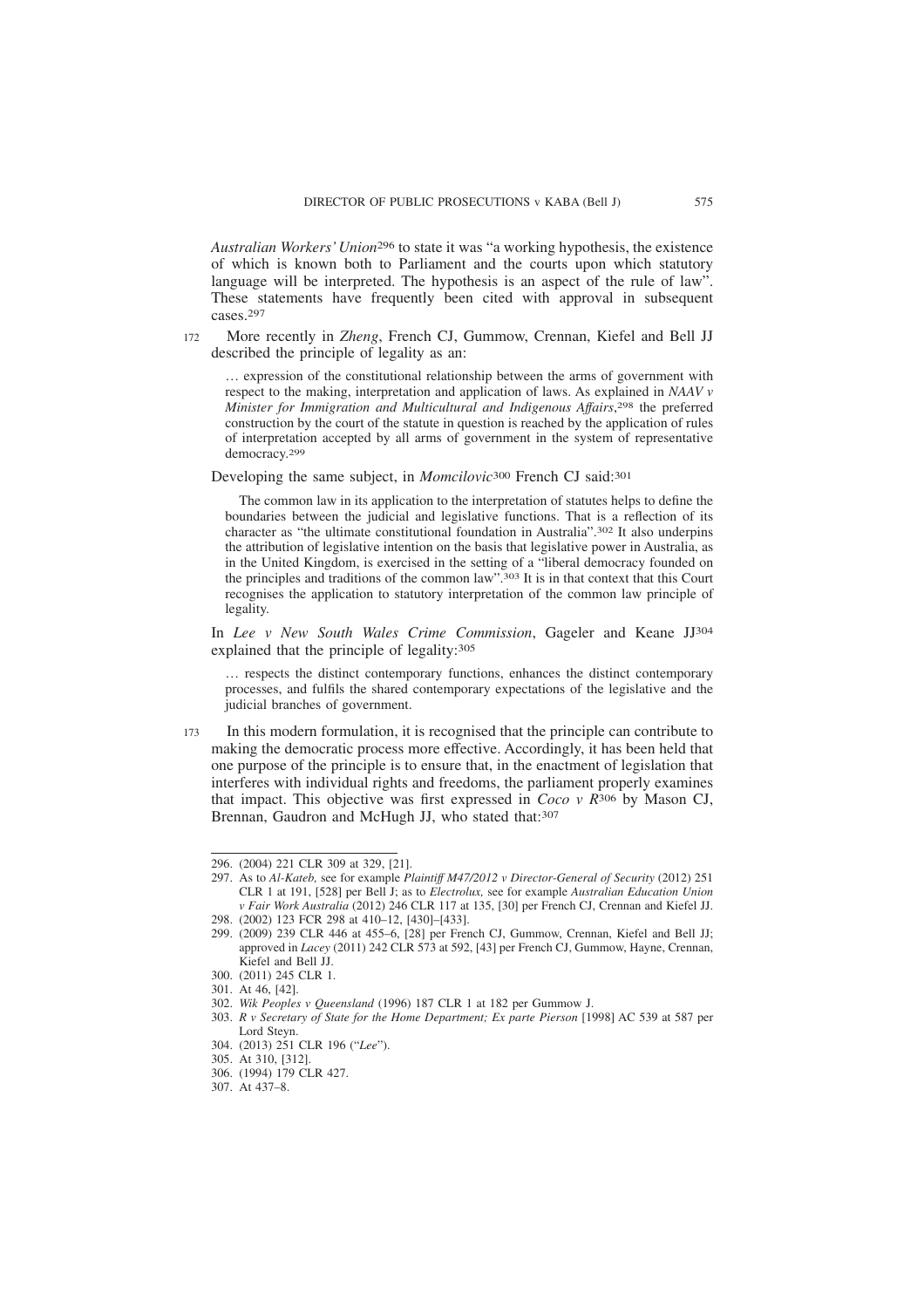*Australian Workers' Union*[296] to state it was "a working hypothesis, the existence of which is known both to Parliament and the courts upon which statutory language will be interpreted. The hypothesis is an aspect of the rule of law". These statements have frequently been cited with approval in subsequent cases.[297]

172 More recently in *Zheng*, French CJ, Gummow, Crennan, Kiefel and Bell JJ described the principle of legality as an:

> … expression of the constitutional relationship between the arms of government with respect to the making, interpretation and application of laws. As explained in *NAAV v Minister for Immigration and Multicultural and Indigenous Affairs*,[298] the preferred construction by the court of the statute in question is reached by the application of rules of interpretation accepted by all arms of government in the system of representative democracy.[299]

Developing the same subject, in *Momcilovic*[300] French CJ said:[301]

> The common law in its application to the interpretation of statutes helps to define the boundaries between the judicial and legislative functions. That is a reflection of its character as "the ultimate constitutional foundation in Australia".[302] It also underpins the attribution of legislative intention on the basis that legislative power in Australia, as in the United Kingdom, is exercised in the setting of a "liberal democracy founded on the principles and traditions of the common law".[303] It is in that context that this Court recognises the application to statutory interpretation of the common law principle of legality.

In *Lee v New South Wales Crime Commission*, Gageler and Keane JJ[304] explained that the principle of legality:[305]

> … respects the distinct contemporary functions, enhances the distinct contemporary processes, and fulfils the shared contemporary expectations of the legislative and the judicial branches of government.

173 In this modern formulation, it is recognised that the principle can contribute to making the democratic process more effective. Accordingly, it has been held that one purpose of the principle is to ensure that, in the enactment of legislation that interferes with individual rights and freedoms, the parliament properly examines that impact. This objective was first expressed in *Coco v R*[306] by Mason CJ, Brennan, Gaudron and McHugh JJ, who stated that:[307]

---

296. (2004) 221 CLR 309 at 329, [21].
297. As to *Al-Kateb,* see for example *Plaintiff M47/2012 v Director-General of Security* (2012) 251 CLR 1 at 191, [528] per Bell J; as to *Electrolux,* see for example *Australian Education Union v Fair Work Australia* (2012) 246 CLR 117 at 135, [30] per French CJ, Crennan and Kiefel JJ.
298. (2002) 123 FCR 298 at 410–12, [430]–[433].
299. (2009) 239 CLR 446 at 455–6, [28] per French CJ, Gummow, Crennan, Kiefel and Bell JJ; approved in *Lacey* (2011) 242 CLR 573 at 592, [43] per French CJ, Gummow, Hayne, Crennan, Kiefel and Bell JJ.
300. (2011) 245 CLR 1.
301. At 46, [42].
302. *Wik Peoples v Queensland* (1996) 187 CLR 1 at 182 per Gummow J.
303. *R v Secretary of State for the Home Department; Ex parte Pierson* [1998] AC 539 at 587 per Lord Steyn.
304. (2013) 251 CLR 196 ("*Lee*").
305. At 310, [312].
306. (1994) 179 CLR 427.
307. At 437–8.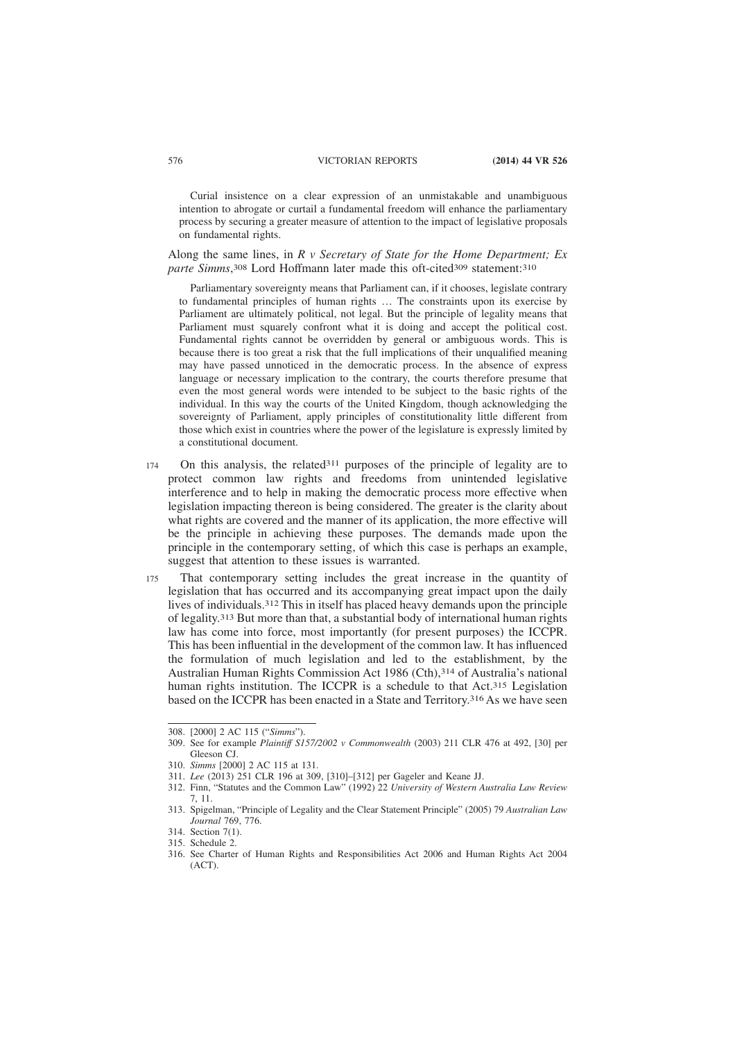Curial insistence on a clear expression of an unmistakable and unambiguous intention to abrogate or curtail a fundamental freedom will enhance the parliamentary process by securing a greater measure of attention to the impact of legislative proposals on fundamental rights.

Along the same lines, in *R v Secretary of State for the Home Department; Ex parte Simms*,[308] Lord Hoffmann later made this oft-cited[309] statement:[310]

> Parliamentary sovereignty means that Parliament can, if it chooses, legislate contrary to fundamental principles of human rights … The constraints upon its exercise by Parliament are ultimately political, not legal. But the principle of legality means that Parliament must squarely confront what it is doing and accept the political cost. Fundamental rights cannot be overridden by general or ambiguous words. This is because there is too great a risk that the full implications of their unqualified meaning may have passed unnoticed in the democratic process. In the absence of express language or necessary implication to the contrary, the courts therefore presume that even the most general words were intended to be subject to the basic rights of the individual. In this way the courts of the United Kingdom, though acknowledging the sovereignty of Parliament, apply principles of constitutionality little different from those which exist in countries where the power of the legislature is expressly limited by a constitutional document.

174 On this analysis, the related[311] purposes of the principle of legality are to protect common law rights and freedoms from unintended legislative interference and to help in making the democratic process more effective when legislation impacting thereon is being considered. The greater is the clarity about what rights are covered and the manner of its application, the more effective will be the principle in achieving these purposes. The demands made upon the principle in the contemporary setting, of which this case is perhaps an example, suggest that attention to these issues is warranted.

175 That contemporary setting includes the great increase in the quantity of legislation that has occurred and its accompanying great impact upon the daily lives of individuals.[312] This in itself has placed heavy demands upon the principle of legality.[313] But more than that, a substantial body of international human rights law has come into force, most importantly (for present purposes) the ICCPR. This has been influential in the development of the common law. It has influenced the formulation of much legislation and led to the establishment, by the Australian Human Rights Commission Act 1986 (Cth),[314] of Australia's national human rights institution. The ICCPR is a schedule to that Act.[315] Legislation based on the ICCPR has been enacted in a State and Territory.[316] As we have seen

---

308. [2000] 2 AC 115 ("*Simms*").
309. See for example *Plaintiff S157/2002 v Commonwealth* (2003) 211 CLR 476 at 492, [30] per Gleeson CJ.
310. *Simms* [2000] 2 AC 115 at 131.
311. *Lee* (2013) 251 CLR 196 at 309, [310]–[312] per Gageler and Keane JJ.
312. Finn, "Statutes and the Common Law" (1992) 22 *University of Western Australia Law Review* 7, 11.
313. Spigelman, "Principle of Legality and the Clear Statement Principle" (2005) 79 *Australian Law Journal* 769, 776.
314. Section 7(1).
315. Schedule 2.
316. See Charter of Human Rights and Responsibilities Act 2006 and Human Rights Act 2004 (ACT).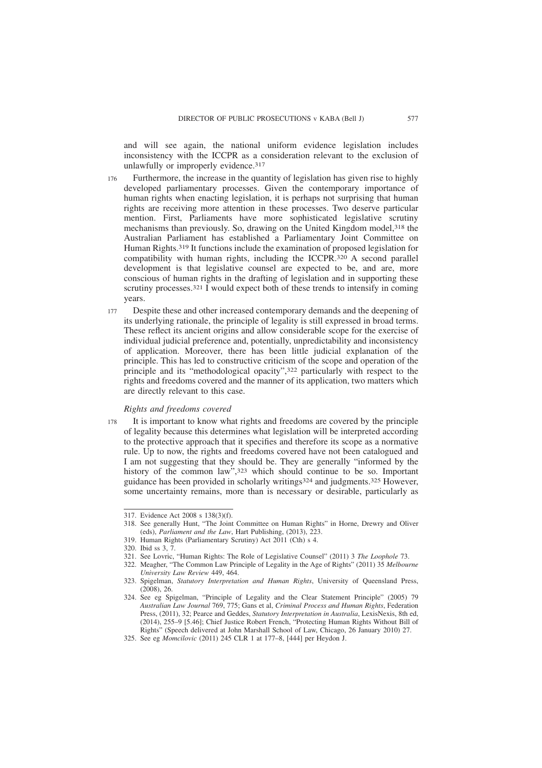and will see again, the national uniform evidence legislation includes inconsistency with the ICCPR as a consideration relevant to the exclusion of unlawfully or improperly evidence.[317]

176 Furthermore, the increase in the quantity of legislation has given rise to highly developed parliamentary processes. Given the contemporary importance of human rights when enacting legislation, it is perhaps not surprising that human rights are receiving more attention in these processes. Two deserve particular mention. First, Parliaments have more sophisticated legislative scrutiny mechanisms than previously. So, drawing on the United Kingdom model,[318] the Australian Parliament has established a Parliamentary Joint Committee on Human Rights.[319] It functions include the examination of proposed legislation for compatibility with human rights, including the ICCPR.[320] A second parallel development is that legislative counsel are expected to be, and are, more conscious of human rights in the drafting of legislation and in supporting these scrutiny processes.[321] I would expect both of these trends to intensify in coming years.

177 Despite these and other increased contemporary demands and the deepening of its underlying rationale, the principle of legality is still expressed in broad terms. These reflect its ancient origins and allow considerable scope for the exercise of individual judicial preference and, potentially, unpredictability and inconsistency of application. Moreover, there has been little judicial explanation of the principle. This has led to constructive criticism of the scope and operation of the principle and its "methodological opacity",[322] particularly with respect to the rights and freedoms covered and the manner of its application, two matters which are directly relevant to this case.

*Rights and freedoms covered*

178 It is important to know what rights and freedoms are covered by the principle of legality because this determines what legislation will be interpreted according to the protective approach that it specifies and therefore its scope as a normative rule. Up to now, the rights and freedoms covered have not been catalogued and I am not suggesting that they should be. They are generally "informed by the history of the common law",[323] which should continue to be so. Important guidance has been provided in scholarly writings[324] and judgments.[325] However, some uncertainty remains, more than is necessary or desirable, particularly as

---

317. Evidence Act 2008 s 138(3)(f).

318. See generally Hunt, "The Joint Committee on Human Rights" in Horne, Drewry and Oliver (eds), *Parliament and the Law*, Hart Publishing, (2013), 223.

319. Human Rights (Parliamentary Scrutiny) Act 2011 (Cth) s 4.

320. Ibid ss 3, 7.

321. See Lovric, "Human Rights: The Role of Legislative Counsel" (2011) 3 *The Loophole* 73.

322. Meagher, "The Common Law Principle of Legality in the Age of Rights" (2011) 35 *Melbourne University Law Review* 449, 464.

323. Spigelman, *Statutory Interpretation and Human Rights*, University of Queensland Press, (2008), 26.

324. See eg Spigelman, "Principle of Legality and the Clear Statement Principle" (2005) 79 *Australian Law Journal* 769, 775; Gans et al, *Criminal Process and Human Rights*, Federation Press, (2011), 32; Pearce and Geddes, *Statutory Interpretation in Australia*, LexisNexis, 8th ed, (2014), 255–9 [5.46]; Chief Justice Robert French, "Protecting Human Rights Without Bill of Rights" (Speech delivered at John Marshall School of Law, Chicago, 26 January 2010) 27.

325. See eg *Momcilovic* (2011) 245 CLR 1 at 177–8, [444] per Heydon J.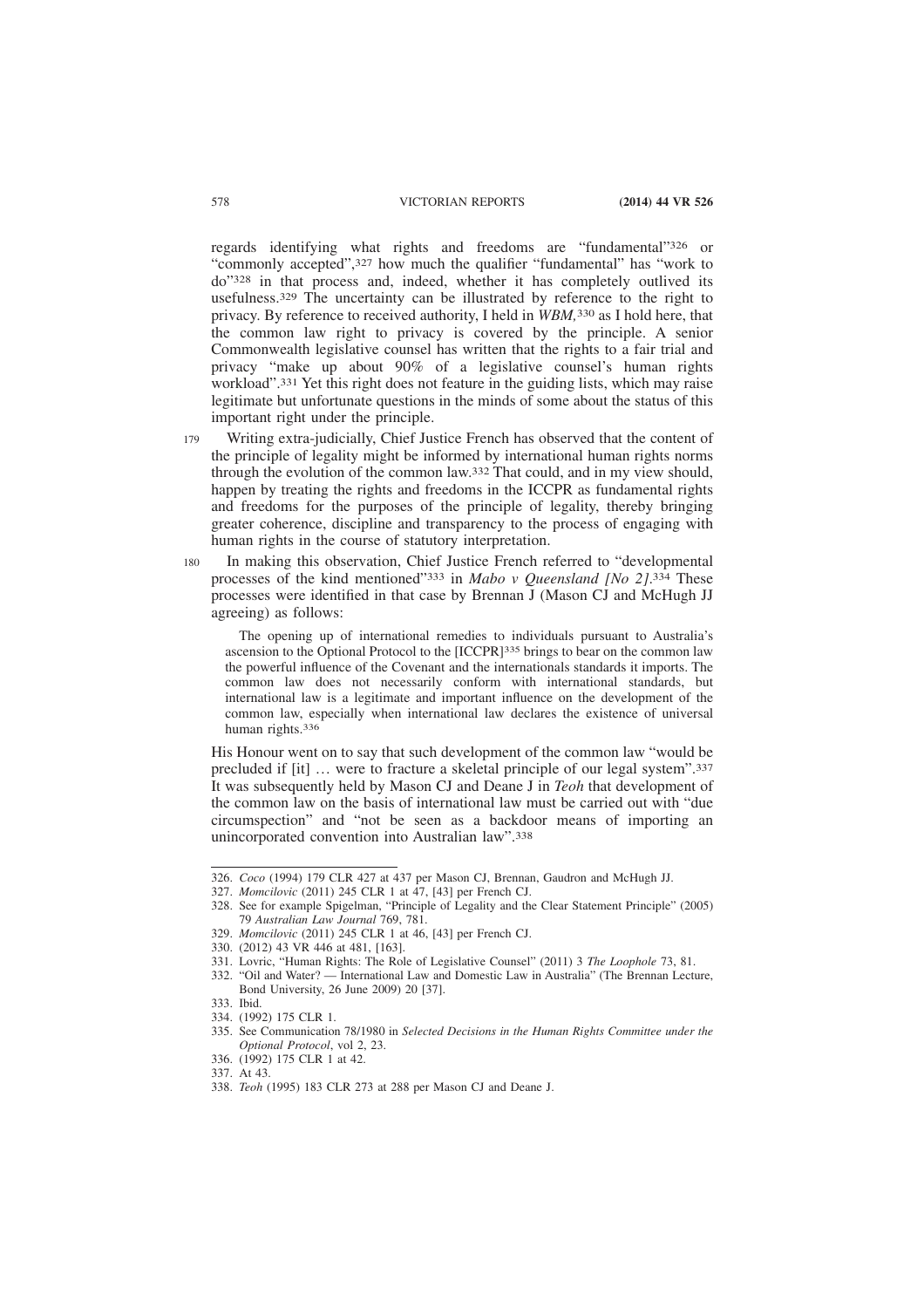regards identifying what rights and freedoms are "fundamental"[326] or "commonly accepted",[327] how much the qualifier "fundamental" has "work to do"[328] in that process and, indeed, whether it has completely outlived its usefulness.[329] The uncertainty can be illustrated by reference to the right to privacy. By reference to received authority, I held in *WBM*,[330] as I hold here, that the common law right to privacy is covered by the principle. A senior Commonwealth legislative counsel has written that the rights to a fair trial and privacy "make up about 90% of a legislative counsel's human rights workload".[331] Yet this right does not feature in the guiding lists, which may raise legitimate but unfortunate questions in the minds of some about the status of this important right under the principle.

179 Writing extra-judicially, Chief Justice French has observed that the content of the principle of legality might be informed by international human rights norms through the evolution of the common law.[332] That could, and in my view should, happen by treating the rights and freedoms in the ICCPR as fundamental rights and freedoms for the purposes of the principle of legality, thereby bringing greater coherence, discipline and transparency to the process of engaging with human rights in the course of statutory interpretation.

180 In making this observation, Chief Justice French referred to "developmental processes of the kind mentioned"[333] in *Mabo v Queensland [No 2]*.[334] These processes were identified in that case by Brennan J (Mason CJ and McHugh JJ agreeing) as follows:

> The opening up of international remedies to individuals pursuant to Australia's ascension to the Optional Protocol to the [ICCPR][335] brings to bear on the common law the powerful influence of the Covenant and the internationals standards it imports. The common law does not necessarily conform with international standards, but international law is a legitimate and important influence on the development of the common law, especially when international law declares the existence of universal human rights.[336]

His Honour went on to say that such development of the common law "would be precluded if [it] … were to fracture a skeletal principle of our legal system".[337] It was subsequently held by Mason CJ and Deane J in *Teoh* that development of the common law on the basis of international law must be carried out with "due circumspection" and "not be seen as a backdoor means of importing an unincorporated convention into Australian law".[338]

---

326. *Coco* (1994) 179 CLR 427 at 437 per Mason CJ, Brennan, Gaudron and McHugh JJ.
327. *Momcilovic* (2011) 245 CLR 1 at 47, [43] per French CJ.
328. See for example Spigelman, "Principle of Legality and the Clear Statement Principle" (2005) 79 *Australian Law Journal* 769, 781.
329. *Momcilovic* (2011) 245 CLR 1 at 46, [43] per French CJ.
330. (2012) 43 VR 446 at 481, [163].
331. Lovric, "Human Rights: The Role of Legislative Counsel" (2011) 3 *The Loophole* 73, 81.
332. "Oil and Water? — International Law and Domestic Law in Australia" (The Brennan Lecture, Bond University, 26 June 2009) 20 [37].
333. Ibid.
334. (1992) 175 CLR 1.
335. See Communication 78/1980 in *Selected Decisions in the Human Rights Committee under the Optional Protocol*, vol 2, 23.
336. (1992) 175 CLR 1 at 42.
337. At 43.
338. *Teoh* (1995) 183 CLR 273 at 288 per Mason CJ and Deane J.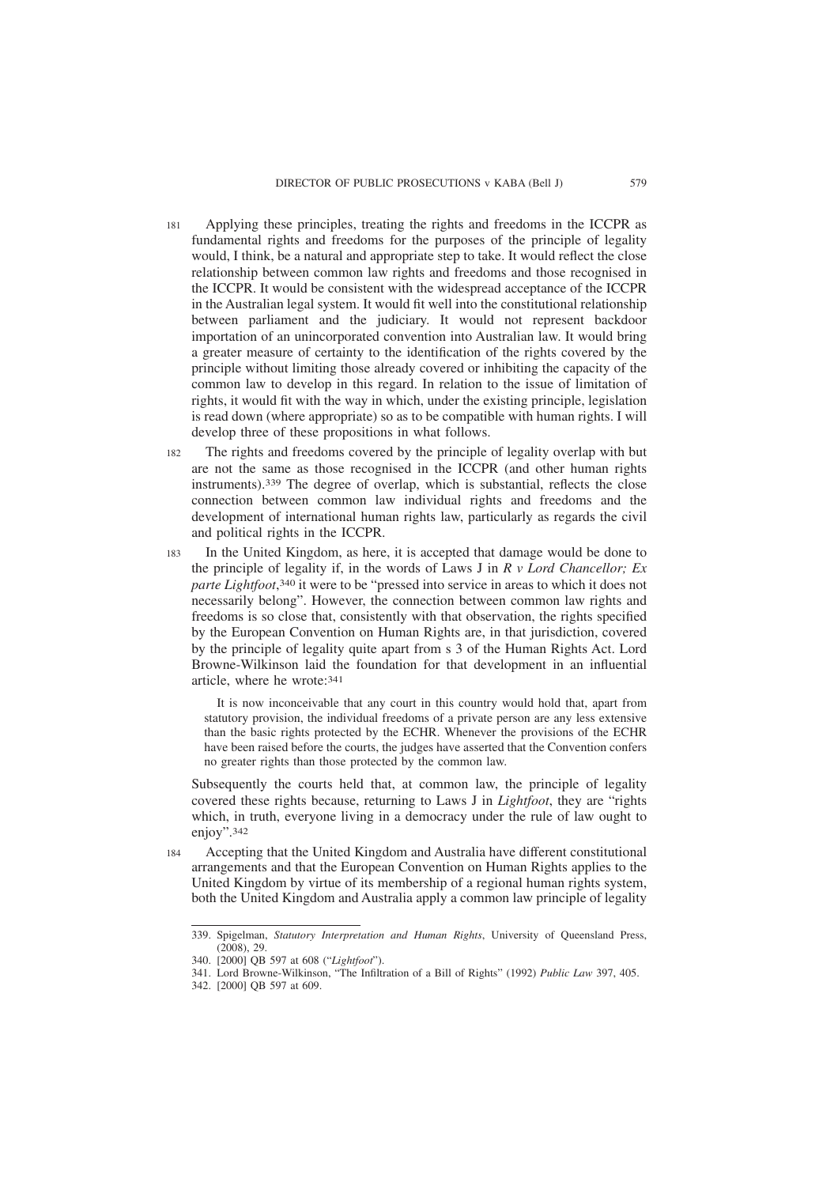181 Applying these principles, treating the rights and freedoms in the ICCPR as fundamental rights and freedoms for the purposes of the principle of legality would, I think, be a natural and appropriate step to take. It would reflect the close relationship between common law rights and freedoms and those recognised in the ICCPR. It would be consistent with the widespread acceptance of the ICCPR in the Australian legal system. It would fit well into the constitutional relationship between parliament and the judiciary. It would not represent backdoor importation of an unincorporated convention into Australian law. It would bring a greater measure of certainty to the identification of the rights covered by the principle without limiting those already covered or inhibiting the capacity of the common law to develop in this regard. In relation to the issue of limitation of rights, it would fit with the way in which, under the existing principle, legislation is read down (where appropriate) so as to be compatible with human rights. I will develop three of these propositions in what follows.

182 The rights and freedoms covered by the principle of legality overlap with but are not the same as those recognised in the ICCPR (and other human rights instruments).[339] The degree of overlap, which is substantial, reflects the close connection between common law individual rights and freedoms and the development of international human rights law, particularly as regards the civil and political rights in the ICCPR.

183 In the United Kingdom, as here, it is accepted that damage would be done to the principle of legality if, in the words of Laws J in *R v Lord Chancellor; Ex parte Lightfoot*,[340] it were to be "pressed into service in areas to which it does not necessarily belong". However, the connection between common law rights and freedoms is so close that, consistently with that observation, the rights specified by the European Convention on Human Rights are, in that jurisdiction, covered by the principle of legality quite apart from s 3 of the Human Rights Act. Lord Browne-Wilkinson laid the foundation for that development in an influential article, where he wrote:[341]

> It is now inconceivable that any court in this country would hold that, apart from statutory provision, the individual freedoms of a private person are any less extensive than the basic rights protected by the ECHR. Whenever the provisions of the ECHR have been raised before the courts, the judges have asserted that the Convention confers no greater rights than those protected by the common law.

Subsequently the courts held that, at common law, the principle of legality covered these rights because, returning to Laws J in *Lightfoot*, they are "rights which, in truth, everyone living in a democracy under the rule of law ought to enjoy".[342]

184 Accepting that the United Kingdom and Australia have different constitutional arrangements and that the European Convention on Human Rights applies to the United Kingdom by virtue of its membership of a regional human rights system, both the United Kingdom and Australia apply a common law principle of legality

---

339. Spigelman, *Statutory Interpretation and Human Rights*, University of Queensland Press, (2008), 29.

340. [2000] QB 597 at 608 ("*Lightfoot*").

341. Lord Browne-Wilkinson, "The Infiltration of a Bill of Rights" (1992) *Public Law* 397, 405.

342. [2000] QB 597 at 609.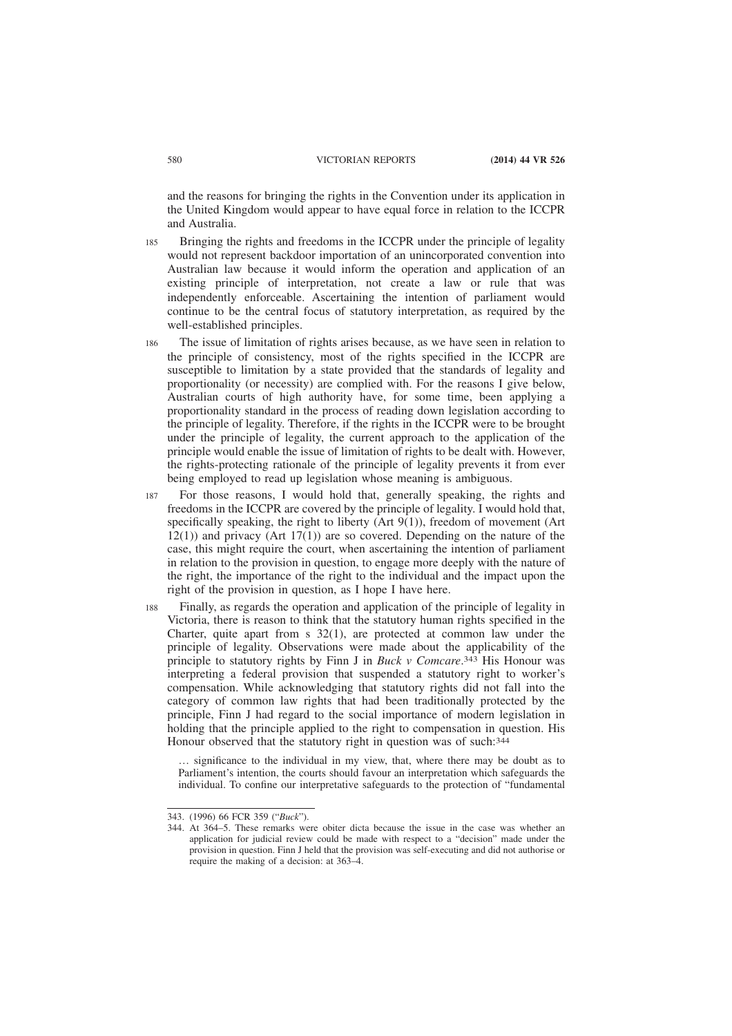and the reasons for bringing the rights in the Convention under its application in the United Kingdom would appear to have equal force in relation to the ICCPR and Australia.

185 Bringing the rights and freedoms in the ICCPR under the principle of legality would not represent backdoor importation of an unincorporated convention into Australian law because it would inform the operation and application of an existing principle of interpretation, not create a law or rule that was independently enforceable. Ascertaining the intention of parliament would continue to be the central focus of statutory interpretation, as required by the well-established principles.

186 The issue of limitation of rights arises because, as we have seen in relation to the principle of consistency, most of the rights specified in the ICCPR are susceptible to limitation by a state provided that the standards of legality and proportionality (or necessity) are complied with. For the reasons I give below, Australian courts of high authority have, for some time, been applying a proportionality standard in the process of reading down legislation according to the principle of legality. Therefore, if the rights in the ICCPR were to be brought under the principle of legality, the current approach to the application of the principle would enable the issue of limitation of rights to be dealt with. However, the rights-protecting rationale of the principle of legality prevents it from ever being employed to read up legislation whose meaning is ambiguous.

187 For those reasons, I would hold that, generally speaking, the rights and freedoms in the ICCPR are covered by the principle of legality. I would hold that, specifically speaking, the right to liberty (Art 9(1)), freedom of movement (Art 12(1)) and privacy (Art 17(1)) are so covered. Depending on the nature of the case, this might require the court, when ascertaining the intention of parliament in relation to the provision in question, to engage more deeply with the nature of the right, the importance of the right to the individual and the impact upon the right of the provision in question, as I hope I have here.

188 Finally, as regards the operation and application of the principle of legality in Victoria, there is reason to think that the statutory human rights specified in the Charter, quite apart from s 32(1), are protected at common law under the principle of legality. Observations were made about the applicability of the principle to statutory rights by Finn J in *Buck v Comcare*.[343] His Honour was interpreting a federal provision that suspended a statutory right to worker's compensation. While acknowledging that statutory rights did not fall into the category of common law rights that had been traditionally protected by the principle, Finn J had regard to the social importance of modern legislation in holding that the principle applied to the right to compensation in question. His Honour observed that the statutory right in question was of such:[344]

> … significance to the individual in my view, that, where there may be doubt as to Parliament's intention, the courts should favour an interpretation which safeguards the individual. To confine our interpretative safeguards to the protection of "fundamental

---

343. (1996) 66 FCR 359 ("*Buck*").

344. At 364–5. These remarks were obiter dicta because the issue in the case was whether an application for judicial review could be made with respect to a "decision" made under the provision in question. Finn J held that the provision was self-executing and did not authorise or require the making of a decision: at 363–4.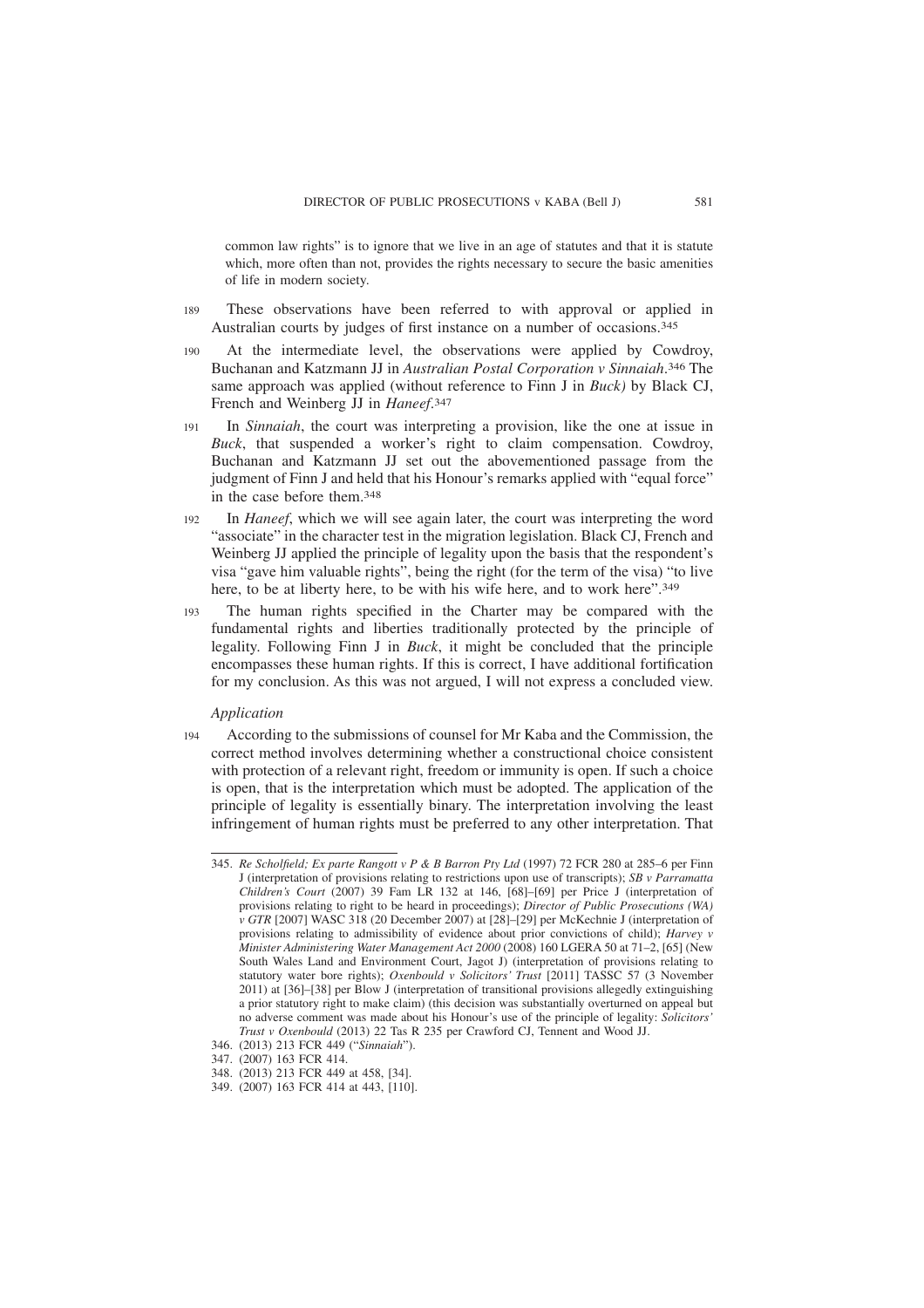common law rights" is to ignore that we live in an age of statutes and that it is statute which, more often than not, provides the rights necessary to secure the basic amenities of life in modern society.

189 These observations have been referred to with approval or applied in Australian courts by judges of first instance on a number of occasions.[345]

190 At the intermediate level, the observations were applied by Cowdroy, Buchanan and Katzmann JJ in *Australian Postal Corporation v Sinnaiah*.[346] The same approach was applied (without reference to Finn J in *Buck)* by Black CJ, French and Weinberg JJ in *Haneef*.[347]

191 In *Sinnaiah*, the court was interpreting a provision, like the one at issue in *Buck*, that suspended a worker's right to claim compensation. Cowdroy, Buchanan and Katzmann JJ set out the abovementioned passage from the judgment of Finn J and held that his Honour's remarks applied with "equal force" in the case before them.[348]

192 In *Haneef*, which we will see again later, the court was interpreting the word "associate" in the character test in the migration legislation. Black CJ, French and Weinberg JJ applied the principle of legality upon the basis that the respondent's visa "gave him valuable rights", being the right (for the term of the visa) "to live here, to be at liberty here, to be with his wife here, and to work here".[349]

193 The human rights specified in the Charter may be compared with the fundamental rights and liberties traditionally protected by the principle of legality. Following Finn J in *Buck*, it might be concluded that the principle encompasses these human rights. If this is correct, I have additional fortification for my conclusion. As this was not argued, I will not express a concluded view.

*Application*

194 According to the submissions of counsel for Mr Kaba and the Commission, the correct method involves determining whether a constructional choice consistent with protection of a relevant right, freedom or immunity is open. If such a choice is open, that is the interpretation which must be adopted. The application of the principle of legality is essentially binary. The interpretation involving the least infringement of human rights must be preferred to any other interpretation. That

---

345. *Re Scholfield; Ex parte Rangott v P & B Barron Pty Ltd* (1997) 72 FCR 280 at 285–6 per Finn J (interpretation of provisions relating to restrictions upon use of transcripts); *SB v Parramatta Children's Court* (2007) 39 Fam LR 132 at 146, [68]–[69] per Price J (interpretation of provisions relating to right to be heard in proceedings); *Director of Public Prosecutions (WA) v GTR* [2007] WASC 318 (20 December 2007) at [28]–[29] per McKechnie J (interpretation of provisions relating to admissibility of evidence about prior convictions of child); *Harvey v Minister Administering Water Management Act 2000* (2008) 160 LGERA 50 at 71–2, [65] (New South Wales Land and Environment Court, Jagot J) (interpretation of provisions relating to statutory water bore rights); *Oxenbould v Solicitors' Trust* [2011] TASSC 57 (3 November 2011) at [36]–[38] per Blow J (interpretation of transitional provisions allegedly extinguishing a prior statutory right to make claim) (this decision was substantially overturned on appeal but no adverse comment was made about his Honour's use of the principle of legality: *Solicitors' Trust v Oxenbould* (2013) 22 Tas R 235 per Crawford CJ, Tennent and Wood JJ.

346. (2013) 213 FCR 449 ("*Sinnaiah*").

347. (2007) 163 FCR 414.

348. (2013) 213 FCR 449 at 458, [34].

349. (2007) 163 FCR 414 at 443, [110].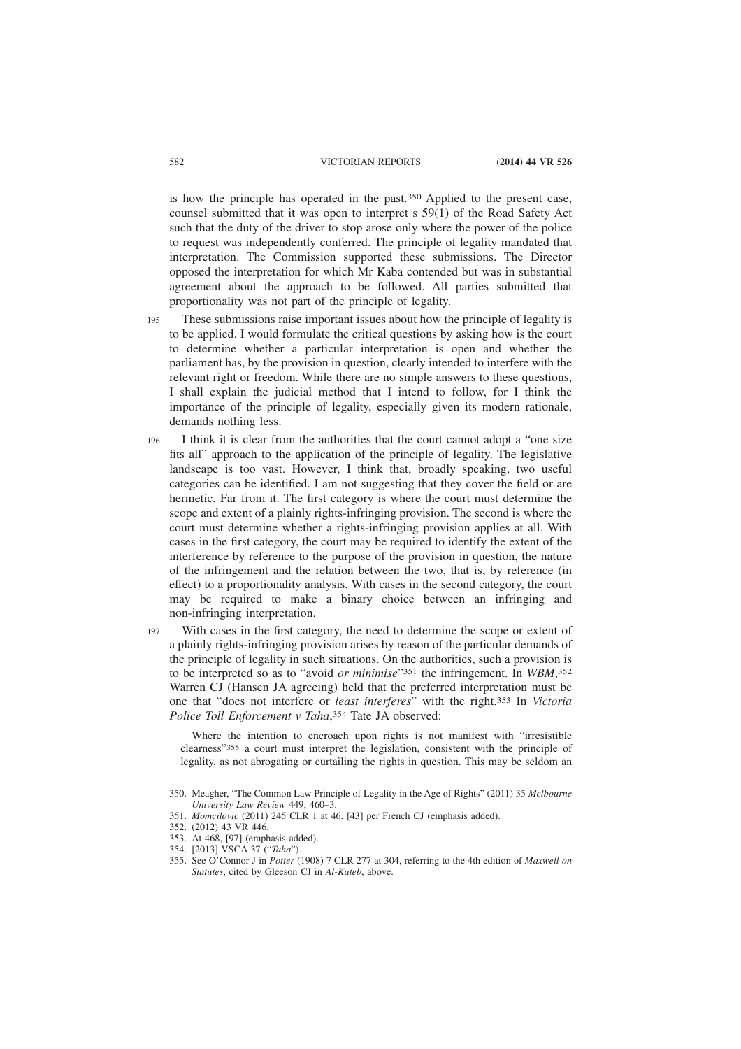is how the principle has operated in the past.[350] Applied to the present case, counsel submitted that it was open to interpret s 59(1) of the Road Safety Act such that the duty of the driver to stop arose only where the power of the police to request was independently conferred. The principle of legality mandated that interpretation. The Commission supported these submissions. The Director opposed the interpretation for which Mr Kaba contended but was in substantial agreement about the approach to be followed. All parties submitted that proportionality was not part of the principle of legality.

195 These submissions raise important issues about how the principle of legality is to be applied. I would formulate the critical questions by asking how is the court to determine whether a particular interpretation is open and whether the parliament has, by the provision in question, clearly intended to interfere with the relevant right or freedom. While there are no simple answers to these questions, I shall explain the judicial method that I intend to follow, for I think the importance of the principle of legality, especially given its modern rationale, demands nothing less.

196 I think it is clear from the authorities that the court cannot adopt a "one size fits all" approach to the application of the principle of legality. The legislative landscape is too vast. However, I think that, broadly speaking, two useful categories can be identified. I am not suggesting that they cover the field or are hermetic. Far from it. The first category is where the court must determine the scope and extent of a plainly rights-infringing provision. The second is where the court must determine whether a rights-infringing provision applies at all. With cases in the first category, the court may be required to identify the extent of the interference by reference to the purpose of the provision in question, the nature of the infringement and the relation between the two, that is, by reference (in effect) to a proportionality analysis. With cases in the second category, the court may be required to make a binary choice between an infringing and non-infringing interpretation.

197 With cases in the first category, the need to determine the scope or extent of a plainly rights-infringing provision arises by reason of the particular demands of the principle of legality in such situations. On the authorities, such a provision is to be interpreted so as to "avoid *or minimise*"[351] the infringement. In *WBM*,[352] Warren CJ (Hansen JA agreeing) held that the preferred interpretation must be one that "does not interfere or *least interferes*" with the right.[353] In *Victoria Police Toll Enforcement v Taha*,[354] Tate JA observed:

> Where the intention to encroach upon rights is not manifest with "irresistible clearness"[355] a court must interpret the legislation, consistent with the principle of legality, as not abrogating or curtailing the rights in question. This may be seldom an

---

350. Meagher, "The Common Law Principle of Legality in the Age of Rights" (2011) 35 *Melbourne University Law Review* 449, 460–3.

351. *Momcilovic* (2011) 245 CLR 1 at 46, [43] per French CJ (emphasis added).

352. (2012) 43 VR 446.

353. At 468, [97] (emphasis added).

354. [2013] VSCA 37 ("*Taha*").

355. See O'Connor J in *Potter* (1908) 7 CLR 277 at 304, referring to the 4th edition of *Maxwell on Statutes*, cited by Gleeson CJ in *Al-Kateb*, above.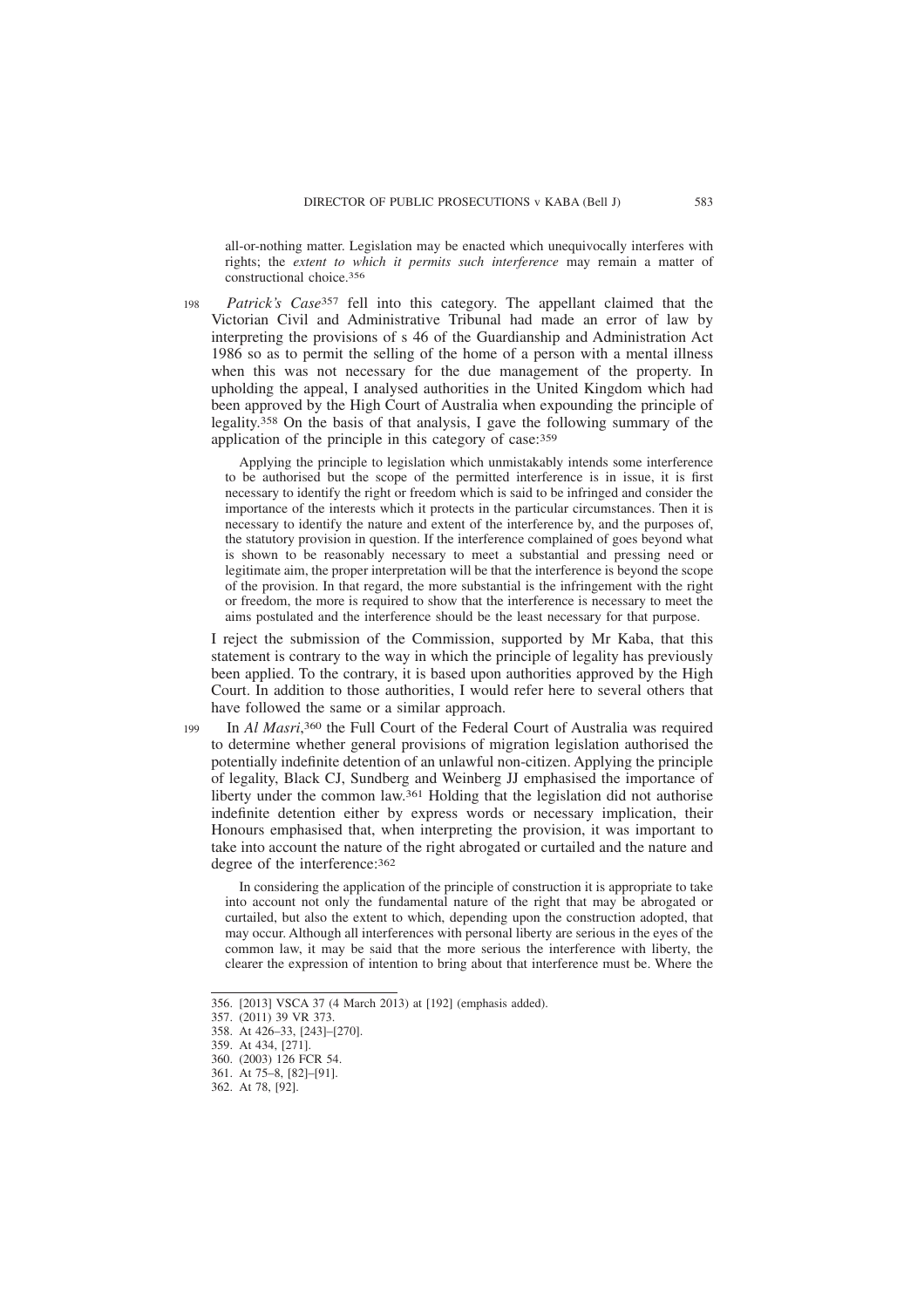all-or-nothing matter. Legislation may be enacted which unequivocally interferes with rights; the *extent to which it permits such interference* may remain a matter of constructional choice.[356]

198 *Patrick's Case*[357] fell into this category. The appellant claimed that the Victorian Civil and Administrative Tribunal had made an error of law by interpreting the provisions of s 46 of the Guardianship and Administration Act 1986 so as to permit the selling of the home of a person with a mental illness when this was not necessary for the due management of the property. In upholding the appeal, I analysed authorities in the United Kingdom which had been approved by the High Court of Australia when expounding the principle of legality.[358] On the basis of that analysis, I gave the following summary of the application of the principle in this category of case:[359]

> Applying the principle to legislation which unmistakably intends some interference to be authorised but the scope of the permitted interference is in issue, it is first necessary to identify the right or freedom which is said to be infringed and consider the importance of the interests which it protects in the particular circumstances. Then it is necessary to identify the nature and extent of the interference by, and the purposes of, the statutory provision in question. If the interference complained of goes beyond what is shown to be reasonably necessary to meet a substantial and pressing need or legitimate aim, the proper interpretation will be that the interference is beyond the scope of the provision. In that regard, the more substantial is the infringement with the right or freedom, the more is required to show that the interference is necessary to meet the aims postulated and the interference should be the least necessary for that purpose.

I reject the submission of the Commission, supported by Mr Kaba, that this statement is contrary to the way in which the principle of legality has previously been applied. To the contrary, it is based upon authorities approved by the High Court. In addition to those authorities, I would refer here to several others that have followed the same or a similar approach.

199 In *Al Masri*,[360] the Full Court of the Federal Court of Australia was required to determine whether general provisions of migration legislation authorised the potentially indefinite detention of an unlawful non-citizen. Applying the principle of legality, Black CJ, Sundberg and Weinberg JJ emphasised the importance of liberty under the common law.[361] Holding that the legislation did not authorise indefinite detention either by express words or necessary implication, their Honours emphasised that, when interpreting the provision, it was important to take into account the nature of the right abrogated or curtailed and the nature and degree of the interference:[362]

> In considering the application of the principle of construction it is appropriate to take into account not only the fundamental nature of the right that may be abrogated or curtailed, but also the extent to which, depending upon the construction adopted, that may occur. Although all interferences with personal liberty are serious in the eyes of the common law, it may be said that the more serious the interference with liberty, the clearer the expression of intention to bring about that interference must be. Where the

---

356. [2013] VSCA 37 (4 March 2013) at [192] (emphasis added).
357. (2011) 39 VR 373.
358. At 426–33, [243]–[270].
359. At 434, [271].
360. (2003) 126 FCR 54.
361. At 75–8, [82]–[91].
362. At 78, [92].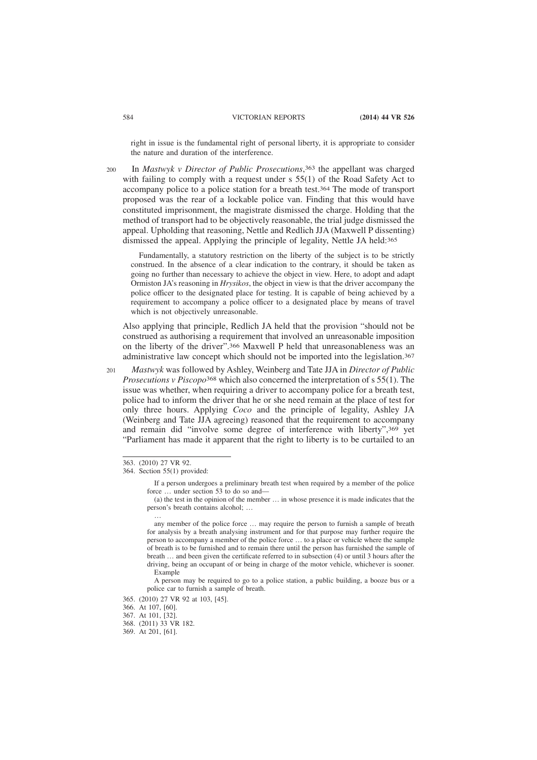right in issue is the fundamental right of personal liberty, it is appropriate to consider the nature and duration of the interference.

200 In *Mastwyk v Director of Public Prosecutions*,[363] the appellant was charged with failing to comply with a request under s 55(1) of the Road Safety Act to accompany police to a police station for a breath test.[364] The mode of transport proposed was the rear of a lockable police van. Finding that this would have constituted imprisonment, the magistrate dismissed the charge. Holding that the method of transport had to be objectively reasonable, the trial judge dismissed the appeal. Upholding that reasoning, Nettle and Redlich JJA (Maxwell P dissenting) dismissed the appeal. Applying the principle of legality, Nettle JA held:[365]

> Fundamentally, a statutory restriction on the liberty of the subject is to be strictly construed. In the absence of a clear indication to the contrary, it should be taken as going no further than necessary to achieve the object in view. Here, to adopt and adapt Ormiston JA's reasoning in *Hrysikos*, the object in view is that the driver accompany the police officer to the designated place for testing. It is capable of being achieved by a requirement to accompany a police officer to a designated place by means of travel which is not objectively unreasonable.

Also applying that principle, Redlich JA held that the provision "should not be construed as authorising a requirement that involved an unreasonable imposition on the liberty of the driver".[366] Maxwell P held that unreasonableness was an administrative law concept which should not be imported into the legislation.[367]

201 *Mastwyk* was followed by Ashley, Weinberg and Tate JJA in *Director of Public Prosecutions v Piscopo*[368] which also concerned the interpretation of s 55(1). The issue was whether, when requiring a driver to accompany police for a breath test, police had to inform the driver that he or she need remain at the place of test for only three hours. Applying *Coco* and the principle of legality, Ashley JA (Weinberg and Tate JJA agreeing) reasoned that the requirement to accompany and remain did "involve some degree of interference with liberty",[369] yet "Parliament has made it apparent that the right to liberty is to be curtailed to an

---

363. (2010) 27 VR 92.

364. Section 55(1) provided:

> If a person undergoes a preliminary breath test when required by a member of the police force … under section 53 to do so and—
>
> (a) the test in the opinion of the member … in whose presence it is made indicates that the person's breath contains alcohol; …
>
> …
>
> any member of the police force … may require the person to furnish a sample of breath for analysis by a breath analysing instrument and for that purpose may further require the person to accompany a member of the police force … to a place or vehicle where the sample of breath is to be furnished and to remain there until the person has furnished the sample of breath … and been given the certificate referred to in subsection (4) or until 3 hours after the driving, being an occupant of or being in charge of the motor vehicle, whichever is sooner.
>
> Example
>
> A person may be required to go to a police station, a public building, a booze bus or a police car to furnish a sample of breath.

365. (2010) 27 VR 92 at 103, [45].

366. At 107, [60].

367. At 101, [32].

368. (2011) 33 VR 182.

369. At 201, [61].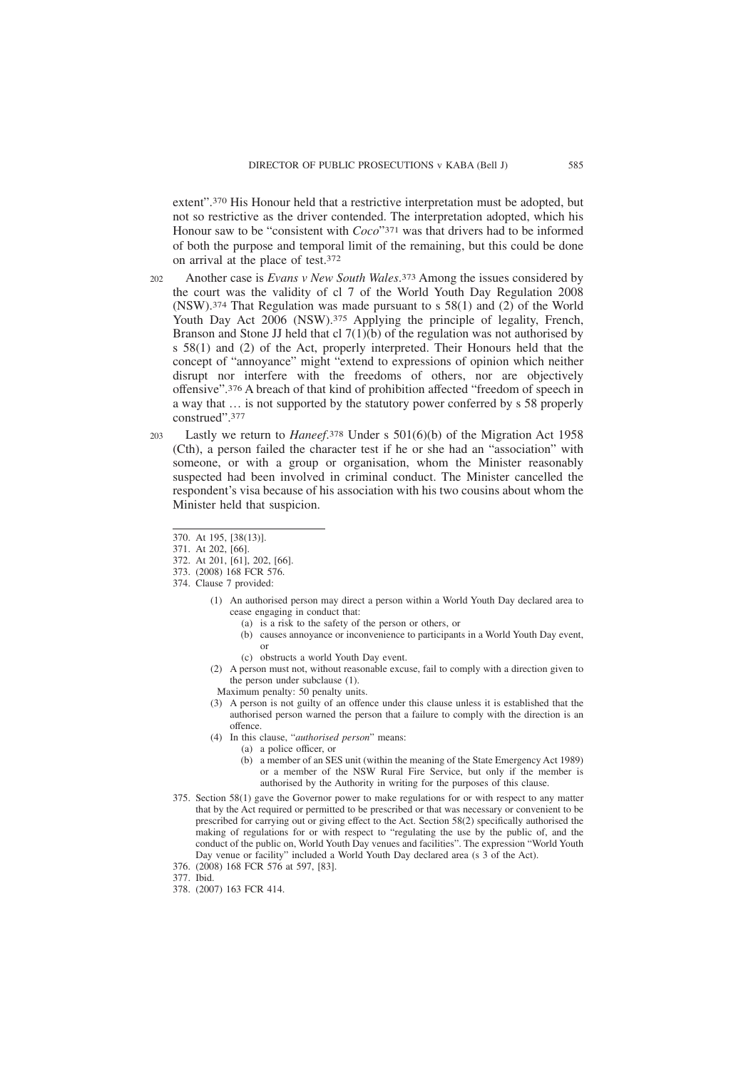extent".[370] His Honour held that a restrictive interpretation must be adopted, but not so restrictive as the driver contended. The interpretation adopted, which his Honour saw to be "consistent with *Coco*"[371] was that drivers had to be informed of both the purpose and temporal limit of the remaining, but this could be done on arrival at the place of test.[372]

202 Another case is *Evans v New South Wales*.[373] Among the issues considered by the court was the validity of cl 7 of the World Youth Day Regulation 2008 (NSW).[374] That Regulation was made pursuant to s 58(1) and (2) of the World Youth Day Act 2006 (NSW).[375] Applying the principle of legality, French, Branson and Stone JJ held that cl 7(1)(b) of the regulation was not authorised by s 58(1) and (2) of the Act, properly interpreted. Their Honours held that the concept of "annoyance" might "extend to expressions of opinion which neither disrupt nor interfere with the freedoms of others, nor are objectively offensive".[376] A breach of that kind of prohibition affected "freedom of speech in a way that … is not supported by the statutory power conferred by s 58 properly construed".[377]

203 Lastly we return to *Haneef*.[378] Under s 501(6)(b) of the Migration Act 1958 (Cth), a person failed the character test if he or she had an "association" with someone, or with a group or organisation, whom the Minister reasonably suspected had been involved in criminal conduct. The Minister cancelled the respondent's visa because of his association with his two cousins about whom the Minister held that suspicion.

---

370. At 195, [38(13)].

371. At 202, [66].

372. At 201, [61], 202, [66].

373. (2008) 168 FCR 576.

374. Clause 7 provided:

> (1) An authorised person may direct a person within a World Youth Day declared area to cease engaging in conduct that:
>
> (a) is a risk to the safety of the person or others, or
>
> (b) causes annoyance or inconvenience to participants in a World Youth Day event, or
>
> (c) obstructs a world Youth Day event.
>
> (2) A person must not, without reasonable excuse, fail to comply with a direction given to the person under subclause (1).
>
> Maximum penalty: 50 penalty units.
>
> (3) A person is not guilty of an offence under this clause unless it is established that the authorised person warned the person that a failure to comply with the direction is an offence.
>
> (4) In this clause, "*authorised person*" means:
>
> (a) a police officer, or
>
> (b) a member of an SES unit (within the meaning of the State Emergency Act 1989) or a member of the NSW Rural Fire Service, but only if the member is authorised by the Authority in writing for the purposes of this clause.

375. Section 58(1) gave the Governor power to make regulations for or with respect to any matter that by the Act required or permitted to be prescribed or that was necessary or convenient to be prescribed for carrying out or giving effect to the Act. Section 58(2) specifically authorised the making of regulations for or with respect to "regulating the use by the public of, and the conduct of the public on, World Youth Day venues and facilities". The expression "World Youth Day venue or facility" included a World Youth Day declared area (s 3 of the Act).

376. (2008) 168 FCR 576 at 597, [83].

377. Ibid.

378. (2007) 163 FCR 414.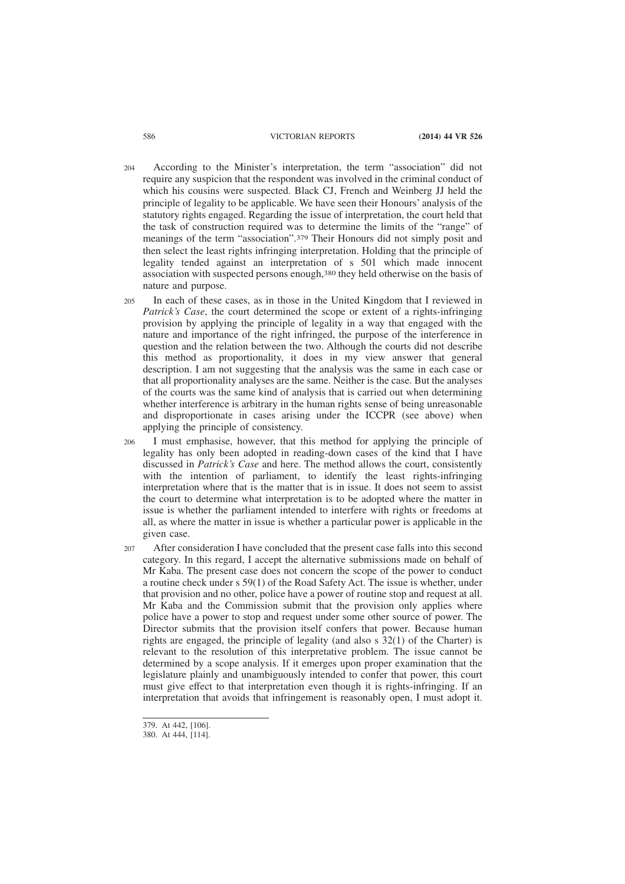204 According to the Minister's interpretation, the term "association" did not require any suspicion that the respondent was involved in the criminal conduct of which his cousins were suspected. Black CJ, French and Weinberg JJ held the principle of legality to be applicable. We have seen their Honours' analysis of the statutory rights engaged. Regarding the issue of interpretation, the court held that the task of construction required was to determine the limits of the "range" of meanings of the term "association".[379] Their Honours did not simply posit and then select the least rights infringing interpretation. Holding that the principle of legality tended against an interpretation of s 501 which made innocent association with suspected persons enough,[380] they held otherwise on the basis of nature and purpose.

205 In each of these cases, as in those in the United Kingdom that I reviewed in *Patrick's Case*, the court determined the scope or extent of a rights-infringing provision by applying the principle of legality in a way that engaged with the nature and importance of the right infringed, the purpose of the interference in question and the relation between the two. Although the courts did not describe this method as proportionality, it does in my view answer that general description. I am not suggesting that the analysis was the same in each case or that all proportionality analyses are the same. Neither is the case. But the analyses of the courts was the same kind of analysis that is carried out when determining whether interference is arbitrary in the human rights sense of being unreasonable and disproportionate in cases arising under the ICCPR (see above) when applying the principle of consistency.

206 I must emphasise, however, that this method for applying the principle of legality has only been adopted in reading-down cases of the kind that I have discussed in *Patrick's Case* and here. The method allows the court, consistently with the intention of parliament, to identify the least rights-infringing interpretation where that is the matter that is in issue. It does not seem to assist the court to determine what interpretation is to be adopted where the matter in issue is whether the parliament intended to interfere with rights or freedoms at all, as where the matter in issue is whether a particular power is applicable in the given case.

207 After consideration I have concluded that the present case falls into this second category. In this regard, I accept the alternative submissions made on behalf of Mr Kaba. The present case does not concern the scope of the power to conduct a routine check under s 59(1) of the Road Safety Act. The issue is whether, under that provision and no other, police have a power of routine stop and request at all. Mr Kaba and the Commission submit that the provision only applies where police have a power to stop and request under some other source of power. The Director submits that the provision itself confers that power. Because human rights are engaged, the principle of legality (and also s 32(1) of the Charter) is relevant to the resolution of this interpretative problem. The issue cannot be determined by a scope analysis. If it emerges upon proper examination that the legislature plainly and unambiguously intended to confer that power, this court must give effect to that interpretation even though it is rights-infringing. If an interpretation that avoids that infringement is reasonably open, I must adopt it.

---

379. At 442, [106].

380. At 444, [114].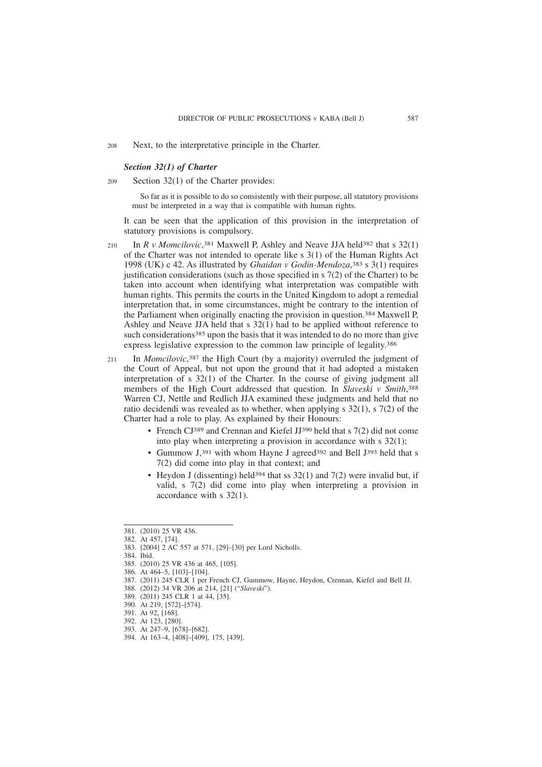208 Next, to the interpretative principle in the Charter.

### *Section 32(1) of Charter*

209 Section 32(1) of the Charter provides:

> So far as it is possible to do so consistently with their purpose, all statutory provisions must be interpreted in a way that is compatible with human rights.

It can be seen that the application of this provision in the interpretation of statutory provisions is compulsory.

210 In *R v Momcilovic*,[381] Maxwell P, Ashley and Neave JJA held[382] that s 32(1) of the Charter was not intended to operate like s 3(1) of the Human Rights Act 1998 (UK) c 42. As illustrated by *Ghaidan v Godin-Mendoza*,[383] s 3(1) requires justification considerations (such as those specified in s 7(2) of the Charter) to be taken into account when identifying what interpretation was compatible with human rights. This permits the courts in the United Kingdom to adopt a remedial interpretation that, in some circumstances, might be contrary to the intention of the Parliament when originally enacting the provision in question.[384] Maxwell P, Ashley and Neave JJA held that s 32(1) had to be applied without reference to such considerations[385] upon the basis that it was intended to do no more than give express legislative expression to the common law principle of legality.[386]

211 In *Momcilovic*,[387] the High Court (by a majority) overruled the judgment of the Court of Appeal, but not upon the ground that it had adopted a mistaken interpretation of s 32(1) of the Charter. In the course of giving judgment all members of the High Court addressed that question. In *Slaveski v Smith*,[388] Warren CJ, Nettle and Redlich JJA examined these judgments and held that no ratio decidendi was revealed as to whether, when applying s 32(1), s 7(2) of the Charter had a role to play. As explained by their Honours:

- French CJ[389] and Crennan and Kiefel JJ[390] held that s 7(2) did not come into play when interpreting a provision in accordance with s 32(1);
- Gummow J,[391] with whom Hayne J agreed[392] and Bell J[393] held that s 7(2) did come into play in that context; and
- Heydon J (dissenting) held[394] that ss 32(1) and 7(2) were invalid but, if valid, s 7(2) did come into play when interpreting a provision in accordance with s 32(1).

---

381. (2010) 25 VR 436.
382. At 457, [74].
383. [2004] 2 AC 557 at 571, [29]–[30] per Lord Nicholls.
384. Ibid.
385. (2010) 25 VR 436 at 465, [105].
386. At 464–5, [103]–[104].
387. (2011) 245 CLR 1 per French CJ, Gummow, Hayne, Heydon, Crennan, Kiefel and Bell JJ.
388. (2012) 34 VR 206 at 214, [21] ("*Slaveski*").
389. (2011) 245 CLR 1 at 44, [35].
390. At 219, [572]–[574].
391. At 92, [168].
392. At 123, [280].
393. At 247–9, [678]–[682].
394. At 163–4, [408]–[409], 175, [439].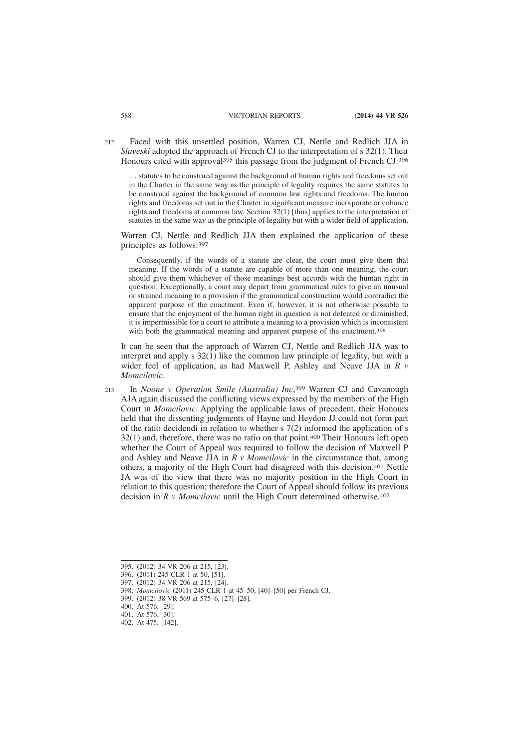212 Faced with this unsettled position, Warren CJ, Nettle and Redlich JJA in *Slaveski* adopted the approach of French CJ to the interpretation of s 32(1). Their Honours cited with approval[395] this passage from the judgment of French CJ:[396]

> … statutes to be construed against the background of human rights and freedoms set out in the Charter in the same way as the principle of legality requires the same statutes to be construed against the background of common law rights and freedoms. The human rights and freedoms set out in the Charter in significant measure incorporate or enhance rights and freedoms at common law. Section 32(1) [thus] applies to the interpretation of statutes in the same way as the principle of legality but with a wider field of application.

Warren CJ, Nettle and Redlich JJA then explained the application of these principles as follows:[397]

> Consequently, if the words of a statute are clear, the court must give them that meaning. If the words of a statute are capable of more than one meaning, the court should give them whichever of those meanings best accords with the human right in question. Exceptionally, a court may depart from grammatical rules to give an unusual or strained meaning to a provision if the grammatical construction would contradict the apparent purpose of the enactment. Even if, however, it is not otherwise possible to ensure that the enjoyment of the human right in question is not defeated or diminished, it is impermissible for a court to attribute a meaning to a provision which is inconsistent with both the grammatical meaning and apparent purpose of the enactment.[398]

It can be seen that the approach of Warren CJ, Nettle and Redlich JJA was to interpret and apply s 32(1) like the common law principle of legality, but with a wider feel of application, as had Maxwell P, Ashley and Neave JJA in *R v Momcilovic*.

213 In *Noone v Operation Smile (Australia) Inc*,[399] Warren CJ and Cavanough AJA again discussed the conflicting views expressed by the members of the High Court in *Momcilovic*. Applying the applicable laws of precedent, their Honours held that the dissenting judgments of Hayne and Heydon JJ could not form part of the ratio decidendi in relation to whether s 7(2) informed the application of s 32(1) and, therefore, there was no ratio on that point.[400] Their Honours left open whether the Court of Appeal was required to follow the decision of Maxwell P and Ashley and Neave JJA in *R v Momcilovic* in the circumstance that, among others, a majority of the High Court had disagreed with this decision.[401] Nettle JA was of the view that there was no majority position in the High Court in relation to this question; therefore the Court of Appeal should follow its previous decision in *R v Momcilovic* until the High Court determined otherwise.[402]

---

395. (2012) 34 VR 206 at 215, [23].
396. (2011) 245 CLR 1 at 50, [51].
397. (2012) 34 VR 206 at 215, [24].
398. *Momcilovic* (2011) 245 CLR 1 at 45–50, [40]–[50] per French CJ.
399. (2012) 38 VR 569 at 575–6, [27]–[28].
400. At 576, [29].
401. At 576, [30].
402. At 475, [142].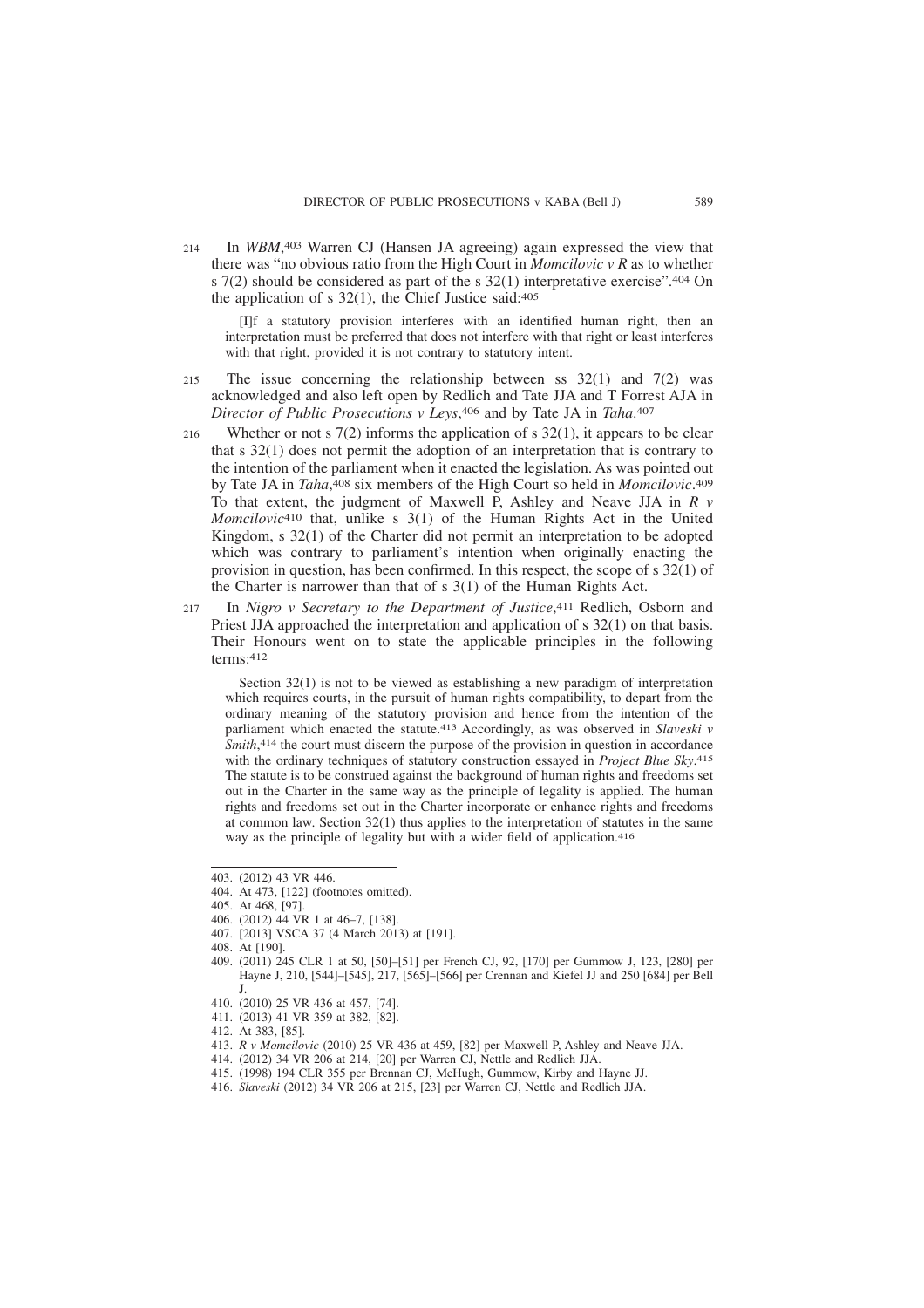214 In *WBM*,[403] Warren CJ (Hansen JA agreeing) again expressed the view that there was "no obvious ratio from the High Court in *Momcilovic v R* as to whether s 7(2) should be considered as part of the s 32(1) interpretative exercise".[404] On the application of s 32(1), the Chief Justice said:[405]

> [I]f a statutory provision interferes with an identified human right, then an interpretation must be preferred that does not interfere with that right or least interferes with that right, provided it is not contrary to statutory intent.

215 The issue concerning the relationship between ss 32(1) and 7(2) was acknowledged and also left open by Redlich and Tate JJA and T Forrest AJA in *Director of Public Prosecutions v Leys*,[406] and by Tate JA in *Taha*.[407]

216 Whether or not s 7(2) informs the application of s 32(1), it appears to be clear that s 32(1) does not permit the adoption of an interpretation that is contrary to the intention of the parliament when it enacted the legislation. As was pointed out by Tate JA in *Taha*,[408] six members of the High Court so held in *Momcilovic*.[409] To that extent, the judgment of Maxwell P, Ashley and Neave JJA in *R v Momcilovic*[410] that, unlike s 3(1) of the Human Rights Act in the United Kingdom, s 32(1) of the Charter did not permit an interpretation to be adopted which was contrary to parliament's intention when originally enacting the provision in question, has been confirmed. In this respect, the scope of s 32(1) of the Charter is narrower than that of s 3(1) of the Human Rights Act.

217 In *Nigro v Secretary to the Department of Justice*,[411] Redlich, Osborn and Priest JJA approached the interpretation and application of s 32(1) on that basis. Their Honours went on to state the applicable principles in the following terms:[412]

> Section 32(1) is not to be viewed as establishing a new paradigm of interpretation which requires courts, in the pursuit of human rights compatibility, to depart from the ordinary meaning of the statutory provision and hence from the intention of the parliament which enacted the statute.[413] Accordingly, as was observed in *Slaveski v Smith*,[414] the court must discern the purpose of the provision in question in accordance with the ordinary techniques of statutory construction essayed in *Project Blue Sky*.[415] The statute is to be construed against the background of human rights and freedoms set out in the Charter in the same way as the principle of legality is applied. The human rights and freedoms set out in the Charter incorporate or enhance rights and freedoms at common law. Section 32(1) thus applies to the interpretation of statutes in the same way as the principle of legality but with a wider field of application.[416]

---

403. (2012) 43 VR 446.
404. At 473, [122] (footnotes omitted).
405. At 468, [97].
406. (2012) 44 VR 1 at 46–7, [138].
407. [2013] VSCA 37 (4 March 2013) at [191].
408. At [190].
409. (2011) 245 CLR 1 at 50, [50]–[51] per French CJ, 92, [170] per Gummow J, 123, [280] per Hayne J, 210, [544]–[545], 217, [565]–[566] per Crennan and Kiefel JJ and 250 [684] per Bell J.
410. (2010) 25 VR 436 at 457, [74].
411. (2013) 41 VR 359 at 382, [82].
412. At 383, [85].
413. *R v Momcilovic* (2010) 25 VR 436 at 459, [82] per Maxwell P, Ashley and Neave JJA.
414. (2012) 34 VR 206 at 214, [20] per Warren CJ, Nettle and Redlich JJA.
415. (1998) 194 CLR 355 per Brennan CJ, McHugh, Gummow, Kirby and Hayne JJ.
416. *Slaveski* (2012) 34 VR 206 at 215, [23] per Warren CJ, Nettle and Redlich JJA.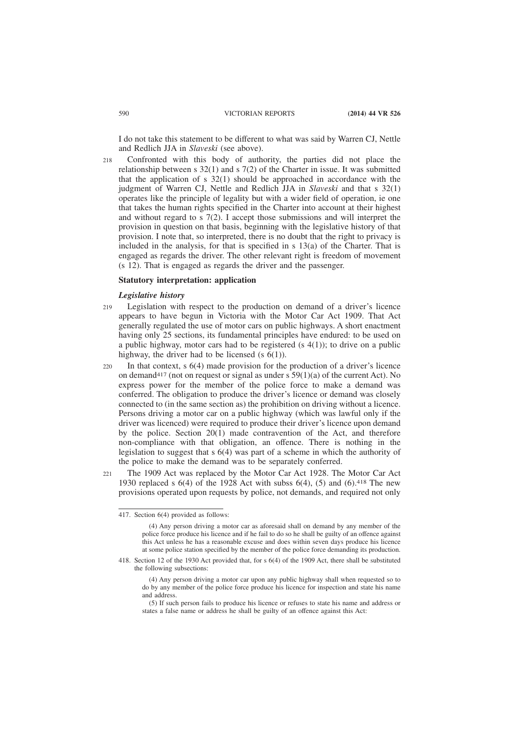I do not take this statement to be different to what was said by Warren CJ, Nettle and Redlich JJA in *Slaveski* (see above).

218 Confronted with this body of authority, the parties did not place the relationship between s 32(1) and s 7(2) of the Charter in issue. It was submitted that the application of s 32(1) should be approached in accordance with the judgment of Warren CJ, Nettle and Redlich JJA in *Slaveski* and that s 32(1) operates like the principle of legality but with a wider field of operation, ie one that takes the human rights specified in the Charter into account at their highest and without regard to s 7(2). I accept those submissions and will interpret the provision in question on that basis, beginning with the legislative history of that provision. I note that, so interpreted, there is no doubt that the right to privacy is included in the analysis, for that is specified in s 13(a) of the Charter. That is engaged as regards the driver. The other relevant right is freedom of movement (s 12). That is engaged as regards the driver and the passenger.

## Statutory interpretation: application

### *Legislative history*

219 Legislation with respect to the production on demand of a driver's licence appears to have begun in Victoria with the Motor Car Act 1909. That Act generally regulated the use of motor cars on public highways. A short enactment having only 25 sections, its fundamental principles have endured: to be used on a public highway, motor cars had to be registered (s 4(1)); to drive on a public highway, the driver had to be licensed (s 6(1)).

220 In that context, s 6(4) made provision for the production of a driver's licence on demand[417] (not on request or signal as under s 59(1)(a) of the current Act). No express power for the member of the police force to make a demand was conferred. The obligation to produce the driver's licence or demand was closely connected to (in the same section as) the prohibition on driving without a licence. Persons driving a motor car on a public highway (which was lawful only if the driver was licenced) were required to produce their driver's licence upon demand by the police. Section 20(1) made contravention of the Act, and therefore non-compliance with that obligation, an offence. There is nothing in the legislation to suggest that s 6(4) was part of a scheme in which the authority of the police to make the demand was to be separately conferred.

221 The 1909 Act was replaced by the Motor Car Act 1928. The Motor Car Act 1930 replaced s 6(4) of the 1928 Act with subss 6(4), (5) and (6).[418] The new provisions operated upon requests by police, not demands, and required not only

---

417. Section 6(4) provided as follows:

> (4) Any person driving a motor car as aforesaid shall on demand by any member of the police force produce his licence and if he fail to do so he shall be guilty of an offence against this Act unless he has a reasonable excuse and does within seven days produce his licence at some police station specified by the member of the police force demanding its production.

418. Section 12 of the 1930 Act provided that, for s 6(4) of the 1909 Act, there shall be substituted the following subsections:

> (4) Any person driving a motor car upon any public highway shall when requested so to do by any member of the police force produce his licence for inspection and state his name and address.
>
> (5) If such person fails to produce his licence or refuses to state his name and address or states a false name or address he shall be guilty of an offence against this Act: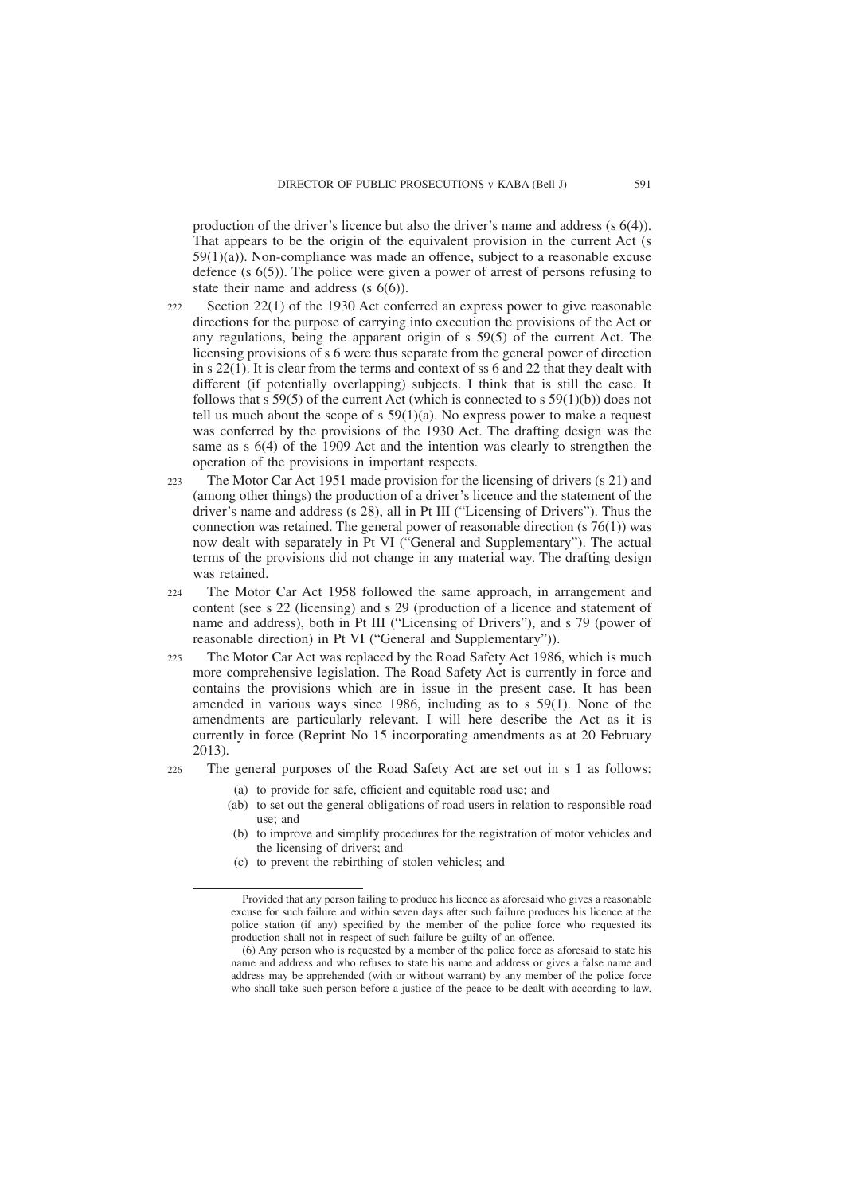production of the driver's licence but also the driver's name and address (s 6(4)). That appears to be the origin of the equivalent provision in the current Act (s 59(1)(a)). Non-compliance was made an offence, subject to a reasonable excuse defence (s 6(5)). The police were given a power of arrest of persons refusing to state their name and address (s 6(6)).

222 Section 22(1) of the 1930 Act conferred an express power to give reasonable directions for the purpose of carrying into execution the provisions of the Act or any regulations, being the apparent origin of s 59(5) of the current Act. The licensing provisions of s 6 were thus separate from the general power of direction in s 22(1). It is clear from the terms and context of ss 6 and 22 that they dealt with different (if potentially overlapping) subjects. I think that is still the case. It follows that s 59(5) of the current Act (which is connected to s 59(1)(b)) does not tell us much about the scope of s 59(1)(a). No express power to make a request was conferred by the provisions of the 1930 Act. The drafting design was the same as s 6(4) of the 1909 Act and the intention was clearly to strengthen the operation of the provisions in important respects.

223 The Motor Car Act 1951 made provision for the licensing of drivers (s 21) and (among other things) the production of a driver's licence and the statement of the driver's name and address (s 28), all in Pt III ("Licensing of Drivers"). Thus the connection was retained. The general power of reasonable direction (s 76(1)) was now dealt with separately in Pt VI ("General and Supplementary"). The actual terms of the provisions did not change in any material way. The drafting design was retained.

224 The Motor Car Act 1958 followed the same approach, in arrangement and content (see s 22 (licensing) and s 29 (production of a licence and statement of name and address), both in Pt III ("Licensing of Drivers"), and s 79 (power of reasonable direction) in Pt VI ("General and Supplementary")).

225 The Motor Car Act was replaced by the Road Safety Act 1986, which is much more comprehensive legislation. The Road Safety Act is currently in force and contains the provisions which are in issue in the present case. It has been amended in various ways since 1986, including as to s 59(1). None of the amendments are particularly relevant. I will here describe the Act as it is currently in force (Reprint No 15 incorporating amendments as at 20 February 2013).

226 The general purposes of the Road Safety Act are set out in s 1 as follows:

(a) to provide for safe, efficient and equitable road use; and
(ab) to set out the general obligations of road users in relation to responsible road use; and
(b) to improve and simplify procedures for the registration of motor vehicles and the licensing of drivers; and
(c) to prevent the rebirthing of stolen vehicles; and

---

Provided that any person failing to produce his licence as aforesaid who gives a reasonable excuse for such failure and within seven days after such failure produces his licence at the police station (if any) specified by the member of the police force who requested its production shall not in respect of such failure be guilty of an offence.

(6) Any person who is requested by a member of the police force as aforesaid to state his name and address and who refuses to state his name and address or gives a false name and address may be apprehended (with or without warrant) by any member of the police force who shall take such person before a justice of the peace to be dealt with according to law.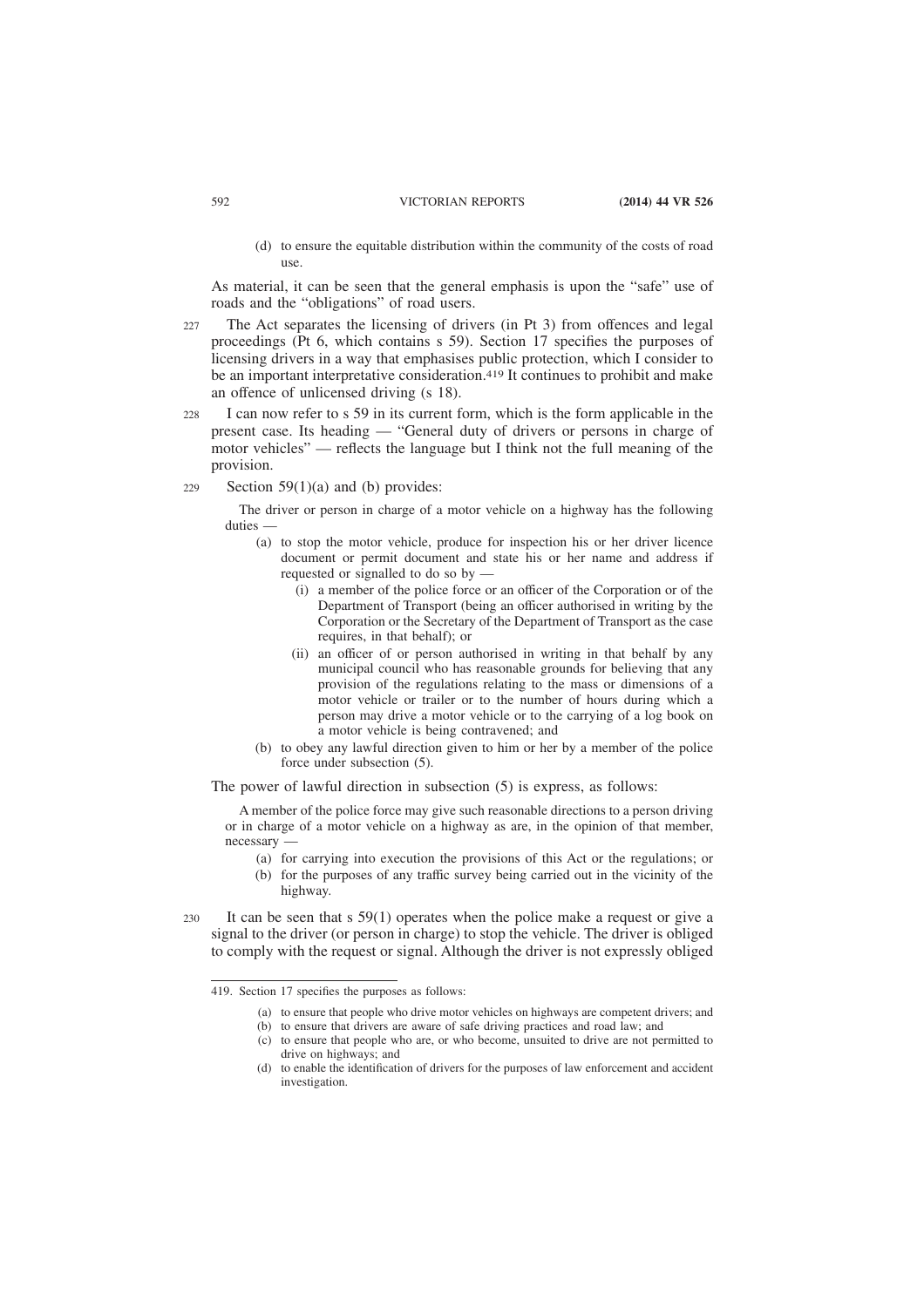(d) to ensure the equitable distribution within the community of the costs of road use.

As material, it can be seen that the general emphasis is upon the "safe" use of roads and the "obligations" of road users.

227 The Act separates the licensing of drivers (in Pt 3) from offences and legal proceedings (Pt 6, which contains s 59). Section 17 specifies the purposes of licensing drivers in a way that emphasises public protection, which I consider to be an important interpretative consideration.[419] It continues to prohibit and make an offence of unlicensed driving (s 18).

228 I can now refer to s 59 in its current form, which is the form applicable in the present case. Its heading — "General duty of drivers or persons in charge of motor vehicles" — reflects the language but I think not the full meaning of the provision.

229 Section 59(1)(a) and (b) provides:

> The driver or person in charge of a motor vehicle on a highway has the following duties —
>
> (a) to stop the motor vehicle, produce for inspection his or her driver licence document or permit document and state his or her name and address if requested or signalled to do so by —
>
> (i) a member of the police force or an officer of the Corporation or of the Department of Transport (being an officer authorised in writing by the Corporation or the Secretary of the Department of Transport as the case requires, in that behalf); or
>
> (ii) an officer of or person authorised in writing in that behalf by any municipal council who has reasonable grounds for believing that any provision of the regulations relating to the mass or dimensions of a motor vehicle or trailer or to the number of hours during which a person may drive a motor vehicle or to the carrying of a log book on a motor vehicle is being contravened; and
>
> (b) to obey any lawful direction given to him or her by a member of the police force under subsection (5).

The power of lawful direction in subsection (5) is express, as follows:

> A member of the police force may give such reasonable directions to a person driving or in charge of a motor vehicle on a highway as are, in the opinion of that member, necessary —
>
> (a) for carrying into execution the provisions of this Act or the regulations; or
>
> (b) for the purposes of any traffic survey being carried out in the vicinity of the highway.

230 It can be seen that s 59(1) operates when the police make a request or give a signal to the driver (or person in charge) to stop the vehicle. The driver is obliged to comply with the request or signal. Although the driver is not expressly obliged

---

419. Section 17 specifies the purposes as follows:

(a) to ensure that people who drive motor vehicles on highways are competent drivers; and
(b) to ensure that drivers are aware of safe driving practices and road law; and
(c) to ensure that people who are, or who become, unsuited to drive are not permitted to drive on highways; and
(d) to enable the identification of drivers for the purposes of law enforcement and accident investigation.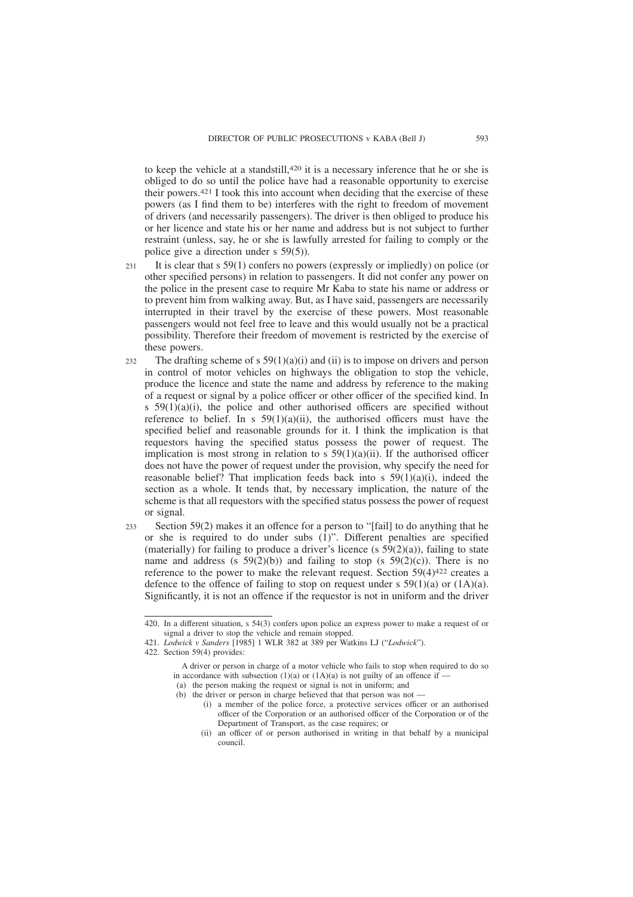to keep the vehicle at a standstill,[420] it is a necessary inference that he or she is obliged to do so until the police have had a reasonable opportunity to exercise their powers.[421] I took this into account when deciding that the exercise of these powers (as I find them to be) interferes with the right to freedom of movement of drivers (and necessarily passengers). The driver is then obliged to produce his or her licence and state his or her name and address but is not subject to further restraint (unless, say, he or she is lawfully arrested for failing to comply or the police give a direction under s 59(5)).

231 It is clear that s 59(1) confers no powers (expressly or impliedly) on police (or other specified persons) in relation to passengers. It did not confer any power on the police in the present case to require Mr Kaba to state his name or address or to prevent him from walking away. But, as I have said, passengers are necessarily interrupted in their travel by the exercise of these powers. Most reasonable passengers would not feel free to leave and this would usually not be a practical possibility. Therefore their freedom of movement is restricted by the exercise of these powers.

232 The drafting scheme of s 59(1)(a)(i) and (ii) is to impose on drivers and person in control of motor vehicles on highways the obligation to stop the vehicle, produce the licence and state the name and address by reference to the making of a request or signal by a police officer or other officer of the specified kind. In s 59(1)(a)(i), the police and other authorised officers are specified without reference to belief. In s 59(1)(a)(ii), the authorised officers must have the specified belief and reasonable grounds for it. I think the implication is that requestors having the specified status possess the power of request. The implication is most strong in relation to s 59(1)(a)(ii). If the authorised officer does not have the power of request under the provision, why specify the need for reasonable belief? That implication feeds back into s 59(1)(a)(i), indeed the section as a whole. It tends that, by necessary implication, the nature of the scheme is that all requestors with the specified status possess the power of request or signal.

233 Section 59(2) makes it an offence for a person to "[fail] to do anything that he or she is required to do under subs (1)". Different penalties are specified (materially) for failing to produce a driver's licence (s 59(2)(a)), failing to state name and address (s 59(2)(b)) and failing to stop (s 59(2)(c)). There is no reference to the power to make the relevant request. Section 59(4)[422] creates a defence to the offence of failing to stop on request under s 59(1)(a) or (1A)(a). Significantly, it is not an offence if the requestor is not in uniform and the driver

---

420. In a different situation, s 54(3) confers upon police an express power to make a request of or signal a driver to stop the vehicle and remain stopped.

421. *Lodwick v Sanders* [1985] 1 WLR 382 at 389 per Watkins LJ ("*Lodwick*").

422. Section 59(4) provides:

> A driver or person in charge of a motor vehicle who fails to stop when required to do so in accordance with subsection (1)(a) or (1A)(a) is not guilty of an offence if —
>
> (a) the person making the request or signal is not in uniform; and
>
> (b) the driver or person in charge believed that that person was not —
>
> (i) a member of the police force, a protective services officer or an authorised officer of the Corporation or an authorised officer of the Corporation or of the Department of Transport, as the case requires; or
>
> (ii) an officer of or person authorised in writing in that behalf by a municipal council.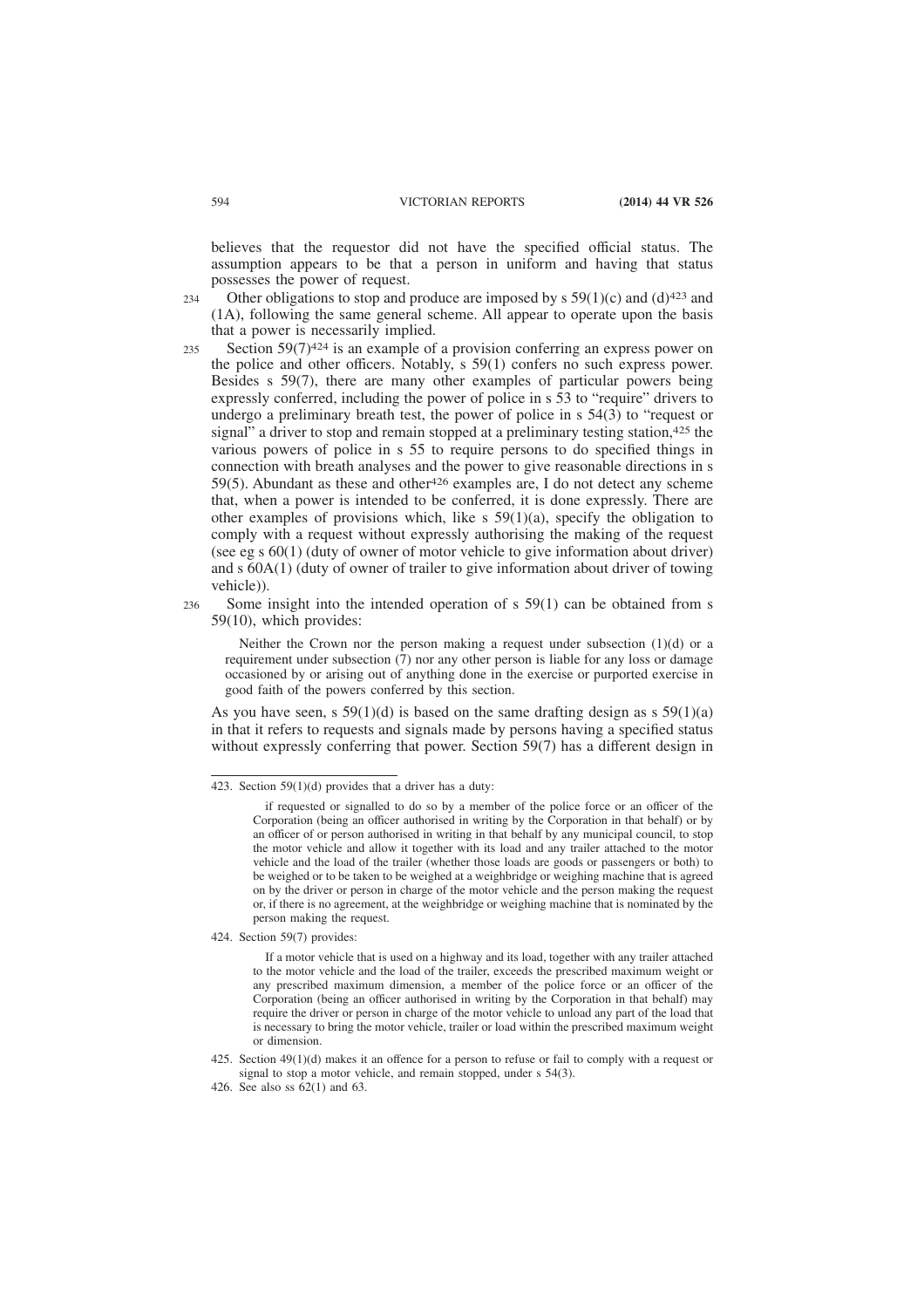believes that the requestor did not have the specified official status. The assumption appears to be that a person in uniform and having that status possesses the power of request.

234 Other obligations to stop and produce are imposed by s 59(1)(c) and (d)[423] and (1A), following the same general scheme. All appear to operate upon the basis that a power is necessarily implied.

235 Section 59(7)[424] is an example of a provision conferring an express power on the police and other officers. Notably, s 59(1) confers no such express power. Besides s 59(7), there are many other examples of particular powers being expressly conferred, including the power of police in s 53 to "require" drivers to undergo a preliminary breath test, the power of police in s 54(3) to "request or signal" a driver to stop and remain stopped at a preliminary testing station,[425] the various powers of police in s 55 to require persons to do specified things in connection with breath analyses and the power to give reasonable directions in s 59(5). Abundant as these and other[426] examples are, I do not detect any scheme that, when a power is intended to be conferred, it is done expressly. There are other examples of provisions which, like s 59(1)(a), specify the obligation to comply with a request without expressly authorising the making of the request (see eg s 60(1) (duty of owner of motor vehicle to give information about driver) and s 60A(1) (duty of owner of trailer to give information about driver of towing vehicle)).

236 Some insight into the intended operation of s 59(1) can be obtained from s 59(10), which provides:

> Neither the Crown nor the person making a request under subsection (1)(d) or a requirement under subsection (7) nor any other person is liable for any loss or damage occasioned by or arising out of anything done in the exercise or purported exercise in good faith of the powers conferred by this section.

As you have seen, s 59(1)(d) is based on the same drafting design as s 59(1)(a) in that it refers to requests and signals made by persons having a specified status without expressly conferring that power. Section 59(7) has a different design in

---

423. Section 59(1)(d) provides that a driver has a duty:

> if requested or signalled to do so by a member of the police force or an officer of the Corporation (being an officer authorised in writing by the Corporation in that behalf) or by an officer of or person authorised in writing in that behalf by any municipal council, to stop the motor vehicle and allow it together with its load and any trailer attached to the motor vehicle and the load of the trailer (whether those loads are goods or passengers or both) to be weighed or to be taken to be weighed at a weighbridge or weighing machine that is agreed on by the driver or person in charge of the motor vehicle and the person making the request or, if there is no agreement, at the weighbridge or weighing machine that is nominated by the person making the request.

424. Section 59(7) provides:

> If a motor vehicle that is used on a highway and its load, together with any trailer attached to the motor vehicle and the load of the trailer, exceeds the prescribed maximum weight or any prescribed maximum dimension, a member of the police force or an officer of the Corporation (being an officer authorised in writing by the Corporation in that behalf) may require the driver or person in charge of the motor vehicle to unload any part of the load that is necessary to bring the motor vehicle, trailer or load within the prescribed maximum weight or dimension.

425. Section 49(1)(d) makes it an offence for a person to refuse or fail to comply with a request or signal to stop a motor vehicle, and remain stopped, under s 54(3).

426. See also ss 62(1) and 63.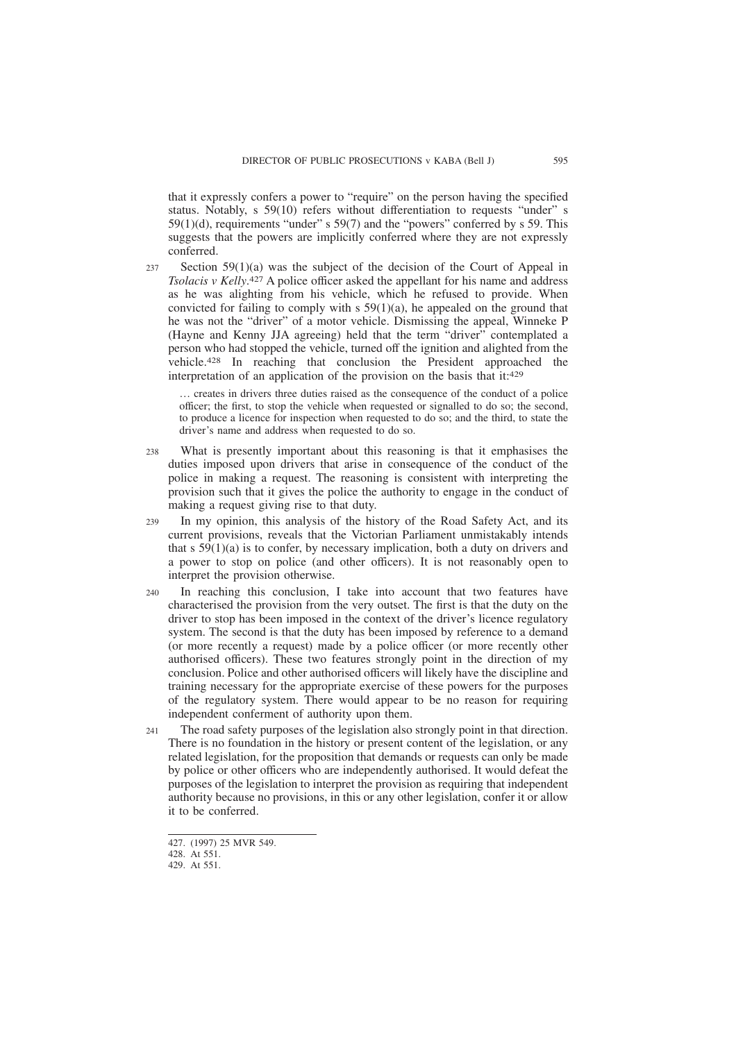that it expressly confers a power to "require" on the person having the specified status. Notably, s 59(10) refers without differentiation to requests "under" s 59(1)(d), requirements "under" s 59(7) and the "powers" conferred by s 59. This suggests that the powers are implicitly conferred where they are not expressly conferred.

237 Section 59(1)(a) was the subject of the decision of the Court of Appeal in *Tsolacis v Kelly*.[427] A police officer asked the appellant for his name and address as he was alighting from his vehicle, which he refused to provide. When convicted for failing to comply with s 59(1)(a), he appealed on the ground that he was not the "driver" of a motor vehicle. Dismissing the appeal, Winneke P (Hayne and Kenny JJA agreeing) held that the term "driver" contemplated a person who had stopped the vehicle, turned off the ignition and alighted from the vehicle.[428] In reaching that conclusion the President approached the interpretation of an application of the provision on the basis that it:[429]

> … creates in drivers three duties raised as the consequence of the conduct of a police officer; the first, to stop the vehicle when requested or signalled to do so; the second, to produce a licence for inspection when requested to do so; and the third, to state the driver's name and address when requested to do so.

238 What is presently important about this reasoning is that it emphasises the duties imposed upon drivers that arise in consequence of the conduct of the police in making a request. The reasoning is consistent with interpreting the provision such that it gives the police the authority to engage in the conduct of making a request giving rise to that duty.

239 In my opinion, this analysis of the history of the Road Safety Act, and its current provisions, reveals that the Victorian Parliament unmistakably intends that s 59(1)(a) is to confer, by necessary implication, both a duty on drivers and a power to stop on police (and other officers). It is not reasonably open to interpret the provision otherwise.

240 In reaching this conclusion, I take into account that two features have characterised the provision from the very outset. The first is that the duty on the driver to stop has been imposed in the context of the driver's licence regulatory system. The second is that the duty has been imposed by reference to a demand (or more recently a request) made by a police officer (or more recently other authorised officers). These two features strongly point in the direction of my conclusion. Police and other authorised officers will likely have the discipline and training necessary for the appropriate exercise of these powers for the purposes of the regulatory system. There would appear to be no reason for requiring independent conferment of authority upon them.

241 The road safety purposes of the legislation also strongly point in that direction. There is no foundation in the history or present content of the legislation, or any related legislation, for the proposition that demands or requests can only be made by police or other officers who are independently authorised. It would defeat the purposes of the legislation to interpret the provision as requiring that independent authority because no provisions, in this or any other legislation, confer it or allow it to be conferred.

---

427. (1997) 25 MVR 549.
428. At 551.
429. At 551.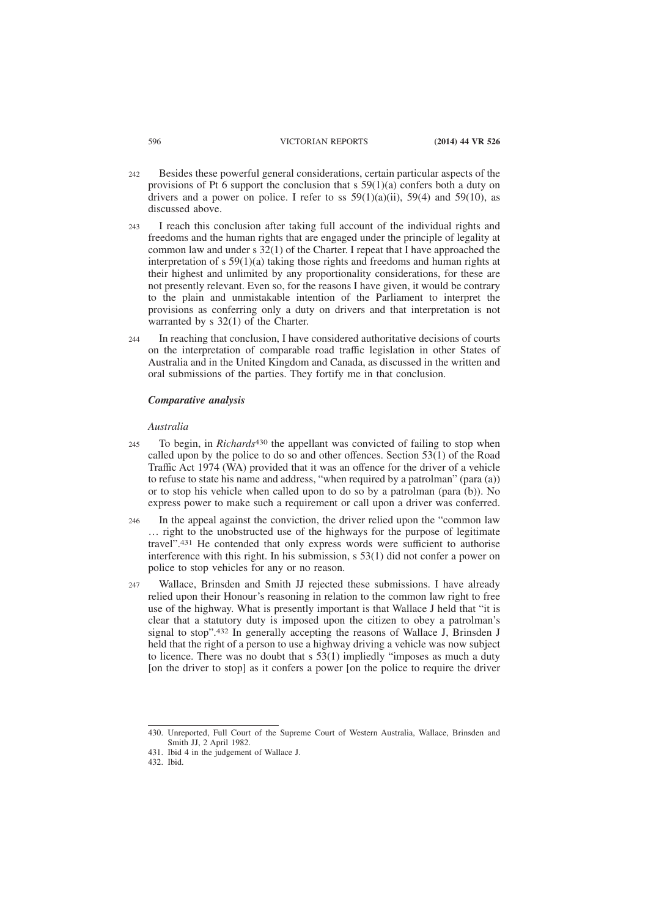242 Besides these powerful general considerations, certain particular aspects of the provisions of Pt 6 support the conclusion that s 59(1)(a) confers both a duty on drivers and a power on police. I refer to ss 59(1)(a)(ii), 59(4) and 59(10), as discussed above.

243 I reach this conclusion after taking full account of the individual rights and freedoms and the human rights that are engaged under the principle of legality at common law and under s 32(1) of the Charter. I repeat that I have approached the interpretation of s 59(1)(a) taking those rights and freedoms and human rights at their highest and unlimited by any proportionality considerations, for these are not presently relevant. Even so, for the reasons I have given, it would be contrary to the plain and unmistakable intention of the Parliament to interpret the provisions as conferring only a duty on drivers and that interpretation is not warranted by s 32(1) of the Charter.

244 In reaching that conclusion, I have considered authoritative decisions of courts on the interpretation of comparable road traffic legislation in other States of Australia and in the United Kingdom and Canada, as discussed in the written and oral submissions of the parties. They fortify me in that conclusion.

### ***Comparative analysis***

#### *Australia*

245 To begin, in *Richards*[430] the appellant was convicted of failing to stop when called upon by the police to do so and other offences. Section 53(1) of the Road Traffic Act 1974 (WA) provided that it was an offence for the driver of a vehicle to refuse to state his name and address, "when required by a patrolman" (para (a)) or to stop his vehicle when called upon to do so by a patrolman (para (b)). No express power to make such a requirement or call upon a driver was conferred.

246 In the appeal against the conviction, the driver relied upon the "common law … right to the unobstructed use of the highways for the purpose of legitimate travel".[431] He contended that only express words were sufficient to authorise interference with this right. In his submission, s 53(1) did not confer a power on police to stop vehicles for any or no reason.

247 Wallace, Brinsden and Smith JJ rejected these submissions. I have already relied upon their Honour's reasoning in relation to the common law right to free use of the highway. What is presently important is that Wallace J held that "it is clear that a statutory duty is imposed upon the citizen to obey a patrolman's signal to stop".[432] In generally accepting the reasons of Wallace J, Brinsden J held that the right of a person to use a highway driving a vehicle was now subject to licence. There was no doubt that s 53(1) impliedly "imposes as much a duty [on the driver to stop] as it confers a power [on the police to require the driver

---

430. Unreported, Full Court of the Supreme Court of Western Australia, Wallace, Brinsden and Smith JJ, 2 April 1982.

431. Ibid 4 in the judgement of Wallace J.

432. Ibid.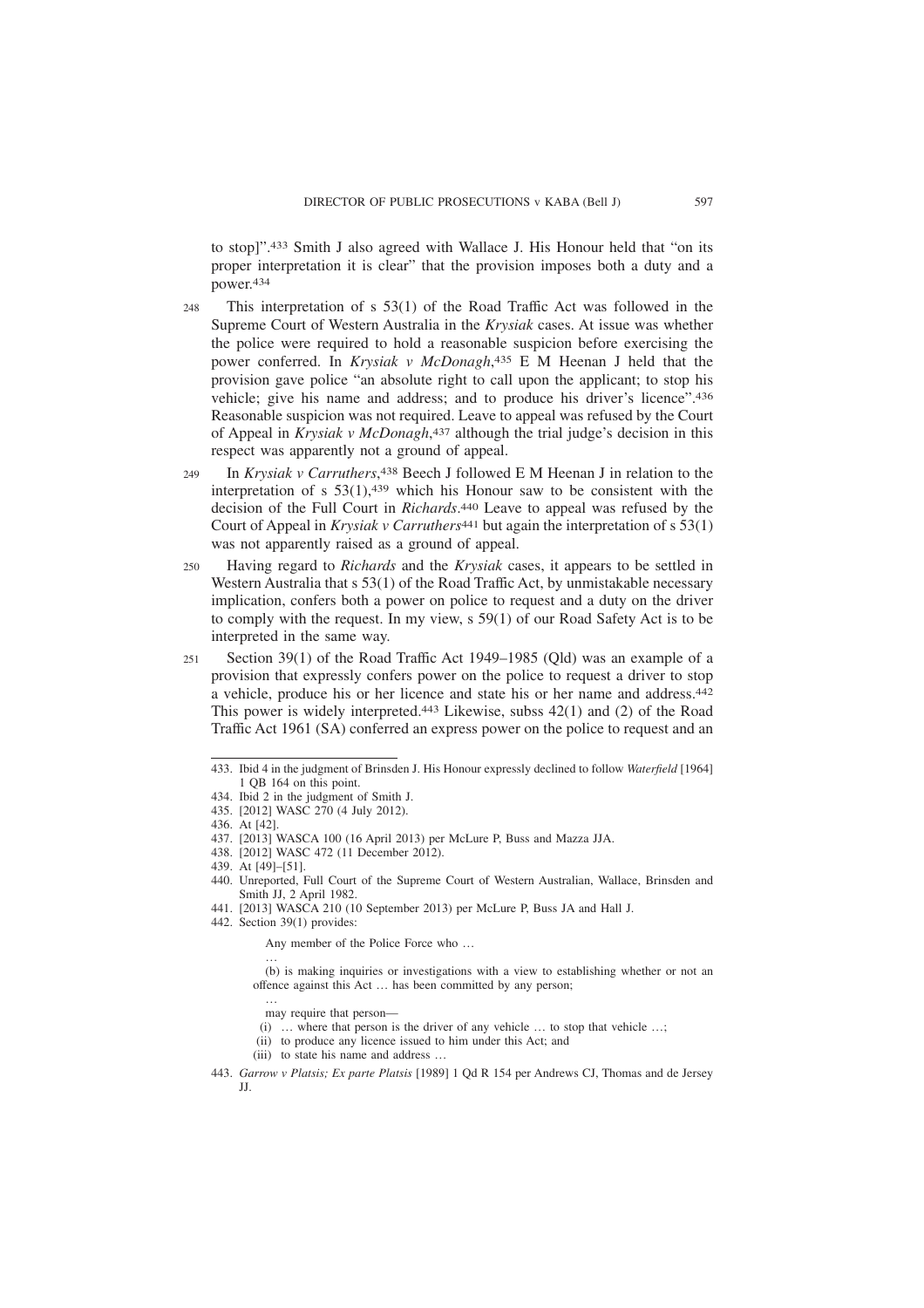to stop]".[433] Smith J also agreed with Wallace J. His Honour held that "on its proper interpretation it is clear" that the provision imposes both a duty and a power.[434]

248 This interpretation of s 53(1) of the Road Traffic Act was followed in the Supreme Court of Western Australia in the *Krysiak* cases. At issue was whether the police were required to hold a reasonable suspicion before exercising the power conferred. In *Krysiak v McDonagh*,[435] E M Heenan J held that the provision gave police "an absolute right to call upon the applicant; to stop his vehicle; give his name and address; and to produce his driver's licence".[436] Reasonable suspicion was not required. Leave to appeal was refused by the Court of Appeal in *Krysiak v McDonagh*,[437] although the trial judge's decision in this respect was apparently not a ground of appeal.

249 In *Krysiak v Carruthers*,[438] Beech J followed E M Heenan J in relation to the interpretation of s 53(1),[439] which his Honour saw to be consistent with the decision of the Full Court in *Richards*.[440] Leave to appeal was refused by the Court of Appeal in *Krysiak v Carruthers*[441] but again the interpretation of s 53(1) was not apparently raised as a ground of appeal.

250 Having regard to *Richards* and the *Krysiak* cases, it appears to be settled in Western Australia that s 53(1) of the Road Traffic Act, by unmistakable necessary implication, confers both a power on police to request and a duty on the driver to comply with the request. In my view, s 59(1) of our Road Safety Act is to be interpreted in the same way.

251 Section 39(1) of the Road Traffic Act 1949–1985 (Qld) was an example of a provision that expressly confers power on the police to request a driver to stop a vehicle, produce his or her licence and state his or her name and address.[442] This power is widely interpreted.[443] Likewise, subss 42(1) and (2) of the Road Traffic Act 1961 (SA) conferred an express power on the police to request and an

---

433. Ibid 4 in the judgment of Brinsden J. His Honour expressly declined to follow *Waterfield* [1964] 1 QB 164 on this point.

434. Ibid 2 in the judgment of Smith J.

435. [2012] WASC 270 (4 July 2012).

436. At [42].

437. [2013] WASCA 100 (16 April 2013) per McLure P, Buss and Mazza JJA.

438. [2012] WASC 472 (11 December 2012).

439. At [49]–[51].

440. Unreported, Full Court of the Supreme Court of Western Australian, Wallace, Brinsden and Smith JJ, 2 April 1982.

441. [2013] WASCA 210 (10 September 2013) per McLure P, Buss JA and Hall J.

442. Section 39(1) provides:

> Any member of the Police Force who …
>
> …
>
> (b) is making inquiries or investigations with a view to establishing whether or not an offence against this Act … has been committed by any person;
>
> …
>
> may require that person—
>
> (i) … where that person is the driver of any vehicle … to stop that vehicle …;
>
> (ii) to produce any licence issued to him under this Act; and
>
> (iii) to state his name and address …

443. *Garrow v Platsis; Ex parte Platsis* [1989] 1 Qd R 154 per Andrews CJ, Thomas and de Jersey JJ.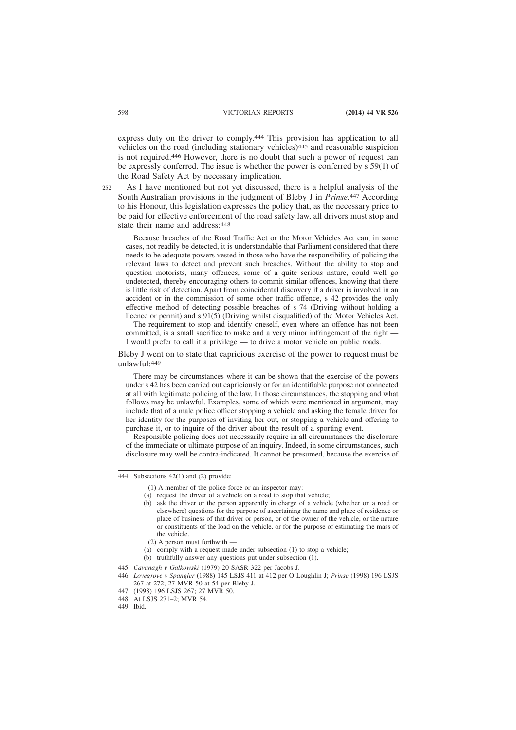express duty on the driver to comply.[444] This provision has application to all vehicles on the road (including stationary vehicles)[445] and reasonable suspicion is not required.[446] However, there is no doubt that such a power of request can be expressly conferred. The issue is whether the power is conferred by s 59(1) of the Road Safety Act by necessary implication.

252 As I have mentioned but not yet discussed, there is a helpful analysis of the South Australian provisions in the judgment of Bleby J in *Prinse*.[447] According to his Honour, this legislation expresses the policy that, as the necessary price to be paid for effective enforcement of the road safety law, all drivers must stop and state their name and address:[448]

> Because breaches of the Road Traffic Act or the Motor Vehicles Act can, in some cases, not readily be detected, it is understandable that Parliament considered that there needs to be adequate powers vested in those who have the responsibility of policing the relevant laws to detect and prevent such breaches. Without the ability to stop and question motorists, many offences, some of a quite serious nature, could well go undetected, thereby encouraging others to commit similar offences, knowing that there is little risk of detection. Apart from coincidental discovery if a driver is involved in an accident or in the commission of some other traffic offence, s 42 provides the only effective method of detecting possible breaches of s 74 (Driving without holding a licence or permit) and s 91(5) (Driving whilst disqualified) of the Motor Vehicles Act.
>
> The requirement to stop and identify oneself, even where an offence has not been committed, is a small sacrifice to make and a very minor infringement of the right — I would prefer to call it a privilege — to drive a motor vehicle on public roads.

Bleby J went on to state that capricious exercise of the power to request must be unlawful:[449]

> There may be circumstances where it can be shown that the exercise of the powers under s 42 has been carried out capriciously or for an identifiable purpose not connected at all with legitimate policing of the law. In those circumstances, the stopping and what follows may be unlawful. Examples, some of which were mentioned in argument, may include that of a male police officer stopping a vehicle and asking the female driver for her identity for the purposes of inviting her out, or stopping a vehicle and offering to purchase it, or to inquire of the driver about the result of a sporting event.
>
> Responsible policing does not necessarily require in all circumstances the disclosure of the immediate or ultimate purpose of an inquiry. Indeed, in some circumstances, such disclosure may well be contra-indicated. It cannot be presumed, because the exercise of

---

444. Subsections 42(1) and (2) provide:

> (1) A member of the police force or an inspector may:
> (a) request the driver of a vehicle on a road to stop that vehicle;
> (b) ask the driver or the person apparently in charge of a vehicle (whether on a road or elsewhere) questions for the purpose of ascertaining the name and place of residence or place of business of that driver or person, or of the owner of the vehicle, or the nature or constituents of the load on the vehicle, or for the purpose of estimating the mass of the vehicle.
> (2) A person must forthwith —
> (a) comply with a request made under subsection (1) to stop a vehicle;
> (b) truthfully answer any questions put under subsection (1).

445. *Cavanagh v Galkowski* (1979) 20 SASR 322 per Jacobs J.

446. *Lovegrove v Spangler* (1988) 145 LSJS 411 at 412 per O'Loughlin J; *Prinse* (1998) 196 LSJS 267 at 272; 27 MVR 50 at 54 per Bleby J.

447. (1998) 196 LSJS 267; 27 MVR 50.

448. At LSJS 271–2; MVR 54.

449. Ibid.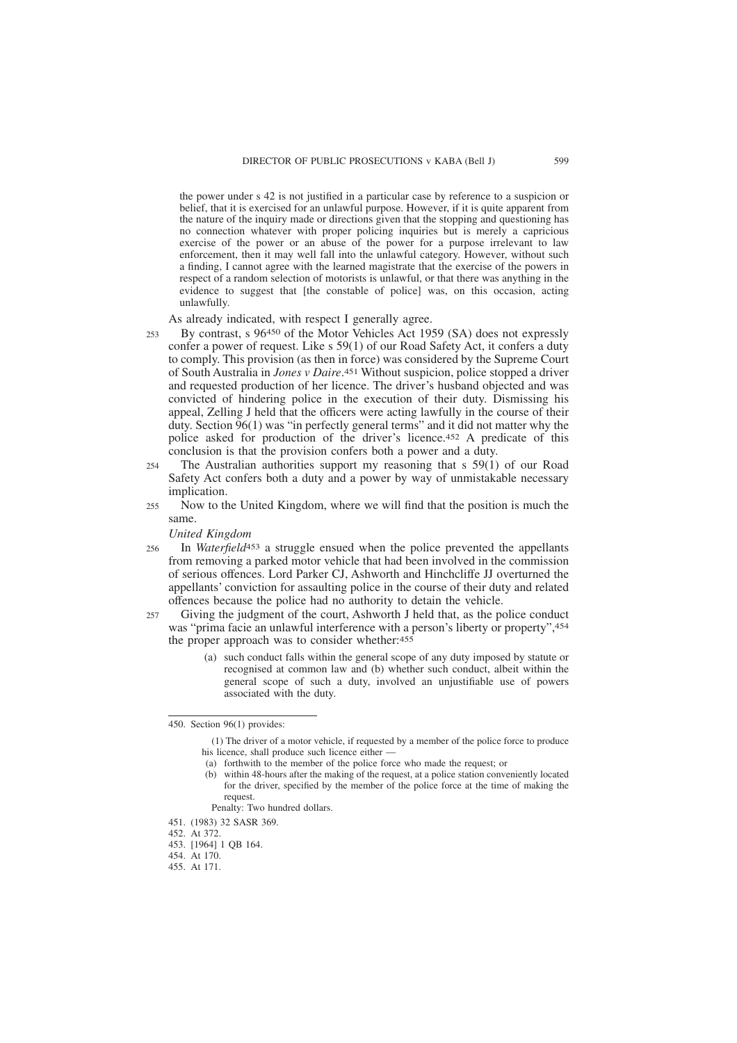the power under s 42 is not justified in a particular case by reference to a suspicion or belief, that it is exercised for an unlawful purpose. However, if it is quite apparent from the nature of the inquiry made or directions given that the stopping and questioning has no connection whatever with proper policing inquiries but is merely a capricious exercise of the power or an abuse of the power for a purpose irrelevant to law enforcement, then it may well fall into the unlawful category. However, without such a finding, I cannot agree with the learned magistrate that the exercise of the powers in respect of a random selection of motorists is unlawful, or that there was anything in the evidence to suggest that [the constable of police] was, on this occasion, acting unlawfully.

As already indicated, with respect I generally agree.

253 By contrast, s 96[450] of the Motor Vehicles Act 1959 (SA) does not expressly confer a power of request. Like s 59(1) of our Road Safety Act, it confers a duty to comply. This provision (as then in force) was considered by the Supreme Court of South Australia in *Jones v Daire*.[451] Without suspicion, police stopped a driver and requested production of her licence. The driver's husband objected and was convicted of hindering police in the execution of their duty. Dismissing his appeal, Zelling J held that the officers were acting lawfully in the course of their duty. Section 96(1) was "in perfectly general terms" and it did not matter why the police asked for production of the driver's licence.[452] A predicate of this conclusion is that the provision confers both a power and a duty.

254 The Australian authorities support my reasoning that s 59(1) of our Road Safety Act confers both a duty and a power by way of unmistakable necessary implication.

255 Now to the United Kingdom, where we will find that the position is much the same.

*United Kingdom*

256 In *Waterfield*[453] a struggle ensued when the police prevented the appellants from removing a parked motor vehicle that had been involved in the commission of serious offences. Lord Parker CJ, Ashworth and Hinchcliffe JJ overturned the appellants' conviction for assaulting police in the course of their duty and related offences because the police had no authority to detain the vehicle.

257 Giving the judgment of the court, Ashworth J held that, as the police conduct was "prima facie an unlawful interference with a person's liberty or property",[454] the proper approach was to consider whether:[455]

> (a) such conduct falls within the general scope of any duty imposed by statute or recognised at common law and (b) whether such conduct, albeit within the general scope of such a duty, involved an unjustifiable use of powers associated with the duty.

---

450. Section 96(1) provides:

> (1) The driver of a motor vehicle, if requested by a member of the police force to produce his licence, shall produce such licence either —
> (a) forthwith to the member of the police force who made the request; or
> (b) within 48-hours after the making of the request, at a police station conveniently located for the driver, specified by the member of the police force at the time of making the request.
>
> Penalty: Two hundred dollars.

451. (1983) 32 SASR 369.
452. At 372.
453. [1964] 1 QB 164.
454. At 170.
455. At 171.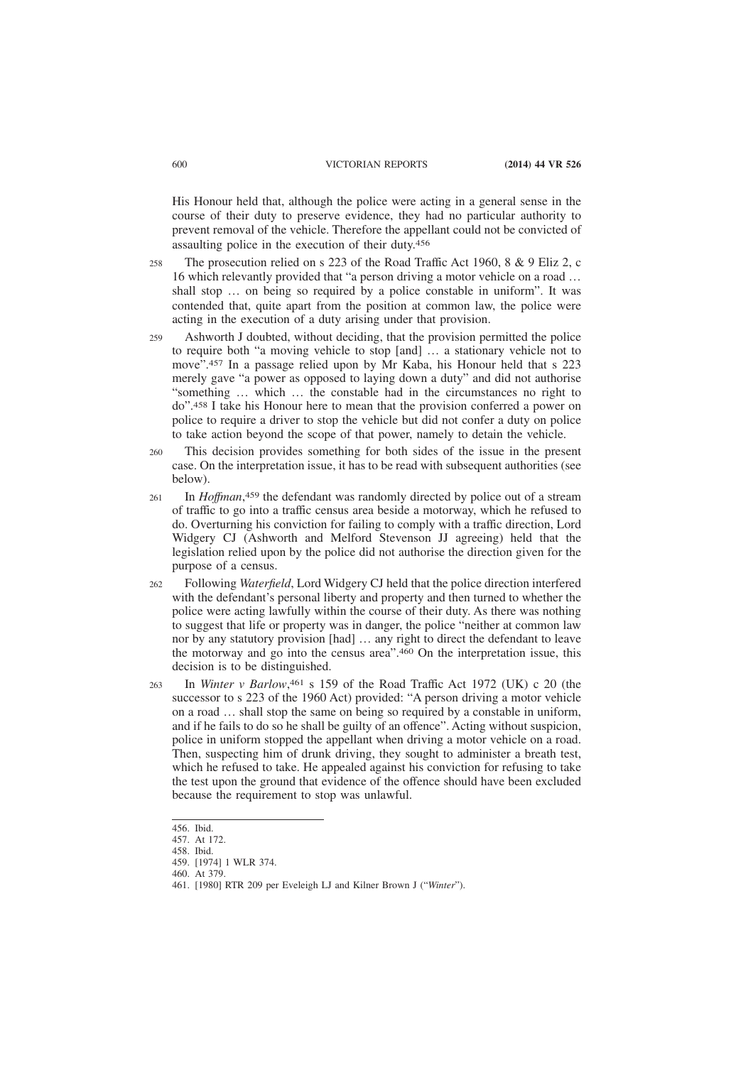His Honour held that, although the police were acting in a general sense in the course of their duty to preserve evidence, they had no particular authority to prevent removal of the vehicle. Therefore the appellant could not be convicted of assaulting police in the execution of their duty.[456]

258 The prosecution relied on s 223 of the Road Traffic Act 1960, 8 & 9 Eliz 2, c 16 which relevantly provided that "a person driving a motor vehicle on a road … shall stop … on being so required by a police constable in uniform". It was contended that, quite apart from the position at common law, the police were acting in the execution of a duty arising under that provision.

259 Ashworth J doubted, without deciding, that the provision permitted the police to require both "a moving vehicle to stop [and] … a stationary vehicle not to move".[457] In a passage relied upon by Mr Kaba, his Honour held that s 223 merely gave "a power as opposed to laying down a duty" and did not authorise "something … which … the constable had in the circumstances no right to do".[458] I take his Honour here to mean that the provision conferred a power on police to require a driver to stop the vehicle but did not confer a duty on police to take action beyond the scope of that power, namely to detain the vehicle.

260 This decision provides something for both sides of the issue in the present case. On the interpretation issue, it has to be read with subsequent authorities (see below).

261 In *Hoffman*,[459] the defendant was randomly directed by police out of a stream of traffic to go into a traffic census area beside a motorway, which he refused to do. Overturning his conviction for failing to comply with a traffic direction, Lord Widgery CJ (Ashworth and Melford Stevenson JJ agreeing) held that the legislation relied upon by the police did not authorise the direction given for the purpose of a census.

262 Following *Waterfield*, Lord Widgery CJ held that the police direction interfered with the defendant's personal liberty and property and then turned to whether the police were acting lawfully within the course of their duty. As there was nothing to suggest that life or property was in danger, the police "neither at common law nor by any statutory provision [had] … any right to direct the defendant to leave the motorway and go into the census area".[460] On the interpretation issue, this decision is to be distinguished.

263 In *Winter v Barlow*,[461] s 159 of the Road Traffic Act 1972 (UK) c 20 (the successor to s 223 of the 1960 Act) provided: "A person driving a motor vehicle on a road … shall stop the same on being so required by a constable in uniform, and if he fails to do so he shall be guilty of an offence". Acting without suspicion, police in uniform stopped the appellant when driving a motor vehicle on a road. Then, suspecting him of drunk driving, they sought to administer a breath test, which he refused to take. He appealed against his conviction for refusing to take the test upon the ground that evidence of the offence should have been excluded because the requirement to stop was unlawful.

---

456. Ibid.
457. At 172.
458. Ibid.
459. [1974] 1 WLR 374.
460. At 379.
461. [1980] RTR 209 per Eveleigh LJ and Kilner Brown J ("*Winter*").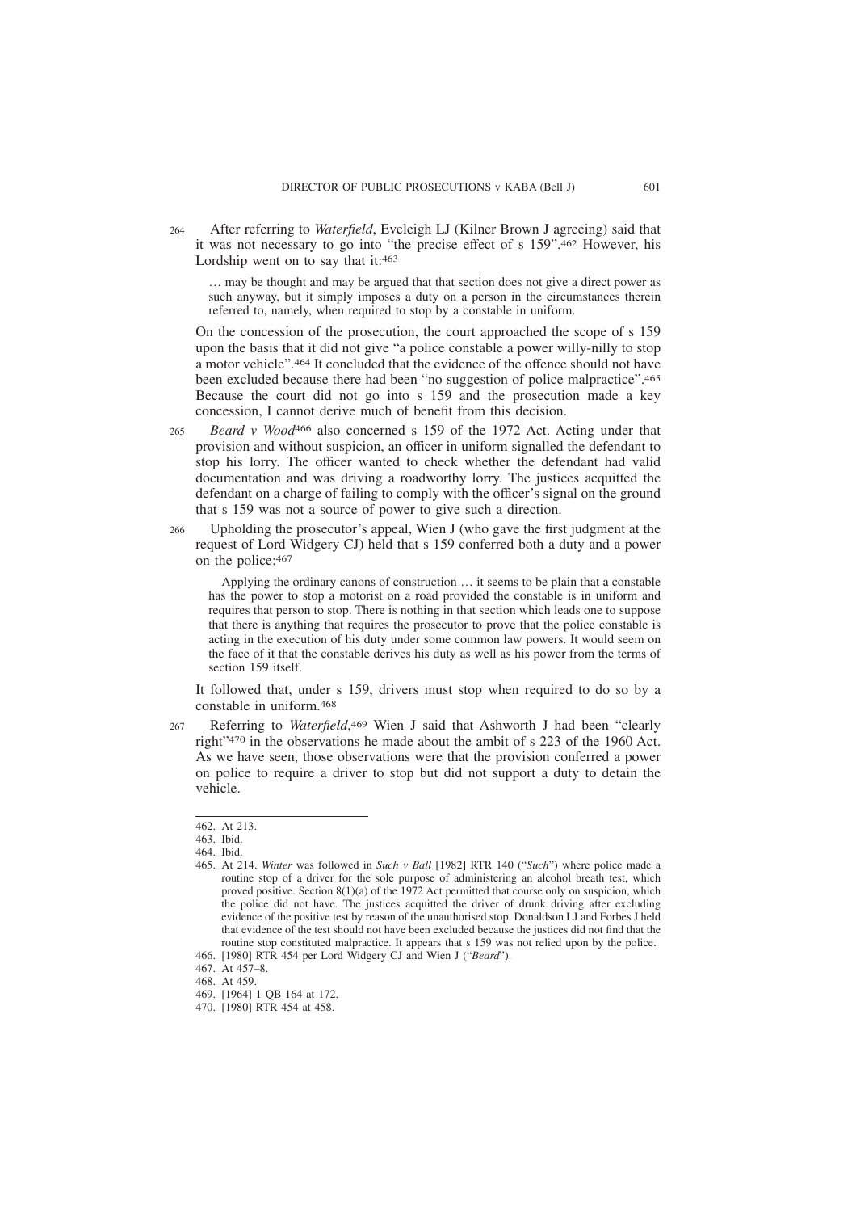264 After referring to *Waterfield*, Eveleigh LJ (Kilner Brown J agreeing) said that it was not necessary to go into "the precise effect of s 159".[462] However, his Lordship went on to say that it:[463]

> … may be thought and may be argued that that section does not give a direct power as such anyway, but it simply imposes a duty on a person in the circumstances therein referred to, namely, when required to stop by a constable in uniform.

On the concession of the prosecution, the court approached the scope of s 159 upon the basis that it did not give "a police constable a power willy-nilly to stop a motor vehicle".[464] It concluded that the evidence of the offence should not have been excluded because there had been "no suggestion of police malpractice".[465] Because the court did not go into s 159 and the prosecution made a key concession, I cannot derive much of benefit from this decision.

265 *Beard v Wood*[466] also concerned s 159 of the 1972 Act. Acting under that provision and without suspicion, an officer in uniform signalled the defendant to stop his lorry. The officer wanted to check whether the defendant had valid documentation and was driving a roadworthy lorry. The justices acquitted the defendant on a charge of failing to comply with the officer's signal on the ground that s 159 was not a source of power to give such a direction.

266 Upholding the prosecutor's appeal, Wien J (who gave the first judgment at the request of Lord Widgery CJ) held that s 159 conferred both a duty and a power on the police:[467]

> Applying the ordinary canons of construction … it seems to be plain that a constable has the power to stop a motorist on a road provided the constable is in uniform and requires that person to stop. There is nothing in that section which leads one to suppose that there is anything that requires the prosecutor to prove that the police constable is acting in the execution of his duty under some common law powers. It would seem on the face of it that the constable derives his duty as well as his power from the terms of section 159 itself.

It followed that, under s 159, drivers must stop when required to do so by a constable in uniform.[468]

267 Referring to *Waterfield*,[469] Wien J said that Ashworth J had been "clearly right"[470] in the observations he made about the ambit of s 223 of the 1960 Act. As we have seen, those observations were that the provision conferred a power on police to require a driver to stop but did not support a duty to detain the vehicle.

---

462. At 213.

463. Ibid.

464. Ibid.

465. At 214. *Winter* was followed in *Such v Ball* [1982] RTR 140 ("*Such*") where police made a routine stop of a driver for the sole purpose of administering an alcohol breath test, which proved positive. Section 8(1)(a) of the 1972 Act permitted that course only on suspicion, which the police did not have. The justices acquitted the driver of drunk driving after excluding evidence of the positive test by reason of the unauthorised stop. Donaldson LJ and Forbes J held that evidence of the test should not have been excluded because the justices did not find that the routine stop constituted malpractice. It appears that s 159 was not relied upon by the police.

466. [1980] RTR 454 per Lord Widgery CJ and Wien J ("*Beard*").

467. At 457–8.

468. At 459.

469. [1964] 1 QB 164 at 172.

470. [1980] RTR 454 at 458.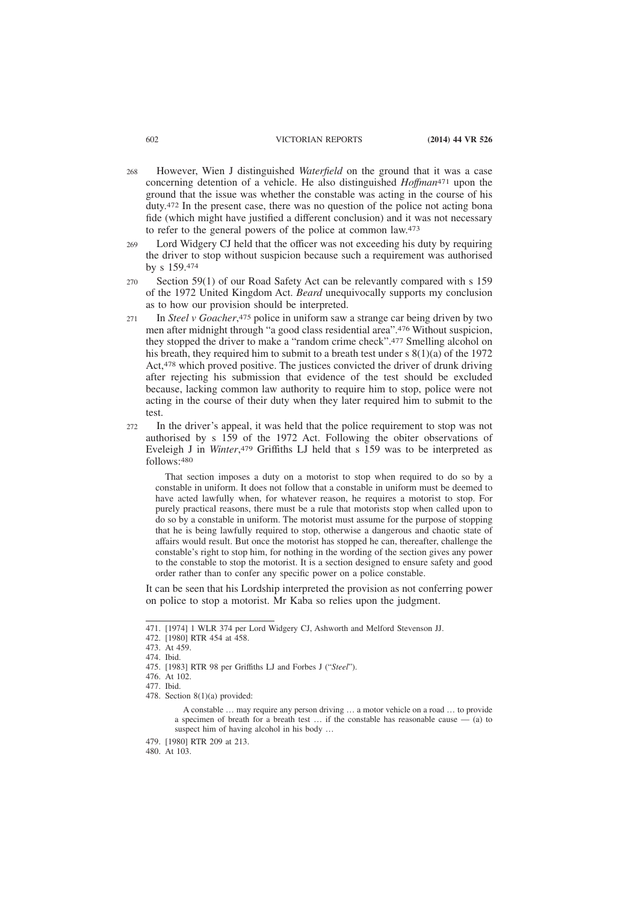268 However, Wien J distinguished *Waterfield* on the ground that it was a case concerning detention of a vehicle. He also distinguished *Hoffman*[471] upon the ground that the issue was whether the constable was acting in the course of his duty.[472] In the present case, there was no question of the police not acting bona fide (which might have justified a different conclusion) and it was not necessary to refer to the general powers of the police at common law.[473]

269 Lord Widgery CJ held that the officer was not exceeding his duty by requiring the driver to stop without suspicion because such a requirement was authorised by s 159.[474]

270 Section 59(1) of our Road Safety Act can be relevantly compared with s 159 of the 1972 United Kingdom Act. *Beard* unequivocally supports my conclusion as to how our provision should be interpreted.

271 In *Steel v Goacher*,[475] police in uniform saw a strange car being driven by two men after midnight through "a good class residential area".[476] Without suspicion, they stopped the driver to make a "random crime check".[477] Smelling alcohol on his breath, they required him to submit to a breath test under s 8(1)(a) of the 1972 Act,[478] which proved positive. The justices convicted the driver of drunk driving after rejecting his submission that evidence of the test should be excluded because, lacking common law authority to require him to stop, police were not acting in the course of their duty when they later required him to submit to the test.

272 In the driver's appeal, it was held that the police requirement to stop was not authorised by s 159 of the 1972 Act. Following the obiter observations of Eveleigh J in *Winter*,[479] Griffiths LJ held that s 159 was to be interpreted as follows:[480]

> That section imposes a duty on a motorist to stop when required to do so by a constable in uniform. It does not follow that a constable in uniform must be deemed to have acted lawfully when, for whatever reason, he requires a motorist to stop. For purely practical reasons, there must be a rule that motorists stop when called upon to do so by a constable in uniform. The motorist must assume for the purpose of stopping that he is being lawfully required to stop, otherwise a dangerous and chaotic state of affairs would result. But once the motorist has stopped he can, thereafter, challenge the constable's right to stop him, for nothing in the wording of the section gives any power to the constable to stop the motorist. It is a section designed to ensure safety and good order rather than to confer any specific power on a police constable.

It can be seen that his Lordship interpreted the provision as not conferring power on police to stop a motorist. Mr Kaba so relies upon the judgment.

---

471. [1974] 1 WLR 374 per Lord Widgery CJ, Ashworth and Melford Stevenson JJ.
472. [1980] RTR 454 at 458.
473. At 459.
474. Ibid.
475. [1983] RTR 98 per Griffiths LJ and Forbes J ("*Steel*").
476. At 102.
477. Ibid.
478. Section 8(1)(a) provided:

> A constable … may require any person driving … a motor vehicle on a road … to provide a specimen of breath for a breath test … if the constable has reasonable cause — (a) to suspect him of having alcohol in his body …

479. [1980] RTR 209 at 213.
480. At 103.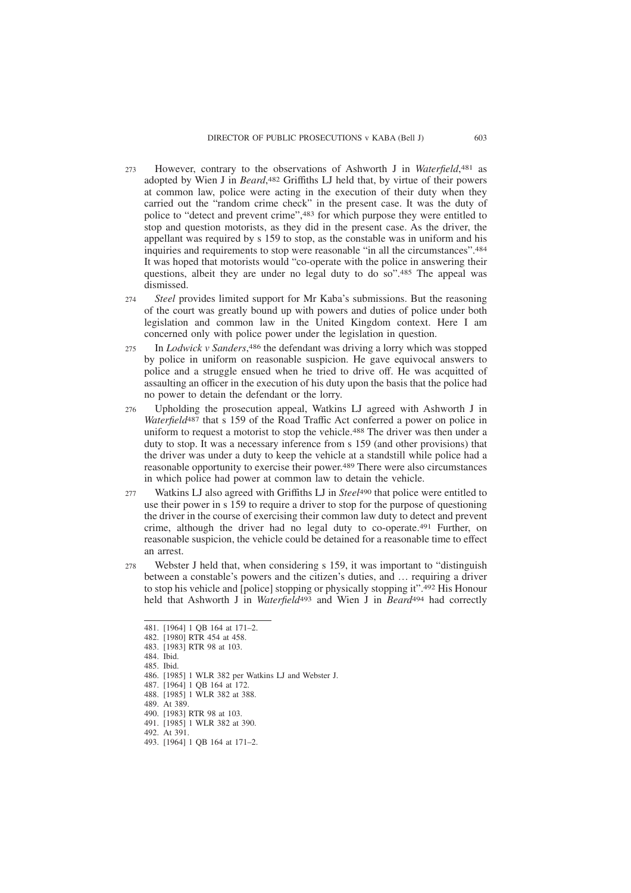273 However, contrary to the observations of Ashworth J in *Waterfield*,[481] as adopted by Wien J in *Beard*,[482] Griffiths LJ held that, by virtue of their powers at common law, police were acting in the execution of their duty when they carried out the "random crime check" in the present case. It was the duty of police to "detect and prevent crime",[483] for which purpose they were entitled to stop and question motorists, as they did in the present case. As the driver, the appellant was required by s 159 to stop, as the constable was in uniform and his inquiries and requirements to stop were reasonable "in all the circumstances".[484] It was hoped that motorists would "co-operate with the police in answering their questions, albeit they are under no legal duty to do so".[485] The appeal was dismissed.

274 *Steel* provides limited support for Mr Kaba's submissions. But the reasoning of the court was greatly bound up with powers and duties of police under both legislation and common law in the United Kingdom context. Here I am concerned only with police power under the legislation in question.

275 In *Lodwick v Sanders*,[486] the defendant was driving a lorry which was stopped by police in uniform on reasonable suspicion. He gave equivocal answers to police and a struggle ensued when he tried to drive off. He was acquitted of assaulting an officer in the execution of his duty upon the basis that the police had no power to detain the defendant or the lorry.

276 Upholding the prosecution appeal, Watkins LJ agreed with Ashworth J in *Waterfield*[487] that s 159 of the Road Traffic Act conferred a power on police in uniform to request a motorist to stop the vehicle.[488] The driver was then under a duty to stop. It was a necessary inference from s 159 (and other provisions) that the driver was under a duty to keep the vehicle at a standstill while police had a reasonable opportunity to exercise their power.[489] There were also circumstances in which police had power at common law to detain the vehicle.

277 Watkins LJ also agreed with Griffiths LJ in *Steel*[490] that police were entitled to use their power in s 159 to require a driver to stop for the purpose of questioning the driver in the course of exercising their common law duty to detect and prevent crime, although the driver had no legal duty to co-operate.[491] Further, on reasonable suspicion, the vehicle could be detained for a reasonable time to effect an arrest.

278 Webster J held that, when considering s 159, it was important to "distinguish between a constable's powers and the citizen's duties, and … requiring a driver to stop his vehicle and [police] stopping or physically stopping it".[492] His Honour held that Ashworth J in *Waterfield*[493] and Wien J in *Beard*[494] had correctly

---

481. [1964] 1 QB 164 at 171–2.
482. [1980] RTR 454 at 458.
483. [1983] RTR 98 at 103.
484. Ibid.
485. Ibid.
486. [1985] 1 WLR 382 per Watkins LJ and Webster J.
487. [1964] 1 QB 164 at 172.
488. [1985] 1 WLR 382 at 388.
489. At 389.
490. [1983] RTR 98 at 103.
491. [1985] 1 WLR 382 at 390.
492. At 391.
493. [1964] 1 QB 164 at 171–2.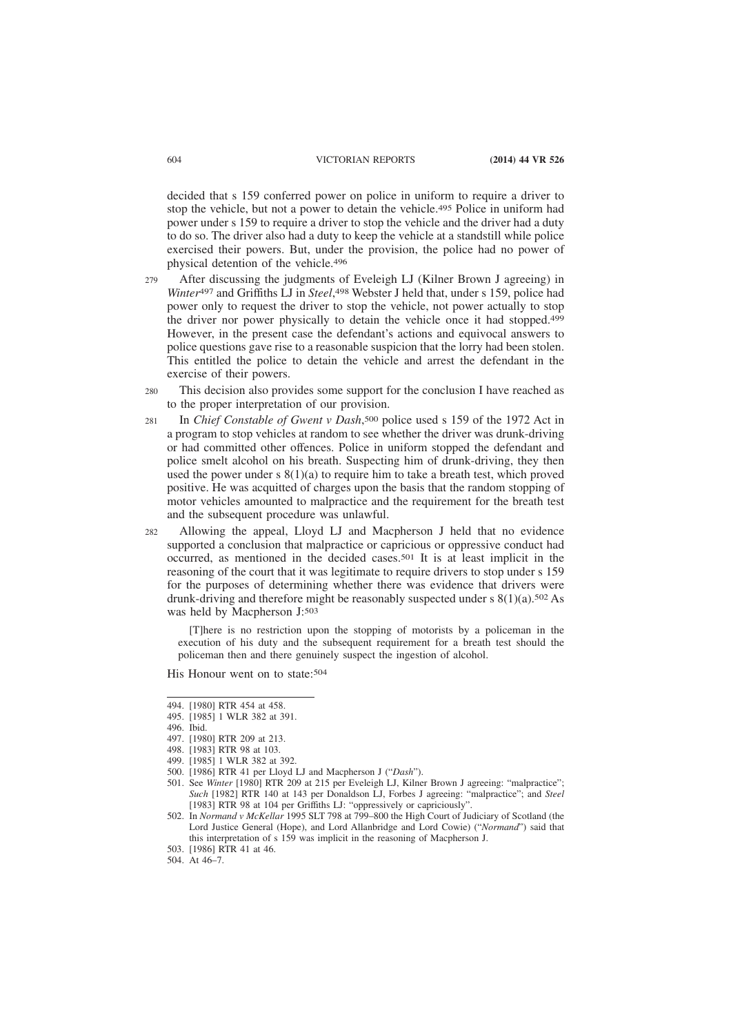decided that s 159 conferred power on police in uniform to require a driver to stop the vehicle, but not a power to detain the vehicle.[495] Police in uniform had power under s 159 to require a driver to stop the vehicle and the driver had a duty to do so. The driver also had a duty to keep the vehicle at a standstill while police exercised their powers. But, under the provision, the police had no power of physical detention of the vehicle.[496]

279 After discussing the judgments of Eveleigh LJ (Kilner Brown J agreeing) in *Winter*[497] and Griffiths LJ in *Steel*,[498] Webster J held that, under s 159, police had power only to request the driver to stop the vehicle, not power actually to stop the driver nor power physically to detain the vehicle once it had stopped.[499] However, in the present case the defendant's actions and equivocal answers to police questions gave rise to a reasonable suspicion that the lorry had been stolen. This entitled the police to detain the vehicle and arrest the defendant in the exercise of their powers.

280 This decision also provides some support for the conclusion I have reached as to the proper interpretation of our provision.

281 In *Chief Constable of Gwent v Dash*,[500] police used s 159 of the 1972 Act in a program to stop vehicles at random to see whether the driver was drunk-driving or had committed other offences. Police in uniform stopped the defendant and police smelt alcohol on his breath. Suspecting him of drunk-driving, they then used the power under s 8(1)(a) to require him to take a breath test, which proved positive. He was acquitted of charges upon the basis that the random stopping of motor vehicles amounted to malpractice and the requirement for the breath test and the subsequent procedure was unlawful.

282 Allowing the appeal, Lloyd LJ and Macpherson J held that no evidence supported a conclusion that malpractice or capricious or oppressive conduct had occurred, as mentioned in the decided cases.[501] It is at least implicit in the reasoning of the court that it was legitimate to require drivers to stop under s 159 for the purposes of determining whether there was evidence that drivers were drunk-driving and therefore might be reasonably suspected under s 8(1)(a).[502] As was held by Macpherson J:[503]

> [T]here is no restriction upon the stopping of motorists by a policeman in the execution of his duty and the subsequent requirement for a breath test should the policeman then and there genuinely suspect the ingestion of alcohol.

His Honour went on to state:[504]

---

494. [1980] RTR 454 at 458.
495. [1985] 1 WLR 382 at 391.
496. Ibid.
497. [1980] RTR 209 at 213.
498. [1983] RTR 98 at 103.
499. [1985] 1 WLR 382 at 392.
500. [1986] RTR 41 per Lloyd LJ and Macpherson J ("*Dash*").
501. See *Winter* [1980] RTR 209 at 215 per Eveleigh LJ, Kilner Brown J agreeing: "malpractice"; *Such* [1982] RTR 140 at 143 per Donaldson LJ, Forbes J agreeing: "malpractice"; and *Steel* [1983] RTR 98 at 104 per Griffiths LJ: "oppressively or capriciously".
502. In *Normand v McKellar* 1995 SLT 798 at 799–800 the High Court of Judiciary of Scotland (the Lord Justice General (Hope), and Lord Allanbridge and Lord Cowie) ("*Normand*") said that this interpretation of s 159 was implicit in the reasoning of Macpherson J.
503. [1986] RTR 41 at 46.
504. At 46–7.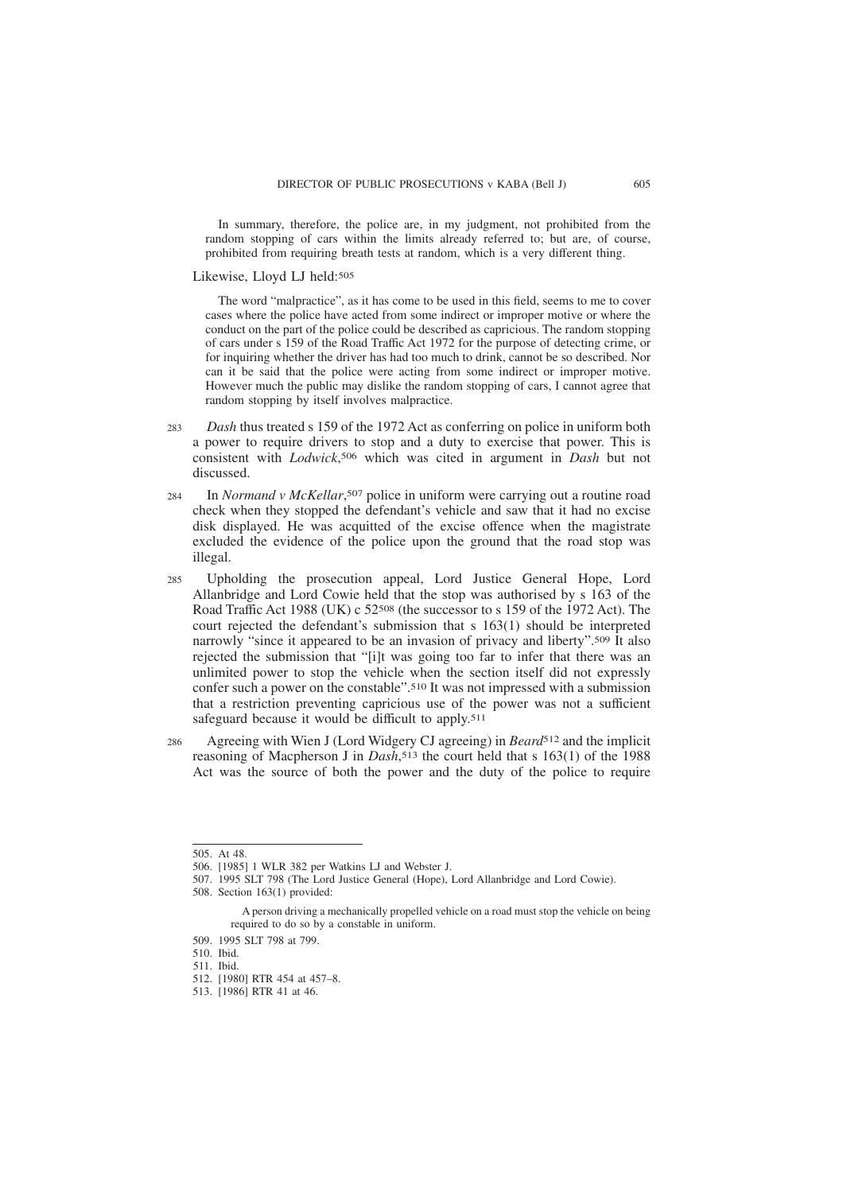> In summary, therefore, the police are, in my judgment, not prohibited from the random stopping of cars within the limits already referred to; but are, of course, prohibited from requiring breath tests at random, which is a very different thing.

Likewise, Lloyd LJ held:[505]

> The word "malpractice", as it has come to be used in this field, seems to me to cover cases where the police have acted from some indirect or improper motive or where the conduct on the part of the police could be described as capricious. The random stopping of cars under s 159 of the Road Traffic Act 1972 for the purpose of detecting crime, or for inquiring whether the driver has had too much to drink, cannot be so described. Nor can it be said that the police were acting from some indirect or improper motive. However much the public may dislike the random stopping of cars, I cannot agree that random stopping by itself involves malpractice.

283 *Dash* thus treated s 159 of the 1972 Act as conferring on police in uniform both a power to require drivers to stop and a duty to exercise that power. This is consistent with *Lodwick*,[506] which was cited in argument in *Dash* but not discussed.

284 In *Normand v McKellar*,[507] police in uniform were carrying out a routine road check when they stopped the defendant's vehicle and saw that it had no excise disk displayed. He was acquitted of the excise offence when the magistrate excluded the evidence of the police upon the ground that the road stop was illegal.

285 Upholding the prosecution appeal, Lord Justice General Hope, Lord Allanbridge and Lord Cowie held that the stop was authorised by s 163 of the Road Traffic Act 1988 (UK) c 52[508] (the successor to s 159 of the 1972 Act). The court rejected the defendant's submission that s 163(1) should be interpreted narrowly "since it appeared to be an invasion of privacy and liberty".[509] It also rejected the submission that "[i]t was going too far to infer that there was an unlimited power to stop the vehicle when the section itself did not expressly confer such a power on the constable".[510] It was not impressed with a submission that a restriction preventing capricious use of the power was not a sufficient safeguard because it would be difficult to apply.[511]

286 Agreeing with Wien J (Lord Widgery CJ agreeing) in *Beard*[512] and the implicit reasoning of Macpherson J in *Dash*,[513] the court held that s 163(1) of the 1988 Act was the source of both the power and the duty of the police to require

---

505. At 48.

506. [1985] 1 WLR 382 per Watkins LJ and Webster J.

507. 1995 SLT 798 (The Lord Justice General (Hope), Lord Allanbridge and Lord Cowie).

508. Section 163(1) provided:

> A person driving a mechanically propelled vehicle on a road must stop the vehicle on being required to do so by a constable in uniform.

509. 1995 SLT 798 at 799.

510. Ibid.

511. Ibid.

512. [1980] RTR 454 at 457–8.

513. [1986] RTR 41 at 46.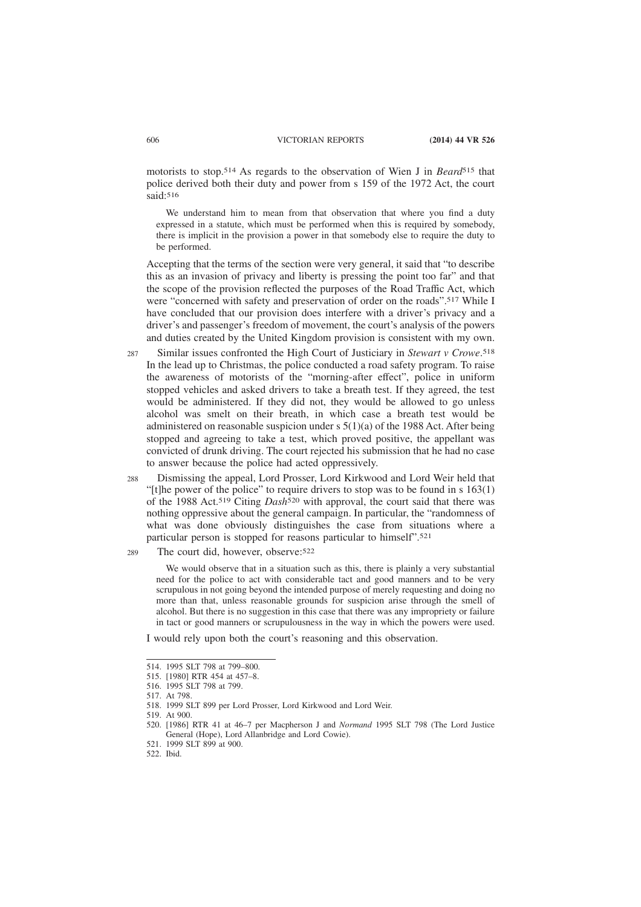motorists to stop.[514] As regards to the observation of Wien J in *Beard*[515] that police derived both their duty and power from s 159 of the 1972 Act, the court said:[516]

> We understand him to mean from that observation that where you find a duty expressed in a statute, which must be performed when this is required by somebody, there is implicit in the provision a power in that somebody else to require the duty to be performed.

Accepting that the terms of the section were very general, it said that "to describe this as an invasion of privacy and liberty is pressing the point too far" and that the scope of the provision reflected the purposes of the Road Traffic Act, which were "concerned with safety and preservation of order on the roads".[517] While I have concluded that our provision does interfere with a driver's privacy and a driver's and passenger's freedom of movement, the court's analysis of the powers and duties created by the United Kingdom provision is consistent with my own.

287 Similar issues confronted the High Court of Justiciary in *Stewart v Crowe*.[518] In the lead up to Christmas, the police conducted a road safety program. To raise the awareness of motorists of the "morning-after effect", police in uniform stopped vehicles and asked drivers to take a breath test. If they agreed, the test would be administered. If they did not, they would be allowed to go unless alcohol was smelt on their breath, in which case a breath test would be administered on reasonable suspicion under s 5(1)(a) of the 1988 Act. After being stopped and agreeing to take a test, which proved positive, the appellant was convicted of drunk driving. The court rejected his submission that he had no case to answer because the police had acted oppressively.

288 Dismissing the appeal, Lord Prosser, Lord Kirkwood and Lord Weir held that "[t]he power of the police" to require drivers to stop was to be found in s 163(1) of the 1988 Act.[519] Citing *Dash*[520] with approval, the court said that there was nothing oppressive about the general campaign. In particular, the "randomness of what was done obviously distinguishes the case from situations where a particular person is stopped for reasons particular to himself".[521]

289 The court did, however, observe:[522]

> We would observe that in a situation such as this, there is plainly a very substantial need for the police to act with considerable tact and good manners and to be very scrupulous in not going beyond the intended purpose of merely requesting and doing no more than that, unless reasonable grounds for suspicion arise through the smell of alcohol. But there is no suggestion in this case that there was any impropriety or failure in tact or good manners or scrupulousness in the way in which the powers were used.

I would rely upon both the court's reasoning and this observation.

---

514. 1995 SLT 798 at 799–800.
515. [1980] RTR 454 at 457–8.
516. 1995 SLT 798 at 799.
517. At 798.
518. 1999 SLT 899 per Lord Prosser, Lord Kirkwood and Lord Weir.
519. At 900.
520. [1986] RTR 41 at 46–7 per Macpherson J and *Normand* 1995 SLT 798 (The Lord Justice General (Hope), Lord Allanbridge and Lord Cowie).
521. 1999 SLT 899 at 900.
522. Ibid.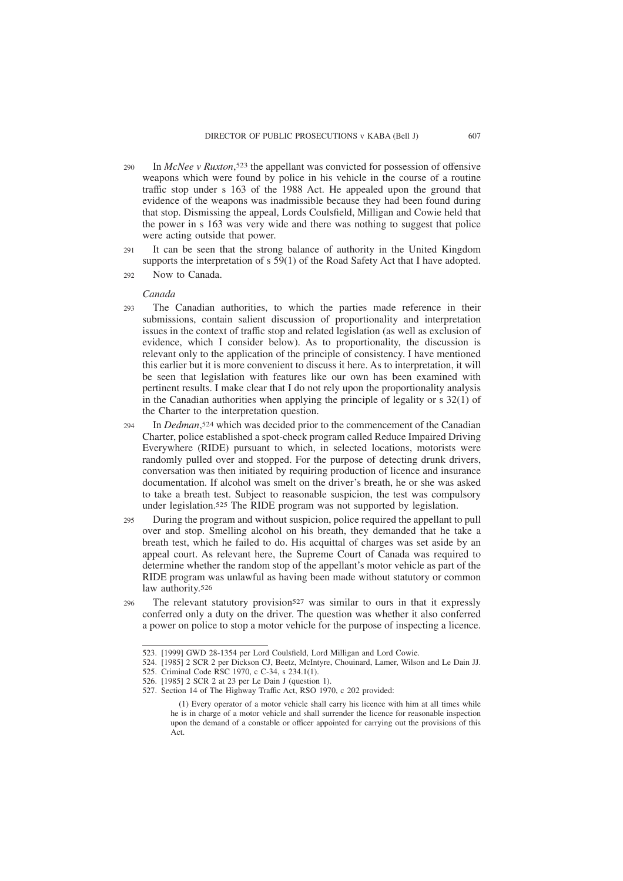290 In *McNee v Ruxton*,[523] the appellant was convicted for possession of offensive weapons which were found by police in his vehicle in the course of a routine traffic stop under s 163 of the 1988 Act. He appealed upon the ground that evidence of the weapons was inadmissible because they had been found during that stop. Dismissing the appeal, Lords Coulsfield, Milligan and Cowie held that the power in s 163 was very wide and there was nothing to suggest that police were acting outside that power.

291 It can be seen that the strong balance of authority in the United Kingdom supports the interpretation of s 59(1) of the Road Safety Act that I have adopted.

292 Now to Canada.

*Canada*

293 The Canadian authorities, to which the parties made reference in their submissions, contain salient discussion of proportionality and interpretation issues in the context of traffic stop and related legislation (as well as exclusion of evidence, which I consider below). As to proportionality, the discussion is relevant only to the application of the principle of consistency. I have mentioned this earlier but it is more convenient to discuss it here. As to interpretation, it will be seen that legislation with features like our own has been examined with pertinent results. I make clear that I do not rely upon the proportionality analysis in the Canadian authorities when applying the principle of legality or s 32(1) of the Charter to the interpretation question.

294 In *Dedman*,[524] which was decided prior to the commencement of the Canadian Charter, police established a spot-check program called Reduce Impaired Driving Everywhere (RIDE) pursuant to which, in selected locations, motorists were randomly pulled over and stopped. For the purpose of detecting drunk drivers, conversation was then initiated by requiring production of licence and insurance documentation. If alcohol was smelt on the driver's breath, he or she was asked to take a breath test. Subject to reasonable suspicion, the test was compulsory under legislation.[525] The RIDE program was not supported by legislation.

295 During the program and without suspicion, police required the appellant to pull over and stop. Smelling alcohol on his breath, they demanded that he take a breath test, which he failed to do. His acquittal of charges was set aside by an appeal court. As relevant here, the Supreme Court of Canada was required to determine whether the random stop of the appellant's motor vehicle as part of the RIDE program was unlawful as having been made without statutory or common law authority.[526]

296 The relevant statutory provision[527] was similar to ours in that it expressly conferred only a duty on the driver. The question was whether it also conferred a power on police to stop a motor vehicle for the purpose of inspecting a licence.

---

523. [1999] GWD 28-1354 per Lord Coulsfield, Lord Milligan and Lord Cowie.

524. [1985] 2 SCR 2 per Dickson CJ, Beetz, McIntyre, Chouinard, Lamer, Wilson and Le Dain JJ.

525. Criminal Code RSC 1970, c C-34, s 234.1(1).

526. [1985] 2 SCR 2 at 23 per Le Dain J (question 1).

527. Section 14 of The Highway Traffic Act, RSO 1970, c 202 provided:

> (1) Every operator of a motor vehicle shall carry his licence with him at all times while he is in charge of a motor vehicle and shall surrender the licence for reasonable inspection upon the demand of a constable or officer appointed for carrying out the provisions of this Act.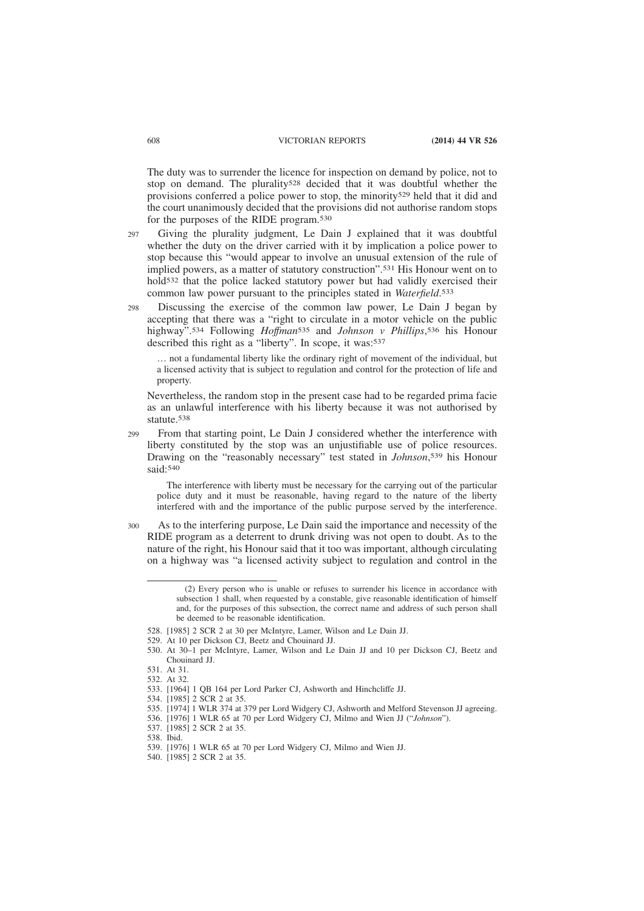The duty was to surrender the licence for inspection on demand by police, not to stop on demand. The plurality[528] decided that it was doubtful whether the provisions conferred a police power to stop, the minority[529] held that it did and the court unanimously decided that the provisions did not authorise random stops for the purposes of the RIDE program.[530]

297 Giving the plurality judgment, Le Dain J explained that it was doubtful whether the duty on the driver carried with it by implication a police power to stop because this "would appear to involve an unusual extension of the rule of implied powers, as a matter of statutory construction".[531] His Honour went on to hold[532] that the police lacked statutory power but had validly exercised their common law power pursuant to the principles stated in *Waterfield*.[533]

298 Discussing the exercise of the common law power, Le Dain J began by accepting that there was a "right to circulate in a motor vehicle on the public highway".[534] Following *Hoffman*[535] and *Johnson v Phillips*,[536] his Honour described this right as a "liberty". In scope, it was:[537]

> … not a fundamental liberty like the ordinary right of movement of the individual, but a licensed activity that is subject to regulation and control for the protection of life and property.

Nevertheless, the random stop in the present case had to be regarded prima facie as an unlawful interference with his liberty because it was not authorised by statute.[538]

299 From that starting point, Le Dain J considered whether the interference with liberty constituted by the stop was an unjustifiable use of police resources. Drawing on the "reasonably necessary" test stated in *Johnson*,[539] his Honour said:[540]

> The interference with liberty must be necessary for the carrying out of the particular police duty and it must be reasonable, having regard to the nature of the liberty interfered with and the importance of the public purpose served by the interference.

300 As to the interfering purpose, Le Dain said the importance and necessity of the RIDE program as a deterrent to drunk driving was not open to doubt. As to the nature of the right, his Honour said that it too was important, although circulating on a highway was "a licensed activity subject to regulation and control in the

---

(2) Every person who is unable or refuses to surrender his licence in accordance with subsection 1 shall, when requested by a constable, give reasonable identification of himself and, for the purposes of this subsection, the correct name and address of such person shall be deemed to be reasonable identification.

528. [1985] 2 SCR 2 at 30 per McIntyre, Lamer, Wilson and Le Dain JJ.
529. At 10 per Dickson CJ, Beetz and Chouinard JJ.
530. At 30–1 per McIntyre, Lamer, Wilson and Le Dain JJ and 10 per Dickson CJ, Beetz and Chouinard JJ.
531. At 31.
532. At 32.
533. [1964] 1 QB 164 per Lord Parker CJ, Ashworth and Hinchcliffe JJ.
534. [1985] 2 SCR 2 at 35.
535. [1974] 1 WLR 374 at 379 per Lord Widgery CJ, Ashworth and Melford Stevenson JJ agreeing.
536. [1976] 1 WLR 65 at 70 per Lord Widgery CJ, Milmo and Wien JJ ("*Johnson*").
537. [1985] 2 SCR 2 at 35.
538. Ibid.
539. [1976] 1 WLR 65 at 70 per Lord Widgery CJ, Milmo and Wien JJ.
540. [1985] 2 SCR 2 at 35.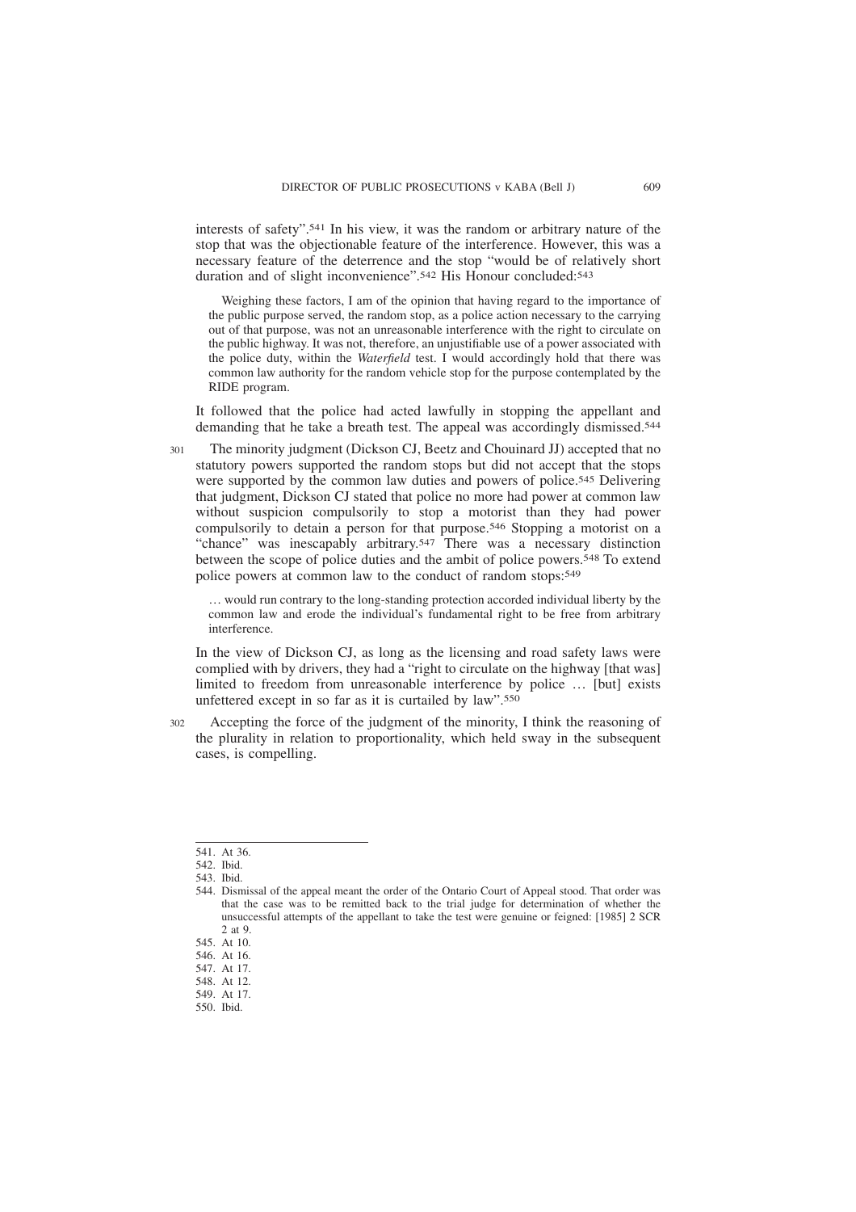interests of safety".[541] In his view, it was the random or arbitrary nature of the stop that was the objectionable feature of the interference. However, this was a necessary feature of the deterrence and the stop "would be of relatively short duration and of slight inconvenience".[542] His Honour concluded:[543]

> Weighing these factors, I am of the opinion that having regard to the importance of the public purpose served, the random stop, as a police action necessary to the carrying out of that purpose, was not an unreasonable interference with the right to circulate on the public highway. It was not, therefore, an unjustifiable use of a power associated with the police duty, within the *Waterfield* test. I would accordingly hold that there was common law authority for the random vehicle stop for the purpose contemplated by the RIDE program.

It followed that the police had acted lawfully in stopping the appellant and demanding that he take a breath test. The appeal was accordingly dismissed.[544]

301 The minority judgment (Dickson CJ, Beetz and Chouinard JJ) accepted that no statutory powers supported the random stops but did not accept that the stops were supported by the common law duties and powers of police.[545] Delivering that judgment, Dickson CJ stated that police no more had power at common law without suspicion compulsorily to stop a motorist than they had power compulsorily to detain a person for that purpose.[546] Stopping a motorist on a "chance" was inescapably arbitrary.[547] There was a necessary distinction between the scope of police duties and the ambit of police powers.[548] To extend police powers at common law to the conduct of random stops:[549]

> … would run contrary to the long-standing protection accorded individual liberty by the common law and erode the individual's fundamental right to be free from arbitrary interference.

In the view of Dickson CJ, as long as the licensing and road safety laws were complied with by drivers, they had a "right to circulate on the highway [that was] limited to freedom from unreasonable interference by police … [but] exists unfettered except in so far as it is curtailed by law".[550]

302 Accepting the force of the judgment of the minority, I think the reasoning of the plurality in relation to proportionality, which held sway in the subsequent cases, is compelling.

---

541. At 36.
542. Ibid.
543. Ibid.
544. Dismissal of the appeal meant the order of the Ontario Court of Appeal stood. That order was that the case was to be remitted back to the trial judge for determination of whether the unsuccessful attempts of the appellant to take the test were genuine or feigned: [1985] 2 SCR 2 at 9.
545. At 10.
546. At 16.
547. At 17.
548. At 12.
549. At 17.
550. Ibid.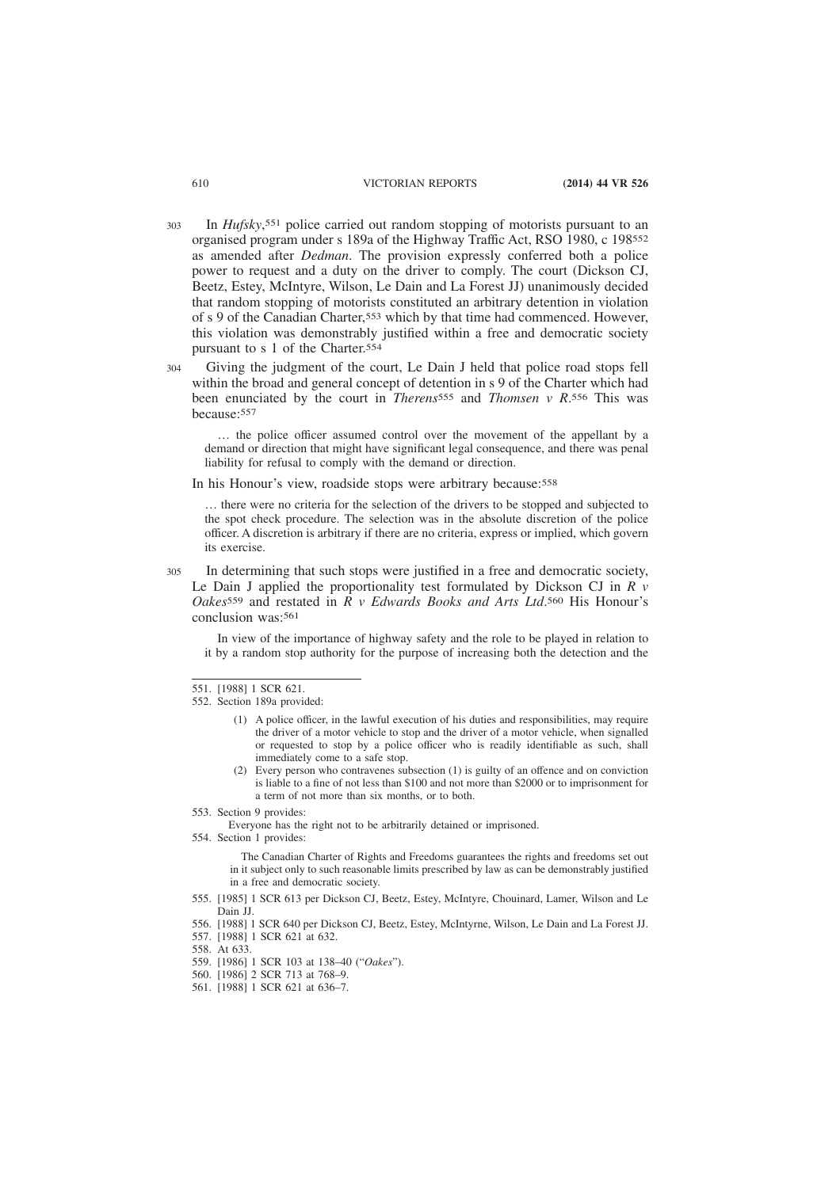303 In *Hufsky*,[551] police carried out random stopping of motorists pursuant to an organised program under s 189a of the Highway Traffic Act, RSO 1980, c 198[552] as amended after *Dedman*. The provision expressly conferred both a police power to request and a duty on the driver to comply. The court (Dickson CJ, Beetz, Estey, McIntyre, Wilson, Le Dain and La Forest JJ) unanimously decided that random stopping of motorists constituted an arbitrary detention in violation of s 9 of the Canadian Charter,[553] which by that time had commenced. However, this violation was demonstrably justified within a free and democratic society pursuant to s 1 of the Charter.[554]

304 Giving the judgment of the court, Le Dain J held that police road stops fell within the broad and general concept of detention in s 9 of the Charter which had been enunciated by the court in *Therens*[555] and *Thomsen v R*.[556] This was because:[557]

> … the police officer assumed control over the movement of the appellant by a demand or direction that might have significant legal consequence, and there was penal liability for refusal to comply with the demand or direction.

In his Honour's view, roadside stops were arbitrary because:[558]

> … there were no criteria for the selection of the drivers to be stopped and subjected to the spot check procedure. The selection was in the absolute discretion of the police officer. A discretion is arbitrary if there are no criteria, express or implied, which govern its exercise.

305 In determining that such stops were justified in a free and democratic society, Le Dain J applied the proportionality test formulated by Dickson CJ in *R v Oakes*[559] and restated in *R v Edwards Books and Arts Ltd*.[560] His Honour's conclusion was:[561]

> In view of the importance of highway safety and the role to be played in relation to it by a random stop authority for the purpose of increasing both the detection and the

---

551. [1988] 1 SCR 621.

552. Section 189a provided:

> (1) A police officer, in the lawful execution of his duties and responsibilities, may require the driver of a motor vehicle to stop and the driver of a motor vehicle, when signalled or requested to stop by a police officer who is readily identifiable as such, shall immediately come to a safe stop.
>
> (2) Every person who contravenes subsection (1) is guilty of an offence and on conviction is liable to a fine of not less than $100 and not more than $2000 or to imprisonment for a term of not more than six months, or to both.

553. Section 9 provides:

> Everyone has the right not to be arbitrarily detained or imprisoned.

554. Section 1 provides:

> The Canadian Charter of Rights and Freedoms guarantees the rights and freedoms set out in it subject only to such reasonable limits prescribed by law as can be demonstrably justified in a free and democratic society.

555. [1985] 1 SCR 613 per Dickson CJ, Beetz, Estey, McIntyre, Chouinard, Lamer, Wilson and Le Dain JJ.

556. [1988] 1 SCR 640 per Dickson CJ, Beetz, Estey, McIntyrne, Wilson, Le Dain and La Forest JJ.

557. [1988] 1 SCR 621 at 632.

558. At 633.

559. [1986] 1 SCR 103 at 138–40 ("*Oakes*").

560. [1986] 2 SCR 713 at 768–9.

561. [1988] 1 SCR 621 at 636–7.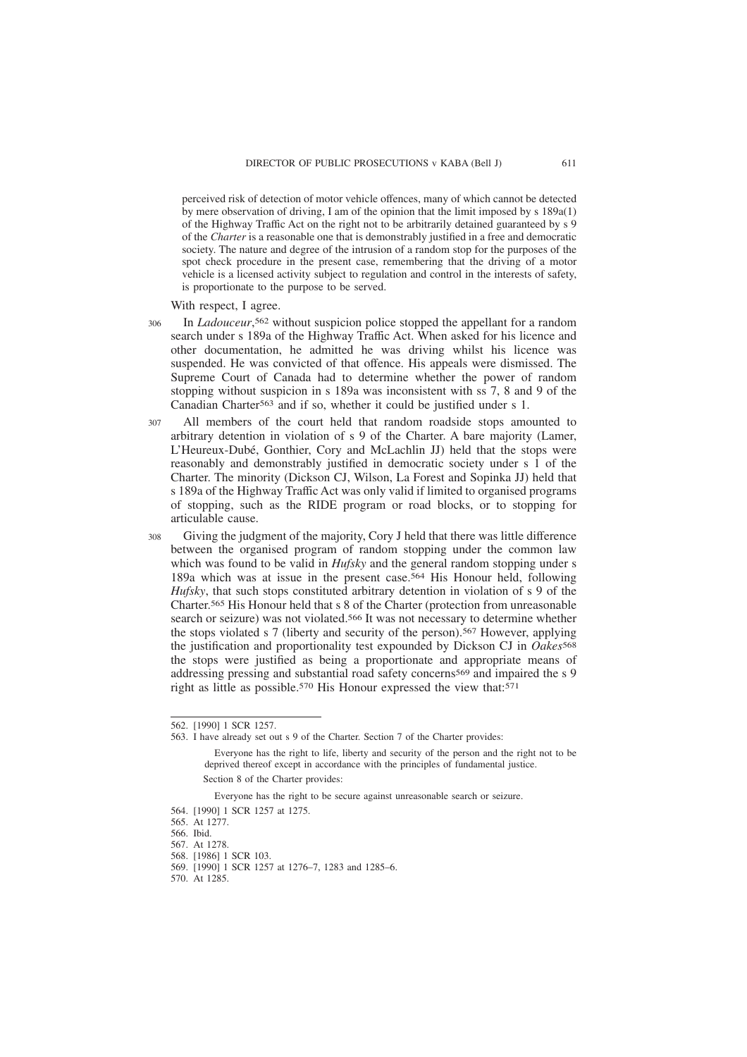perceived risk of detection of motor vehicle offences, many of which cannot be detected by mere observation of driving, I am of the opinion that the limit imposed by s 189a(1) of the Highway Traffic Act on the right not to be arbitrarily detained guaranteed by s 9 of the *Charter* is a reasonable one that is demonstrably justified in a free and democratic society. The nature and degree of the intrusion of a random stop for the purposes of the spot check procedure in the present case, remembering that the driving of a motor vehicle is a licensed activity subject to regulation and control in the interests of safety, is proportionate to the purpose to be served.

With respect, I agree.

306 In *Ladouceur*,[562] without suspicion police stopped the appellant for a random search under s 189a of the Highway Traffic Act. When asked for his licence and other documentation, he admitted he was driving whilst his licence was suspended. He was convicted of that offence. His appeals were dismissed. The Supreme Court of Canada had to determine whether the power of random stopping without suspicion in s 189a was inconsistent with ss 7, 8 and 9 of the Canadian Charter[563] and if so, whether it could be justified under s 1.

307 All members of the court held that random roadside stops amounted to arbitrary detention in violation of s 9 of the Charter. A bare majority (Lamer, L'Heureux-Dubé, Gonthier, Cory and McLachlin JJ) held that the stops were reasonably and demonstrably justified in democratic society under s 1 of the Charter. The minority (Dickson CJ, Wilson, La Forest and Sopinka JJ) held that s 189a of the Highway Traffic Act was only valid if limited to organised programs of stopping, such as the RIDE program or road blocks, or to stopping for articulable cause.

308 Giving the judgment of the majority, Cory J held that there was little difference between the organised program of random stopping under the common law which was found to be valid in *Hufsky* and the general random stopping under s 189a which was at issue in the present case.[564] His Honour held, following *Hufsky*, that such stops constituted arbitrary detention in violation of s 9 of the Charter.[565] His Honour held that s 8 of the Charter (protection from unreasonable search or seizure) was not violated.[566] It was not necessary to determine whether the stops violated s 7 (liberty and security of the person).[567] However, applying the justification and proportionality test expounded by Dickson CJ in *Oakes*[568] the stops were justified as being a proportionate and appropriate means of addressing pressing and substantial road safety concerns[569] and impaired the s 9 right as little as possible.[570] His Honour expressed the view that:[571]

---

562. [1990] 1 SCR 1257.

563. I have already set out s 9 of the Charter. Section 7 of the Charter provides:

> Everyone has the right to life, liberty and security of the person and the right not to be deprived thereof except in accordance with the principles of fundamental justice.

Section 8 of the Charter provides:

> Everyone has the right to be secure against unreasonable search or seizure.

564. [1990] 1 SCR 1257 at 1275.

565. At 1277.

566. Ibid.

567. At 1278.

568. [1986] 1 SCR 103.

569. [1990] 1 SCR 1257 at 1276–7, 1283 and 1285–6.

570. At 1285.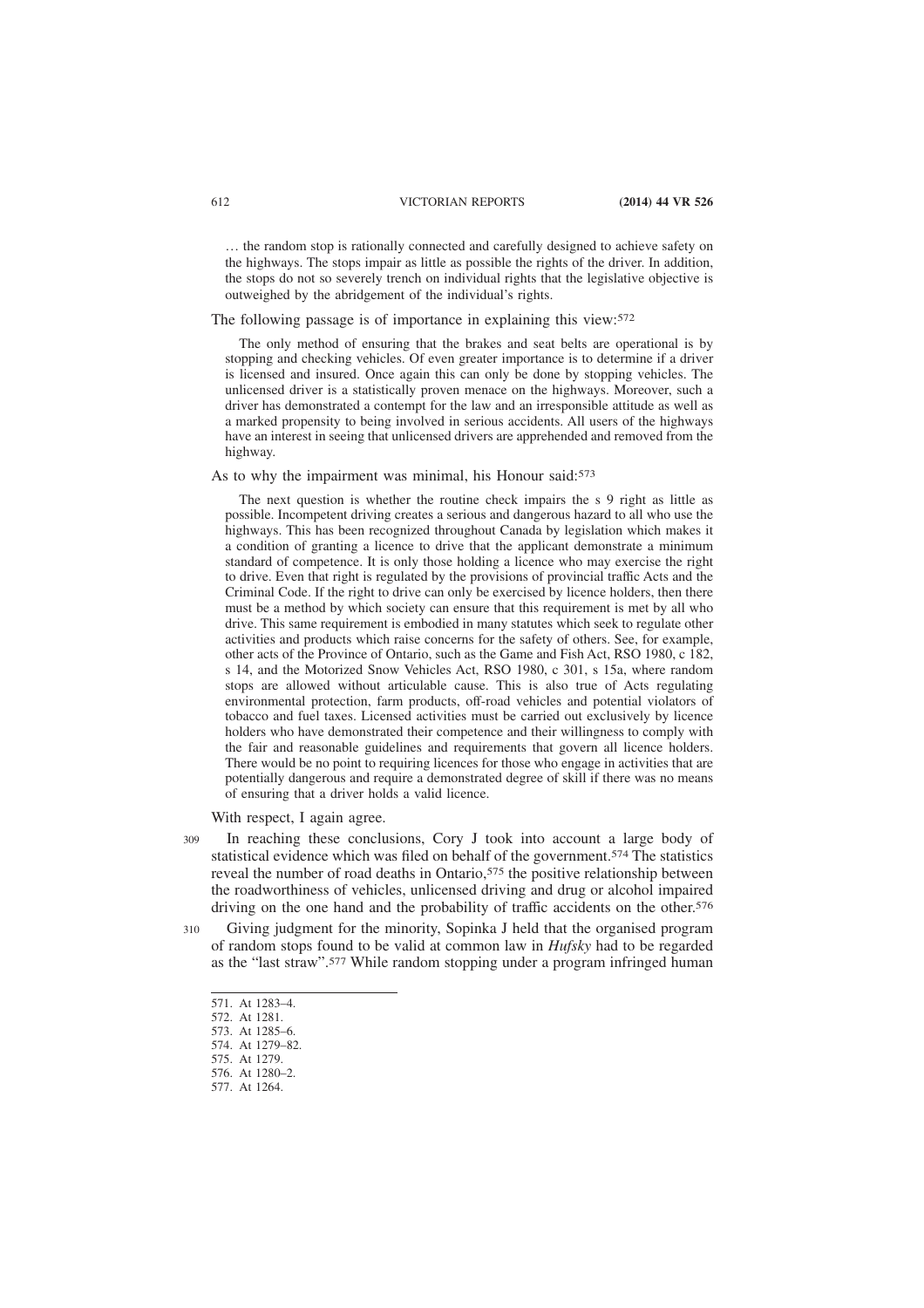> … the random stop is rationally connected and carefully designed to achieve safety on the highways. The stops impair as little as possible the rights of the driver. In addition, the stops do not so severely trench on individual rights that the legislative objective is outweighed by the abridgement of the individual's rights.

The following passage is of importance in explaining this view:[572]

> The only method of ensuring that the brakes and seat belts are operational is by stopping and checking vehicles. Of even greater importance is to determine if a driver is licensed and insured. Once again this can only be done by stopping vehicles. The unlicensed driver is a statistically proven menace on the highways. Moreover, such a driver has demonstrated a contempt for the law and an irresponsible attitude as well as a marked propensity to being involved in serious accidents. All users of the highways have an interest in seeing that unlicensed drivers are apprehended and removed from the highway.

As to why the impairment was minimal, his Honour said:[573]

> The next question is whether the routine check impairs the s 9 right as little as possible. Incompetent driving creates a serious and dangerous hazard to all who use the highways. This has been recognized throughout Canada by legislation which makes it a condition of granting a licence to drive that the applicant demonstrate a minimum standard of competence. It is only those holding a licence who may exercise the right to drive. Even that right is regulated by the provisions of provincial traffic Acts and the Criminal Code. If the right to drive can only be exercised by licence holders, then there must be a method by which society can ensure that this requirement is met by all who drive. This same requirement is embodied in many statutes which seek to regulate other activities and products which raise concerns for the safety of others. See, for example, other acts of the Province of Ontario, such as the Game and Fish Act, RSO 1980, c 182, s 14, and the Motorized Snow Vehicles Act, RSO 1980, c 301, s 15a, where random stops are allowed without articulable cause. This is also true of Acts regulating environmental protection, farm products, off-road vehicles and potential violators of tobacco and fuel taxes. Licensed activities must be carried out exclusively by licence holders who have demonstrated their competence and their willingness to comply with the fair and reasonable guidelines and requirements that govern all licence holders. There would be no point to requiring licences for those who engage in activities that are potentially dangerous and require a demonstrated degree of skill if there was no means of ensuring that a driver holds a valid licence.

With respect, I again agree.

309 In reaching these conclusions, Cory J took into account a large body of statistical evidence which was filed on behalf of the government.[574] The statistics reveal the number of road deaths in Ontario,[575] the positive relationship between the roadworthiness of vehicles, unlicensed driving and drug or alcohol impaired driving on the one hand and the probability of traffic accidents on the other.[576]

310 Giving judgment for the minority, Sopinka J held that the organised program of random stops found to be valid at common law in *Hufsky* had to be regarded as the "last straw".[577] While random stopping under a program infringed human

---

571. At 1283–4.
572. At 1281.
573. At 1285–6.
574. At 1279–82.
575. At 1279.
576. At 1280–2.
577. At 1264.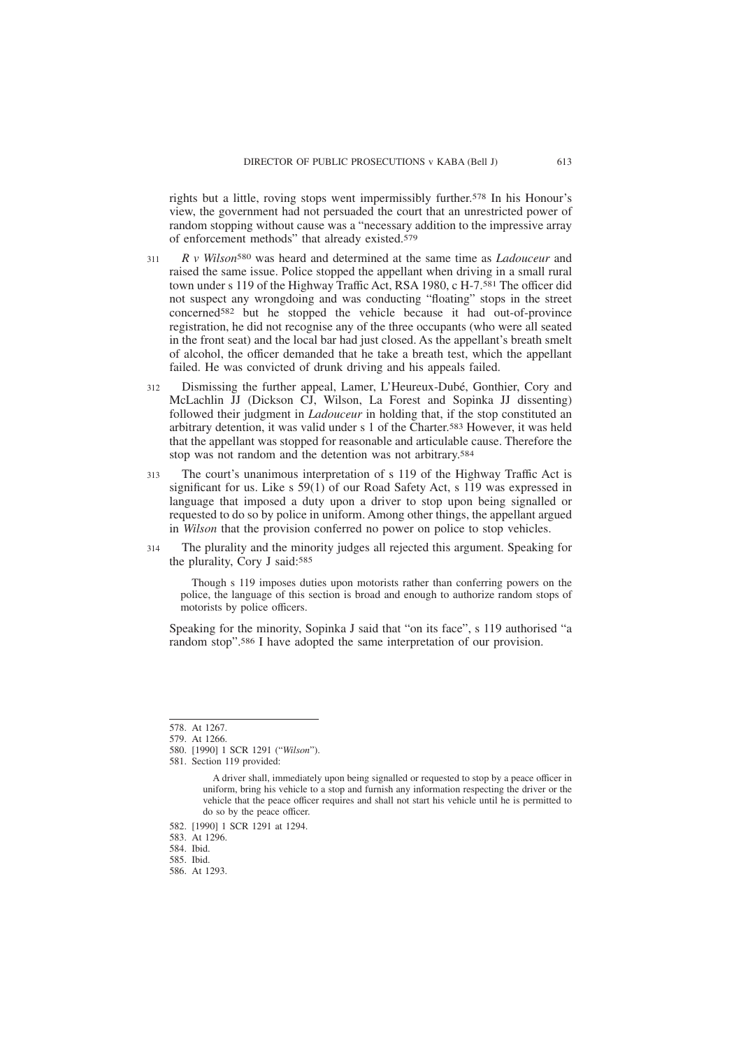rights but a little, roving stops went impermissibly further.[578] In his Honour's view, the government had not persuaded the court that an unrestricted power of random stopping without cause was a "necessary addition to the impressive array of enforcement methods" that already existed.[579]

311 *R v Wilson*[580] was heard and determined at the same time as *Ladouceur* and raised the same issue. Police stopped the appellant when driving in a small rural town under s 119 of the Highway Traffic Act, RSA 1980, c H-7.[581] The officer did not suspect any wrongdoing and was conducting "floating" stops in the street concerned[582] but he stopped the vehicle because it had out-of-province registration, he did not recognise any of the three occupants (who were all seated in the front seat) and the local bar had just closed. As the appellant's breath smelt of alcohol, the officer demanded that he take a breath test, which the appellant failed. He was convicted of drunk driving and his appeals failed.

312 Dismissing the further appeal, Lamer, L'Heureux-Dubé, Gonthier, Cory and McLachlin JJ (Dickson CJ, Wilson, La Forest and Sopinka JJ dissenting) followed their judgment in *Ladouceur* in holding that, if the stop constituted an arbitrary detention, it was valid under s 1 of the Charter.[583] However, it was held that the appellant was stopped for reasonable and articulable cause. Therefore the stop was not random and the detention was not arbitrary.[584]

313 The court's unanimous interpretation of s 119 of the Highway Traffic Act is significant for us. Like s 59(1) of our Road Safety Act, s 119 was expressed in language that imposed a duty upon a driver to stop upon being signalled or requested to do so by police in uniform. Among other things, the appellant argued in *Wilson* that the provision conferred no power on police to stop vehicles.

314 The plurality and the minority judges all rejected this argument. Speaking for the plurality, Cory J said:[585]

> Though s 119 imposes duties upon motorists rather than conferring powers on the police, the language of this section is broad and enough to authorize random stops of motorists by police officers.

Speaking for the minority, Sopinka J said that "on its face", s 119 authorised "a random stop".[586] I have adopted the same interpretation of our provision.

---

578. At 1267.

579. At 1266.

580. [1990] 1 SCR 1291 ("*Wilson*").

581. Section 119 provided:

> A driver shall, immediately upon being signalled or requested to stop by a peace officer in uniform, bring his vehicle to a stop and furnish any information respecting the driver or the vehicle that the peace officer requires and shall not start his vehicle until he is permitted to do so by the peace officer.

582. [1990] 1 SCR 1291 at 1294.

583. At 1296.

584. Ibid.

585. Ibid.

586. At 1293.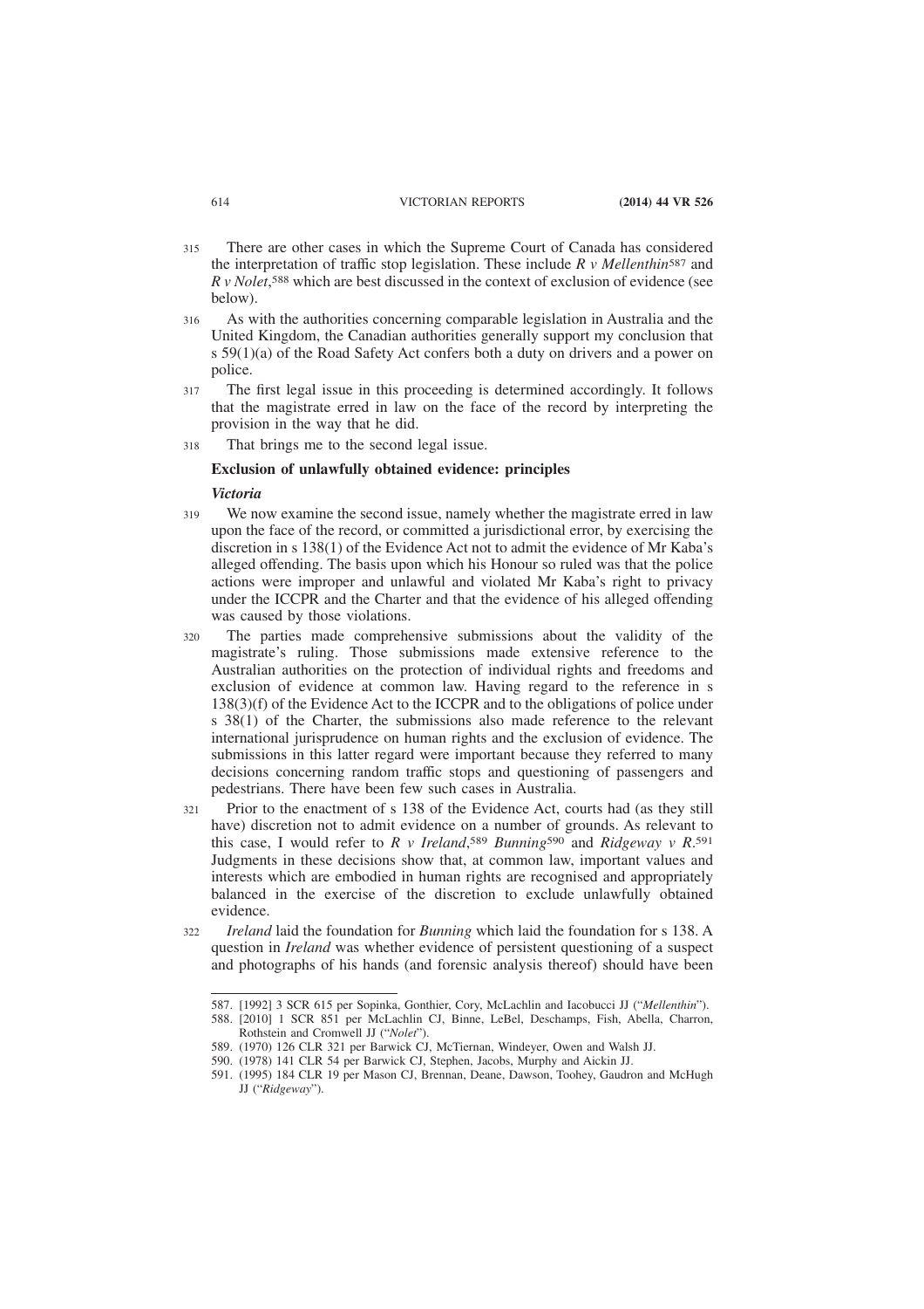315 There are other cases in which the Supreme Court of Canada has considered the interpretation of traffic stop legislation. These include *R v Mellenthin*[587] and *R v Nolet*,[588] which are best discussed in the context of exclusion of evidence (see below).

316 As with the authorities concerning comparable legislation in Australia and the United Kingdom, the Canadian authorities generally support my conclusion that s 59(1)(a) of the Road Safety Act confers both a duty on drivers and a power on police.

317 The first legal issue in this proceeding is determined accordingly. It follows that the magistrate erred in law on the face of the record by interpreting the provision in the way that he did.

318 That brings me to the second legal issue.

### Exclusion of unlawfully obtained evidence: principles

#### *Victoria*

319 We now examine the second issue, namely whether the magistrate erred in law upon the face of the record, or committed a jurisdictional error, by exercising the discretion in s 138(1) of the Evidence Act not to admit the evidence of Mr Kaba's alleged offending. The basis upon which his Honour so ruled was that the police actions were improper and unlawful and violated Mr Kaba's right to privacy under the ICCPR and the Charter and that the evidence of his alleged offending was caused by those violations.

320 The parties made comprehensive submissions about the validity of the magistrate's ruling. Those submissions made extensive reference to the Australian authorities on the protection of individual rights and freedoms and exclusion of evidence at common law. Having regard to the reference in s 138(3)(f) of the Evidence Act to the ICCPR and to the obligations of police under s 38(1) of the Charter, the submissions also made reference to the relevant international jurisprudence on human rights and the exclusion of evidence. The submissions in this latter regard were important because they referred to many decisions concerning random traffic stops and questioning of passengers and pedestrians. There have been few such cases in Australia.

321 Prior to the enactment of s 138 of the Evidence Act, courts had (as they still have) discretion not to admit evidence on a number of grounds. As relevant to this case, I would refer to *R v Ireland*,[589] *Bunning*[590] and *Ridgeway v R*.[591] Judgments in these decisions show that, at common law, important values and interests which are embodied in human rights are recognised and appropriately balanced in the exercise of the discretion to exclude unlawfully obtained evidence.

322 *Ireland* laid the foundation for *Bunning* which laid the foundation for s 138. A question in *Ireland* was whether evidence of persistent questioning of a suspect and photographs of his hands (and forensic analysis thereof) should have been

---

587. [1992] 3 SCR 615 per Sopinka, Gonthier, Cory, McLachlin and Iacobucci JJ ("*Mellenthin*").
588. [2010] 1 SCR 851 per McLachlin CJ, Binne, LeBel, Deschamps, Fish, Abella, Charron, Rothstein and Cromwell JJ ("*Nolet*").
589. (1970) 126 CLR 321 per Barwick CJ, McTiernan, Windeyer, Owen and Walsh JJ.
590. (1978) 141 CLR 54 per Barwick CJ, Stephen, Jacobs, Murphy and Aickin JJ.
591. (1995) 184 CLR 19 per Mason CJ, Brennan, Deane, Dawson, Toohey, Gaudron and McHugh JJ ("*Ridgeway*").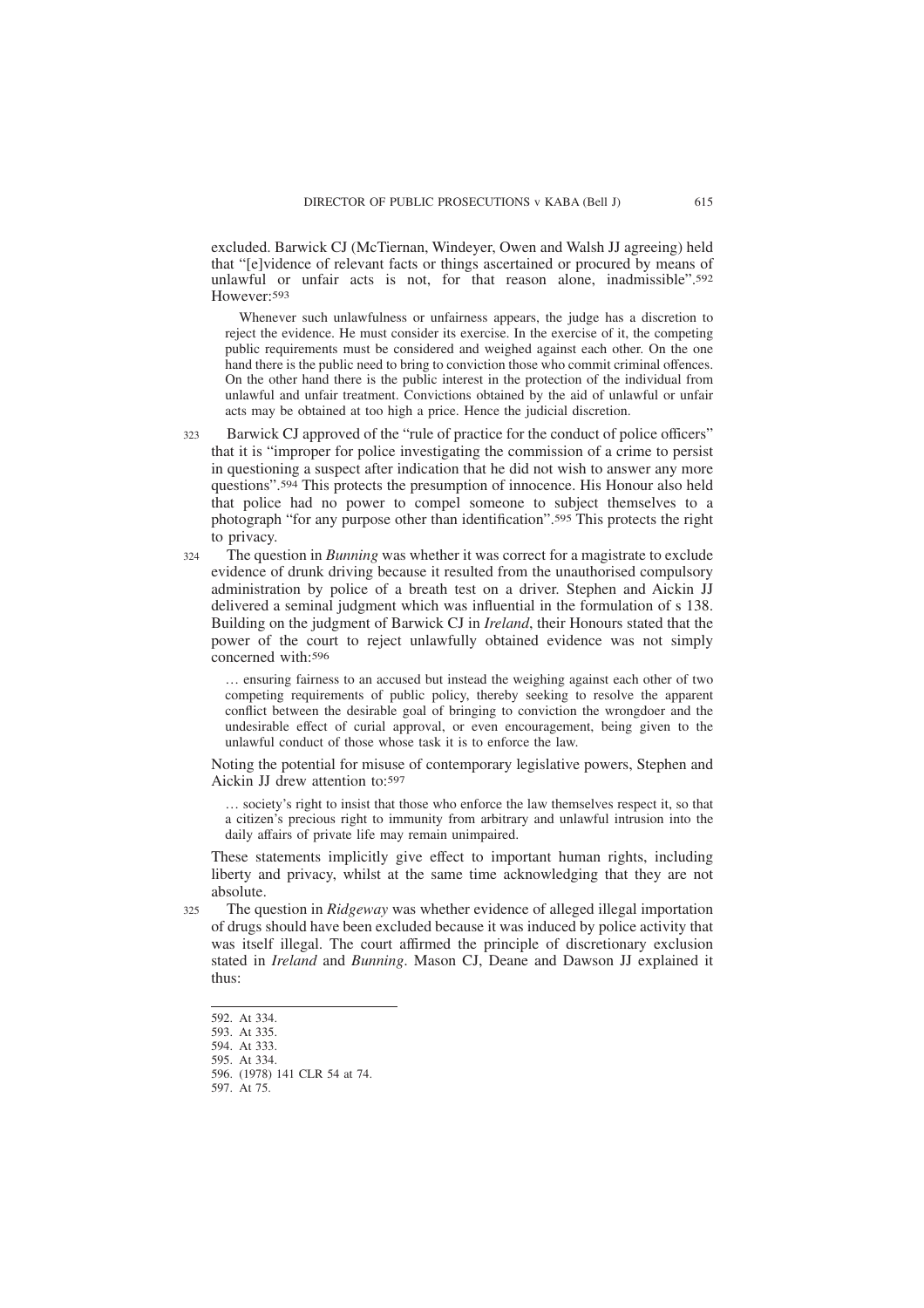excluded. Barwick CJ (McTiernan, Windeyer, Owen and Walsh JJ agreeing) held that "[e]vidence of relevant facts or things ascertained or procured by means of unlawful or unfair acts is not, for that reason alone, inadmissible".[592] However:[593]

> Whenever such unlawfulness or unfairness appears, the judge has a discretion to reject the evidence. He must consider its exercise. In the exercise of it, the competing public requirements must be considered and weighed against each other. On the one hand there is the public need to bring to conviction those who commit criminal offences. On the other hand there is the public interest in the protection of the individual from unlawful and unfair treatment. Convictions obtained by the aid of unlawful or unfair acts may be obtained at too high a price. Hence the judicial discretion.

323 Barwick CJ approved of the "rule of practice for the conduct of police officers" that it is "improper for police investigating the commission of a crime to persist in questioning a suspect after indication that he did not wish to answer any more questions".[594] This protects the presumption of innocence. His Honour also held that police had no power to compel someone to subject themselves to a photograph "for any purpose other than identification".[595] This protects the right to privacy.

324 The question in *Bunning* was whether it was correct for a magistrate to exclude evidence of drunk driving because it resulted from the unauthorised compulsory administration by police of a breath test on a driver. Stephen and Aickin JJ delivered a seminal judgment which was influential in the formulation of s 138. Building on the judgment of Barwick CJ in *Ireland*, their Honours stated that the power of the court to reject unlawfully obtained evidence was not simply concerned with:[596]

> … ensuring fairness to an accused but instead the weighing against each other of two competing requirements of public policy, thereby seeking to resolve the apparent conflict between the desirable goal of bringing to conviction the wrongdoer and the undesirable effect of curial approval, or even encouragement, being given to the unlawful conduct of those whose task it is to enforce the law.

Noting the potential for misuse of contemporary legislative powers, Stephen and Aickin JJ drew attention to:[597]

> … society's right to insist that those who enforce the law themselves respect it, so that a citizen's precious right to immunity from arbitrary and unlawful intrusion into the daily affairs of private life may remain unimpaired.

These statements implicitly give effect to important human rights, including liberty and privacy, whilst at the same time acknowledging that they are not absolute.

325 The question in *Ridgeway* was whether evidence of alleged illegal importation of drugs should have been excluded because it was induced by police activity that was itself illegal. The court affirmed the principle of discretionary exclusion stated in *Ireland* and *Bunning*. Mason CJ, Deane and Dawson JJ explained it thus:

---

592. At 334.
593. At 335.
594. At 333.
595. At 334.
596. (1978) 141 CLR 54 at 74.
597. At 75.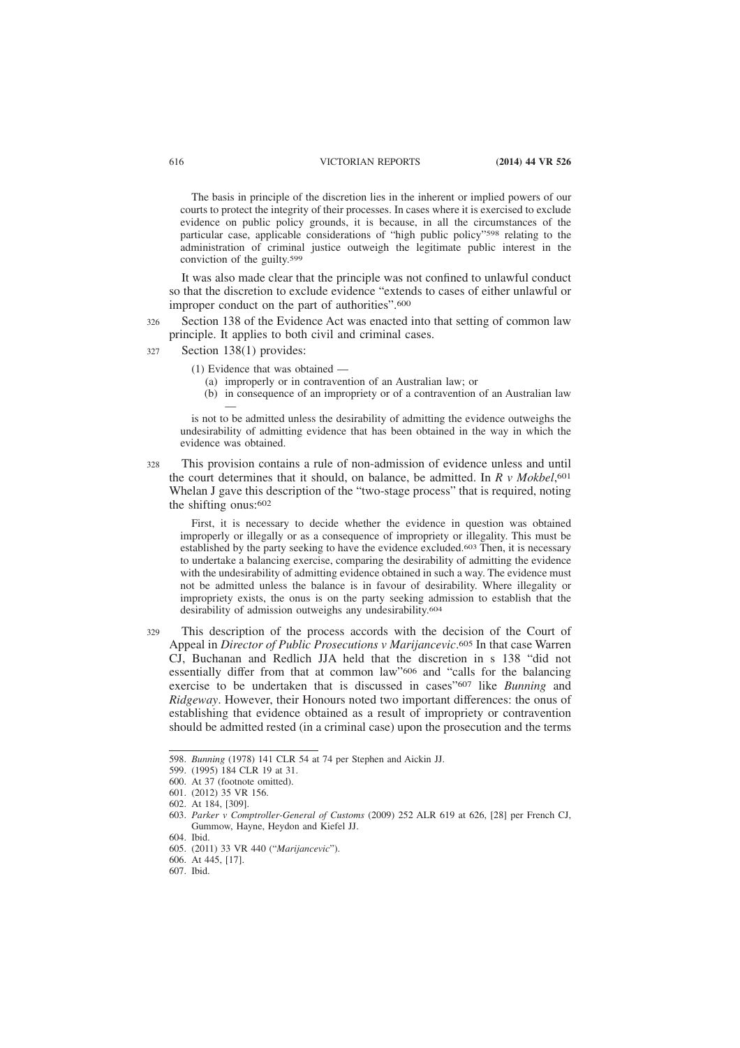The basis in principle of the discretion lies in the inherent or implied powers of our courts to protect the integrity of their processes. In cases where it is exercised to exclude evidence on public policy grounds, it is because, in all the circumstances of the particular case, applicable considerations of "high public policy"[598] relating to the administration of criminal justice outweigh the legitimate public interest in the conviction of the guilty.[599]

It was also made clear that the principle was not confined to unlawful conduct so that the discretion to exclude evidence "extends to cases of either unlawful or improper conduct on the part of authorities".[600]

326 Section 138 of the Evidence Act was enacted into that setting of common law principle. It applies to both civil and criminal cases.

327 Section 138(1) provides:

> (1) Evidence that was obtained —
> (a) improperly or in contravention of an Australian law; or
> (b) in consequence of an impropriety or of a contravention of an Australian law —
>
> is not to be admitted unless the desirability of admitting the evidence outweighs the undesirability of admitting evidence that has been obtained in the way in which the evidence was obtained.

328 This provision contains a rule of non-admission of evidence unless and until the court determines that it should, on balance, be admitted. In *R v Mokbel*,[601] Whelan J gave this description of the "two-stage process" that is required, noting the shifting onus:[602]

> First, it is necessary to decide whether the evidence in question was obtained improperly or illegally or as a consequence of impropriety or illegality. This must be established by the party seeking to have the evidence excluded.[603] Then, it is necessary to undertake a balancing exercise, comparing the desirability of admitting the evidence with the undesirability of admitting evidence obtained in such a way. The evidence must not be admitted unless the balance is in favour of desirability. Where illegality or impropriety exists, the onus is on the party seeking admission to establish that the desirability of admission outweighs any undesirability.[604]

329 This description of the process accords with the decision of the Court of Appeal in *Director of Public Prosecutions v Marijancevic*.[605] In that case Warren CJ, Buchanan and Redlich JJA held that the discretion in s 138 "did not essentially differ from that at common law"[606] and "calls for the balancing exercise to be undertaken that is discussed in cases"[607] like *Bunning* and *Ridgeway*. However, their Honours noted two important differences: the onus of establishing that evidence obtained as a result of impropriety or contravention should be admitted rested (in a criminal case) upon the prosecution and the terms

---

598. *Bunning* (1978) 141 CLR 54 at 74 per Stephen and Aickin JJ.
599. (1995) 184 CLR 19 at 31.
600. At 37 (footnote omitted).
601. (2012) 35 VR 156.
602. At 184, [309].
603. *Parker v Comptroller-General of Customs* (2009) 252 ALR 619 at 626, [28] per French CJ, Gummow, Hayne, Heydon and Kiefel JJ.
604. Ibid.
605. (2011) 33 VR 440 ("*Marijancevic*").
606. At 445, [17].
607. Ibid.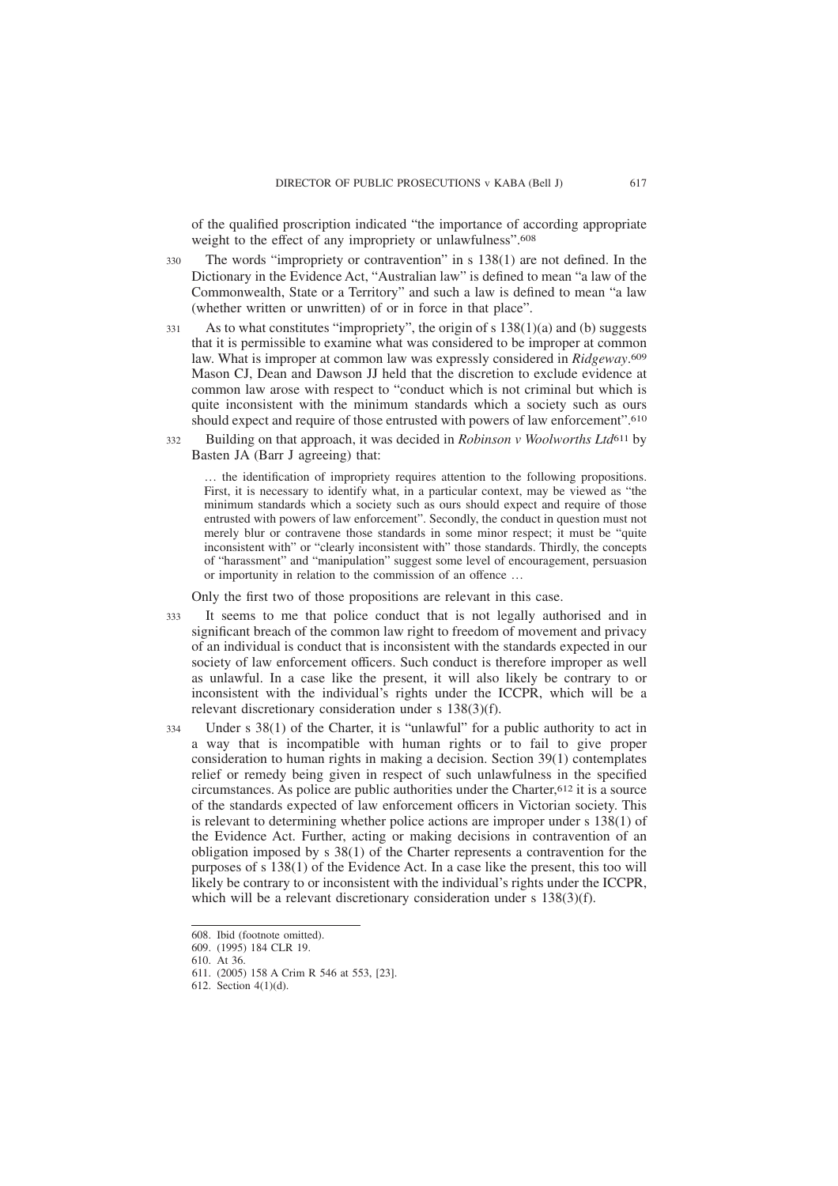of the qualified proscription indicated "the importance of according appropriate weight to the effect of any impropriety or unlawfulness".[608]

330 The words "impropriety or contravention" in s 138(1) are not defined. In the Dictionary in the Evidence Act, "Australian law" is defined to mean "a law of the Commonwealth, State or a Territory" and such a law is defined to mean "a law (whether written or unwritten) of or in force in that place".

331 As to what constitutes "impropriety", the origin of s 138(1)(a) and (b) suggests that it is permissible to examine what was considered to be improper at common law. What is improper at common law was expressly considered in *Ridgeway*.[609] Mason CJ, Dean and Dawson JJ held that the discretion to exclude evidence at common law arose with respect to "conduct which is not criminal but which is quite inconsistent with the minimum standards which a society such as ours should expect and require of those entrusted with powers of law enforcement".[610]

332 Building on that approach, it was decided in *Robinson v Woolworths Ltd*[611] by Basten JA (Barr J agreeing) that:

> … the identification of impropriety requires attention to the following propositions. First, it is necessary to identify what, in a particular context, may be viewed as "the minimum standards which a society such as ours should expect and require of those entrusted with powers of law enforcement". Secondly, the conduct in question must not merely blur or contravene those standards in some minor respect; it must be "quite inconsistent with" or "clearly inconsistent with" those standards. Thirdly, the concepts of "harassment" and "manipulation" suggest some level of encouragement, persuasion or importunity in relation to the commission of an offence …

Only the first two of those propositions are relevant in this case.

333 It seems to me that police conduct that is not legally authorised and in significant breach of the common law right to freedom of movement and privacy of an individual is conduct that is inconsistent with the standards expected in our society of law enforcement officers. Such conduct is therefore improper as well as unlawful. In a case like the present, it will also likely be contrary to or inconsistent with the individual's rights under the ICCPR, which will be a relevant discretionary consideration under s 138(3)(f).

334 Under s 38(1) of the Charter, it is "unlawful" for a public authority to act in a way that is incompatible with human rights or to fail to give proper consideration to human rights in making a decision. Section 39(1) contemplates relief or remedy being given in respect of such unlawfulness in the specified circumstances. As police are public authorities under the Charter,[612] it is a source of the standards expected of law enforcement officers in Victorian society. This is relevant to determining whether police actions are improper under s 138(1) of the Evidence Act. Further, acting or making decisions in contravention of an obligation imposed by s 38(1) of the Charter represents a contravention for the purposes of s 138(1) of the Evidence Act. In a case like the present, this too will likely be contrary to or inconsistent with the individual's rights under the ICCPR, which will be a relevant discretionary consideration under s 138(3)(f).

---

608. Ibid (footnote omitted).
609. (1995) 184 CLR 19.
610. At 36.
611. (2005) 158 A Crim R 546 at 553, [23].
612. Section 4(1)(d).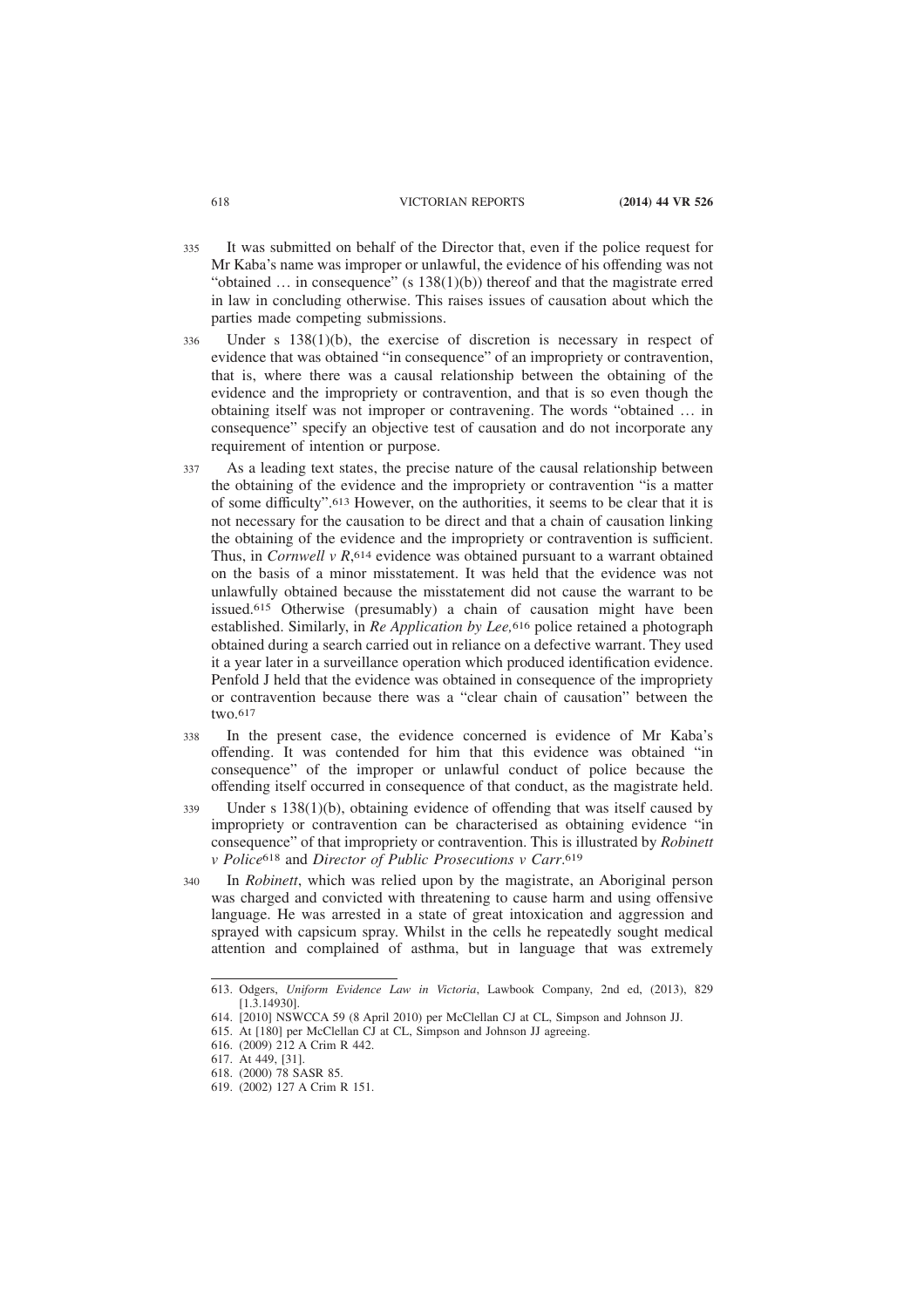335 It was submitted on behalf of the Director that, even if the police request for Mr Kaba's name was improper or unlawful, the evidence of his offending was not "obtained … in consequence" (s 138(1)(b)) thereof and that the magistrate erred in law in concluding otherwise. This raises issues of causation about which the parties made competing submissions.

336 Under s 138(1)(b), the exercise of discretion is necessary in respect of evidence that was obtained "in consequence" of an impropriety or contravention, that is, where there was a causal relationship between the obtaining of the evidence and the impropriety or contravention, and that is so even though the obtaining itself was not improper or contravening. The words "obtained … in consequence" specify an objective test of causation and do not incorporate any requirement of intention or purpose.

337 As a leading text states, the precise nature of the causal relationship between the obtaining of the evidence and the impropriety or contravention "is a matter of some difficulty".[613] However, on the authorities, it seems to be clear that it is not necessary for the causation to be direct and that a chain of causation linking the obtaining of the evidence and the impropriety or contravention is sufficient. Thus, in *Cornwell v R*,[614] evidence was obtained pursuant to a warrant obtained on the basis of a minor misstatement. It was held that the evidence was not unlawfully obtained because the misstatement did not cause the warrant to be issued.[615] Otherwise (presumably) a chain of causation might have been established. Similarly, in *Re Application by Lee,*[616] police retained a photograph obtained during a search carried out in reliance on a defective warrant. They used it a year later in a surveillance operation which produced identification evidence. Penfold J held that the evidence was obtained in consequence of the impropriety or contravention because there was a "clear chain of causation" between the two.[617]

338 In the present case, the evidence concerned is evidence of Mr Kaba's offending. It was contended for him that this evidence was obtained "in consequence" of the improper or unlawful conduct of police because the offending itself occurred in consequence of that conduct, as the magistrate held.

339 Under s 138(1)(b), obtaining evidence of offending that was itself caused by impropriety or contravention can be characterised as obtaining evidence "in consequence" of that impropriety or contravention. This is illustrated by *Robinett v Police*[618] and *Director of Public Prosecutions v Carr*.[619]

340 In *Robinett*, which was relied upon by the magistrate, an Aboriginal person was charged and convicted with threatening to cause harm and using offensive language. He was arrested in a state of great intoxication and aggression and sprayed with capsicum spray. Whilst in the cells he repeatedly sought medical attention and complained of asthma, but in language that was extremely

---

613. Odgers, *Uniform Evidence Law in Victoria*, Lawbook Company, 2nd ed, (2013), 829 [1.3.14930].

614. [2010] NSWCCA 59 (8 April 2010) per McClellan CJ at CL, Simpson and Johnson JJ.

615. At [180] per McClellan CJ at CL, Simpson and Johnson JJ agreeing.

616. (2009) 212 A Crim R 442.

617. At 449, [31].

618. (2000) 78 SASR 85.

619. (2002) 127 A Crim R 151.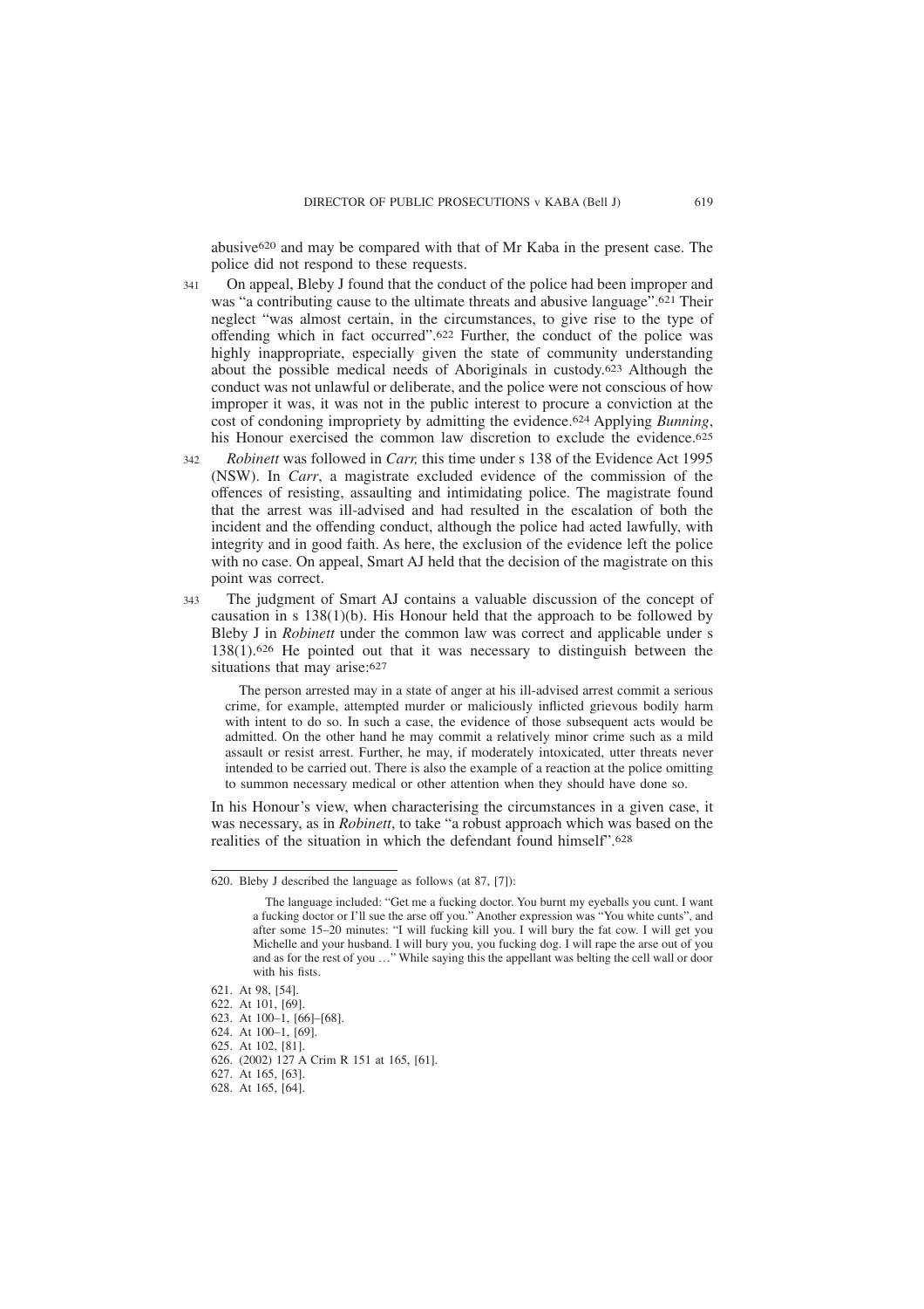abusive[620] and may be compared with that of Mr Kaba in the present case. The police did not respond to these requests.

341 On appeal, Bleby J found that the conduct of the police had been improper and was "a contributing cause to the ultimate threats and abusive language".[621] Their neglect "was almost certain, in the circumstances, to give rise to the type of offending which in fact occurred".[622] Further, the conduct of the police was highly inappropriate, especially given the state of community understanding about the possible medical needs of Aboriginals in custody.[623] Although the conduct was not unlawful or deliberate, and the police were not conscious of how improper it was, it was not in the public interest to procure a conviction at the cost of condoning impropriety by admitting the evidence.[624] Applying *Bunning*, his Honour exercised the common law discretion to exclude the evidence.[625]

342 *Robinett* was followed in *Carr,* this time under s 138 of the Evidence Act 1995 (NSW). In *Carr*, a magistrate excluded evidence of the commission of the offences of resisting, assaulting and intimidating police. The magistrate found that the arrest was ill-advised and had resulted in the escalation of both the incident and the offending conduct, although the police had acted lawfully, with integrity and in good faith. As here, the exclusion of the evidence left the police with no case. On appeal, Smart AJ held that the decision of the magistrate on this point was correct.

343 The judgment of Smart AJ contains a valuable discussion of the concept of causation in s 138(1)(b). His Honour held that the approach to be followed by Bleby J in *Robinett* under the common law was correct and applicable under s 138(1).[626] He pointed out that it was necessary to distinguish between the situations that may arise:[627]

> The person arrested may in a state of anger at his ill-advised arrest commit a serious crime, for example, attempted murder or maliciously inflicted grievous bodily harm with intent to do so. In such a case, the evidence of those subsequent acts would be admitted. On the other hand he may commit a relatively minor crime such as a mild assault or resist arrest. Further, he may, if moderately intoxicated, utter threats never intended to be carried out. There is also the example of a reaction at the police omitting to summon necessary medical or other attention when they should have done so.

In his Honour's view, when characterising the circumstances in a given case, it was necessary, as in *Robinett*, to take "a robust approach which was based on the realities of the situation in which the defendant found himself".[628]

---

620. Bleby J described the language as follows (at 87, [7]):

> The language included: "Get me a fucking doctor. You burnt my eyeballs you cunt. I want a fucking doctor or I'll sue the arse off you." Another expression was "You white cunts", and after some 15–20 minutes: "I will fucking kill you. I will bury the fat cow. I will get you Michelle and your husband. I will bury you, you fucking dog. I will rape the arse out of you and as for the rest of you …" While saying this the appellant was belting the cell wall or door with his fists.

621. At 98, [54].
622. At 101, [69].
623. At 100–1, [66]–[68].
624. At 100–1, [69].
625. At 102, [81].
626. (2002) 127 A Crim R 151 at 165, [61].
627. At 165, [63].
628. At 165, [64].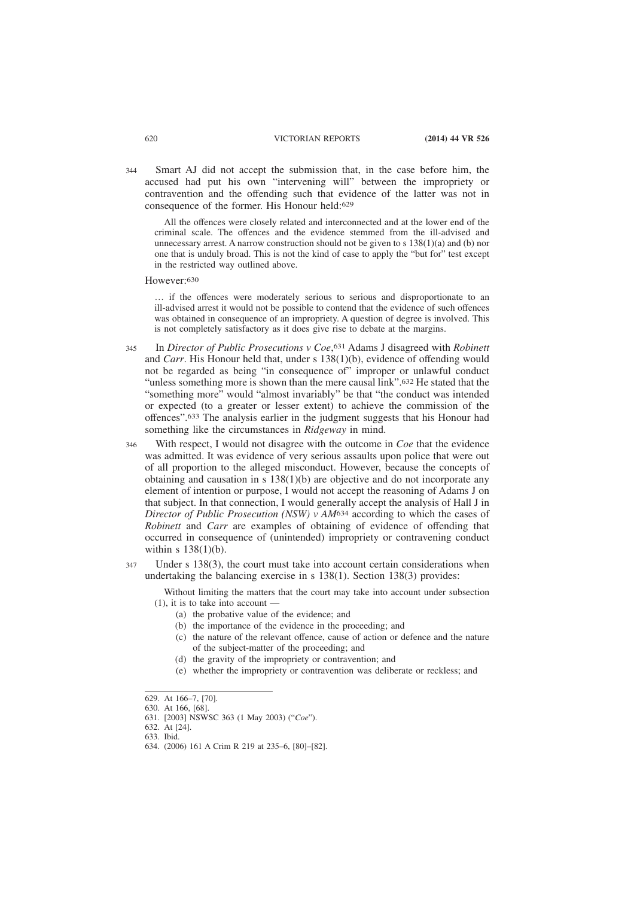344 Smart AJ did not accept the submission that, in the case before him, the accused had put his own "intervening will" between the impropriety or contravention and the offending such that evidence of the latter was not in consequence of the former. His Honour held:[629]

> All the offences were closely related and interconnected and at the lower end of the criminal scale. The offences and the evidence stemmed from the ill-advised and unnecessary arrest. A narrow construction should not be given to s 138(1)(a) and (b) nor one that is unduly broad. This is not the kind of case to apply the "but for" test except in the restricted way outlined above.

However:[630]

> … if the offences were moderately serious to serious and disproportionate to an ill-advised arrest it would not be possible to contend that the evidence of such offences was obtained in consequence of an impropriety. A question of degree is involved. This is not completely satisfactory as it does give rise to debate at the margins.

345 In *Director of Public Prosecutions v Coe*,[631] Adams J disagreed with *Robinett* and *Carr*. His Honour held that, under s 138(1)(b), evidence of offending would not be regarded as being "in consequence of" improper or unlawful conduct "unless something more is shown than the mere causal link".[632] He stated that the "something more" would "almost invariably" be that "the conduct was intended or expected (to a greater or lesser extent) to achieve the commission of the offences".[633] The analysis earlier in the judgment suggests that his Honour had something like the circumstances in *Ridgeway* in mind.

346 With respect, I would not disagree with the outcome in *Coe* that the evidence was admitted. It was evidence of very serious assaults upon police that were out of all proportion to the alleged misconduct. However, because the concepts of obtaining and causation in s 138(1)(b) are objective and do not incorporate any element of intention or purpose, I would not accept the reasoning of Adams J on that subject. In that connection, I would generally accept the analysis of Hall J in *Director of Public Prosecution (NSW) v AM*[634] according to which the cases of *Robinett* and *Carr* are examples of obtaining of evidence of offending that occurred in consequence of (unintended) impropriety or contravening conduct within s 138(1)(b).

347 Under s 138(3), the court must take into account certain considerations when undertaking the balancing exercise in s 138(1). Section 138(3) provides:

> Without limiting the matters that the court may take into account under subsection (1), it is to take into account —
> (a) the probative value of the evidence; and
> (b) the importance of the evidence in the proceeding; and
> (c) the nature of the relevant offence, cause of action or defence and the nature of the subject-matter of the proceeding; and
> (d) the gravity of the impropriety or contravention; and
> (e) whether the impropriety or contravention was deliberate or reckless; and

---

629. At 166–7, [70].
630. At 166, [68].
631. [2003] NSWSC 363 (1 May 2003) ("*Coe*").
632. At [24].
633. Ibid.
634. (2006) 161 A Crim R 219 at 235–6, [80]–[82].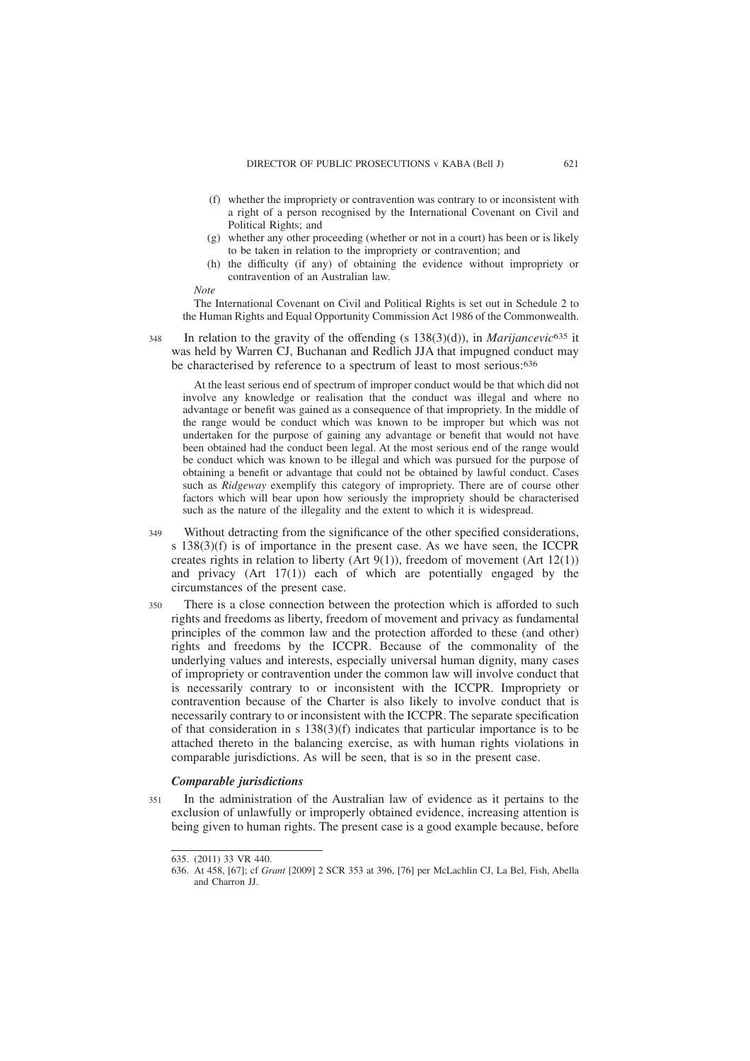(f) whether the impropriety or contravention was contrary to or inconsistent with a right of a person recognised by the International Covenant on Civil and Political Rights; and

(g) whether any other proceeding (whether or not in a court) has been or is likely to be taken in relation to the impropriety or contravention; and

(h) the difficulty (if any) of obtaining the evidence without impropriety or contravention of an Australian law.

*Note*

The International Covenant on Civil and Political Rights is set out in Schedule 2 to the Human Rights and Equal Opportunity Commission Act 1986 of the Commonwealth.

348 In relation to the gravity of the offending (s 138(3)(d)), in *Marijancevic*[635] it was held by Warren CJ, Buchanan and Redlich JJA that impugned conduct may be characterised by reference to a spectrum of least to most serious:[636]

> At the least serious end of spectrum of improper conduct would be that which did not involve any knowledge or realisation that the conduct was illegal and where no advantage or benefit was gained as a consequence of that impropriety. In the middle of the range would be conduct which was known to be improper but which was not undertaken for the purpose of gaining any advantage or benefit that would not have been obtained had the conduct been legal. At the most serious end of the range would be conduct which was known to be illegal and which was pursued for the purpose of obtaining a benefit or advantage that could not be obtained by lawful conduct. Cases such as *Ridgeway* exemplify this category of impropriety. There are of course other factors which will bear upon how seriously the impropriety should be characterised such as the nature of the illegality and the extent to which it is widespread.

349 Without detracting from the significance of the other specified considerations, s 138(3)(f) is of importance in the present case. As we have seen, the ICCPR creates rights in relation to liberty (Art 9(1)), freedom of movement (Art 12(1)) and privacy (Art 17(1)) each of which are potentially engaged by the circumstances of the present case.

350 There is a close connection between the protection which is afforded to such rights and freedoms as liberty, freedom of movement and privacy as fundamental principles of the common law and the protection afforded to these (and other) rights and freedoms by the ICCPR. Because of the commonality of the underlying values and interests, especially universal human dignity, many cases of impropriety or contravention under the common law will involve conduct that is necessarily contrary to or inconsistent with the ICCPR. Impropriety or contravention because of the Charter is also likely to involve conduct that is necessarily contrary to or inconsistent with the ICCPR. The separate specification of that consideration in s 138(3)(f) indicates that particular importance is to be attached thereto in the balancing exercise, as with human rights violations in comparable jurisdictions. As will be seen, that is so in the present case.

### *Comparable jurisdictions*

351 In the administration of the Australian law of evidence as it pertains to the exclusion of unlawfully or improperly obtained evidence, increasing attention is being given to human rights. The present case is a good example because, before

---

635. (2011) 33 VR 440.

636. At 458, [67]; cf *Grant* [2009] 2 SCR 353 at 396, [76] per McLachlin CJ, La Bel, Fish, Abella and Charron JJ.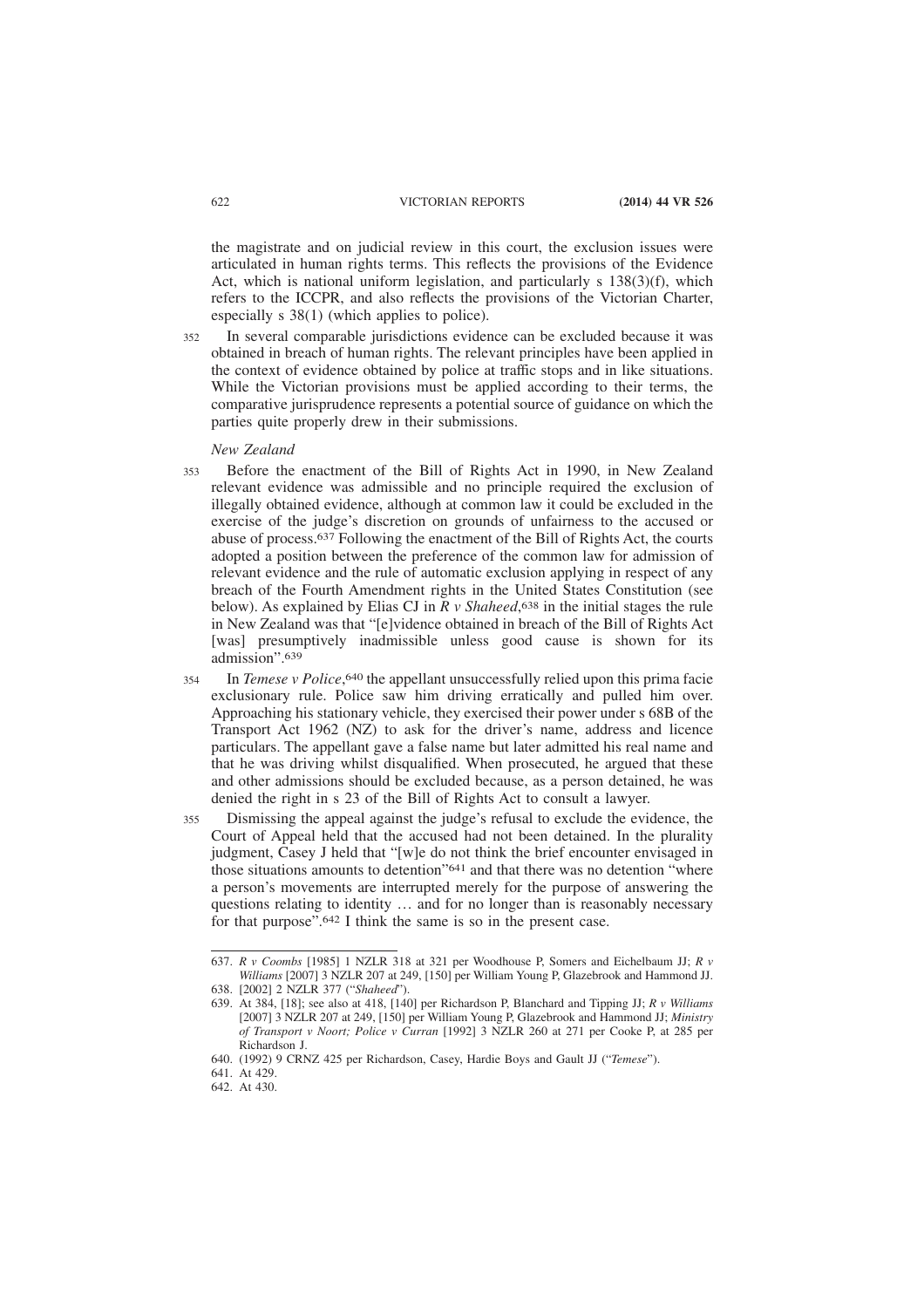the magistrate and on judicial review in this court, the exclusion issues were articulated in human rights terms. This reflects the provisions of the Evidence Act, which is national uniform legislation, and particularly s 138(3)(f), which refers to the ICCPR, and also reflects the provisions of the Victorian Charter, especially s 38(1) (which applies to police).

352 In several comparable jurisdictions evidence can be excluded because it was obtained in breach of human rights. The relevant principles have been applied in the context of evidence obtained by police at traffic stops and in like situations. While the Victorian provisions must be applied according to their terms, the comparative jurisprudence represents a potential source of guidance on which the parties quite properly drew in their submissions.

*New Zealand*

353 Before the enactment of the Bill of Rights Act in 1990, in New Zealand relevant evidence was admissible and no principle required the exclusion of illegally obtained evidence, although at common law it could be excluded in the exercise of the judge's discretion on grounds of unfairness to the accused or abuse of process.[637] Following the enactment of the Bill of Rights Act, the courts adopted a position between the preference of the common law for admission of relevant evidence and the rule of automatic exclusion applying in respect of any breach of the Fourth Amendment rights in the United States Constitution (see below). As explained by Elias CJ in *R v Shaheed*,[638] in the initial stages the rule in New Zealand was that "[e]vidence obtained in breach of the Bill of Rights Act [was] presumptively inadmissible unless good cause is shown for its admission".[639]

354 In *Temese v Police*,[640] the appellant unsuccessfully relied upon this prima facie exclusionary rule. Police saw him driving erratically and pulled him over. Approaching his stationary vehicle, they exercised their power under s 68B of the Transport Act 1962 (NZ) to ask for the driver's name, address and licence particulars. The appellant gave a false name but later admitted his real name and that he was driving whilst disqualified. When prosecuted, he argued that these and other admissions should be excluded because, as a person detained, he was denied the right in s 23 of the Bill of Rights Act to consult a lawyer.

355 Dismissing the appeal against the judge's refusal to exclude the evidence, the Court of Appeal held that the accused had not been detained. In the plurality judgment, Casey J held that "[w]e do not think the brief encounter envisaged in those situations amounts to detention"[641] and that there was no detention "where a person's movements are interrupted merely for the purpose of answering the questions relating to identity … and for no longer than is reasonably necessary for that purpose".[642] I think the same is so in the present case.

---

637. *R v Coombs* [1985] 1 NZLR 318 at 321 per Woodhouse P, Somers and Eichelbaum JJ; *R v Williams* [2007] 3 NZLR 207 at 249, [150] per William Young P, Glazebrook and Hammond JJ.
638. [2002] 2 NZLR 377 ("*Shaheed*").
639. At 384, [18]; see also at 418, [140] per Richardson P, Blanchard and Tipping JJ; *R v Williams* [2007] 3 NZLR 207 at 249, [150] per William Young P, Glazebrook and Hammond JJ; *Ministry of Transport v Noort; Police v Curran* [1992] 3 NZLR 260 at 271 per Cooke P, at 285 per Richardson J.
640. (1992) 9 CRNZ 425 per Richardson, Casey, Hardie Boys and Gault JJ ("*Temese*").
641. At 429.
642. At 430.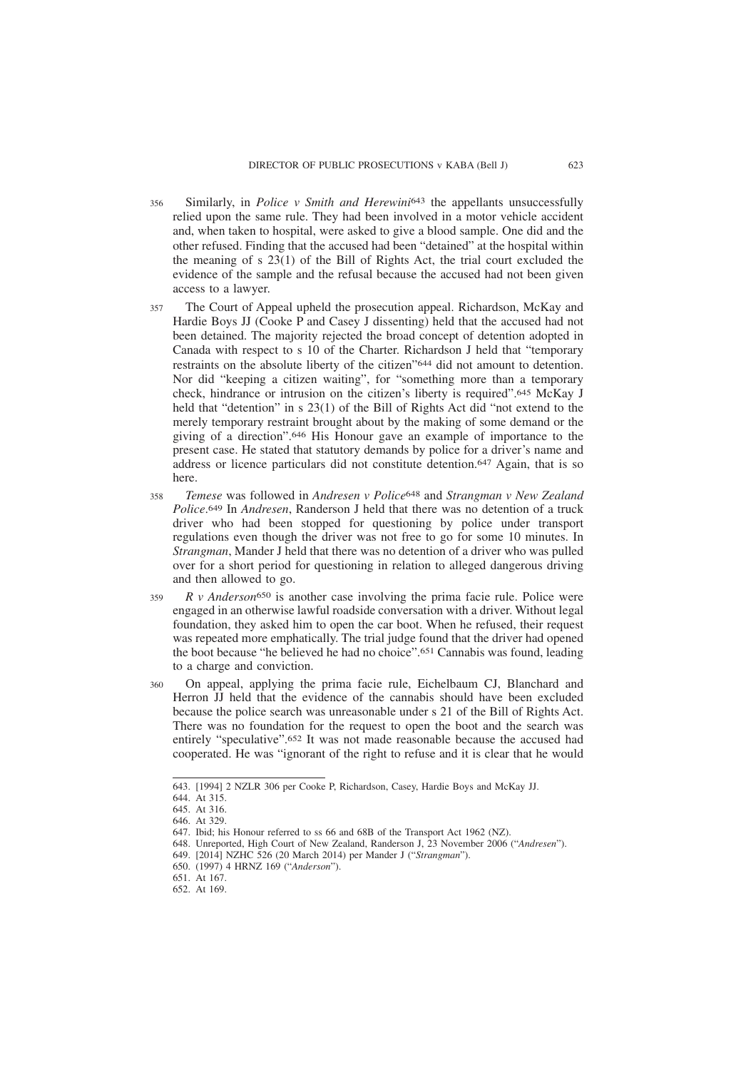356 Similarly, in *Police v Smith and Herewini*[643] the appellants unsuccessfully relied upon the same rule. They had been involved in a motor vehicle accident and, when taken to hospital, were asked to give a blood sample. One did and the other refused. Finding that the accused had been "detained" at the hospital within the meaning of s 23(1) of the Bill of Rights Act, the trial court excluded the evidence of the sample and the refusal because the accused had not been given access to a lawyer.

357 The Court of Appeal upheld the prosecution appeal. Richardson, McKay and Hardie Boys JJ (Cooke P and Casey J dissenting) held that the accused had not been detained. The majority rejected the broad concept of detention adopted in Canada with respect to s 10 of the Charter. Richardson J held that "temporary restraints on the absolute liberty of the citizen"[644] did not amount to detention. Nor did "keeping a citizen waiting", for "something more than a temporary check, hindrance or intrusion on the citizen's liberty is required".[645] McKay J held that "detention" in s 23(1) of the Bill of Rights Act did "not extend to the merely temporary restraint brought about by the making of some demand or the giving of a direction".[646] His Honour gave an example of importance to the present case. He stated that statutory demands by police for a driver's name and address or licence particulars did not constitute detention.[647] Again, that is so here.

358 *Temese* was followed in *Andresen v Police*[648] and *Strangman v New Zealand Police*.[649] In *Andresen*, Randerson J held that there was no detention of a truck driver who had been stopped for questioning by police under transport regulations even though the driver was not free to go for some 10 minutes. In *Strangman*, Mander J held that there was no detention of a driver who was pulled over for a short period for questioning in relation to alleged dangerous driving and then allowed to go.

359 *R v Anderson*[650] is another case involving the prima facie rule. Police were engaged in an otherwise lawful roadside conversation with a driver. Without legal foundation, they asked him to open the car boot. When he refused, their request was repeated more emphatically. The trial judge found that the driver had opened the boot because "he believed he had no choice".[651] Cannabis was found, leading to a charge and conviction.

360 On appeal, applying the prima facie rule, Eichelbaum CJ, Blanchard and Herron JJ held that the evidence of the cannabis should have been excluded because the police search was unreasonable under s 21 of the Bill of Rights Act. There was no foundation for the request to open the boot and the search was entirely "speculative".[652] It was not made reasonable because the accused had cooperated. He was "ignorant of the right to refuse and it is clear that he would

---

643. [1994] 2 NZLR 306 per Cooke P, Richardson, Casey, Hardie Boys and McKay JJ.
644. At 315.
645. At 316.
646. At 329.
647. Ibid; his Honour referred to ss 66 and 68B of the Transport Act 1962 (NZ).
648. Unreported, High Court of New Zealand, Randerson J, 23 November 2006 ("*Andresen*").
649. [2014] NZHC 526 (20 March 2014) per Mander J ("*Strangman*").
650. (1997) 4 HRNZ 169 ("*Anderson*").
651. At 167.
652. At 169.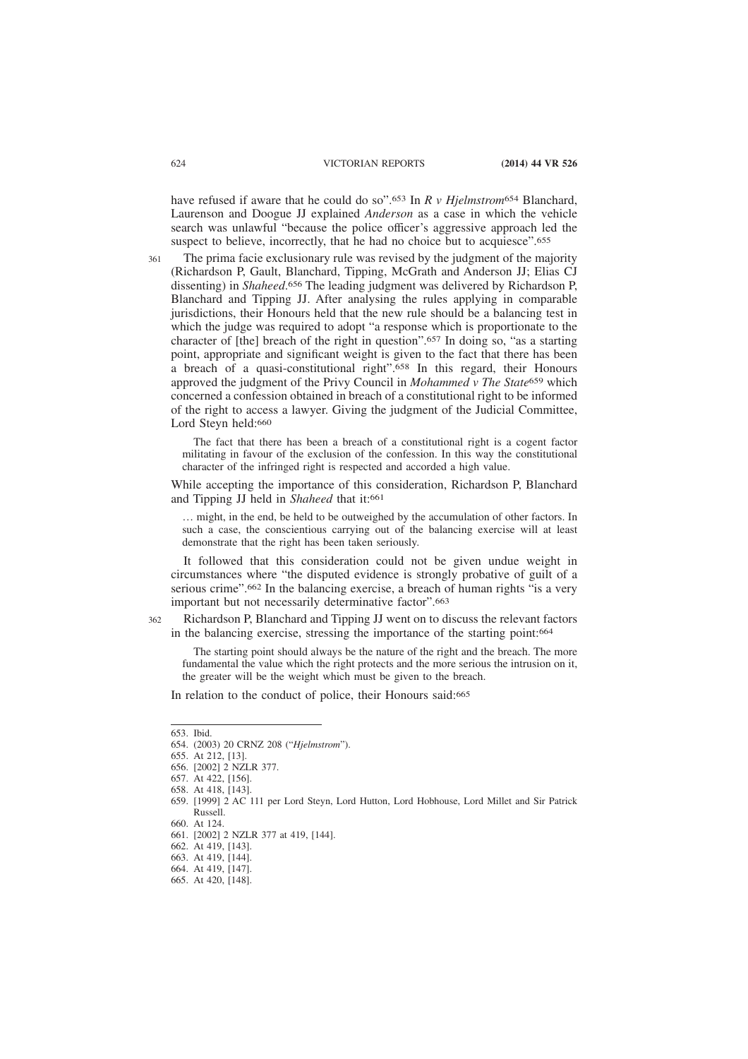have refused if aware that he could do so".[653] In *R v Hjelmstrom*[654] Blanchard, Laurenson and Doogue JJ explained *Anderson* as a case in which the vehicle search was unlawful "because the police officer's aggressive approach led the suspect to believe, incorrectly, that he had no choice but to acquiesce".[655]

361 The prima facie exclusionary rule was revised by the judgment of the majority (Richardson P, Gault, Blanchard, Tipping, McGrath and Anderson JJ; Elias CJ dissenting) in *Shaheed*.[656] The leading judgment was delivered by Richardson P, Blanchard and Tipping JJ. After analysing the rules applying in comparable jurisdictions, their Honours held that the new rule should be a balancing test in which the judge was required to adopt "a response which is proportionate to the character of [the] breach of the right in question".[657] In doing so, "as a starting point, appropriate and significant weight is given to the fact that there has been a breach of a quasi-constitutional right".[658] In this regard, their Honours approved the judgment of the Privy Council in *Mohammed v The State*[659] which concerned a confession obtained in breach of a constitutional right to be informed of the right to access a lawyer. Giving the judgment of the Judicial Committee, Lord Steyn held:[660]

> The fact that there has been a breach of a constitutional right is a cogent factor militating in favour of the exclusion of the confession. In this way the constitutional character of the infringed right is respected and accorded a high value.

While accepting the importance of this consideration, Richardson P, Blanchard and Tipping JJ held in *Shaheed* that it:[661]

> … might, in the end, be held to be outweighed by the accumulation of other factors. In such a case, the conscientious carrying out of the balancing exercise will at least demonstrate that the right has been taken seriously.

It followed that this consideration could not be given undue weight in circumstances where "the disputed evidence is strongly probative of guilt of a serious crime".[662] In the balancing exercise, a breach of human rights "is a very important but not necessarily determinative factor".[663]

362 Richardson P, Blanchard and Tipping JJ went on to discuss the relevant factors in the balancing exercise, stressing the importance of the starting point:[664]

> The starting point should always be the nature of the right and the breach. The more fundamental the value which the right protects and the more serious the intrusion on it, the greater will be the weight which must be given to the breach.

In relation to the conduct of police, their Honours said:[665]

---

653. Ibid.
654. (2003) 20 CRNZ 208 ("*Hjelmstrom*").
655. At 212, [13].
656. [2002] 2 NZLR 377.
657. At 422, [156].
658. At 418, [143].
659. [1999] 2 AC 111 per Lord Steyn, Lord Hutton, Lord Hobhouse, Lord Millet and Sir Patrick Russell.
660. At 124.
661. [2002] 2 NZLR 377 at 419, [144].
662. At 419, [143].
663. At 419, [144].
664. At 419, [147].
665. At 420, [148].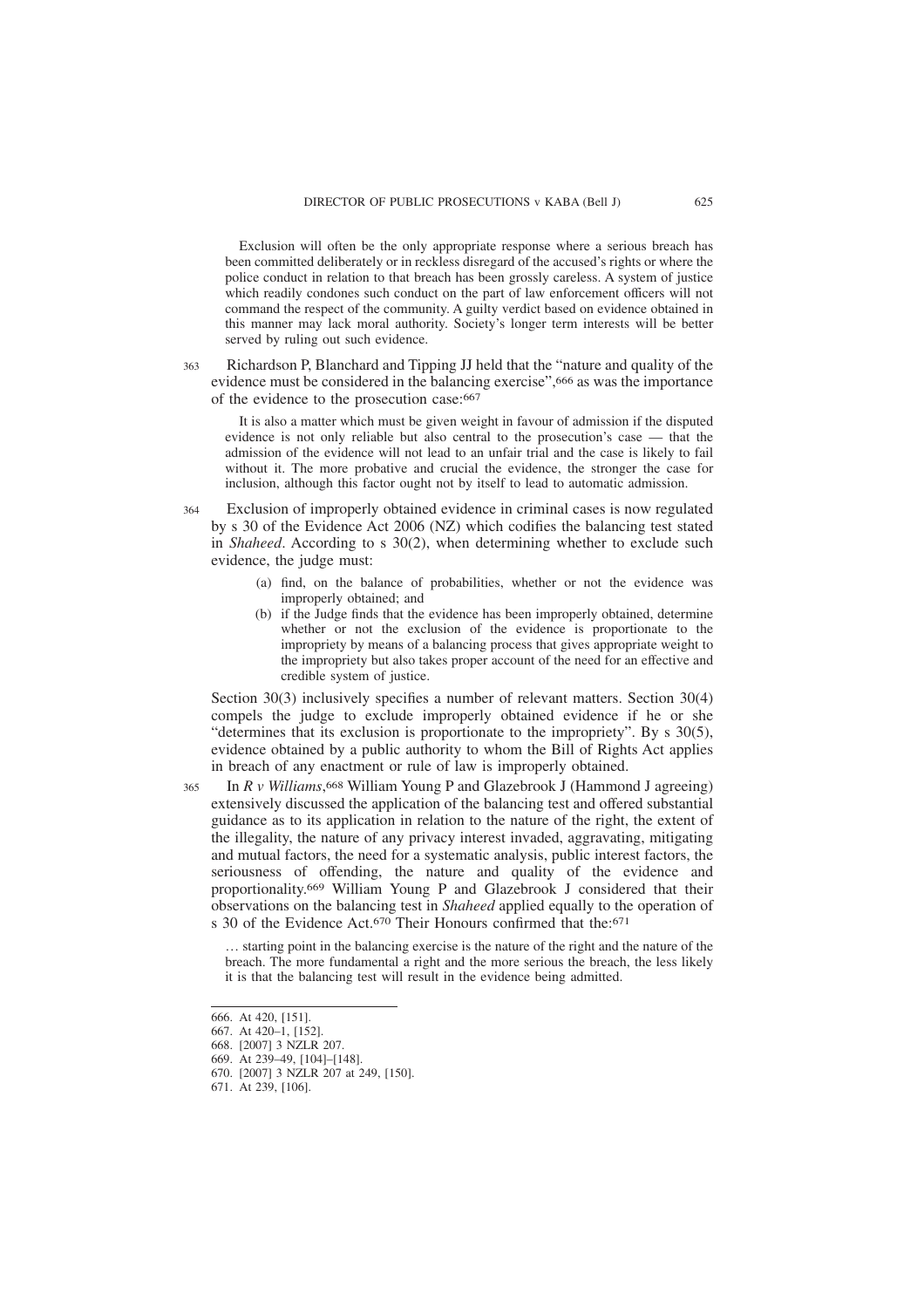> Exclusion will often be the only appropriate response where a serious breach has been committed deliberately or in reckless disregard of the accused's rights or where the police conduct in relation to that breach has been grossly careless. A system of justice which readily condones such conduct on the part of law enforcement officers will not command the respect of the community. A guilty verdict based on evidence obtained in this manner may lack moral authority. Society's longer term interests will be better served by ruling out such evidence.

363 Richardson P, Blanchard and Tipping JJ held that the "nature and quality of the evidence must be considered in the balancing exercise",[666] as was the importance of the evidence to the prosecution case:[667]

> It is also a matter which must be given weight in favour of admission if the disputed evidence is not only reliable but also central to the prosecution's case — that the admission of the evidence will not lead to an unfair trial and the case is likely to fail without it. The more probative and crucial the evidence, the stronger the case for inclusion, although this factor ought not by itself to lead to automatic admission.

364 Exclusion of improperly obtained evidence in criminal cases is now regulated by s 30 of the Evidence Act 2006 (NZ) which codifies the balancing test stated in *Shaheed*. According to s 30(2), when determining whether to exclude such evidence, the judge must:

> (a) find, on the balance of probabilities, whether or not the evidence was improperly obtained; and
>
> (b) if the Judge finds that the evidence has been improperly obtained, determine whether or not the exclusion of the evidence is proportionate to the impropriety by means of a balancing process that gives appropriate weight to the impropriety but also takes proper account of the need for an effective and credible system of justice.

Section 30(3) inclusively specifies a number of relevant matters. Section 30(4) compels the judge to exclude improperly obtained evidence if he or she "determines that its exclusion is proportionate to the impropriety". By s 30(5), evidence obtained by a public authority to whom the Bill of Rights Act applies in breach of any enactment or rule of law is improperly obtained.

365 In *R v Williams*,[668] William Young P and Glazebrook J (Hammond J agreeing) extensively discussed the application of the balancing test and offered substantial guidance as to its application in relation to the nature of the right, the extent of the illegality, the nature of any privacy interest invaded, aggravating, mitigating and mutual factors, the need for a systematic analysis, public interest factors, the seriousness of offending, the nature and quality of the evidence and proportionality.[669] William Young P and Glazebrook J considered that their observations on the balancing test in *Shaheed* applied equally to the operation of s 30 of the Evidence Act.[670] Their Honours confirmed that the:[671]

> … starting point in the balancing exercise is the nature of the right and the nature of the breach. The more fundamental a right and the more serious the breach, the less likely it is that the balancing test will result in the evidence being admitted.

---

666. At 420, [151].
667. At 420–1, [152].
668. [2007] 3 NZLR 207.
669. At 239–49, [104]–[148].
670. [2007] 3 NZLR 207 at 249, [150].
671. At 239, [106].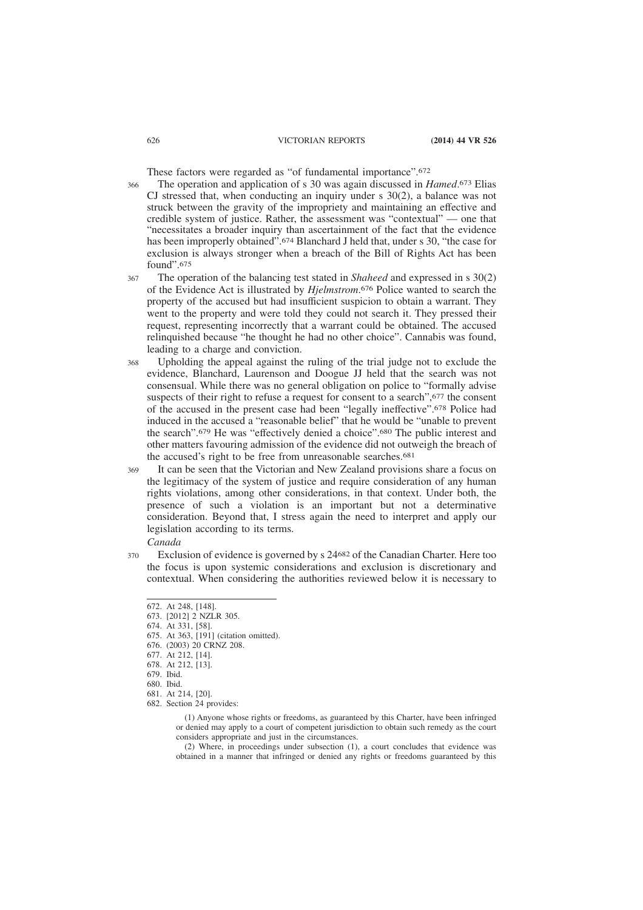These factors were regarded as "of fundamental importance".[672]

366 The operation and application of s 30 was again discussed in *Hamed*.[673] Elias CJ stressed that, when conducting an inquiry under s 30(2), a balance was not struck between the gravity of the impropriety and maintaining an effective and credible system of justice. Rather, the assessment was "contextual" — one that "necessitates a broader inquiry than ascertainment of the fact that the evidence has been improperly obtained".[674] Blanchard J held that, under s 30, "the case for exclusion is always stronger when a breach of the Bill of Rights Act has been found".[675]

367 The operation of the balancing test stated in *Shaheed* and expressed in s 30(2) of the Evidence Act is illustrated by *Hjelmstrom*.[676] Police wanted to search the property of the accused but had insufficient suspicion to obtain a warrant. They went to the property and were told they could not search it. They pressed their request, representing incorrectly that a warrant could be obtained. The accused relinquished because "he thought he had no other choice". Cannabis was found, leading to a charge and conviction.

368 Upholding the appeal against the ruling of the trial judge not to exclude the evidence, Blanchard, Laurenson and Doogue JJ held that the search was not consensual. While there was no general obligation on police to "formally advise suspects of their right to refuse a request for consent to a search",[677] the consent of the accused in the present case had been "legally ineffective".[678] Police had induced in the accused a "reasonable belief" that he would be "unable to prevent the search".[679] He was "effectively denied a choice".[680] The public interest and other matters favouring admission of the evidence did not outweigh the breach of the accused's right to be free from unreasonable searches.[681]

369 It can be seen that the Victorian and New Zealand provisions share a focus on the legitimacy of the system of justice and require consideration of any human rights violations, among other considerations, in that context. Under both, the presence of such a violation is an important but not a determinative consideration. Beyond that, I stress again the need to interpret and apply our legislation according to its terms.

*Canada*

370 Exclusion of evidence is governed by s 24[682] of the Canadian Charter. Here too the focus is upon systemic considerations and exclusion is discretionary and contextual. When considering the authorities reviewed below it is necessary to

---

672. At 248, [148].
673. [2012] 2 NZLR 305.
674. At 331, [58].
675. At 363, [191] (citation omitted).
676. (2003) 20 CRNZ 208.
677. At 212, [14].
678. At 212, [13].
679. Ibid.
680. Ibid.
681. At 214, [20].
682. Section 24 provides:

> (1) Anyone whose rights or freedoms, as guaranteed by this Charter, have been infringed or denied may apply to a court of competent jurisdiction to obtain such remedy as the court considers appropriate and just in the circumstances.
>
> (2) Where, in proceedings under subsection (1), a court concludes that evidence was obtained in a manner that infringed or denied any rights or freedoms guaranteed by this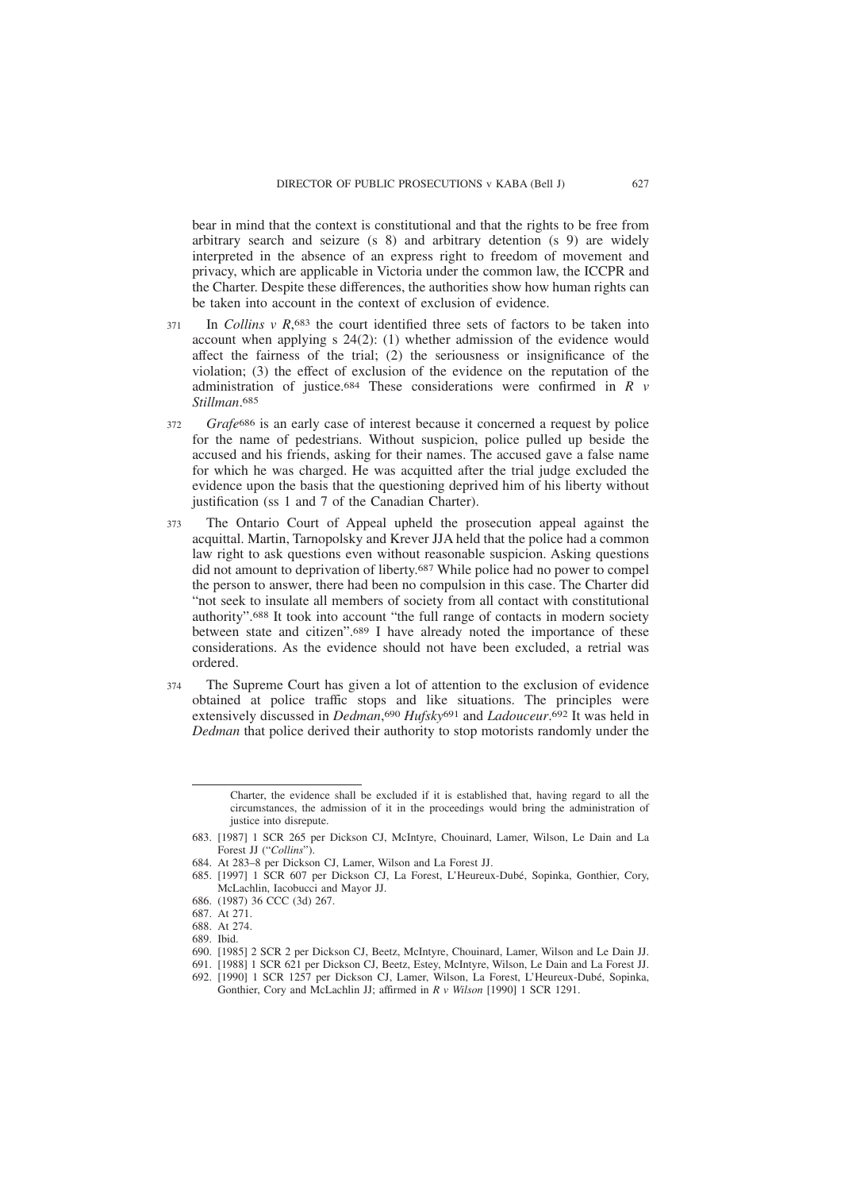bear in mind that the context is constitutional and that the rights to be free from arbitrary search and seizure (s 8) and arbitrary detention (s 9) are widely interpreted in the absence of an express right to freedom of movement and privacy, which are applicable in Victoria under the common law, the ICCPR and the Charter. Despite these differences, the authorities show how human rights can be taken into account in the context of exclusion of evidence.

371 In *Collins v R*,[683] the court identified three sets of factors to be taken into account when applying s 24(2): (1) whether admission of the evidence would affect the fairness of the trial; (2) the seriousness or insignificance of the violation; (3) the effect of exclusion of the evidence on the reputation of the administration of justice.[684] These considerations were confirmed in *R v Stillman*.[685]

372 *Grafe*[686] is an early case of interest because it concerned a request by police for the name of pedestrians. Without suspicion, police pulled up beside the accused and his friends, asking for their names. The accused gave a false name for which he was charged. He was acquitted after the trial judge excluded the evidence upon the basis that the questioning deprived him of his liberty without justification (ss 1 and 7 of the Canadian Charter).

373 The Ontario Court of Appeal upheld the prosecution appeal against the acquittal. Martin, Tarnopolsky and Krever JJA held that the police had a common law right to ask questions even without reasonable suspicion. Asking questions did not amount to deprivation of liberty.[687] While police had no power to compel the person to answer, there had been no compulsion in this case. The Charter did "not seek to insulate all members of society from all contact with constitutional authority".[688] It took into account "the full range of contacts in modern society between state and citizen".[689] I have already noted the importance of these considerations. As the evidence should not have been excluded, a retrial was ordered.

374 The Supreme Court has given a lot of attention to the exclusion of evidence obtained at police traffic stops and like situations. The principles were extensively discussed in *Dedman*,[690] *Hufsky*[691] and *Ladouceur*.[692] It was held in *Dedman* that police derived their authority to stop motorists randomly under the

---

Charter, the evidence shall be excluded if it is established that, having regard to all the circumstances, the admission of it in the proceedings would bring the administration of justice into disrepute.

683. [1987] 1 SCR 265 per Dickson CJ, McIntyre, Chouinard, Lamer, Wilson, Le Dain and La Forest JJ ("*Collins*").

684. At 283–8 per Dickson CJ, Lamer, Wilson and La Forest JJ.

685. [1997] 1 SCR 607 per Dickson CJ, La Forest, L'Heureux-Dubé, Sopinka, Gonthier, Cory, McLachlin, Iacobucci and Mayor JJ.

686. (1987) 36 CCC (3d) 267.

687. At 271.

688. At 274.

689. Ibid.

690. [1985] 2 SCR 2 per Dickson CJ, Beetz, McIntyre, Chouinard, Lamer, Wilson and Le Dain JJ.

691. [1988] 1 SCR 621 per Dickson CJ, Beetz, Estey, McIntyre, Wilson, Le Dain and La Forest JJ.

692. [1990] 1 SCR 1257 per Dickson CJ, Lamer, Wilson, La Forest, L'Heureux-Dubé, Sopinka, Gonthier, Cory and McLachlin JJ; affirmed in *R v Wilson* [1990] 1 SCR 1291.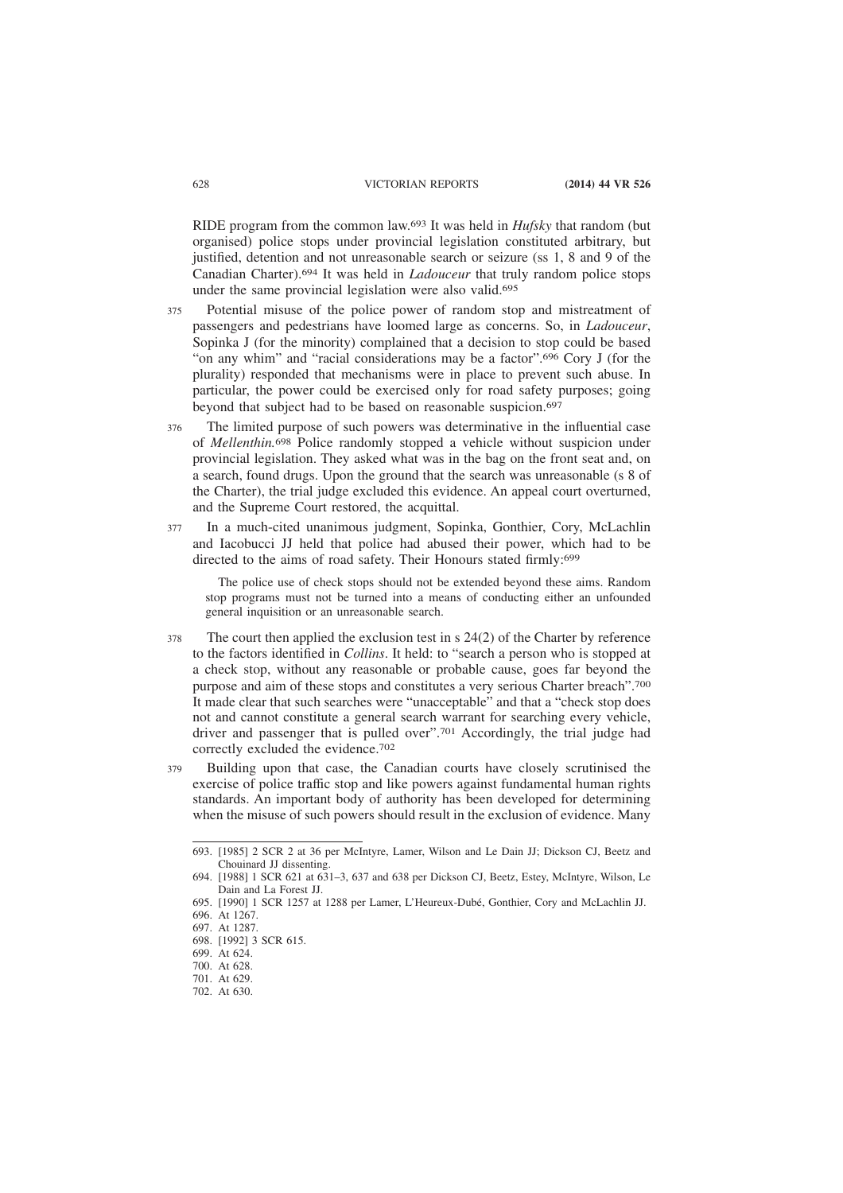RIDE program from the common law.[693] It was held in *Hufsky* that random (but organised) police stops under provincial legislation constituted arbitrary, but justified, detention and not unreasonable search or seizure (ss 1, 8 and 9 of the Canadian Charter).[694] It was held in *Ladouceur* that truly random police stops under the same provincial legislation were also valid.[695]

375 Potential misuse of the police power of random stop and mistreatment of passengers and pedestrians have loomed large as concerns. So, in *Ladouceur*, Sopinka J (for the minority) complained that a decision to stop could be based "on any whim" and "racial considerations may be a factor".[696] Cory J (for the plurality) responded that mechanisms were in place to prevent such abuse. In particular, the power could be exercised only for road safety purposes; going beyond that subject had to be based on reasonable suspicion.[697]

376 The limited purpose of such powers was determinative in the influential case of *Mellenthin*.[698] Police randomly stopped a vehicle without suspicion under provincial legislation. They asked what was in the bag on the front seat and, on a search, found drugs. Upon the ground that the search was unreasonable (s 8 of the Charter), the trial judge excluded this evidence. An appeal court overturned, and the Supreme Court restored, the acquittal.

377 In a much-cited unanimous judgment, Sopinka, Gonthier, Cory, McLachlin and Iacobucci JJ held that police had abused their power, which had to be directed to the aims of road safety. Their Honours stated firmly:[699]

> The police use of check stops should not be extended beyond these aims. Random stop programs must not be turned into a means of conducting either an unfounded general inquisition or an unreasonable search.

378 The court then applied the exclusion test in s 24(2) of the Charter by reference to the factors identified in *Collins*. It held: to "search a person who is stopped at a check stop, without any reasonable or probable cause, goes far beyond the purpose and aim of these stops and constitutes a very serious Charter breach".[700] It made clear that such searches were "unacceptable" and that a "check stop does not and cannot constitute a general search warrant for searching every vehicle, driver and passenger that is pulled over".[701] Accordingly, the trial judge had correctly excluded the evidence.[702]

379 Building upon that case, the Canadian courts have closely scrutinised the exercise of police traffic stop and like powers against fundamental human rights standards. An important body of authority has been developed for determining when the misuse of such powers should result in the exclusion of evidence. Many

---

693. [1985] 2 SCR 2 at 36 per McIntyre, Lamer, Wilson and Le Dain JJ; Dickson CJ, Beetz and Chouinard JJ dissenting.
694. [1988] 1 SCR 621 at 631–3, 637 and 638 per Dickson CJ, Beetz, Estey, McIntyre, Wilson, Le Dain and La Forest JJ.
695. [1990] 1 SCR 1257 at 1288 per Lamer, L'Heureux-Dubé, Gonthier, Cory and McLachlin JJ.
696. At 1267.
697. At 1287.
698. [1992] 3 SCR 615.
699. At 624.
700. At 628.
701. At 629.
702. At 630.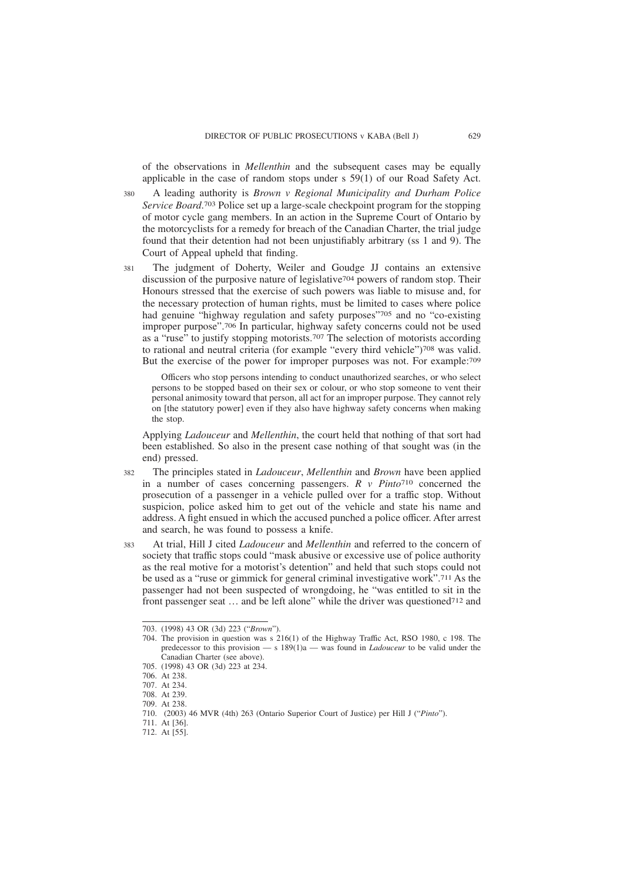of the observations in *Mellenthin* and the subsequent cases may be equally applicable in the case of random stops under s 59(1) of our Road Safety Act.

380 A leading authority is *Brown v Regional Municipality and Durham Police Service Board*.[703] Police set up a large-scale checkpoint program for the stopping of motor cycle gang members. In an action in the Supreme Court of Ontario by the motorcyclists for a remedy for breach of the Canadian Charter, the trial judge found that their detention had not been unjustifiably arbitrary (ss 1 and 9). The Court of Appeal upheld that finding.

381 The judgment of Doherty, Weiler and Goudge JJ contains an extensive discussion of the purposive nature of legislative[704] powers of random stop. Their Honours stressed that the exercise of such powers was liable to misuse and, for the necessary protection of human rights, must be limited to cases where police had genuine "highway regulation and safety purposes"[705] and no "co-existing improper purpose".[706] In particular, highway safety concerns could not be used as a "ruse" to justify stopping motorists.[707] The selection of motorists according to rational and neutral criteria (for example "every third vehicle")[708] was valid. But the exercise of the power for improper purposes was not. For example:[709]

> Officers who stop persons intending to conduct unauthorized searches, or who select persons to be stopped based on their sex or colour, or who stop someone to vent their personal animosity toward that person, all act for an improper purpose. They cannot rely on [the statutory power] even if they also have highway safety concerns when making the stop.

Applying *Ladouceur* and *Mellenthin*, the court held that nothing of that sort had been established. So also in the present case nothing of that sought was (in the end) pressed.

382 The principles stated in *Ladouceur*, *Mellenthin* and *Brown* have been applied in a number of cases concerning passengers. *R v Pinto*[710] concerned the prosecution of a passenger in a vehicle pulled over for a traffic stop. Without suspicion, police asked him to get out of the vehicle and state his name and address. A fight ensued in which the accused punched a police officer. After arrest and search, he was found to possess a knife.

383 At trial, Hill J cited *Ladouceur* and *Mellenthin* and referred to the concern of society that traffic stops could "mask abusive or excessive use of police authority as the real motive for a motorist's detention" and held that such stops could not be used as a "ruse or gimmick for general criminal investigative work".[711] As the passenger had not been suspected of wrongdoing, he "was entitled to sit in the front passenger seat … and be left alone" while the driver was questioned[712] and

---

703. (1998) 43 OR (3d) 223 ("*Brown*").

704. The provision in question was s 216(1) of the Highway Traffic Act, RSO 1980, c 198. The predecessor to this provision — s 189(1)a — was found in *Ladouceur* to be valid under the Canadian Charter (see above).

705. (1998) 43 OR (3d) 223 at 234.

706. At 238.

707. At 234.

708. At 239.

709. At 238.

710. (2003) 46 MVR (4th) 263 (Ontario Superior Court of Justice) per Hill J ("*Pinto*").

711. At [36].

712. At [55].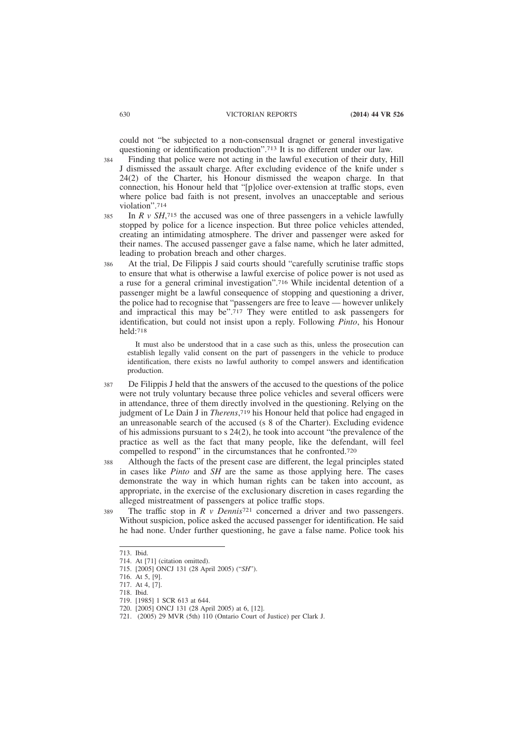could not "be subjected to a non-consensual dragnet or general investigative questioning or identification production".[713] It is no different under our law.

384 Finding that police were not acting in the lawful execution of their duty, Hill J dismissed the assault charge. After excluding evidence of the knife under s 24(2) of the Charter, his Honour dismissed the weapon charge. In that connection, his Honour held that "[p]olice over-extension at traffic stops, even where police bad faith is not present, involves an unacceptable and serious violation".[714]

385 In *R v SH*,[715] the accused was one of three passengers in a vehicle lawfully stopped by police for a licence inspection. But three police vehicles attended, creating an intimidating atmosphere. The driver and passenger were asked for their names. The accused passenger gave a false name, which he later admitted, leading to probation breach and other charges.

386 At the trial, De Filippis J said courts should "carefully scrutinise traffic stops to ensure that what is otherwise a lawful exercise of police power is not used as a ruse for a general criminal investigation".[716] While incidental detention of a passenger might be a lawful consequence of stopping and questioning a driver, the police had to recognise that "passengers are free to leave — however unlikely and impractical this may be".[717] They were entitled to ask passengers for identification, but could not insist upon a reply. Following *Pinto*, his Honour held:[718]

> It must also be understood that in a case such as this, unless the prosecution can establish legally valid consent on the part of passengers in the vehicle to produce identification, there exists no lawful authority to compel answers and identification production.

387 De Filippis J held that the answers of the accused to the questions of the police were not truly voluntary because three police vehicles and several officers were in attendance, three of them directly involved in the questioning. Relying on the judgment of Le Dain J in *Therens*,[719] his Honour held that police had engaged in an unreasonable search of the accused (s 8 of the Charter). Excluding evidence of his admissions pursuant to s 24(2), he took into account "the prevalence of the practice as well as the fact that many people, like the defendant, will feel compelled to respond" in the circumstances that he confronted.[720]

388 Although the facts of the present case are different, the legal principles stated in cases like *Pinto* and *SH* are the same as those applying here. The cases demonstrate the way in which human rights can be taken into account, as appropriate, in the exercise of the exclusionary discretion in cases regarding the alleged mistreatment of passengers at police traffic stops.

389 The traffic stop in *R v Dennis*[721] concerned a driver and two passengers. Without suspicion, police asked the accused passenger for identification. He said he had none. Under further questioning, he gave a false name. Police took his

---

713. Ibid.
714. At [71] (citation omitted).
715. [2005] ONCJ 131 (28 April 2005) ("*SH*").
716. At 5, [9].
717. At 4, [7].
718. Ibid.
719. [1985] 1 SCR 613 at 644.
720. [2005] ONCJ 131 (28 April 2005) at 6, [12].
721. (2005) 29 MVR (5th) 110 (Ontario Court of Justice) per Clark J.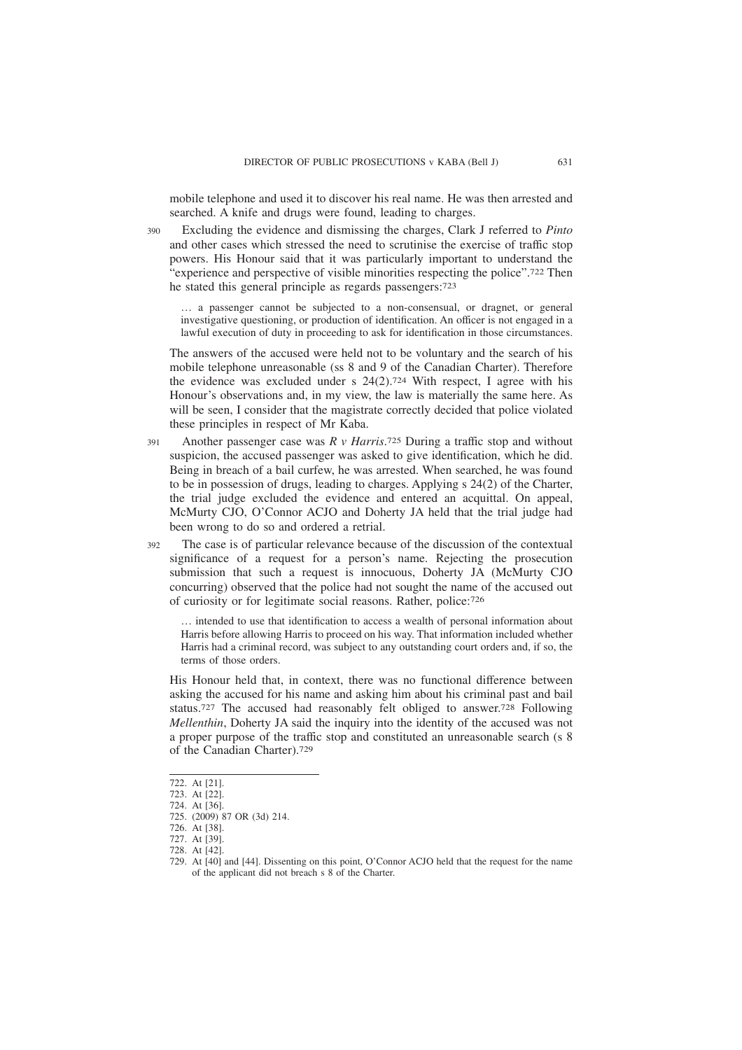mobile telephone and used it to discover his real name. He was then arrested and searched. A knife and drugs were found, leading to charges.

390 Excluding the evidence and dismissing the charges, Clark J referred to *Pinto* and other cases which stressed the need to scrutinise the exercise of traffic stop powers. His Honour said that it was particularly important to understand the "experience and perspective of visible minorities respecting the police".[722] Then he stated this general principle as regards passengers:[723]

> … a passenger cannot be subjected to a non-consensual, or dragnet, or general investigative questioning, or production of identification. An officer is not engaged in a lawful execution of duty in proceeding to ask for identification in those circumstances.

The answers of the accused were held not to be voluntary and the search of his mobile telephone unreasonable (ss 8 and 9 of the Canadian Charter). Therefore the evidence was excluded under s 24(2).[724] With respect, I agree with his Honour's observations and, in my view, the law is materially the same here. As will be seen, I consider that the magistrate correctly decided that police violated these principles in respect of Mr Kaba.

391 Another passenger case was *R v Harris*.[725] During a traffic stop and without suspicion, the accused passenger was asked to give identification, which he did. Being in breach of a bail curfew, he was arrested. When searched, he was found to be in possession of drugs, leading to charges. Applying s 24(2) of the Charter, the trial judge excluded the evidence and entered an acquittal. On appeal, McMurty CJO, O'Connor ACJO and Doherty JA held that the trial judge had been wrong to do so and ordered a retrial.

392 The case is of particular relevance because of the discussion of the contextual significance of a request for a person's name. Rejecting the prosecution submission that such a request is innocuous, Doherty JA (McMurty CJO concurring) observed that the police had not sought the name of the accused out of curiosity or for legitimate social reasons. Rather, police:[726]

> … intended to use that identification to access a wealth of personal information about Harris before allowing Harris to proceed on his way. That information included whether Harris had a criminal record, was subject to any outstanding court orders and, if so, the terms of those orders.

His Honour held that, in context, there was no functional difference between asking the accused for his name and asking him about his criminal past and bail status.[727] The accused had reasonably felt obliged to answer.[728] Following *Mellenthin*, Doherty JA said the inquiry into the identity of the accused was not a proper purpose of the traffic stop and constituted an unreasonable search (s 8 of the Canadian Charter).[729]

---

722. At [21].
723. At [22].
724. At [36].
725. (2009) 87 OR (3d) 214.
726. At [38].
727. At [39].
728. At [42].
729. At [40] and [44]. Dissenting on this point, O'Connor ACJO held that the request for the name of the applicant did not breach s 8 of the Charter.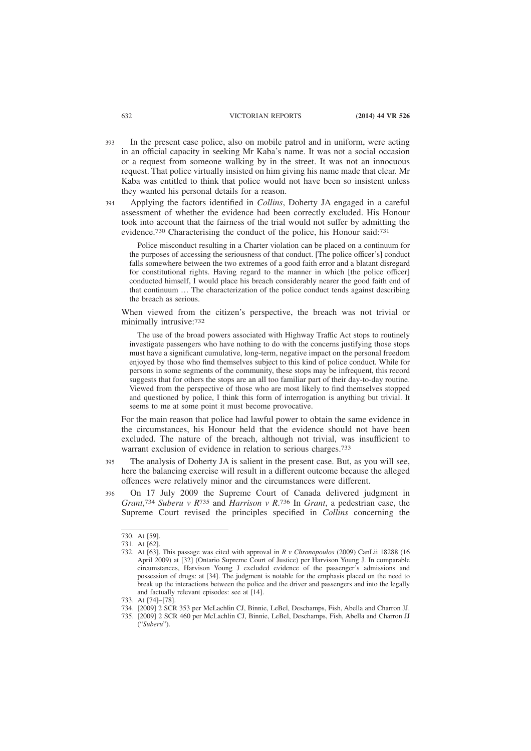393 In the present case police, also on mobile patrol and in uniform, were acting in an official capacity in seeking Mr Kaba's name. It was not a social occasion or a request from someone walking by in the street. It was not an innocuous request. That police virtually insisted on him giving his name made that clear. Mr Kaba was entitled to think that police would not have been so insistent unless they wanted his personal details for a reason.

394 Applying the factors identified in *Collins*, Doherty JA engaged in a careful assessment of whether the evidence had been correctly excluded. His Honour took into account that the fairness of the trial would not suffer by admitting the evidence.[730] Characterising the conduct of the police, his Honour said:[731]

> Police misconduct resulting in a Charter violation can be placed on a continuum for the purposes of accessing the seriousness of that conduct. [The police officer's] conduct falls somewhere between the two extremes of a good faith error and a blatant disregard for constitutional rights. Having regard to the manner in which [the police officer] conducted himself, I would place his breach considerably nearer the good faith end of that continuum … The characterization of the police conduct tends against describing the breach as serious.

When viewed from the citizen's perspective, the breach was not trivial or minimally intrusive:[732]

> The use of the broad powers associated with Highway Traffic Act stops to routinely investigate passengers who have nothing to do with the concerns justifying those stops must have a significant cumulative, long-term, negative impact on the personal freedom enjoyed by those who find themselves subject to this kind of police conduct. While for persons in some segments of the community, these stops may be infrequent, this record suggests that for others the stops are an all too familiar part of their day-to-day routine. Viewed from the perspective of those who are most likely to find themselves stopped and questioned by police, I think this form of interrogation is anything but trivial. It seems to me at some point it must become provocative.

For the main reason that police had lawful power to obtain the same evidence in the circumstances, his Honour held that the evidence should not have been excluded. The nature of the breach, although not trivial, was insufficient to warrant exclusion of evidence in relation to serious charges.[733]

395 The analysis of Doherty JA is salient in the present case. But, as you will see, here the balancing exercise will result in a different outcome because the alleged offences were relatively minor and the circumstances were different.

396 On 17 July 2009 the Supreme Court of Canada delivered judgment in *Grant*,[734] *Suberu v R*[735] and *Harrison v R*.[736] In *Grant*, a pedestrian case, the Supreme Court revised the principles specified in *Collins* concerning the

---

730. At [59].

731. At [62].

732. At [63]. This passage was cited with approval in *R v Chronopoulos* (2009) CanLii 18288 (16 April 2009) at [32] (Ontario Supreme Court of Justice) per Harvison Young J. In comparable circumstances, Harvison Young J excluded evidence of the passenger's admissions and possession of drugs: at [34]. The judgment is notable for the emphasis placed on the need to break up the interactions between the police and the driver and passengers and into the legally and factually relevant episodes: see at [14].

733. At [74]–[78].

734. [2009] 2 SCR 353 per McLachlin CJ, Binnie, LeBel, Deschamps, Fish, Abella and Charron JJ.

735. [2009] 2 SCR 460 per McLachlin CJ, Binnie, LeBel, Deschamps, Fish, Abella and Charron JJ ("*Suberu*").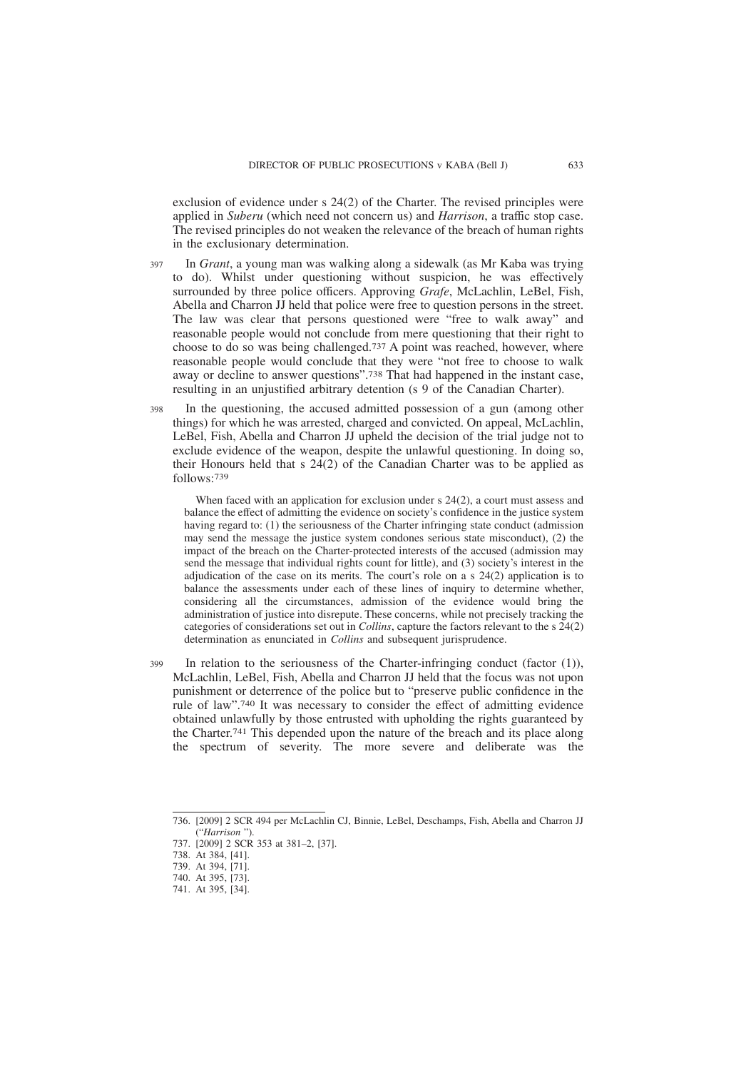exclusion of evidence under s 24(2) of the Charter. The revised principles were applied in *Suberu* (which need not concern us) and *Harrison*, a traffic stop case. The revised principles do not weaken the relevance of the breach of human rights in the exclusionary determination.

397 In *Grant*, a young man was walking along a sidewalk (as Mr Kaba was trying to do). Whilst under questioning without suspicion, he was effectively surrounded by three police officers. Approving *Grafe*, McLachlin, LeBel, Fish, Abella and Charron JJ held that police were free to question persons in the street. The law was clear that persons questioned were "free to walk away" and reasonable people would not conclude from mere questioning that their right to choose to do so was being challenged.[737] A point was reached, however, where reasonable people would conclude that they were "not free to choose to walk away or decline to answer questions".[738] That had happened in the instant case, resulting in an unjustified arbitrary detention (s 9 of the Canadian Charter).

398 In the questioning, the accused admitted possession of a gun (among other things) for which he was arrested, charged and convicted. On appeal, McLachlin, LeBel, Fish, Abella and Charron JJ upheld the decision of the trial judge not to exclude evidence of the weapon, despite the unlawful questioning. In doing so, their Honours held that s 24(2) of the Canadian Charter was to be applied as follows:[739]

> When faced with an application for exclusion under s 24(2), a court must assess and balance the effect of admitting the evidence on society's confidence in the justice system having regard to: (1) the seriousness of the Charter infringing state conduct (admission may send the message the justice system condones serious state misconduct), (2) the impact of the breach on the Charter-protected interests of the accused (admission may send the message that individual rights count for little), and (3) society's interest in the adjudication of the case on its merits. The court's role on a s 24(2) application is to balance the assessments under each of these lines of inquiry to determine whether, considering all the circumstances, admission of the evidence would bring the administration of justice into disrepute. These concerns, while not precisely tracking the categories of considerations set out in *Collins*, capture the factors relevant to the s 24(2) determination as enunciated in *Collins* and subsequent jurisprudence.

399 In relation to the seriousness of the Charter-infringing conduct (factor (1)), McLachlin, LeBel, Fish, Abella and Charron JJ held that the focus was not upon punishment or deterrence of the police but to "preserve public confidence in the rule of law".[740] It was necessary to consider the effect of admitting evidence obtained unlawfully by those entrusted with upholding the rights guaranteed by the Charter.[741] This depended upon the nature of the breach and its place along the spectrum of severity. The more severe and deliberate was the

---

736. [2009] 2 SCR 494 per McLachlin CJ, Binnie, LeBel, Deschamps, Fish, Abella and Charron JJ ("*Harrison* ").
737. [2009] 2 SCR 353 at 381–2, [37].
738. At 384, [41].
739. At 394, [71].
740. At 395, [73].
741. At 395, [34].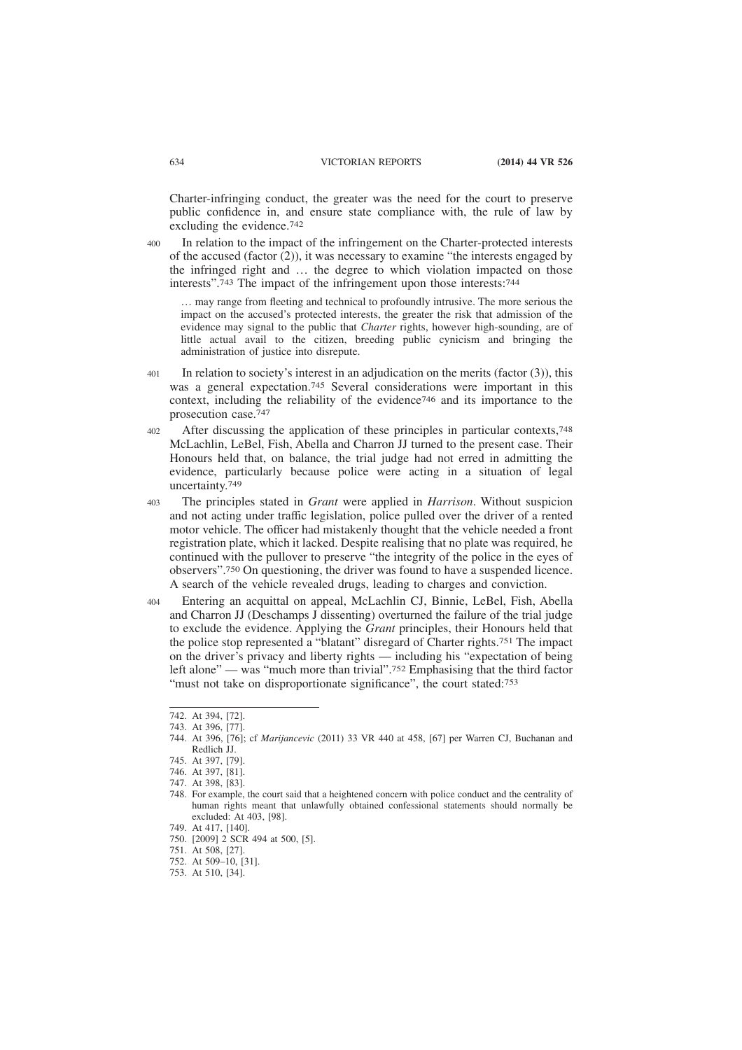Charter-infringing conduct, the greater was the need for the court to preserve public confidence in, and ensure state compliance with, the rule of law by excluding the evidence.[742]

400 In relation to the impact of the infringement on the Charter-protected interests of the accused (factor (2)), it was necessary to examine "the interests engaged by the infringed right and … the degree to which violation impacted on those interests".[743] The impact of the infringement upon those interests:[744]

> … may range from fleeting and technical to profoundly intrusive. The more serious the impact on the accused's protected interests, the greater the risk that admission of the evidence may signal to the public that *Charter* rights, however high-sounding, are of little actual avail to the citizen, breeding public cynicism and bringing the administration of justice into disrepute.

401 In relation to society's interest in an adjudication on the merits (factor (3)), this was a general expectation.[745] Several considerations were important in this context, including the reliability of the evidence[746] and its importance to the prosecution case.[747]

402 After discussing the application of these principles in particular contexts,[748] McLachlin, LeBel, Fish, Abella and Charron JJ turned to the present case. Their Honours held that, on balance, the trial judge had not erred in admitting the evidence, particularly because police were acting in a situation of legal uncertainty.[749]

403 The principles stated in *Grant* were applied in *Harrison*. Without suspicion and not acting under traffic legislation, police pulled over the driver of a rented motor vehicle. The officer had mistakenly thought that the vehicle needed a front registration plate, which it lacked. Despite realising that no plate was required, he continued with the pullover to preserve "the integrity of the police in the eyes of observers".[750] On questioning, the driver was found to have a suspended licence. A search of the vehicle revealed drugs, leading to charges and conviction.

404 Entering an acquittal on appeal, McLachlin CJ, Binnie, LeBel, Fish, Abella and Charron JJ (Deschamps J dissenting) overturned the failure of the trial judge to exclude the evidence. Applying the *Grant* principles, their Honours held that the police stop represented a "blatant" disregard of Charter rights.[751] The impact on the driver's privacy and liberty rights — including his "expectation of being left alone" — was "much more than trivial".[752] Emphasising that the third factor "must not take on disproportionate significance", the court stated:[753]

---

742. At 394, [72].
743. At 396, [77].
744. At 396, [76]; cf *Marijancevic* (2011) 33 VR 440 at 458, [67] per Warren CJ, Buchanan and Redlich JJ.
745. At 397, [79].
746. At 397, [81].
747. At 398, [83].
748. For example, the court said that a heightened concern with police conduct and the centrality of human rights meant that unlawfully obtained confessional statements should normally be excluded: At 403, [98].
749. At 417, [140].
750. [2009] 2 SCR 494 at 500, [5].
751. At 508, [27].
752. At 509–10, [31].
753. At 510, [34].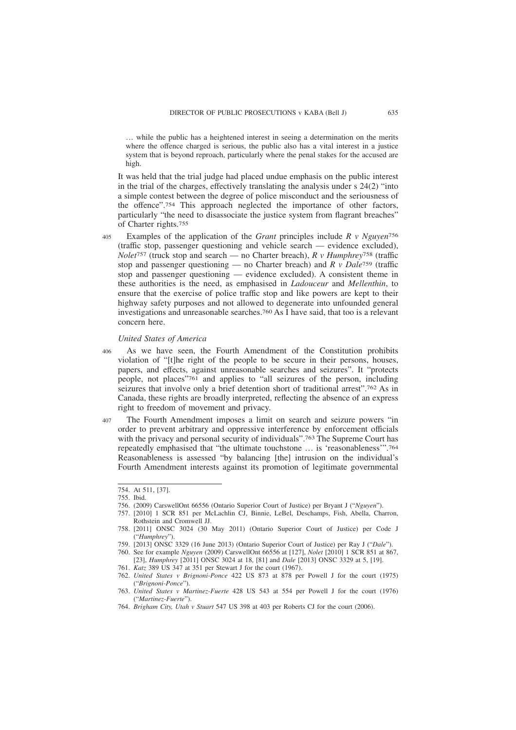… while the public has a heightened interest in seeing a determination on the merits where the offence charged is serious, the public also has a vital interest in a justice system that is beyond reproach, particularly where the penal stakes for the accused are high.

It was held that the trial judge had placed undue emphasis on the public interest in the trial of the charges, effectively translating the analysis under s 24(2) "into a simple contest between the degree of police misconduct and the seriousness of the offence".[754] This approach neglected the importance of other factors, particularly "the need to disassociate the justice system from flagrant breaches" of Charter rights.[755]

405 Examples of the application of the *Grant* principles include *R v Nguyen*[756] (traffic stop, passenger questioning and vehicle search — evidence excluded), *Nolet*[757] (truck stop and search — no Charter breach), *R v Humphrey*[758] (traffic stop and passenger questioning — no Charter breach) and *R v Dale*[759] (traffic stop and passenger questioning — evidence excluded). A consistent theme in these authorities is the need, as emphasised in *Ladouceur* and *Mellenthin*, to ensure that the exercise of police traffic stop and like powers are kept to their highway safety purposes and not allowed to degenerate into unfounded general investigations and unreasonable searches.[760] As I have said, that too is a relevant concern here.

*United States of America*

406 As we have seen, the Fourth Amendment of the Constitution prohibits violation of "[t]he right of the people to be secure in their persons, houses, papers, and effects, against unreasonable searches and seizures". It "protects people, not places"[761] and applies to "all seizures of the person, including seizures that involve only a brief detention short of traditional arrest".[762] As in Canada, these rights are broadly interpreted, reflecting the absence of an express right to freedom of movement and privacy.

407 The Fourth Amendment imposes a limit on search and seizure powers "in order to prevent arbitrary and oppressive interference by enforcement officials with the privacy and personal security of individuals".[763] The Supreme Court has repeatedly emphasised that "the ultimate touchstone … is 'reasonableness'".[764] Reasonableness is assessed "by balancing [the] intrusion on the individual's Fourth Amendment interests against its promotion of legitimate governmental

---

754. At 511, [37].

755. Ibid.

756. (2009) CarswellOnt 66556 (Ontario Superior Court of Justice) per Bryant J ("*Nguyen*").

757. [2010] 1 SCR 851 per McLachlin CJ, Binnie, LeBel, Deschamps, Fish, Abella, Charron, Rothstein and Cromwell JJ.

758. [2011] ONSC 3024 (30 May 2011) (Ontario Superior Court of Justice) per Code J ("*Humphrey*").

759. [2013] ONSC 3329 (16 June 2013) (Ontario Superior Court of Justice) per Ray J ("*Dale*").

760. See for example *Nguyen* (2009) CarswellOnt 66556 at [127], *Nolet* [2010] 1 SCR 851 at 867, [23], *Humphrey* [2011] ONSC 3024 at 18, [81] and *Dale* [2013] ONSC 3329 at 5, [19].

761. *Katz* 389 US 347 at 351 per Stewart J for the court (1967).

762. *United States v Brignoni-Ponce* 422 US 873 at 878 per Powell J for the court (1975) ("*Brignoni-Ponce*").

763. *United States v Martinez-Fuerte* 428 US 543 at 554 per Powell J for the court (1976) ("*Martinez-Fuerte*").

764. *Brigham City, Utah v Stuart* 547 US 398 at 403 per Roberts CJ for the court (2006).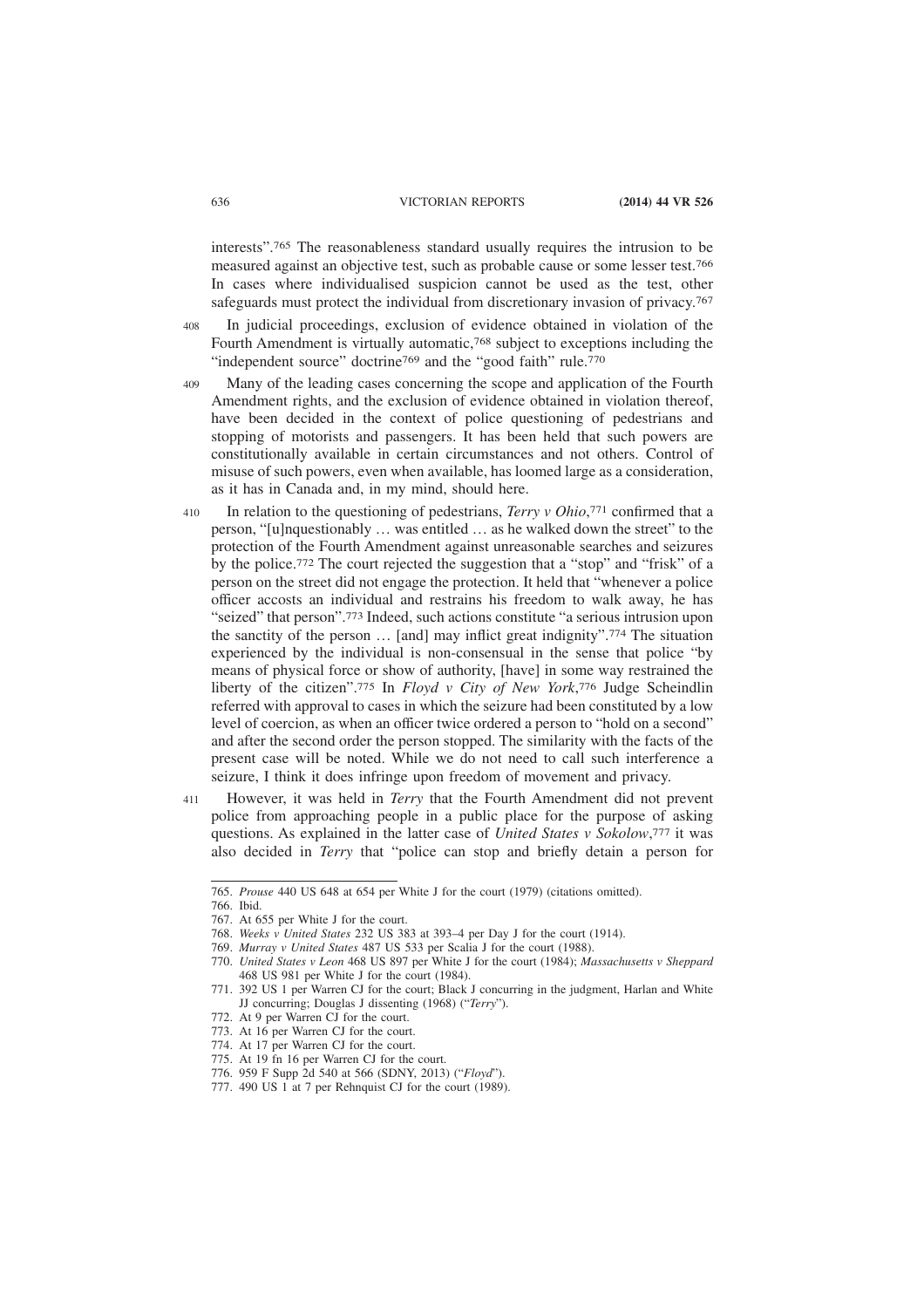interests".[765] The reasonableness standard usually requires the intrusion to be measured against an objective test, such as probable cause or some lesser test.[766] In cases where individualised suspicion cannot be used as the test, other safeguards must protect the individual from discretionary invasion of privacy.[767]

408 In judicial proceedings, exclusion of evidence obtained in violation of the Fourth Amendment is virtually automatic,[768] subject to exceptions including the "independent source" doctrine[769] and the "good faith" rule.[770]

409 Many of the leading cases concerning the scope and application of the Fourth Amendment rights, and the exclusion of evidence obtained in violation thereof, have been decided in the context of police questioning of pedestrians and stopping of motorists and passengers. It has been held that such powers are constitutionally available in certain circumstances and not others. Control of misuse of such powers, even when available, has loomed large as a consideration, as it has in Canada and, in my mind, should here.

410 In relation to the questioning of pedestrians, *Terry v Ohio*,[771] confirmed that a person, "[u]nquestionably … was entitled … as he walked down the street" to the protection of the Fourth Amendment against unreasonable searches and seizures by the police.[772] The court rejected the suggestion that a "stop" and "frisk" of a person on the street did not engage the protection. It held that "whenever a police officer accosts an individual and restrains his freedom to walk away, he has "seized" that person".[773] Indeed, such actions constitute "a serious intrusion upon the sanctity of the person … [and] may inflict great indignity".[774] The situation experienced by the individual is non-consensual in the sense that police "by means of physical force or show of authority, [have] in some way restrained the liberty of the citizen".[775] In *Floyd v City of New York*,[776] Judge Scheindlin referred with approval to cases in which the seizure had been constituted by a low level of coercion, as when an officer twice ordered a person to "hold on a second" and after the second order the person stopped. The similarity with the facts of the present case will be noted. While we do not need to call such interference a seizure, I think it does infringe upon freedom of movement and privacy.

411 However, it was held in *Terry* that the Fourth Amendment did not prevent police from approaching people in a public place for the purpose of asking questions. As explained in the latter case of *United States v Sokolow*,[777] it was also decided in *Terry* that "police can stop and briefly detain a person for

---

765. *Prouse* 440 US 648 at 654 per White J for the court (1979) (citations omitted).
766. Ibid.
767. At 655 per White J for the court.
768. *Weeks v United States* 232 US 383 at 393–4 per Day J for the court (1914).
769. *Murray v United States* 487 US 533 per Scalia J for the court (1988).
770. *United States v Leon* 468 US 897 per White J for the court (1984); *Massachusetts v Sheppard* 468 US 981 per White J for the court (1984).
771. 392 US 1 per Warren CJ for the court; Black J concurring in the judgment, Harlan and White JJ concurring; Douglas J dissenting (1968) ("*Terry*").
772. At 9 per Warren CJ for the court.
773. At 16 per Warren CJ for the court.
774. At 17 per Warren CJ for the court.
775. At 19 fn 16 per Warren CJ for the court.
776. 959 F Supp 2d 540 at 566 (SDNY, 2013) ("*Floyd*").
777. 490 US 1 at 7 per Rehnquist CJ for the court (1989).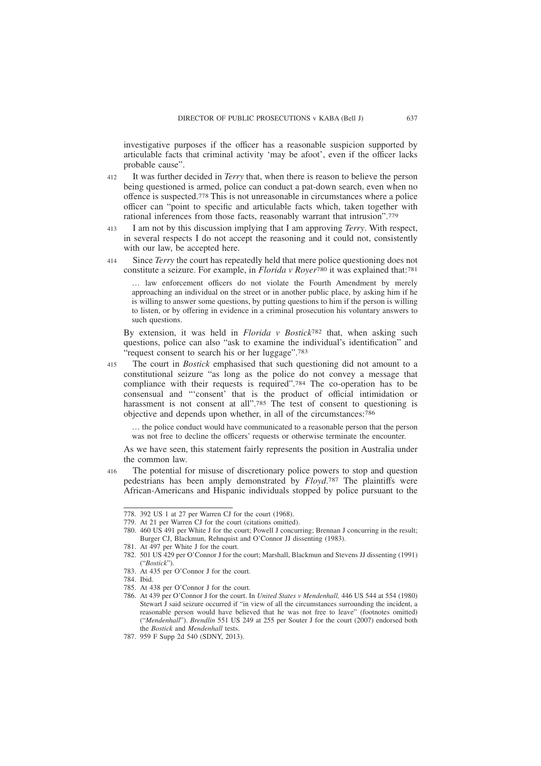investigative purposes if the officer has a reasonable suspicion supported by articulable facts that criminal activity 'may be afoot', even if the officer lacks probable cause".

412 It was further decided in *Terry* that, when there is reason to believe the person being questioned is armed, police can conduct a pat-down search, even when no offence is suspected.[778] This is not unreasonable in circumstances where a police officer can "point to specific and articulable facts which, taken together with rational inferences from those facts, reasonably warrant that intrusion".[779]

413 I am not by this discussion implying that I am approving *Terry*. With respect, in several respects I do not accept the reasoning and it could not, consistently with our law, be accepted here.

414 Since *Terry* the court has repeatedly held that mere police questioning does not constitute a seizure. For example, in *Florida v Royer*[780] it was explained that:[781]

> … law enforcement officers do not violate the Fourth Amendment by merely approaching an individual on the street or in another public place, by asking him if he is willing to answer some questions, by putting questions to him if the person is willing to listen, or by offering in evidence in a criminal prosecution his voluntary answers to such questions.

By extension, it was held in *Florida v Bostick*[782] that, when asking such questions, police can also "ask to examine the individual's identification" and "request consent to search his or her luggage".[783]

415 The court in *Bostick* emphasised that such questioning did not amount to a constitutional seizure "as long as the police do not convey a message that compliance with their requests is required".[784] The co-operation has to be consensual and "'consent' that is the product of official intimidation or harassment is not consent at all".[785] The test of consent to questioning is objective and depends upon whether, in all of the circumstances:[786]

> … the police conduct would have communicated to a reasonable person that the person was not free to decline the officers' requests or otherwise terminate the encounter.

As we have seen, this statement fairly represents the position in Australia under the common law.

416 The potential for misuse of discretionary police powers to stop and question pedestrians has been amply demonstrated by *Floyd*.[787] The plaintiffs were African-Americans and Hispanic individuals stopped by police pursuant to the

---

778. 392 US 1 at 27 per Warren CJ for the court (1968).
779. At 21 per Warren CJ for the court (citations omitted).
780. 460 US 491 per White J for the court; Powell J concurring; Brennan J concurring in the result; Burger CJ, Blackmun, Rehnquist and O'Connor JJ dissenting (1983).
781. At 497 per White J for the court.
782. 501 US 429 per O'Connor J for the court; Marshall, Blackmun and Stevens JJ dissenting (1991) ("*Bostick*").
783. At 435 per O'Connor J for the court.
784. Ibid.
785. At 438 per O'Connor J for the court.
786. At 439 per O'Connor J for the court. In *United States v Mendenhall,* 446 US 544 at 554 (1980) Stewart J said seizure occurred if "in view of all the circumstances surrounding the incident, a reasonable person would have believed that he was not free to leave" (footnotes omitted) ("*Mendenhall*"). *Brendlin* 551 US 249 at 255 per Souter J for the court (2007) endorsed both the *Bostick* and *Mendenhall* tests.
787. 959 F Supp 2d 540 (SDNY, 2013).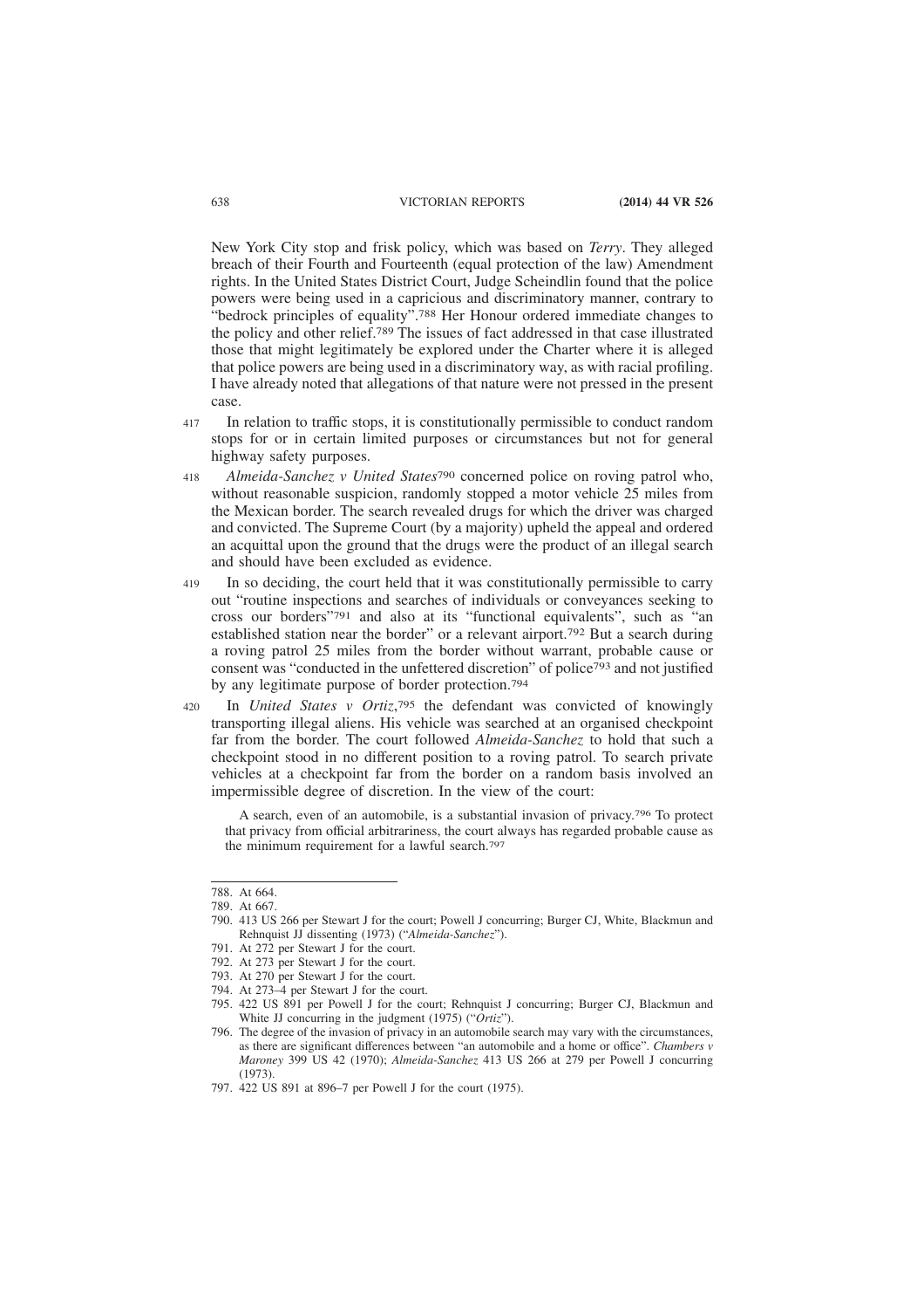New York City stop and frisk policy, which was based on *Terry*. They alleged breach of their Fourth and Fourteenth (equal protection of the law) Amendment rights. In the United States District Court, Judge Scheindlin found that the police powers were being used in a capricious and discriminatory manner, contrary to "bedrock principles of equality".[788] Her Honour ordered immediate changes to the policy and other relief.[789] The issues of fact addressed in that case illustrated those that might legitimately be explored under the Charter where it is alleged that police powers are being used in a discriminatory way, as with racial profiling. I have already noted that allegations of that nature were not pressed in the present case.

417 In relation to traffic stops, it is constitutionally permissible to conduct random stops for or in certain limited purposes or circumstances but not for general highway safety purposes.

418 *Almeida-Sanchez v United States*[790] concerned police on roving patrol who, without reasonable suspicion, randomly stopped a motor vehicle 25 miles from the Mexican border. The search revealed drugs for which the driver was charged and convicted. The Supreme Court (by a majority) upheld the appeal and ordered an acquittal upon the ground that the drugs were the product of an illegal search and should have been excluded as evidence.

419 In so deciding, the court held that it was constitutionally permissible to carry out "routine inspections and searches of individuals or conveyances seeking to cross our borders"[791] and also at its "functional equivalents", such as "an established station near the border" or a relevant airport.[792] But a search during a roving patrol 25 miles from the border without warrant, probable cause or consent was "conducted in the unfettered discretion" of police[793] and not justified by any legitimate purpose of border protection.[794]

420 In *United States v Ortiz*,[795] the defendant was convicted of knowingly transporting illegal aliens. His vehicle was searched at an organised checkpoint far from the border. The court followed *Almeida-Sanchez* to hold that such a checkpoint stood in no different position to a roving patrol. To search private vehicles at a checkpoint far from the border on a random basis involved an impermissible degree of discretion. In the view of the court:

> A search, even of an automobile, is a substantial invasion of privacy.[796] To protect that privacy from official arbitrariness, the court always has regarded probable cause as the minimum requirement for a lawful search.[797]

---

788. At 664.

789. At 667.

790. 413 US 266 per Stewart J for the court; Powell J concurring; Burger CJ, White, Blackmun and Rehnquist JJ dissenting (1973) ("*Almeida-Sanchez*").

791. At 272 per Stewart J for the court.

792. At 273 per Stewart J for the court.

793. At 270 per Stewart J for the court.

794. At 273–4 per Stewart J for the court.

795. 422 US 891 per Powell J for the court; Rehnquist J concurring; Burger CJ, Blackmun and White JJ concurring in the judgment (1975) ("*Ortiz*").

796. The degree of the invasion of privacy in an automobile search may vary with the circumstances, as there are significant differences between "an automobile and a home or office". *Chambers v Maroney* 399 US 42 (1970); *Almeida-Sanchez* 413 US 266 at 279 per Powell J concurring (1973).

797. 422 US 891 at 896–7 per Powell J for the court (1975).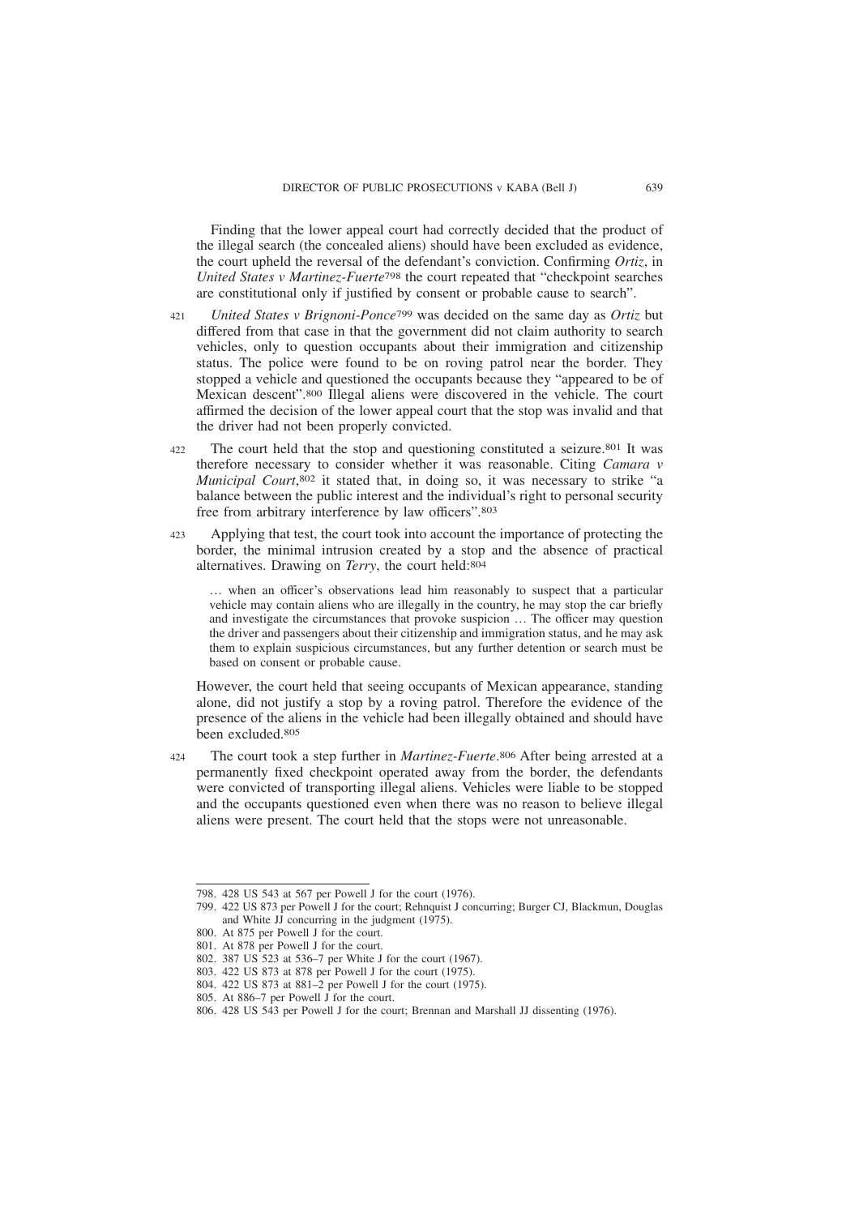Finding that the lower appeal court had correctly decided that the product of the illegal search (the concealed aliens) should have been excluded as evidence, the court upheld the reversal of the defendant's conviction. Confirming *Ortiz*, in *United States v Martinez-Fuerte*[798] the court repeated that "checkpoint searches are constitutional only if justified by consent or probable cause to search".

421 *United States v Brignoni-Ponce*[799] was decided on the same day as *Ortiz* but differed from that case in that the government did not claim authority to search vehicles, only to question occupants about their immigration and citizenship status. The police were found to be on roving patrol near the border. They stopped a vehicle and questioned the occupants because they "appeared to be of Mexican descent".[800] Illegal aliens were discovered in the vehicle. The court affirmed the decision of the lower appeal court that the stop was invalid and that the driver had not been properly convicted.

422 The court held that the stop and questioning constituted a seizure.[801] It was therefore necessary to consider whether it was reasonable. Citing *Camara v Municipal Court*,[802] it stated that, in doing so, it was necessary to strike "a balance between the public interest and the individual's right to personal security free from arbitrary interference by law officers".[803]

423 Applying that test, the court took into account the importance of protecting the border, the minimal intrusion created by a stop and the absence of practical alternatives. Drawing on *Terry*, the court held:[804]

> … when an officer's observations lead him reasonably to suspect that a particular vehicle may contain aliens who are illegally in the country, he may stop the car briefly and investigate the circumstances that provoke suspicion … The officer may question the driver and passengers about their citizenship and immigration status, and he may ask them to explain suspicious circumstances, but any further detention or search must be based on consent or probable cause.

However, the court held that seeing occupants of Mexican appearance, standing alone, did not justify a stop by a roving patrol. Therefore the evidence of the presence of the aliens in the vehicle had been illegally obtained and should have been excluded.[805]

424 The court took a step further in *Martinez-Fuerte*.[806] After being arrested at a permanently fixed checkpoint operated away from the border, the defendants were convicted of transporting illegal aliens. Vehicles were liable to be stopped and the occupants questioned even when there was no reason to believe illegal aliens were present. The court held that the stops were not unreasonable.

---

798. 428 US 543 at 567 per Powell J for the court (1976).

799. 422 US 873 per Powell J for the court; Rehnquist J concurring; Burger CJ, Blackmun, Douglas and White JJ concurring in the judgment (1975).

800. At 875 per Powell J for the court.

801. At 878 per Powell J for the court.

802. 387 US 523 at 536–7 per White J for the court (1967).

803. 422 US 873 at 878 per Powell J for the court (1975).

804. 422 US 873 at 881–2 per Powell J for the court (1975).

805. At 886–7 per Powell J for the court.

806. 428 US 543 per Powell J for the court; Brennan and Marshall JJ dissenting (1976).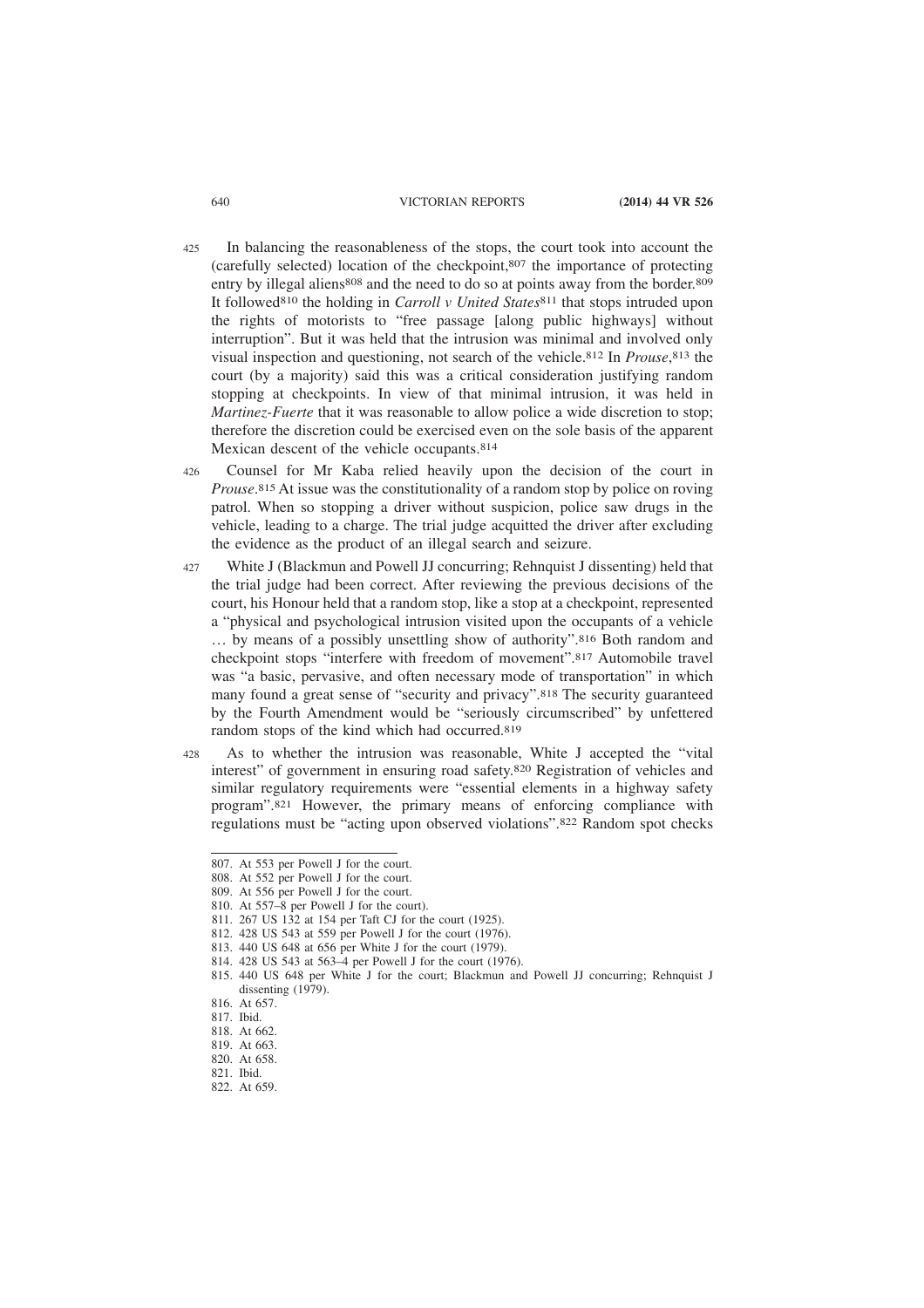425 In balancing the reasonableness of the stops, the court took into account the (carefully selected) location of the checkpoint,[807] the importance of protecting entry by illegal aliens[808] and the need to do so at points away from the border.[809] It followed[810] the holding in *Carroll v United States*[811] that stops intruded upon the rights of motorists to "free passage [along public highways] without interruption". But it was held that the intrusion was minimal and involved only visual inspection and questioning, not search of the vehicle.[812] In *Prouse*,[813] the court (by a majority) said this was a critical consideration justifying random stopping at checkpoints. In view of that minimal intrusion, it was held in *Martinez-Fuerte* that it was reasonable to allow police a wide discretion to stop; therefore the discretion could be exercised even on the sole basis of the apparent Mexican descent of the vehicle occupants.[814]

426 Counsel for Mr Kaba relied heavily upon the decision of the court in *Prouse*.[815] At issue was the constitutionality of a random stop by police on roving patrol. When so stopping a driver without suspicion, police saw drugs in the vehicle, leading to a charge. The trial judge acquitted the driver after excluding the evidence as the product of an illegal search and seizure.

427 White J (Blackmun and Powell JJ concurring; Rehnquist J dissenting) held that the trial judge had been correct. After reviewing the previous decisions of the court, his Honour held that a random stop, like a stop at a checkpoint, represented a "physical and psychological intrusion visited upon the occupants of a vehicle … by means of a possibly unsettling show of authority".[816] Both random and checkpoint stops "interfere with freedom of movement".[817] Automobile travel was "a basic, pervasive, and often necessary mode of transportation" in which many found a great sense of "security and privacy".[818] The security guaranteed by the Fourth Amendment would be "seriously circumscribed" by unfettered random stops of the kind which had occurred.[819]

428 As to whether the intrusion was reasonable, White J accepted the "vital interest" of government in ensuring road safety.[820] Registration of vehicles and similar regulatory requirements were "essential elements in a highway safety program".[821] However, the primary means of enforcing compliance with regulations must be "acting upon observed violations".[822] Random spot checks

---

807. At 553 per Powell J for the court.
808. At 552 per Powell J for the court.
809. At 556 per Powell J for the court.
810. At 557–8 per Powell J for the court).
811. 267 US 132 at 154 per Taft CJ for the court (1925).
812. 428 US 543 at 559 per Powell J for the court (1976).
813. 440 US 648 at 656 per White J for the court (1979).
814. 428 US 543 at 563–4 per Powell J for the court (1976).
815. 440 US 648 per White J for the court; Blackmun and Powell JJ concurring; Rehnquist J dissenting (1979).
816. At 657.
817. Ibid.
818. At 662.
819. At 663.
820. At 658.
821. Ibid.
822. At 659.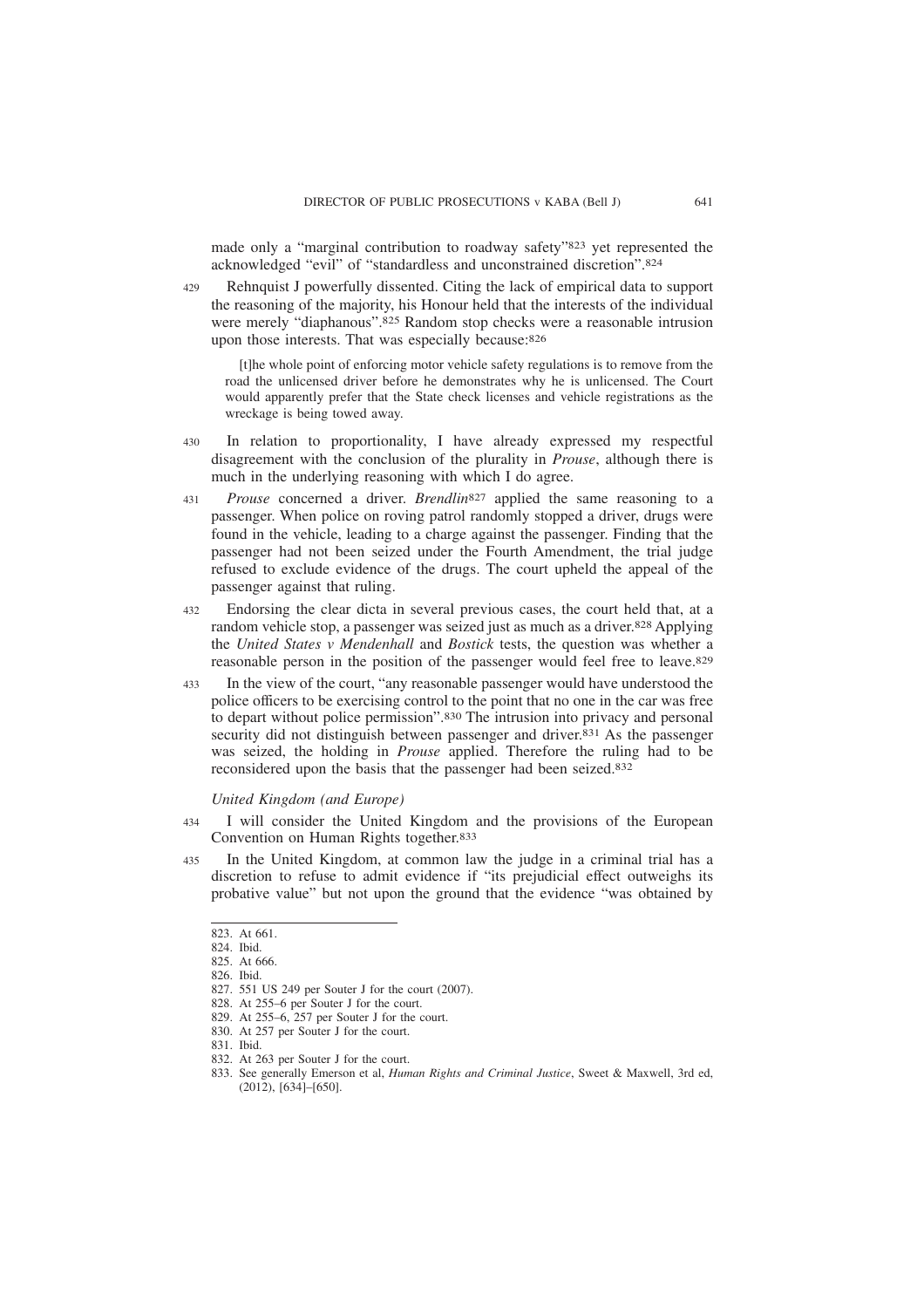made only a "marginal contribution to roadway safety"[823] yet represented the acknowledged "evil" of "standardless and unconstrained discretion".[824]

429 Rehnquist J powerfully dissented. Citing the lack of empirical data to support the reasoning of the majority, his Honour held that the interests of the individual were merely "diaphanous".[825] Random stop checks were a reasonable intrusion upon those interests. That was especially because:[826]

> [t]he whole point of enforcing motor vehicle safety regulations is to remove from the road the unlicensed driver before he demonstrates why he is unlicensed. The Court would apparently prefer that the State check licenses and vehicle registrations as the wreckage is being towed away.

430 In relation to proportionality, I have already expressed my respectful disagreement with the conclusion of the plurality in *Prouse*, although there is much in the underlying reasoning with which I do agree.

431 *Prouse* concerned a driver. *Brendlin*[827] applied the same reasoning to a passenger. When police on roving patrol randomly stopped a driver, drugs were found in the vehicle, leading to a charge against the passenger. Finding that the passenger had not been seized under the Fourth Amendment, the trial judge refused to exclude evidence of the drugs. The court upheld the appeal of the passenger against that ruling.

432 Endorsing the clear dicta in several previous cases, the court held that, at a random vehicle stop, a passenger was seized just as much as a driver.[828] Applying the *United States v Mendenhall* and *Bostick* tests, the question was whether a reasonable person in the position of the passenger would feel free to leave.[829]

433 In the view of the court, "any reasonable passenger would have understood the police officers to be exercising control to the point that no one in the car was free to depart without police permission".[830] The intrusion into privacy and personal security did not distinguish between passenger and driver.[831] As the passenger was seized, the holding in *Prouse* applied. Therefore the ruling had to be reconsidered upon the basis that the passenger had been seized.[832]

*United Kingdom (and Europe)*

434 I will consider the United Kingdom and the provisions of the European Convention on Human Rights together.[833]

435 In the United Kingdom, at common law the judge in a criminal trial has a discretion to refuse to admit evidence if "its prejudicial effect outweighs its probative value" but not upon the ground that the evidence "was obtained by

---

823. At 661.
824. Ibid.
825. At 666.
826. Ibid.
827. 551 US 249 per Souter J for the court (2007).
828. At 255–6 per Souter J for the court.
829. At 255–6, 257 per Souter J for the court.
830. At 257 per Souter J for the court.
831. Ibid.
832. At 263 per Souter J for the court.
833. See generally Emerson et al, *Human Rights and Criminal Justice*, Sweet & Maxwell, 3rd ed, (2012), [634]–[650].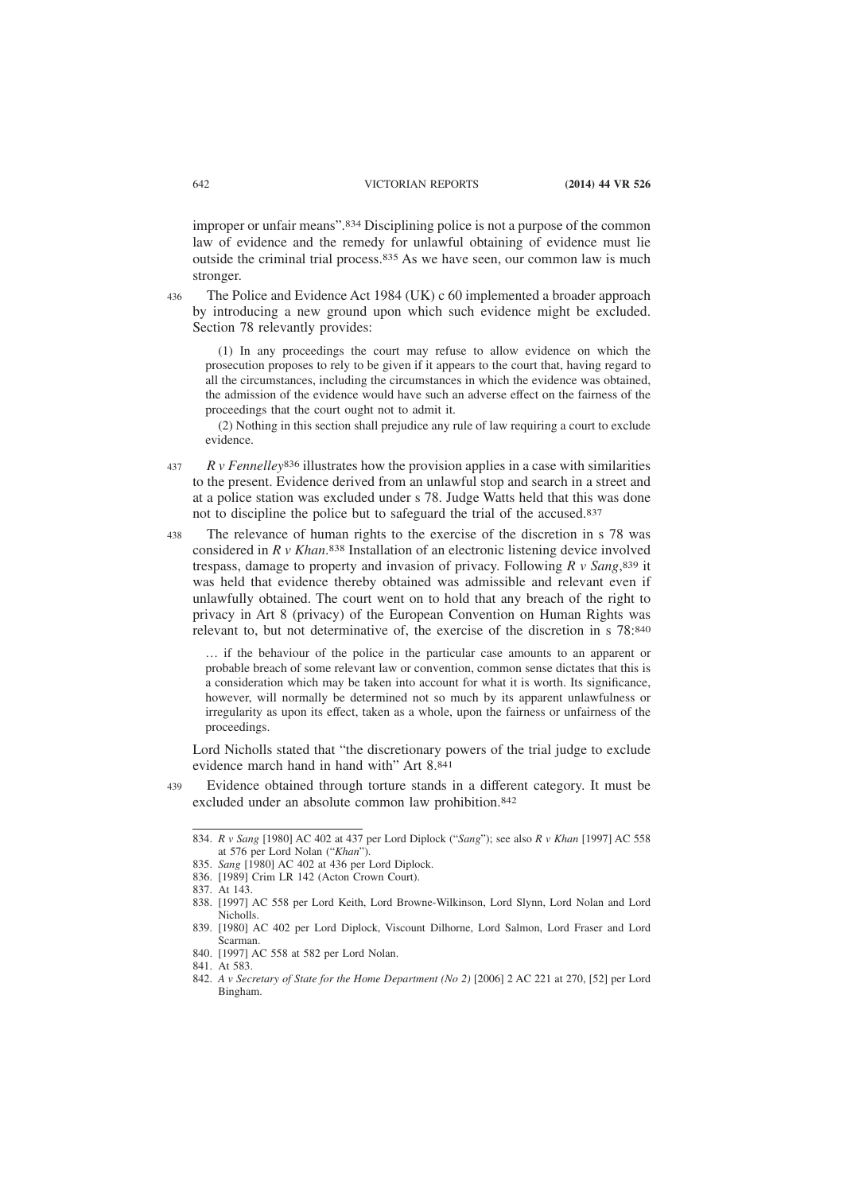improper or unfair means".[834] Disciplining police is not a purpose of the common law of evidence and the remedy for unlawful obtaining of evidence must lie outside the criminal trial process.[835] As we have seen, our common law is much stronger.

436 The Police and Evidence Act 1984 (UK) c 60 implemented a broader approach by introducing a new ground upon which such evidence might be excluded. Section 78 relevantly provides:

> (1) In any proceedings the court may refuse to allow evidence on which the prosecution proposes to rely to be given if it appears to the court that, having regard to all the circumstances, including the circumstances in which the evidence was obtained, the admission of the evidence would have such an adverse effect on the fairness of the proceedings that the court ought not to admit it.
>
> (2) Nothing in this section shall prejudice any rule of law requiring a court to exclude evidence.

437 *R v Fennelley*[836] illustrates how the provision applies in a case with similarities to the present. Evidence derived from an unlawful stop and search in a street and at a police station was excluded under s 78. Judge Watts held that this was done not to discipline the police but to safeguard the trial of the accused.[837]

438 The relevance of human rights to the exercise of the discretion in s 78 was considered in *R v Khan*.[838] Installation of an electronic listening device involved trespass, damage to property and invasion of privacy. Following *R v Sang*,[839] it was held that evidence thereby obtained was admissible and relevant even if unlawfully obtained. The court went on to hold that any breach of the right to privacy in Art 8 (privacy) of the European Convention on Human Rights was relevant to, but not determinative of, the exercise of the discretion in s 78:[840]

> … if the behaviour of the police in the particular case amounts to an apparent or probable breach of some relevant law or convention, common sense dictates that this is a consideration which may be taken into account for what it is worth. Its significance, however, will normally be determined not so much by its apparent unlawfulness or irregularity as upon its effect, taken as a whole, upon the fairness or unfairness of the proceedings.

Lord Nicholls stated that "the discretionary powers of the trial judge to exclude evidence march hand in hand with" Art 8.[841]

439 Evidence obtained through torture stands in a different category. It must be excluded under an absolute common law prohibition.[842]

---

834. *R v Sang* [1980] AC 402 at 437 per Lord Diplock ("*Sang*"); see also *R v Khan* [1997] AC 558 at 576 per Lord Nolan ("*Khan*").
835. *Sang* [1980] AC 402 at 436 per Lord Diplock.
836. [1989] Crim LR 142 (Acton Crown Court).
837. At 143.
838. [1997] AC 558 per Lord Keith, Lord Browne-Wilkinson, Lord Slynn, Lord Nolan and Lord Nicholls.
839. [1980] AC 402 per Lord Diplock, Viscount Dilhorne, Lord Salmon, Lord Fraser and Lord Scarman.
840. [1997] AC 558 at 582 per Lord Nolan.
841. At 583.
842. *A v Secretary of State for the Home Department (No 2)* [2006] 2 AC 221 at 270, [52] per Lord Bingham.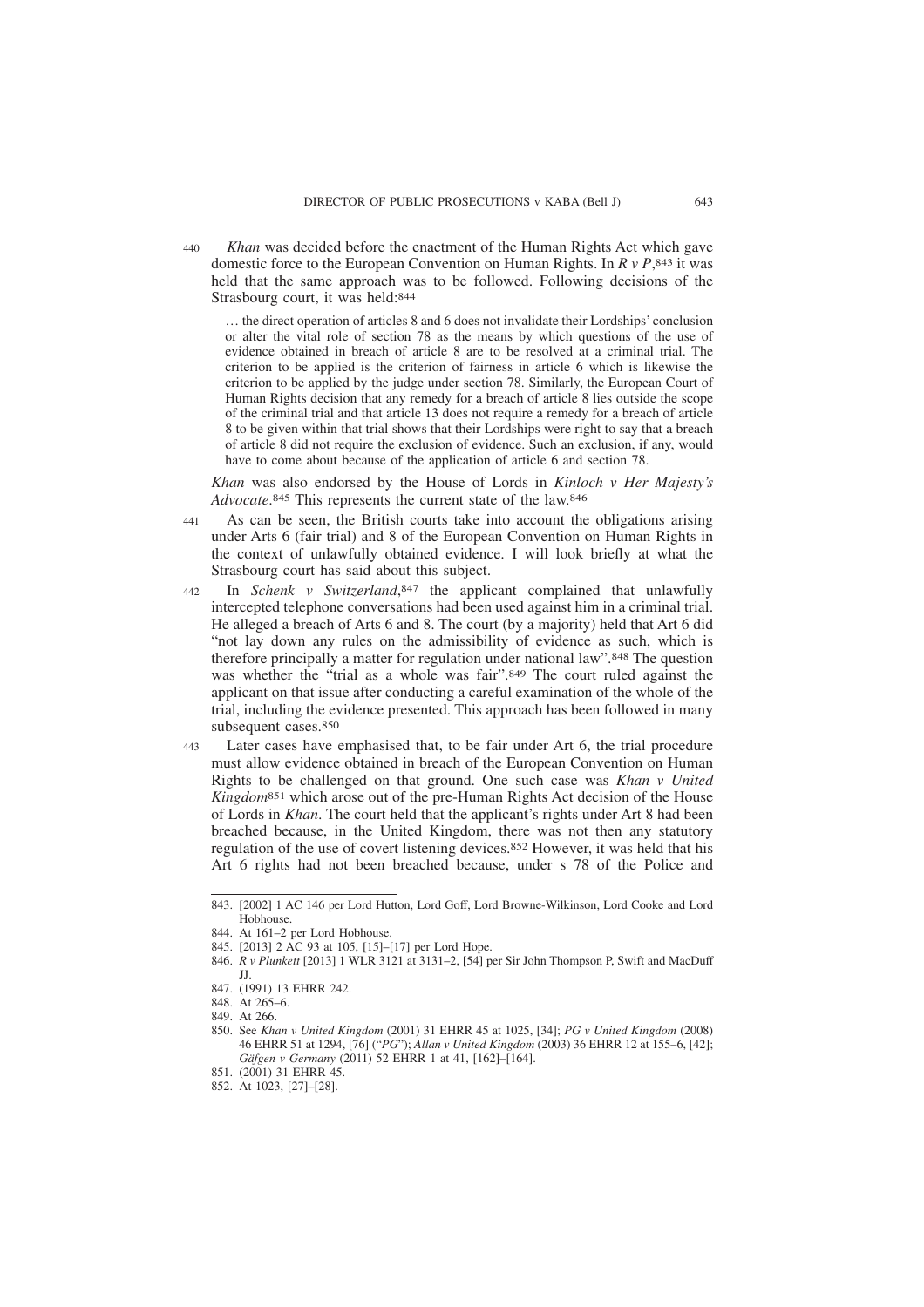440 *Khan* was decided before the enactment of the Human Rights Act which gave domestic force to the European Convention on Human Rights. In *R v P*,[843] it was held that the same approach was to be followed. Following decisions of the Strasbourg court, it was held:[844]

> … the direct operation of articles 8 and 6 does not invalidate their Lordships' conclusion or alter the vital role of section 78 as the means by which questions of the use of evidence obtained in breach of article 8 are to be resolved at a criminal trial. The criterion to be applied is the criterion of fairness in article 6 which is likewise the criterion to be applied by the judge under section 78. Similarly, the European Court of Human Rights decision that any remedy for a breach of article 8 lies outside the scope of the criminal trial and that article 13 does not require a remedy for a breach of article 8 to be given within that trial shows that their Lordships were right to say that a breach of article 8 did not require the exclusion of evidence. Such an exclusion, if any, would have to come about because of the application of article 6 and section 78.

*Khan* was also endorsed by the House of Lords in *Kinloch v Her Majesty's Advocate*.[845] This represents the current state of the law.[846]

441 As can be seen, the British courts take into account the obligations arising under Arts 6 (fair trial) and 8 of the European Convention on Human Rights in the context of unlawfully obtained evidence. I will look briefly at what the Strasbourg court has said about this subject.

442 In *Schenk v Switzerland*,[847] the applicant complained that unlawfully intercepted telephone conversations had been used against him in a criminal trial. He alleged a breach of Arts 6 and 8. The court (by a majority) held that Art 6 did "not lay down any rules on the admissibility of evidence as such, which is therefore principally a matter for regulation under national law".[848] The question was whether the "trial as a whole was fair".[849] The court ruled against the applicant on that issue after conducting a careful examination of the whole of the trial, including the evidence presented. This approach has been followed in many subsequent cases.[850]

443 Later cases have emphasised that, to be fair under Art 6, the trial procedure must allow evidence obtained in breach of the European Convention on Human Rights to be challenged on that ground. One such case was *Khan v United Kingdom*[851] which arose out of the pre-Human Rights Act decision of the House of Lords in *Khan*. The court held that the applicant's rights under Art 8 had been breached because, in the United Kingdom, there was not then any statutory regulation of the use of covert listening devices.[852] However, it was held that his Art 6 rights had not been breached because, under s 78 of the Police and

---

843. [2002] 1 AC 146 per Lord Hutton, Lord Goff, Lord Browne-Wilkinson, Lord Cooke and Lord Hobhouse.

844. At 161–2 per Lord Hobhouse.

845. [2013] 2 AC 93 at 105, [15]–[17] per Lord Hope.

846. *R v Plunkett* [2013] 1 WLR 3121 at 3131–2, [54] per Sir John Thompson P, Swift and MacDuff JJ.

847. (1991) 13 EHRR 242.

848. At 265–6.

849. At 266.

850. See *Khan v United Kingdom* (2001) 31 EHRR 45 at 1025, [34]; *PG v United Kingdom* (2008) 46 EHRR 51 at 1294, [76] ("*PG*"); *Allan v United Kingdom* (2003) 36 EHRR 12 at 155–6, [42]; *Gäfgen v Germany* (2011) 52 EHRR 1 at 41, [162]–[164].

851. (2001) 31 EHRR 45.

852. At 1023, [27]–[28].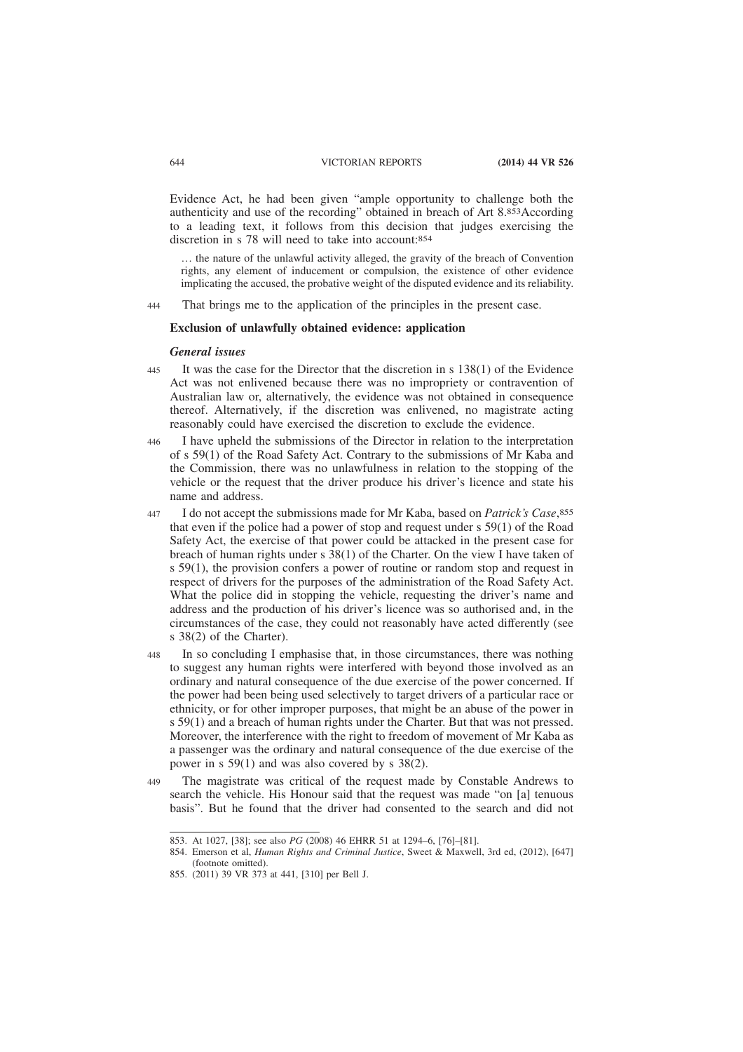Evidence Act, he had been given "ample opportunity to challenge both the authenticity and use of the recording" obtained in breach of Art 8.[853] According to a leading text, it follows from this decision that judges exercising the discretion in s 78 will need to take into account:[854]

> … the nature of the unlawful activity alleged, the gravity of the breach of Convention rights, any element of inducement or compulsion, the existence of other evidence implicating the accused, the probative weight of the disputed evidence and its reliability.

444 That brings me to the application of the principles in the present case.

**Exclusion of unlawfully obtained evidence: application**

***General issues***

445 It was the case for the Director that the discretion in s 138(1) of the Evidence Act was not enlivened because there was no impropriety or contravention of Australian law or, alternatively, the evidence was not obtained in consequence thereof. Alternatively, if the discretion was enlivened, no magistrate acting reasonably could have exercised the discretion to exclude the evidence.

446 I have upheld the submissions of the Director in relation to the interpretation of s 59(1) of the Road Safety Act. Contrary to the submissions of Mr Kaba and the Commission, there was no unlawfulness in relation to the stopping of the vehicle or the request that the driver produce his driver's licence and state his name and address.

447 I do not accept the submissions made for Mr Kaba, based on *Patrick's Case*,[855] that even if the police had a power of stop and request under s 59(1) of the Road Safety Act, the exercise of that power could be attacked in the present case for breach of human rights under s 38(1) of the Charter. On the view I have taken of s 59(1), the provision confers a power of routine or random stop and request in respect of drivers for the purposes of the administration of the Road Safety Act. What the police did in stopping the vehicle, requesting the driver's name and address and the production of his driver's licence was so authorised and, in the circumstances of the case, they could not reasonably have acted differently (see s 38(2) of the Charter).

448 In so concluding I emphasise that, in those circumstances, there was nothing to suggest any human rights were interfered with beyond those involved as an ordinary and natural consequence of the due exercise of the power concerned. If the power had been being used selectively to target drivers of a particular race or ethnicity, or for other improper purposes, that might be an abuse of the power in s 59(1) and a breach of human rights under the Charter. But that was not pressed. Moreover, the interference with the right to freedom of movement of Mr Kaba as a passenger was the ordinary and natural consequence of the due exercise of the power in s 59(1) and was also covered by s 38(2).

449 The magistrate was critical of the request made by Constable Andrews to search the vehicle. His Honour said that the request was made "on [a] tenuous basis". But he found that the driver had consented to the search and did not

---

853. At 1027, [38]; see also *PG* (2008) 46 EHRR 51 at 1294–6, [76]–[81].

854. Emerson et al, *Human Rights and Criminal Justice*, Sweet & Maxwell, 3rd ed, (2012), [647] (footnote omitted).

855. (2011) 39 VR 373 at 441, [310] per Bell J.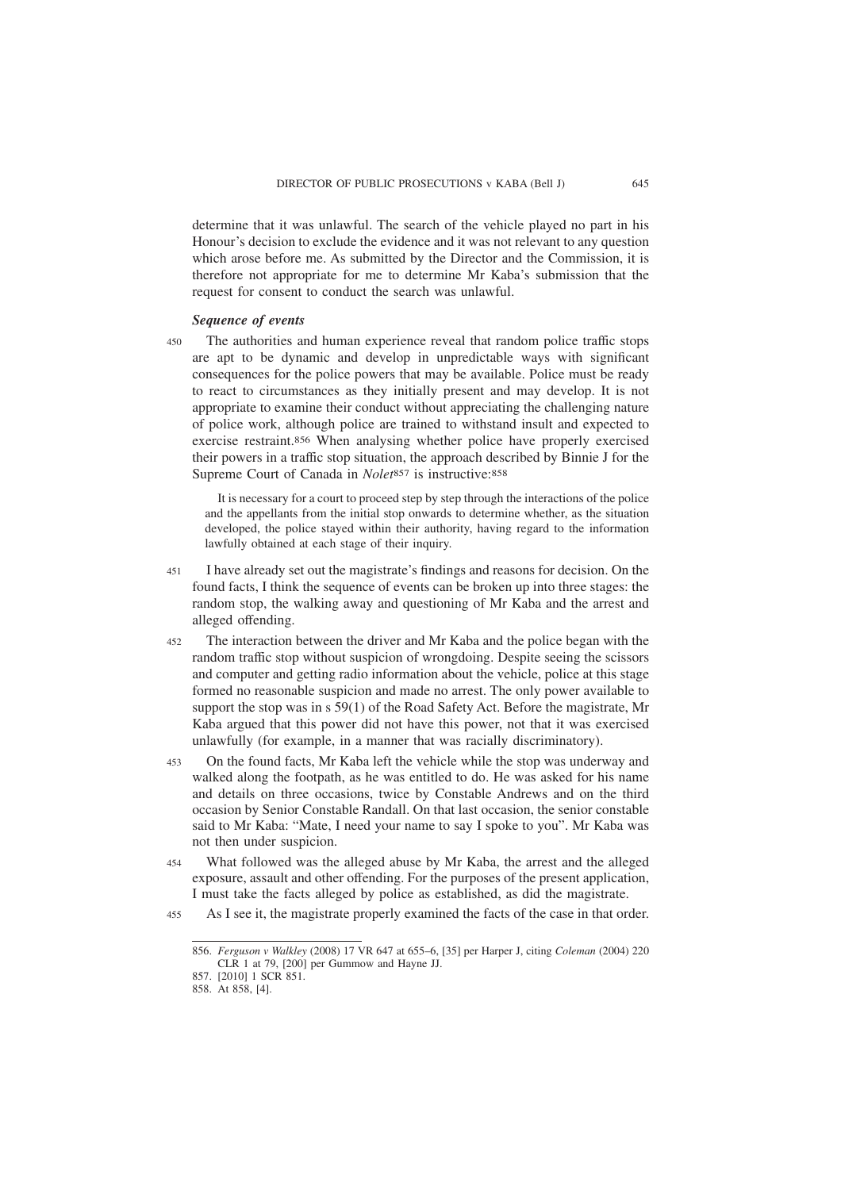determine that it was unlawful. The search of the vehicle played no part in his Honour's decision to exclude the evidence and it was not relevant to any question which arose before me. As submitted by the Director and the Commission, it is therefore not appropriate for me to determine Mr Kaba's submission that the request for consent to conduct the search was unlawful.

### *Sequence of events*

450 The authorities and human experience reveal that random police traffic stops are apt to be dynamic and develop in unpredictable ways with significant consequences for the police powers that may be available. Police must be ready to react to circumstances as they initially present and may develop. It is not appropriate to examine their conduct without appreciating the challenging nature of police work, although police are trained to withstand insult and expected to exercise restraint.[856] When analysing whether police have properly exercised their powers in a traffic stop situation, the approach described by Binnie J for the Supreme Court of Canada in *Nolet*[857] is instructive:[858]

> It is necessary for a court to proceed step by step through the interactions of the police and the appellants from the initial stop onwards to determine whether, as the situation developed, the police stayed within their authority, having regard to the information lawfully obtained at each stage of their inquiry.

451 I have already set out the magistrate's findings and reasons for decision. On the found facts, I think the sequence of events can be broken up into three stages: the random stop, the walking away and questioning of Mr Kaba and the arrest and alleged offending.

452 The interaction between the driver and Mr Kaba and the police began with the random traffic stop without suspicion of wrongdoing. Despite seeing the scissors and computer and getting radio information about the vehicle, police at this stage formed no reasonable suspicion and made no arrest. The only power available to support the stop was in s 59(1) of the Road Safety Act. Before the magistrate, Mr Kaba argued that this power did not have this power, not that it was exercised unlawfully (for example, in a manner that was racially discriminatory).

453 On the found facts, Mr Kaba left the vehicle while the stop was underway and walked along the footpath, as he was entitled to do. He was asked for his name and details on three occasions, twice by Constable Andrews and on the third occasion by Senior Constable Randall. On that last occasion, the senior constable said to Mr Kaba: "Mate, I need your name to say I spoke to you". Mr Kaba was not then under suspicion.

454 What followed was the alleged abuse by Mr Kaba, the arrest and the alleged exposure, assault and other offending. For the purposes of the present application, I must take the facts alleged by police as established, as did the magistrate.

455 As I see it, the magistrate properly examined the facts of the case in that order.

---

856. *Ferguson v Walkley* (2008) 17 VR 647 at 655–6, [35] per Harper J, citing *Coleman* (2004) 220 CLR 1 at 79, [200] per Gummow and Hayne JJ.

857. [2010] 1 SCR 851.

858. At 858, [4].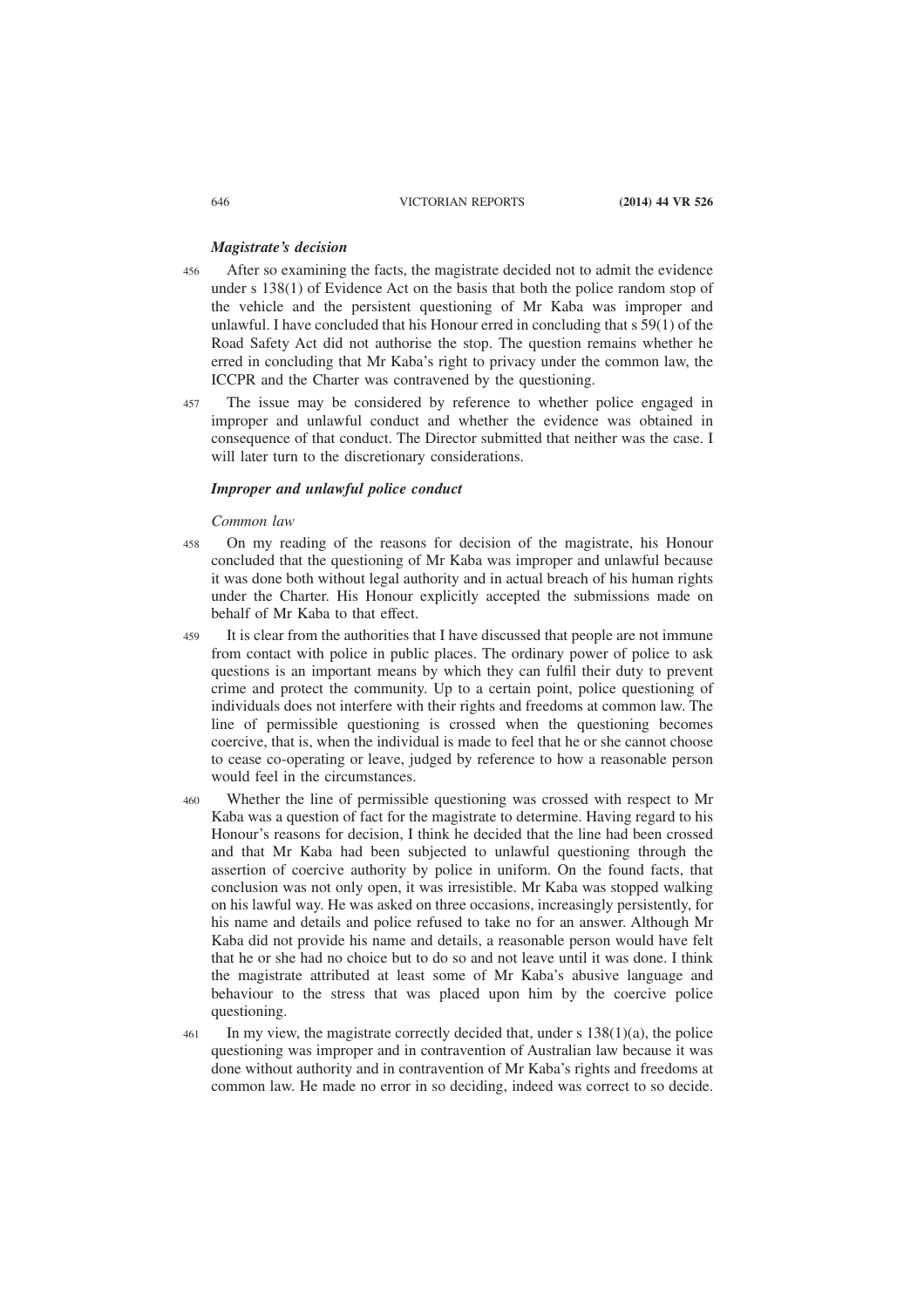### *Magistrate's decision*

456 After so examining the facts, the magistrate decided not to admit the evidence under s 138(1) of Evidence Act on the basis that both the police random stop of the vehicle and the persistent questioning of Mr Kaba was improper and unlawful. I have concluded that his Honour erred in concluding that s 59(1) of the Road Safety Act did not authorise the stop. The question remains whether he erred in concluding that Mr Kaba's right to privacy under the common law, the ICCPR and the Charter was contravened by the questioning.

457 The issue may be considered by reference to whether police engaged in improper and unlawful conduct and whether the evidence was obtained in consequence of that conduct. The Director submitted that neither was the case. I will later turn to the discretionary considerations.

### *Improper and unlawful police conduct*

*Common law*

458 On my reading of the reasons for decision of the magistrate, his Honour concluded that the questioning of Mr Kaba was improper and unlawful because it was done both without legal authority and in actual breach of his human rights under the Charter. His Honour explicitly accepted the submissions made on behalf of Mr Kaba to that effect.

459 It is clear from the authorities that I have discussed that people are not immune from contact with police in public places. The ordinary power of police to ask questions is an important means by which they can fulfil their duty to prevent crime and protect the community. Up to a certain point, police questioning of individuals does not interfere with their rights and freedoms at common law. The line of permissible questioning is crossed when the questioning becomes coercive, that is, when the individual is made to feel that he or she cannot choose to cease co-operating or leave, judged by reference to how a reasonable person would feel in the circumstances.

460 Whether the line of permissible questioning was crossed with respect to Mr Kaba was a question of fact for the magistrate to determine. Having regard to his Honour's reasons for decision, I think he decided that the line had been crossed and that Mr Kaba had been subjected to unlawful questioning through the assertion of coercive authority by police in uniform. On the found facts, that conclusion was not only open, it was irresistible. Mr Kaba was stopped walking on his lawful way. He was asked on three occasions, increasingly persistently, for his name and details and police refused to take no for an answer. Although Mr Kaba did not provide his name and details, a reasonable person would have felt that he or she had no choice but to do so and not leave until it was done. I think the magistrate attributed at least some of Mr Kaba's abusive language and behaviour to the stress that was placed upon him by the coercive police questioning.

461 In my view, the magistrate correctly decided that, under s 138(1)(a), the police questioning was improper and in contravention of Australian law because it was done without authority and in contravention of Mr Kaba's rights and freedoms at common law. He made no error in so deciding, indeed was correct to so decide.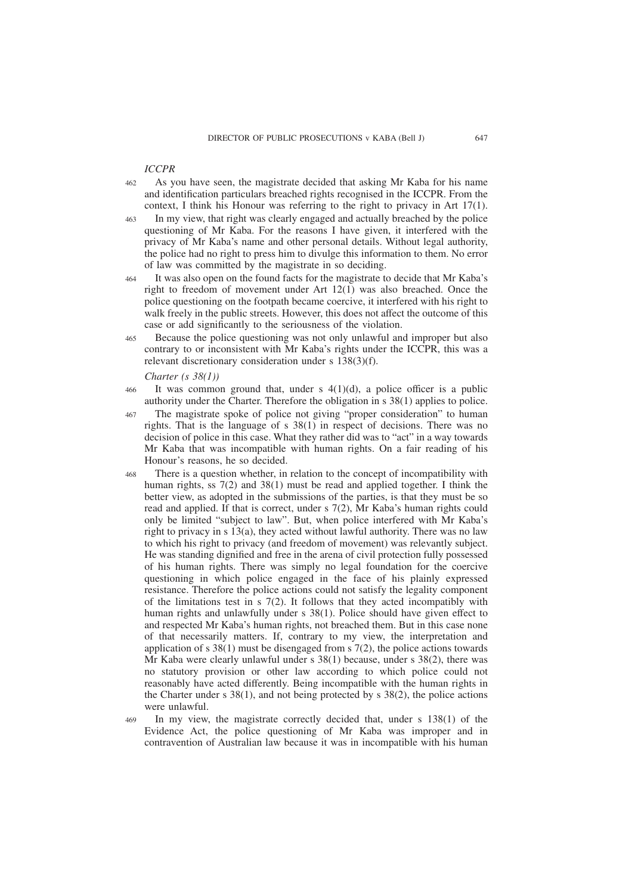*ICCPR*

462 As you have seen, the magistrate decided that asking Mr Kaba for his name and identification particulars breached rights recognised in the ICCPR. From the context, I think his Honour was referring to the right to privacy in Art 17(1).

463 In my view, that right was clearly engaged and actually breached by the police questioning of Mr Kaba. For the reasons I have given, it interfered with the privacy of Mr Kaba's name and other personal details. Without legal authority, the police had no right to press him to divulge this information to them. No error of law was committed by the magistrate in so deciding.

464 It was also open on the found facts for the magistrate to decide that Mr Kaba's right to freedom of movement under Art 12(1) was also breached. Once the police questioning on the footpath became coercive, it interfered with his right to walk freely in the public streets. However, this does not affect the outcome of this case or add significantly to the seriousness of the violation.

465 Because the police questioning was not only unlawful and improper but also contrary to or inconsistent with Mr Kaba's rights under the ICCPR, this was a relevant discretionary consideration under s 138(3)(f).

*Charter (s 38(1))*

466 It was common ground that, under s 4(1)(d), a police officer is a public authority under the Charter. Therefore the obligation in s 38(1) applies to police.

467 The magistrate spoke of police not giving "proper consideration" to human rights. That is the language of s 38(1) in respect of decisions. There was no decision of police in this case. What they rather did was to "act" in a way towards Mr Kaba that was incompatible with human rights. On a fair reading of his Honour's reasons, he so decided.

468 There is a question whether, in relation to the concept of incompatibility with human rights, ss 7(2) and 38(1) must be read and applied together. I think the better view, as adopted in the submissions of the parties, is that they must be so read and applied. If that is correct, under s 7(2), Mr Kaba's human rights could only be limited "subject to law". But, when police interfered with Mr Kaba's right to privacy in s 13(a), they acted without lawful authority. There was no law to which his right to privacy (and freedom of movement) was relevantly subject. He was standing dignified and free in the arena of civil protection fully possessed of his human rights. There was simply no legal foundation for the coercive questioning in which police engaged in the face of his plainly expressed resistance. Therefore the police actions could not satisfy the legality component of the limitations test in s 7(2). It follows that they acted incompatibly with human rights and unlawfully under s 38(1). Police should have given effect to and respected Mr Kaba's human rights, not breached them. But in this case none of that necessarily matters. If, contrary to my view, the interpretation and application of s 38(1) must be disengaged from s 7(2), the police actions towards Mr Kaba were clearly unlawful under s 38(1) because, under s 38(2), there was no statutory provision or other law according to which police could not reasonably have acted differently. Being incompatible with the human rights in the Charter under s 38(1), and not being protected by s 38(2), the police actions were unlawful.

469 In my view, the magistrate correctly decided that, under s 138(1) of the Evidence Act, the police questioning of Mr Kaba was improper and in contravention of Australian law because it was in incompatible with his human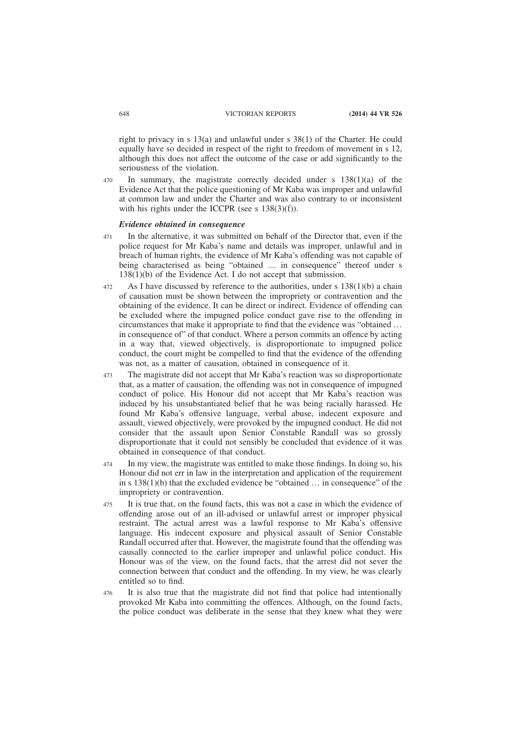right to privacy in s 13(a) and unlawful under s 38(1) of the Charter. He could equally have so decided in respect of the right to freedom of movement in s 12, although this does not affect the outcome of the case or add significantly to the seriousness of the violation.

470 In summary, the magistrate correctly decided under s 138(1)(a) of the Evidence Act that the police questioning of Mr Kaba was improper and unlawful at common law and under the Charter and was also contrary to or inconsistent with his rights under the ICCPR (see s 138(3)(f)).

### *Evidence obtained in consequence*

471 In the alternative, it was submitted on behalf of the Director that, even if the police request for Mr Kaba's name and details was improper, unlawful and in breach of human rights, the evidence of Mr Kaba's offending was not capable of being characterised as being "obtained … in consequence" thereof under s 138(1)(b) of the Evidence Act. I do not accept that submission.

472 As I have discussed by reference to the authorities, under s 138(1)(b) a chain of causation must be shown between the impropriety or contravention and the obtaining of the evidence. It can be direct or indirect. Evidence of offending can be excluded where the impugned police conduct gave rise to the offending in circumstances that make it appropriate to find that the evidence was "obtained … in consequence of" of that conduct. Where a person commits an offence by acting in a way that, viewed objectively, is disproportionate to impugned police conduct, the court might be compelled to find that the evidence of the offending was not, as a matter of causation, obtained in consequence of it.

473 The magistrate did not accept that Mr Kaba's reaction was so disproportionate that, as a matter of causation, the offending was not in consequence of impugned conduct of police. His Honour did not accept that Mr Kaba's reaction was induced by his unsubstantiated belief that he was being racially harassed. He found Mr Kaba's offensive language, verbal abuse, indecent exposure and assault, viewed objectively, were provoked by the impugned conduct. He did not consider that the assault upon Senior Constable Randall was so grossly disproportionate that it could not sensibly be concluded that evidence of it was obtained in consequence of that conduct.

474 In my view, the magistrate was entitled to make those findings. In doing so, his Honour did not err in law in the interpretation and application of the requirement in s 138(1)(b) that the excluded evidence be "obtained … in consequence" of the impropriety or contravention.

475 It is true that, on the found facts, this was not a case in which the evidence of offending arose out of an ill-advised or unlawful arrest or improper physical restraint. The actual arrest was a lawful response to Mr Kaba's offensive language. His indecent exposure and physical assault of Senior Constable Randall occurred after that. However, the magistrate found that the offending was causally connected to the earlier improper and unlawful police conduct. His Honour was of the view, on the found facts, that the arrest did not sever the connection between that conduct and the offending. In my view, he was clearly entitled so to find.

476 It is also true that the magistrate did not find that police had intentionally provoked Mr Kaba into committing the offences. Although, on the found facts, the police conduct was deliberate in the sense that they knew what they were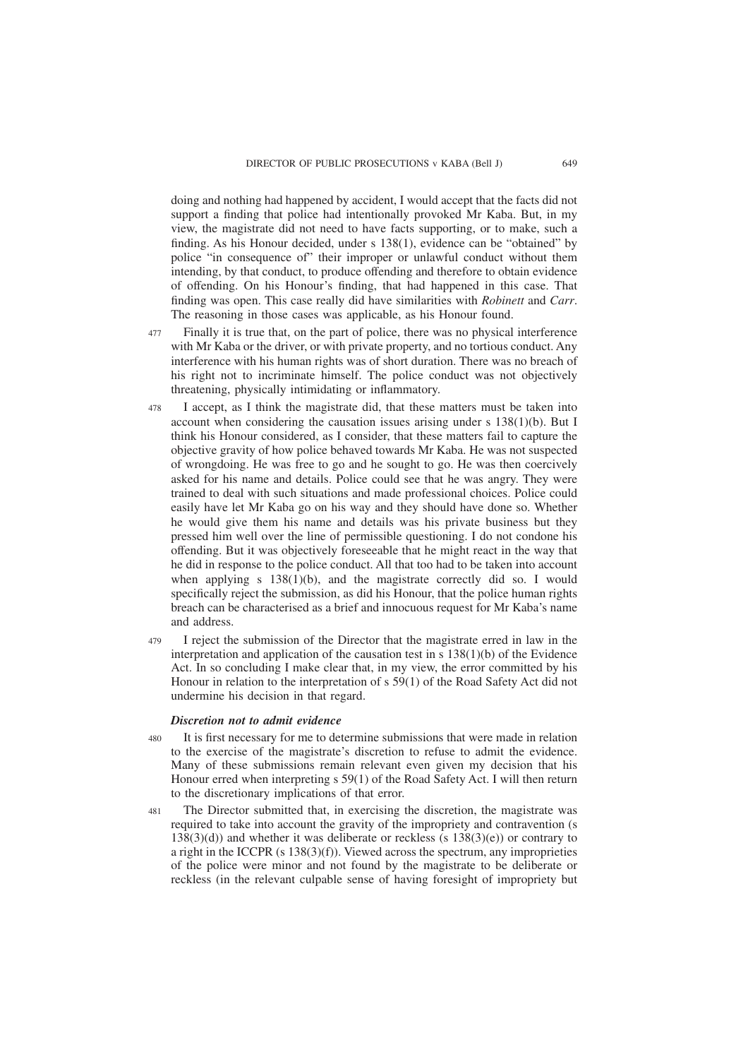doing and nothing had happened by accident, I would accept that the facts did not support a finding that police had intentionally provoked Mr Kaba. But, in my view, the magistrate did not need to have facts supporting, or to make, such a finding. As his Honour decided, under s 138(1), evidence can be "obtained" by police "in consequence of" their improper or unlawful conduct without them intending, by that conduct, to produce offending and therefore to obtain evidence of offending. On his Honour's finding, that had happened in this case. That finding was open. This case really did have similarities with *Robinett* and *Carr*. The reasoning in those cases was applicable, as his Honour found.

477 Finally it is true that, on the part of police, there was no physical interference with Mr Kaba or the driver, or with private property, and no tortious conduct. Any interference with his human rights was of short duration. There was no breach of his right not to incriminate himself. The police conduct was not objectively threatening, physically intimidating or inflammatory.

478 I accept, as I think the magistrate did, that these matters must be taken into account when considering the causation issues arising under s 138(1)(b). But I think his Honour considered, as I consider, that these matters fail to capture the objective gravity of how police behaved towards Mr Kaba. He was not suspected of wrongdoing. He was free to go and he sought to go. He was then coercively asked for his name and details. Police could see that he was angry. They were trained to deal with such situations and made professional choices. Police could easily have let Mr Kaba go on his way and they should have done so. Whether he would give them his name and details was his private business but they pressed him well over the line of permissible questioning. I do not condone his offending. But it was objectively foreseeable that he might react in the way that he did in response to the police conduct. All that too had to be taken into account when applying s 138(1)(b), and the magistrate correctly did so. I would specifically reject the submission, as did his Honour, that the police human rights breach can be characterised as a brief and innocuous request for Mr Kaba's name and address.

479 I reject the submission of the Director that the magistrate erred in law in the interpretation and application of the causation test in s 138(1)(b) of the Evidence Act. In so concluding I make clear that, in my view, the error committed by his Honour in relation to the interpretation of s 59(1) of the Road Safety Act did not undermine his decision in that regard.

### *Discretion not to admit evidence*

480 It is first necessary for me to determine submissions that were made in relation to the exercise of the magistrate's discretion to refuse to admit the evidence. Many of these submissions remain relevant even given my decision that his Honour erred when interpreting s 59(1) of the Road Safety Act. I will then return to the discretionary implications of that error.

481 The Director submitted that, in exercising the discretion, the magistrate was required to take into account the gravity of the impropriety and contravention (s 138(3)(d)) and whether it was deliberate or reckless (s 138(3)(e)) or contrary to a right in the ICCPR (s 138(3)(f)). Viewed across the spectrum, any improprieties of the police were minor and not found by the magistrate to be deliberate or reckless (in the relevant culpable sense of having foresight of impropriety but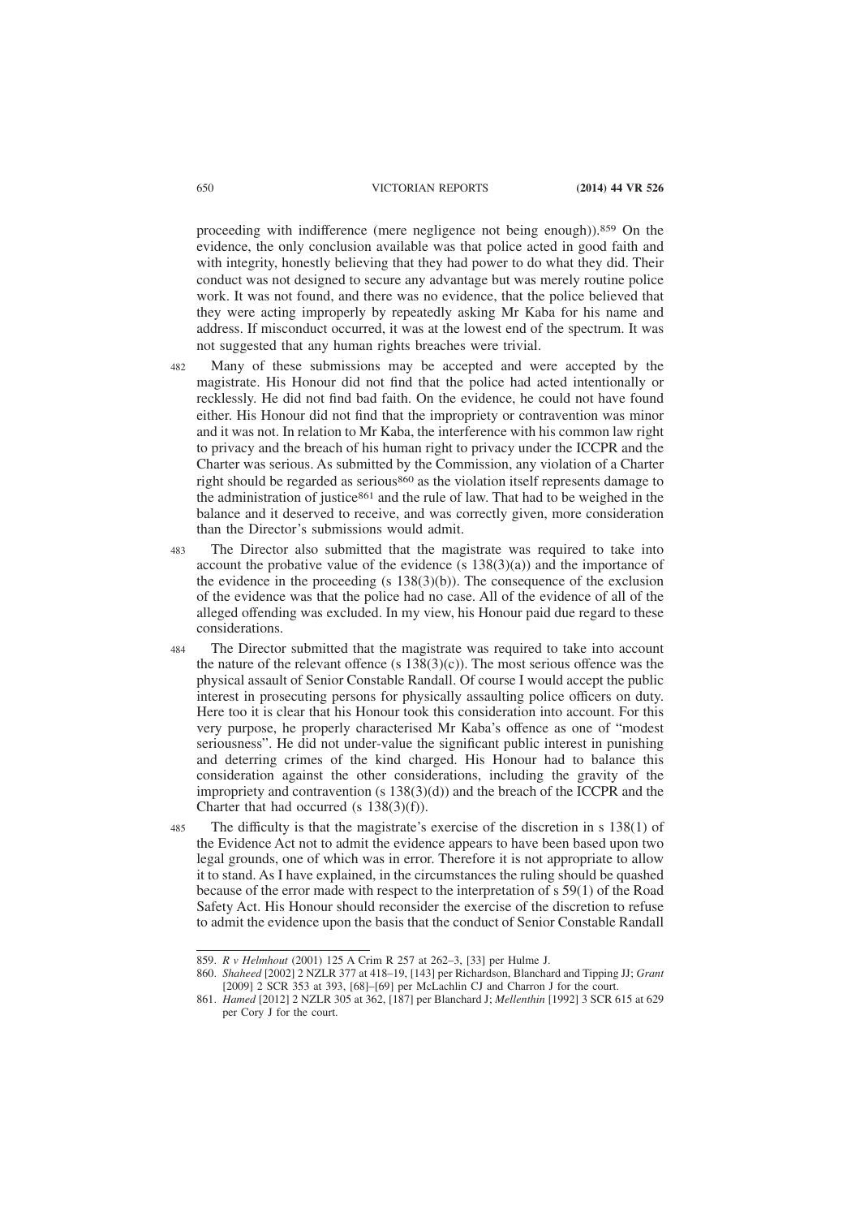proceeding with indifference (mere negligence not being enough)).[859] On the evidence, the only conclusion available was that police acted in good faith and with integrity, honestly believing that they had power to do what they did. Their conduct was not designed to secure any advantage but was merely routine police work. It was not found, and there was no evidence, that the police believed that they were acting improperly by repeatedly asking Mr Kaba for his name and address. If misconduct occurred, it was at the lowest end of the spectrum. It was not suggested that any human rights breaches were trivial.

482 Many of these submissions may be accepted and were accepted by the magistrate. His Honour did not find that the police had acted intentionally or recklessly. He did not find bad faith. On the evidence, he could not have found either. His Honour did not find that the impropriety or contravention was minor and it was not. In relation to Mr Kaba, the interference with his common law right to privacy and the breach of his human right to privacy under the ICCPR and the Charter was serious. As submitted by the Commission, any violation of a Charter right should be regarded as serious[860] as the violation itself represents damage to the administration of justice[861] and the rule of law. That had to be weighed in the balance and it deserved to receive, and was correctly given, more consideration than the Director's submissions would admit.

483 The Director also submitted that the magistrate was required to take into account the probative value of the evidence (s 138(3)(a)) and the importance of the evidence in the proceeding (s 138(3)(b)). The consequence of the exclusion of the evidence was that the police had no case. All of the evidence of all of the alleged offending was excluded. In my view, his Honour paid due regard to these considerations.

484 The Director submitted that the magistrate was required to take into account the nature of the relevant offence (s 138(3)(c)). The most serious offence was the physical assault of Senior Constable Randall. Of course I would accept the public interest in prosecuting persons for physically assaulting police officers on duty. Here too it is clear that his Honour took this consideration into account. For this very purpose, he properly characterised Mr Kaba's offence as one of "modest seriousness". He did not under-value the significant public interest in punishing and deterring crimes of the kind charged. His Honour had to balance this consideration against the other considerations, including the gravity of the impropriety and contravention (s 138(3)(d)) and the breach of the ICCPR and the Charter that had occurred (s 138(3)(f)).

485 The difficulty is that the magistrate's exercise of the discretion in s 138(1) of the Evidence Act not to admit the evidence appears to have been based upon two legal grounds, one of which was in error. Therefore it is not appropriate to allow it to stand. As I have explained, in the circumstances the ruling should be quashed because of the error made with respect to the interpretation of s 59(1) of the Road Safety Act. His Honour should reconsider the exercise of the discretion to refuse to admit the evidence upon the basis that the conduct of Senior Constable Randall

---

859. *R v Helmhout* (2001) 125 A Crim R 257 at 262–3, [33] per Hulme J.

860. *Shaheed* [2002] 2 NZLR 377 at 418–19, [143] per Richardson, Blanchard and Tipping JJ; *Grant* [2009] 2 SCR 353 at 393, [68]–[69] per McLachlin CJ and Charron J for the court.

861. *Hamed* [2012] 2 NZLR 305 at 362, [187] per Blanchard J; *Mellenthin* [1992] 3 SCR 615 at 629 per Cory J for the court.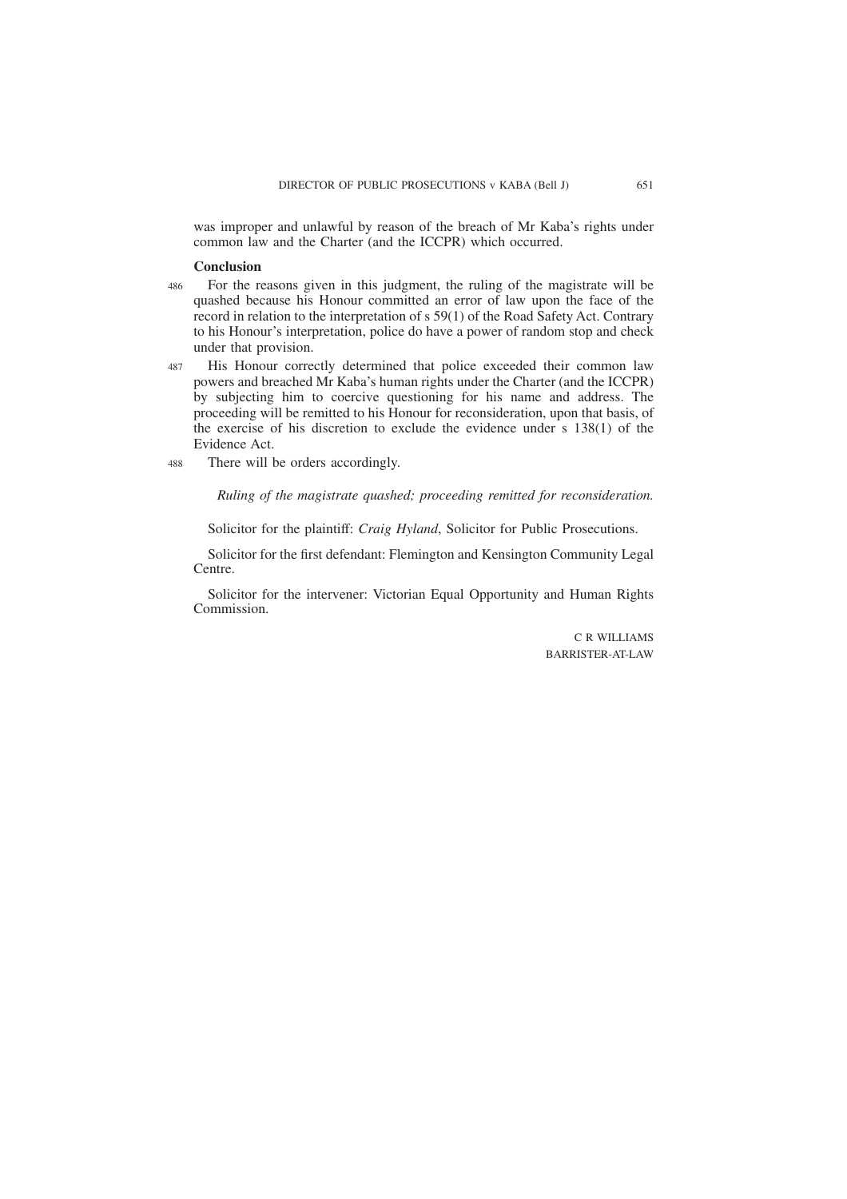was improper and unlawful by reason of the breach of Mr Kaba's rights under common law and the Charter (and the ICCPR) which occurred.

**Conclusion**

486 For the reasons given in this judgment, the ruling of the magistrate will be quashed because his Honour committed an error of law upon the face of the record in relation to the interpretation of s 59(1) of the Road Safety Act. Contrary to his Honour's interpretation, police do have a power of random stop and check under that provision.

487 His Honour correctly determined that police exceeded their common law powers and breached Mr Kaba's human rights under the Charter (and the ICCPR) by subjecting him to coercive questioning for his name and address. The proceeding will be remitted to his Honour for reconsideration, upon that basis, of the exercise of his discretion to exclude the evidence under s 138(1) of the Evidence Act.

488 There will be orders accordingly.

*Ruling of the magistrate quashed; proceeding remitted for reconsideration.*

Solicitor for the plaintiff: *Craig Hyland*, Solicitor for Public Prosecutions.

Solicitor for the first defendant: Flemington and Kensington Community Legal Centre.

Solicitor for the intervener: Victorian Equal Opportunity and Human Rights Commission.

C R WILLIAMS
BARRISTER-AT-LAW